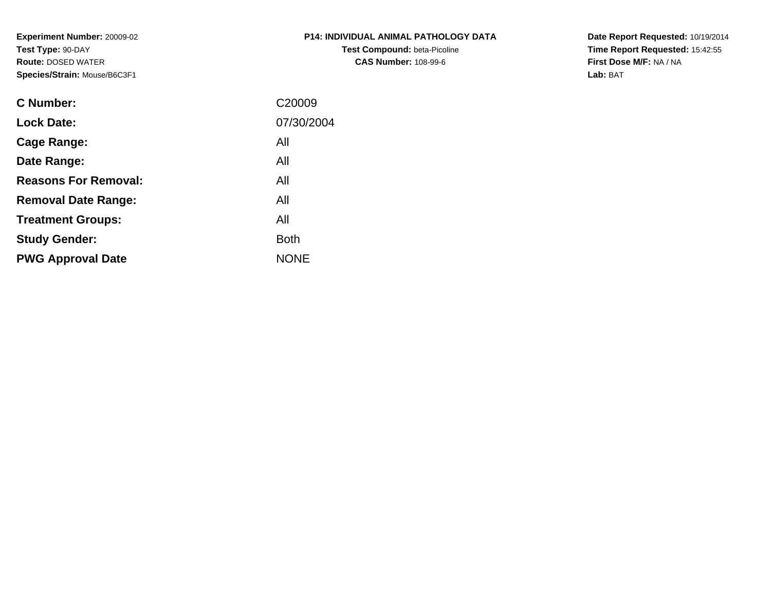**Experiment Number:** 20009-02
**Test Type:** 90-DAY
**Route:** DOSED WATER
**Species/Strain:** Mouse/B6C3F1

**P14: INDIVIDUAL ANIMAL PATHOLOGY DATA**
**Test Compound:** beta-Picoline
**CAS Number:** 108-99-6

**Date Report Requested:** 10/19/2014
**Time Report Requested:** 15:42:55
**First Dose M/F:** NA / NA
**Lab:** BAT

| | |
|---|---|
| **C Number:** | C20009 |
| **Lock Date:** | 07/30/2004 |
| **Cage Range:** | All |
| **Date Range:** | All |
| **Reasons For Removal:** | All |
| **Removal Date Range:** | All |
| **Treatment Groups:** | All |
| **Study Gender:** | Both |
| **PWG Approval Date** | NONE |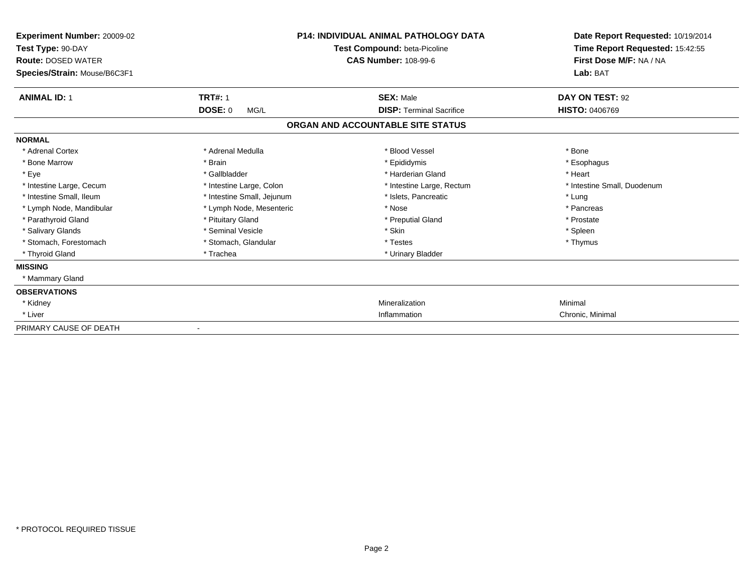**Experiment Number:** 20009-02
**Test Type:** 90-DAY
**Route:** DOSED WATER
**Species/Strain:** Mouse/B6C3F1

**P14: INDIVIDUAL ANIMAL PATHOLOGY DATA**
**Test Compound:** beta-Picoline
**CAS Number:** 108-99-6

**Date Report Requested:** 10/19/2014
**Time Report Requested:** 15:42:55
**First Dose M/F:** NA / NA
**Lab:** BAT

| **ANIMAL ID:** 1 | **TRT#:** 1 | **SEX:** Male | **DAY ON TEST:** 92 |
|---|---|---|---|
| | **DOSE:** 0 MG/L | **DISP:** Terminal Sacrifice | **HISTO:** 0406769 |

## ORGAN AND ACCOUNTABLE SITE STATUS

**NORMAL**

| | | | |
|---|---|---|---|
| * Adrenal Cortex | * Adrenal Medulla | * Blood Vessel | * Bone |
| * Bone Marrow | * Brain | * Epididymis | * Esophagus |
| * Eye | * Gallbladder | * Harderian Gland | * Heart |
| * Intestine Large, Cecum | * Intestine Large, Colon | * Intestine Large, Rectum | * Intestine Small, Duodenum |
| * Intestine Small, Ileum | * Intestine Small, Jejunum | * Islets, Pancreatic | * Lung |
| * Lymph Node, Mandibular | * Lymph Node, Mesenteric | * Nose | * Pancreas |
| * Parathyroid Gland | * Pituitary Gland | * Preputial Gland | * Prostate |
| * Salivary Glands | * Seminal Vesicle | * Skin | * Spleen |
| * Stomach, Forestomach | * Stomach, Glandular | * Testes | * Thymus |
| * Thyroid Gland | * Trachea | * Urinary Bladder | |

**MISSING**

* Mammary Gland

**OBSERVATIONS**

| | | |
|---|---|---|
| * Kidney | Mineralization | Minimal |
| * Liver | Inflammation | Chronic, Minimal |

PRIMARY CAUSE OF DEATH -

\* PROTOCOL REQUIRED TISSUE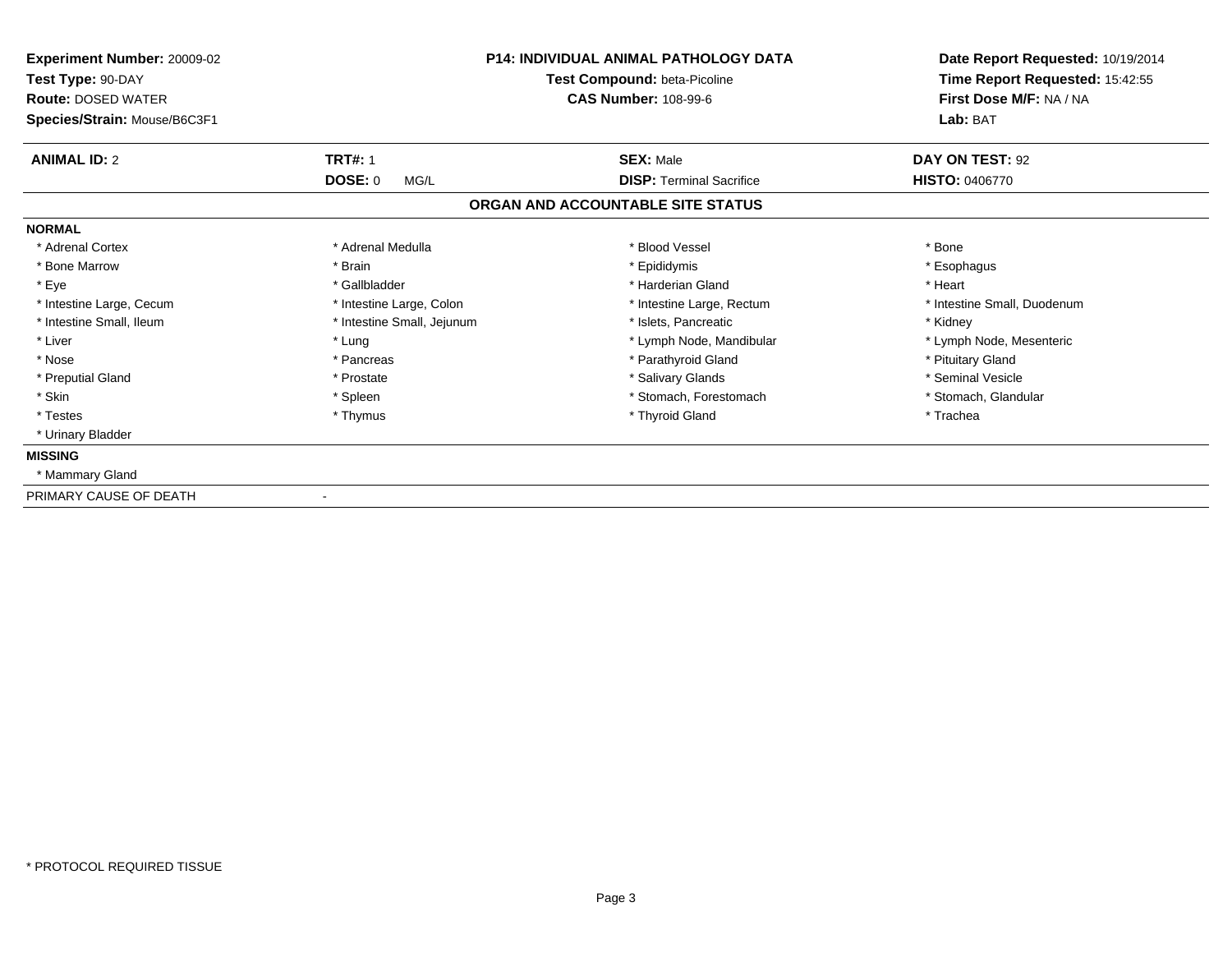**Experiment Number:** 20009-02
**Test Type:** 90-DAY
**Route:** DOSED WATER
**Species/Strain:** Mouse/B6C3F1

**P14: INDIVIDUAL ANIMAL PATHOLOGY DATA**
**Test Compound:** beta-Picoline
**CAS Number:** 108-99-6

**Date Report Requested:** 10/19/2014
**Time Report Requested:** 15:42:55
**First Dose M/F:** NA / NA
**Lab:** BAT

| **ANIMAL ID:** 2 | **TRT#:** 1 | **SEX:** Male | **DAY ON TEST:** 92 |
|---|---|---|---|
| | **DOSE:** 0 MG/L | **DISP:** Terminal Sacrifice | **HISTO:** 0406770 |

**ORGAN AND ACCOUNTABLE SITE STATUS**

**NORMAL**

| | | | |
|---|---|---|---|
| * Adrenal Cortex | * Adrenal Medulla | * Blood Vessel | * Bone |
| * Bone Marrow | * Brain | * Epididymis | * Esophagus |
| * Eye | * Gallbladder | * Harderian Gland | * Heart |
| * Intestine Large, Cecum | * Intestine Large, Colon | * Intestine Large, Rectum | * Intestine Small, Duodenum |
| * Intestine Small, Ileum | * Intestine Small, Jejunum | * Islets, Pancreatic | * Kidney |
| * Liver | * Lung | * Lymph Node, Mandibular | * Lymph Node, Mesenteric |
| * Nose | * Pancreas | * Parathyroid Gland | * Pituitary Gland |
| * Preputial Gland | * Prostate | * Salivary Glands | * Seminal Vesicle |
| * Skin | * Spleen | * Stomach, Forestomach | * Stomach, Glandular |
| * Testes | * Thymus | * Thyroid Gland | * Trachea |
| * Urinary Bladder | | | |

**MISSING**

* Mammary Gland

PRIMARY CAUSE OF DEATH -

* PROTOCOL REQUIRED TISSUE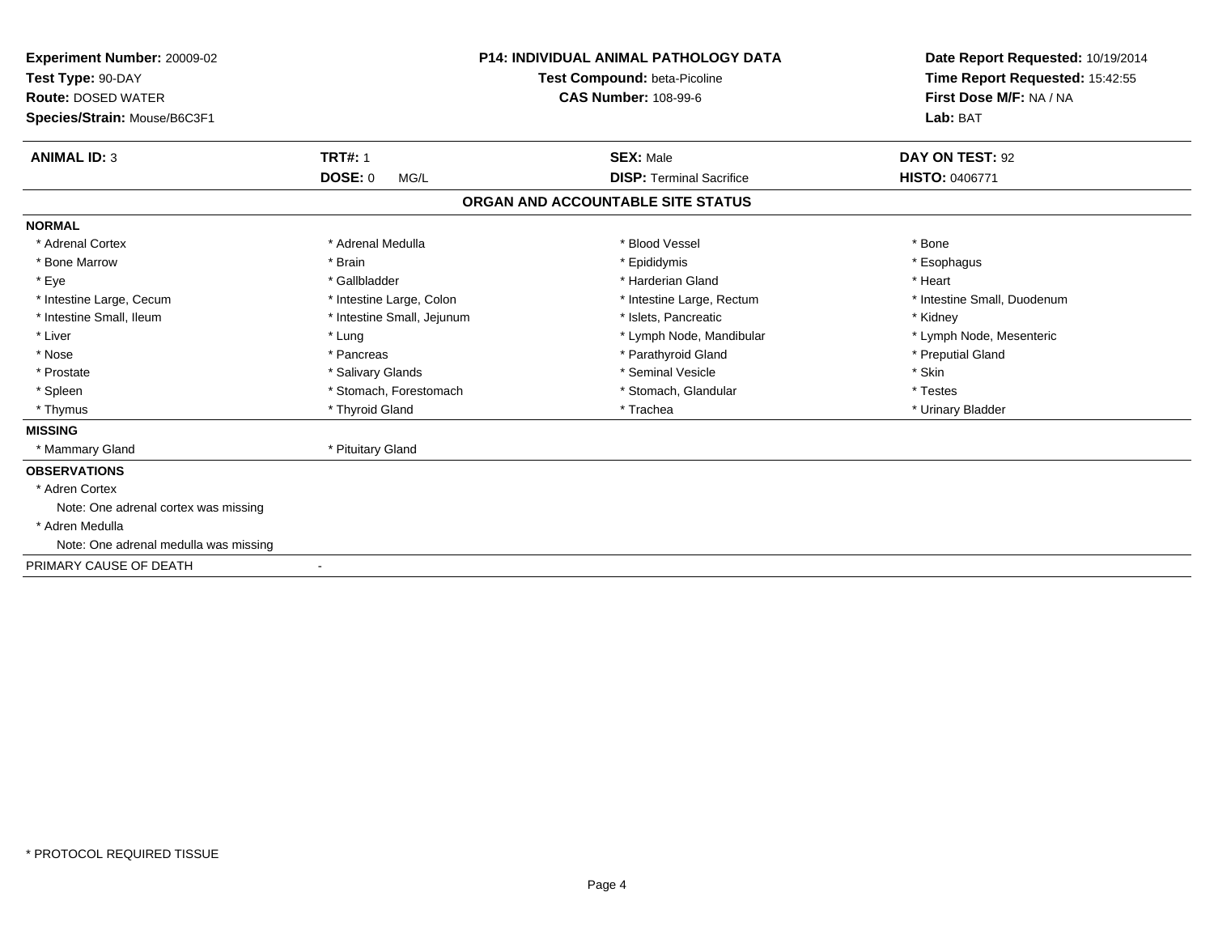**Experiment Number:** 20009-02
**Test Type:** 90-DAY
**Route:** DOSED WATER
**Species/Strain:** Mouse/B6C3F1

**P14: INDIVIDUAL ANIMAL PATHOLOGY DATA**
**Test Compound:** beta-Picoline
**CAS Number:** 108-99-6

**Date Report Requested:** 10/19/2014
**Time Report Requested:** 15:42:55
**First Dose M/F:** NA / NA
**Lab:** BAT

| **ANIMAL ID:** 3 | **TRT#:** 1 | **SEX:** Male | **DAY ON TEST:** 92 |
|---|---|---|---|
| | **DOSE:** 0 MG/L | **DISP:** Terminal Sacrifice | **HISTO:** 0406771 |

## ORGAN AND ACCOUNTABLE SITE STATUS

**NORMAL**

| | | | |
|---|---|---|---|
| * Adrenal Cortex | * Adrenal Medulla | * Blood Vessel | * Bone |
| * Bone Marrow | * Brain | * Epididymis | * Esophagus |
| * Eye | * Gallbladder | * Harderian Gland | * Heart |
| * Intestine Large, Cecum | * Intestine Large, Colon | * Intestine Large, Rectum | * Intestine Small, Duodenum |
| * Intestine Small, Ileum | * Intestine Small, Jejunum | * Islets, Pancreatic | * Kidney |
| * Liver | * Lung | * Lymph Node, Mandibular | * Lymph Node, Mesenteric |
| * Nose | * Pancreas | * Parathyroid Gland | * Preputial Gland |
| * Prostate | * Salivary Glands | * Seminal Vesicle | * Skin |
| * Spleen | * Stomach, Forestomach | * Stomach, Glandular | * Testes |
| * Thymus | * Thyroid Gland | * Trachea | * Urinary Bladder |

**MISSING**

* Mammary Gland
* Pituitary Gland

**OBSERVATIONS**

* Adren Cortex
  Note: One adrenal cortex was missing
* Adren Medulla
  Note: One adrenal medulla was missing

PRIMARY CAUSE OF DEATH -

* PROTOCOL REQUIRED TISSUE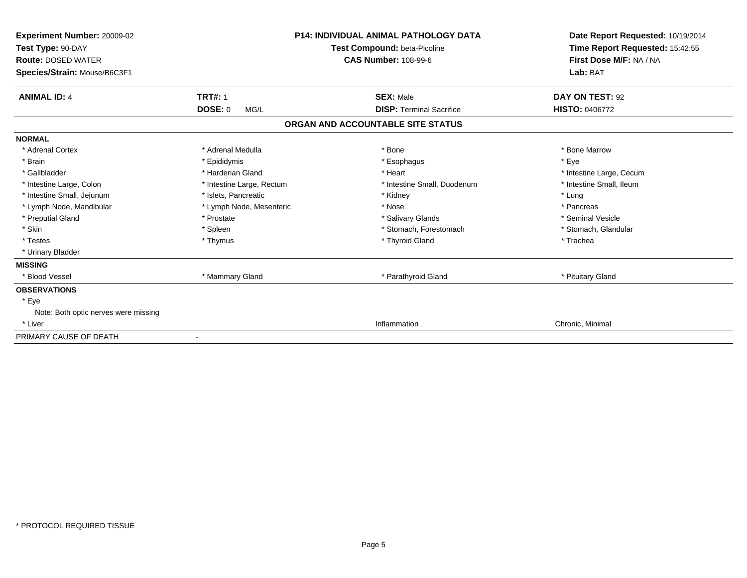**Experiment Number:** 20009-02
**Test Type:** 90-DAY
**Route:** DOSED WATER
**Species/Strain:** Mouse/B6C3F1

**P14: INDIVIDUAL ANIMAL PATHOLOGY DATA**
**Test Compound:** beta-Picoline
**CAS Number:** 108-99-6

**Date Report Requested:** 10/19/2014
**Time Report Requested:** 15:42:55
**First Dose M/F:** NA / NA
**Lab:** BAT

| **ANIMAL ID:** 4 | **TRT#:** 1 | **SEX:** Male | **DAY ON TEST:** 92 |
|---|---|---|---|
| | **DOSE:** 0 MG/L | **DISP:** Terminal Sacrifice | **HISTO:** 0406772 |

## ORGAN AND ACCOUNTABLE SITE STATUS

**NORMAL**

| | | | |
|---|---|---|---|
| * Adrenal Cortex | * Adrenal Medulla | * Bone | * Bone Marrow |
| * Brain | * Epididymis | * Esophagus | * Eye |
| * Gallbladder | * Harderian Gland | * Heart | * Intestine Large, Cecum |
| * Intestine Large, Colon | * Intestine Large, Rectum | * Intestine Small, Duodenum | * Intestine Small, Ileum |
| * Intestine Small, Jejunum | * Islets, Pancreatic | * Kidney | * Lung |
| * Lymph Node, Mandibular | * Lymph Node, Mesenteric | * Nose | * Pancreas |
| * Preputial Gland | * Prostate | * Salivary Glands | * Seminal Vesicle |
| * Skin | * Spleen | * Stomach, Forestomach | * Stomach, Glandular |
| * Testes | * Thymus | * Thyroid Gland | * Trachea |
| * Urinary Bladder | | | |

**MISSING**

| | | | |
|---|---|---|---|
| * Blood Vessel | * Mammary Gland | * Parathyroid Gland | * Pituitary Gland |

**OBSERVATIONS**

* Eye
  Note: Both optic nerves were missing

| | | | |
|---|---|---|---|
| * Liver | | Inflammation | Chronic, Minimal |

PRIMARY CAUSE OF DEATH -

\* PROTOCOL REQUIRED TISSUE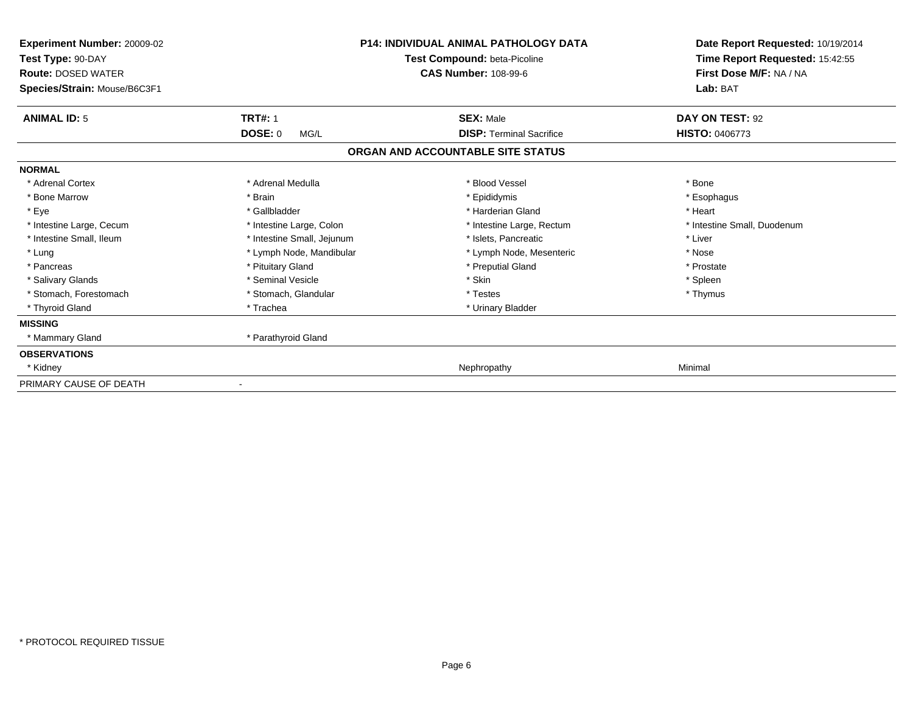**Experiment Number:** 20009-02
**Test Type:** 90-DAY
**Route:** DOSED WATER
**Species/Strain:** Mouse/B6C3F1

**P14: INDIVIDUAL ANIMAL PATHOLOGY DATA**
**Test Compound:** beta-Picoline
**CAS Number:** 108-99-6

**Date Report Requested:** 10/19/2014
**Time Report Requested:** 15:42:55
**First Dose M/F:** NA / NA
**Lab:** BAT

| **ANIMAL ID:** 5 | **TRT#:** 1 | **SEX:** Male | **DAY ON TEST:** 92 |
|---|---|---|---|
| | **DOSE:** 0 MG/L | **DISP:** Terminal Sacrifice | **HISTO:** 0406773 |

## ORGAN AND ACCOUNTABLE SITE STATUS

| | | | |
|---|---|---|---|
| **NORMAL** | | | |
| * Adrenal Cortex | * Adrenal Medulla | * Blood Vessel | * Bone |
| * Bone Marrow | * Brain | * Epididymis | * Esophagus |
| * Eye | * Gallbladder | * Harderian Gland | * Heart |
| * Intestine Large, Cecum | * Intestine Large, Colon | * Intestine Large, Rectum | * Intestine Small, Duodenum |
| * Intestine Small, Ileum | * Intestine Small, Jejunum | * Islets, Pancreatic | * Liver |
| * Lung | * Lymph Node, Mandibular | * Lymph Node, Mesenteric | * Nose |
| * Pancreas | * Pituitary Gland | * Preputial Gland | * Prostate |
| * Salivary Glands | * Seminal Vesicle | * Skin | * Spleen |
| * Stomach, Forestomach | * Stomach, Glandular | * Testes | * Thymus |
| * Thyroid Gland | * Trachea | * Urinary Bladder | |
| **MISSING** | | | |
| * Mammary Gland | * Parathyroid Gland | | |
| **OBSERVATIONS** | | | |
| * Kidney | | Nephropathy | Minimal |
| PRIMARY CAUSE OF DEATH | - | | |

* PROTOCOL REQUIRED TISSUE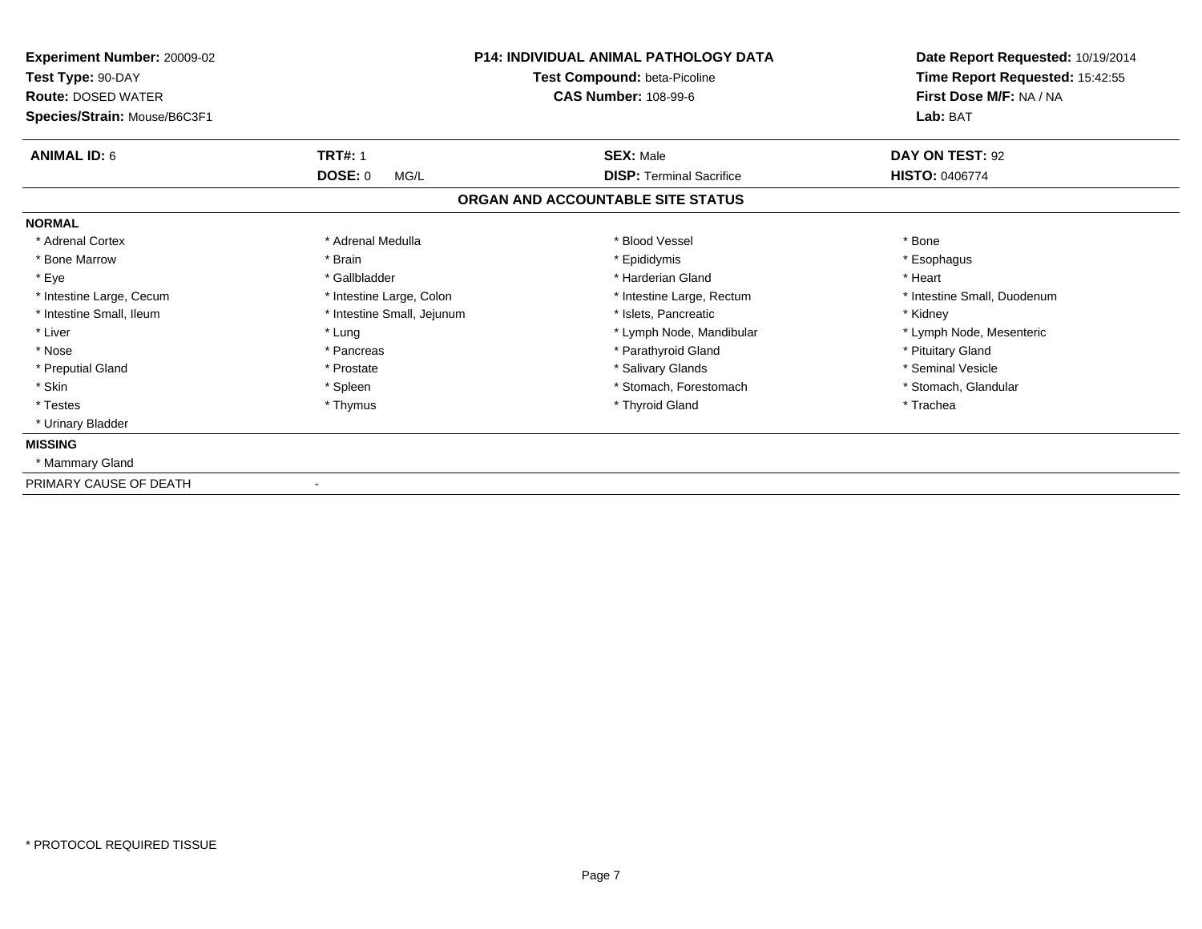**Experiment Number:** 20009-02
**Test Type:** 90-DAY
**Route:** DOSED WATER
**Species/Strain:** Mouse/B6C3F1

**P14: INDIVIDUAL ANIMAL PATHOLOGY DATA**
**Test Compound:** beta-Picoline
**CAS Number:** 108-99-6

**Date Report Requested:** 10/19/2014
**Time Report Requested:** 15:42:55
**First Dose M/F:** NA / NA
**Lab:** BAT

| **ANIMAL ID:** 6 | **TRT#:** 1 | **SEX:** Male | **DAY ON TEST:** 92 |
|---|---|---|---|
| | **DOSE:** 0 MG/L | **DISP:** Terminal Sacrifice | **HISTO:** 0406774 |

**ORGAN AND ACCOUNTABLE SITE STATUS**

**NORMAL**

| | | | |
|---|---|---|---|
| * Adrenal Cortex | * Adrenal Medulla | * Blood Vessel | * Bone |
| * Bone Marrow | * Brain | * Epididymis | * Esophagus |
| * Eye | * Gallbladder | * Harderian Gland | * Heart |
| * Intestine Large, Cecum | * Intestine Large, Colon | * Intestine Large, Rectum | * Intestine Small, Duodenum |
| * Intestine Small, Ileum | * Intestine Small, Jejunum | * Islets, Pancreatic | * Kidney |
| * Liver | * Lung | * Lymph Node, Mandibular | * Lymph Node, Mesenteric |
| * Nose | * Pancreas | * Parathyroid Gland | * Pituitary Gland |
| * Preputial Gland | * Prostate | * Salivary Glands | * Seminal Vesicle |
| * Skin | * Spleen | * Stomach, Forestomach | * Stomach, Glandular |
| * Testes | * Thymus | * Thyroid Gland | * Trachea |
| * Urinary Bladder | | | |

**MISSING**

* Mammary Gland

PRIMARY CAUSE OF DEATH -

* PROTOCOL REQUIRED TISSUE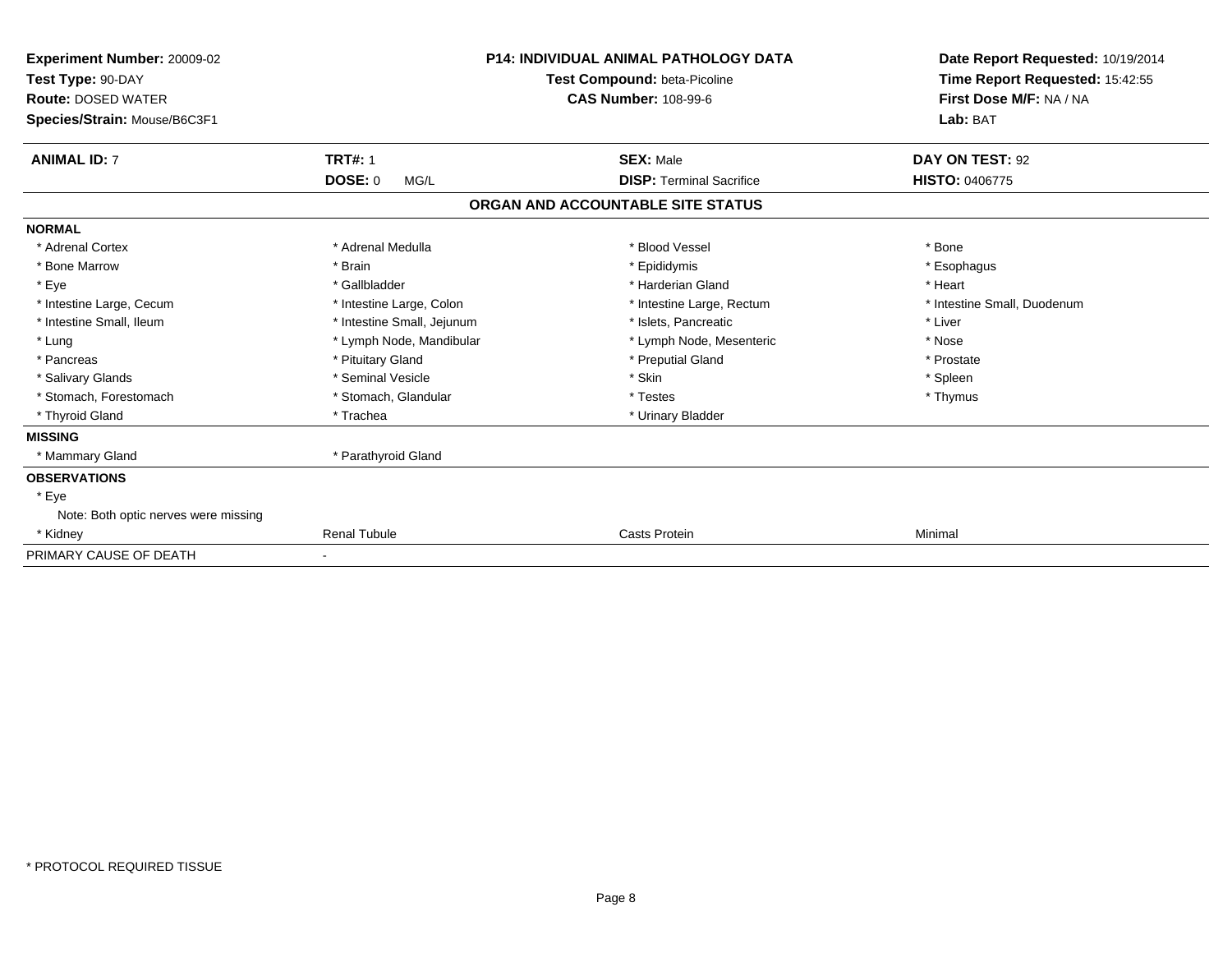**Experiment Number:** 20009-02
**Test Type:** 90-DAY
**Route:** DOSED WATER
**Species/Strain:** Mouse/B6C3F1

**P14: INDIVIDUAL ANIMAL PATHOLOGY DATA**
**Test Compound:** beta-Picoline
**CAS Number:** 108-99-6

**Date Report Requested:** 10/19/2014
**Time Report Requested:** 15:42:55
**First Dose M/F:** NA / NA
**Lab:** BAT

| **ANIMAL ID:** 7 | **TRT#:** 1 | **SEX:** Male | **DAY ON TEST:** 92 |
|---|---|---|---|
| | **DOSE:** 0 MG/L | **DISP:** Terminal Sacrifice | **HISTO:** 0406775 |

## ORGAN AND ACCOUNTABLE SITE STATUS

| | | | |
|---|---|---|---|
| **NORMAL** | | | |
| * Adrenal Cortex | * Adrenal Medulla | * Blood Vessel | * Bone |
| * Bone Marrow | * Brain | * Epididymis | * Esophagus |
| * Eye | * Gallbladder | * Harderian Gland | * Heart |
| * Intestine Large, Cecum | * Intestine Large, Colon | * Intestine Large, Rectum | * Intestine Small, Duodenum |
| * Intestine Small, Ileum | * Intestine Small, Jejunum | * Islets, Pancreatic | * Liver |
| * Lung | * Lymph Node, Mandibular | * Lymph Node, Mesenteric | * Nose |
| * Pancreas | * Pituitary Gland | * Preputial Gland | * Prostate |
| * Salivary Glands | * Seminal Vesicle | * Skin | * Spleen |
| * Stomach, Forestomach | * Stomach, Glandular | * Testes | * Thymus |
| * Thyroid Gland | * Trachea | * Urinary Bladder | |
| **MISSING** | | | |
| * Mammary Gland | * Parathyroid Gland | | |
| **OBSERVATIONS** | | | |
| * Eye | | | |
| Note: Both optic nerves were missing | | | |
| * Kidney | Renal Tubule | Casts Protein | Minimal |
| PRIMARY CAUSE OF DEATH | - | | |

* PROTOCOL REQUIRED TISSUE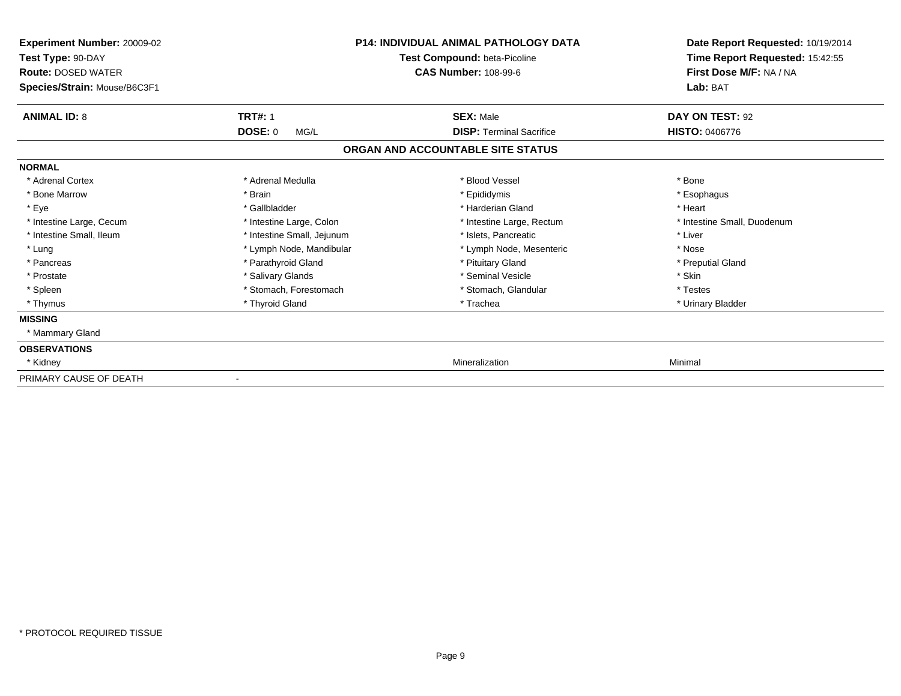**Experiment Number:** 20009-02
**Test Type:** 90-DAY
**Route:** DOSED WATER
**Species/Strain:** Mouse/B6C3F1

**P14: INDIVIDUAL ANIMAL PATHOLOGY DATA**
**Test Compound:** beta-Picoline
**CAS Number:** 108-99-6

**Date Report Requested:** 10/19/2014
**Time Report Requested:** 15:42:55
**First Dose M/F:** NA / NA
**Lab:** BAT

| **ANIMAL ID:** 8 | **TRT#:** 1 | **SEX:** Male | **DAY ON TEST:** 92 |
|---|---|---|---|
| | **DOSE:** 0 MG/L | **DISP:** Terminal Sacrifice | **HISTO:** 0406776 |

## ORGAN AND ACCOUNTABLE SITE STATUS

| | | | |
|---|---|---|---|
| **NORMAL** | | | |
| * Adrenal Cortex | * Adrenal Medulla | * Blood Vessel | * Bone |
| * Bone Marrow | * Brain | * Epididymis | * Esophagus |
| * Eye | * Gallbladder | * Harderian Gland | * Heart |
| * Intestine Large, Cecum | * Intestine Large, Colon | * Intestine Large, Rectum | * Intestine Small, Duodenum |
| * Intestine Small, Ileum | * Intestine Small, Jejunum | * Islets, Pancreatic | * Liver |
| * Lung | * Lymph Node, Mandibular | * Lymph Node, Mesenteric | * Nose |
| * Pancreas | * Parathyroid Gland | * Pituitary Gland | * Preputial Gland |
| * Prostate | * Salivary Glands | * Seminal Vesicle | * Skin |
| * Spleen | * Stomach, Forestomach | * Stomach, Glandular | * Testes |
| * Thymus | * Thyroid Gland | * Trachea | * Urinary Bladder |
| **MISSING** | | | |
| * Mammary Gland | | | |
| **OBSERVATIONS** | | | |
| * Kidney | | Mineralization | Minimal |
| PRIMARY CAUSE OF DEATH | - | | |

* PROTOCOL REQUIRED TISSUE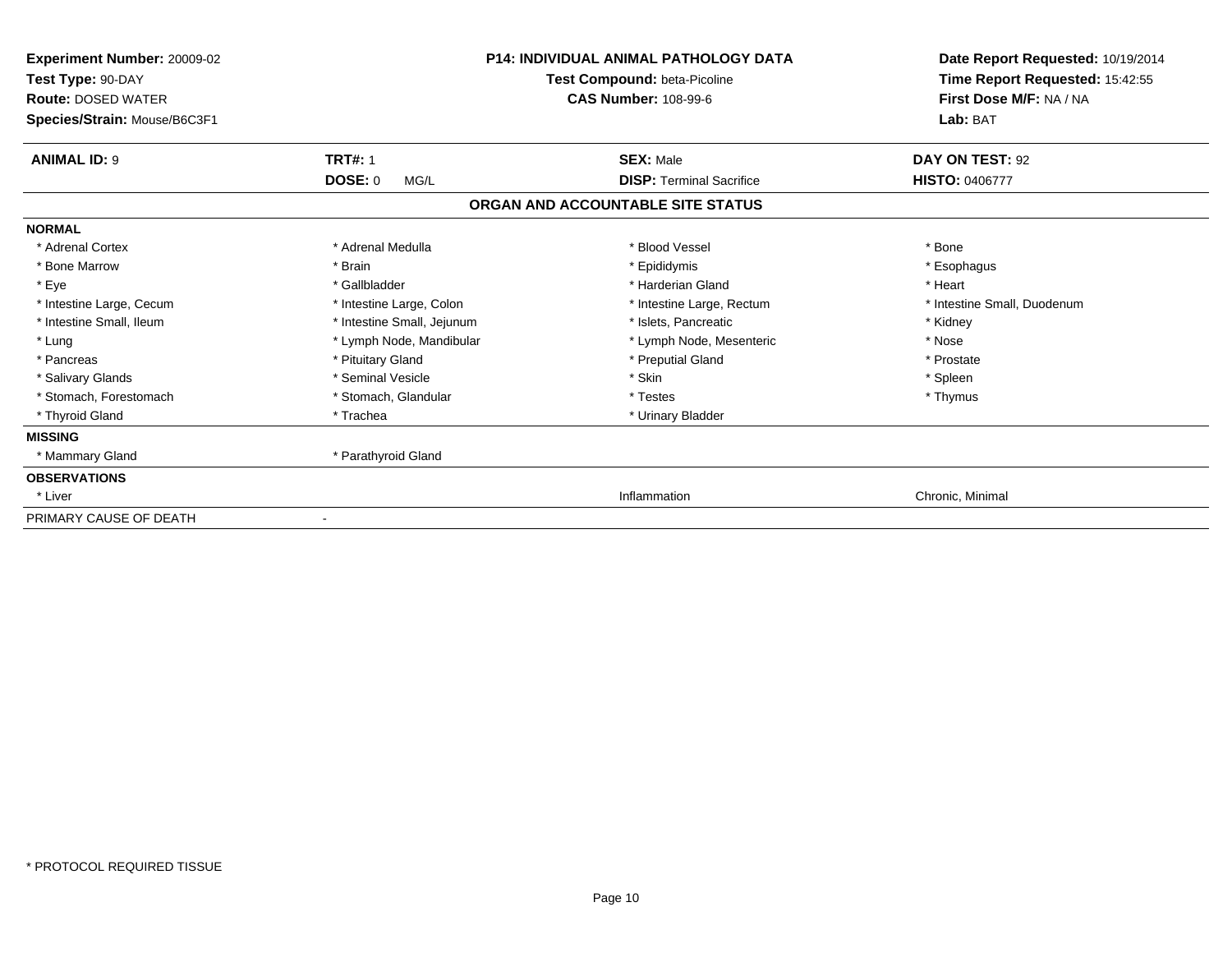**Experiment Number:** 20009-02
**Test Type:** 90-DAY
**Route:** DOSED WATER
**Species/Strain:** Mouse/B6C3F1

**P14: INDIVIDUAL ANIMAL PATHOLOGY DATA**
**Test Compound:** beta-Picoline
**CAS Number:** 108-99-6

**Date Report Requested:** 10/19/2014
**Time Report Requested:** 15:42:55
**First Dose M/F:** NA / NA
**Lab:** BAT

| **ANIMAL ID:** 9 | **TRT#:** 1 | **SEX:** Male | **DAY ON TEST:** 92 |
|---|---|---|---|
| | **DOSE:** 0 MG/L | **DISP:** Terminal Sacrifice | **HISTO:** 0406777 |

## ORGAN AND ACCOUNTABLE SITE STATUS

| | | | |
|---|---|---|---|
| **NORMAL** | | | |
| * Adrenal Cortex | * Adrenal Medulla | * Blood Vessel | * Bone |
| * Bone Marrow | * Brain | * Epididymis | * Esophagus |
| * Eye | * Gallbladder | * Harderian Gland | * Heart |
| * Intestine Large, Cecum | * Intestine Large, Colon | * Intestine Large, Rectum | * Intestine Small, Duodenum |
| * Intestine Small, Ileum | * Intestine Small, Jejunum | * Islets, Pancreatic | * Kidney |
| * Lung | * Lymph Node, Mandibular | * Lymph Node, Mesenteric | * Nose |
| * Pancreas | * Pituitary Gland | * Preputial Gland | * Prostate |
| * Salivary Glands | * Seminal Vesicle | * Skin | * Spleen |
| * Stomach, Forestomach | * Stomach, Glandular | * Testes | * Thymus |
| * Thyroid Gland | * Trachea | * Urinary Bladder | |
| **MISSING** | | | |
| * Mammary Gland | * Parathyroid Gland | | |
| **OBSERVATIONS** | | | |
| * Liver | | Inflammation | Chronic, Minimal |
| PRIMARY CAUSE OF DEATH | - | | |

* PROTOCOL REQUIRED TISSUE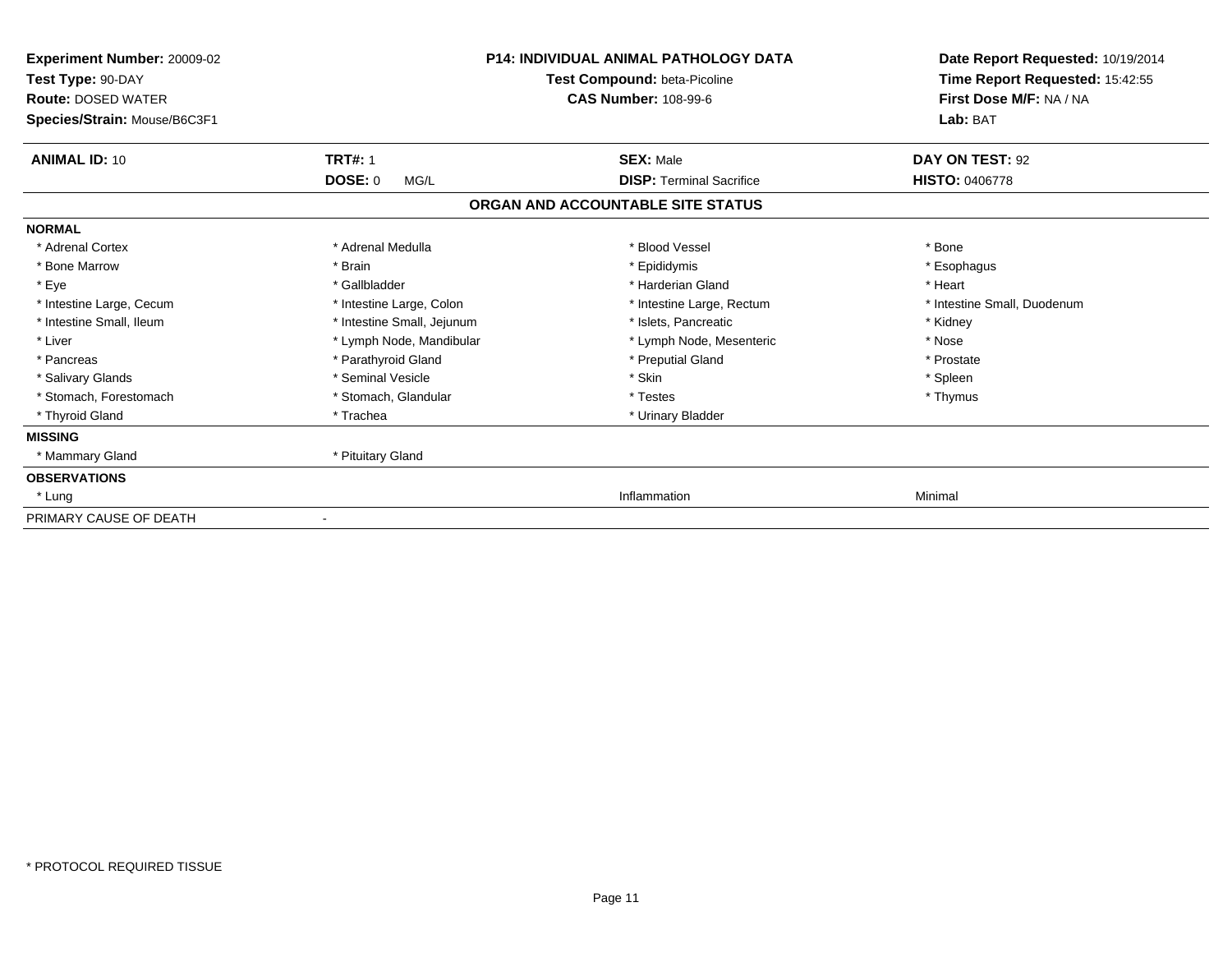**Experiment Number:** 20009-02
**Test Type:** 90-DAY
**Route:** DOSED WATER
**Species/Strain:** Mouse/B6C3F1

**P14: INDIVIDUAL ANIMAL PATHOLOGY DATA**
**Test Compound:** beta-Picoline
**CAS Number:** 108-99-6

**Date Report Requested:** 10/19/2014
**Time Report Requested:** 15:42:55
**First Dose M/F:** NA / NA
**Lab:** BAT

| **ANIMAL ID:** 10 | **TRT#:** 1 | **SEX:** Male | **DAY ON TEST:** 92 |
|---|---|---|---|
| | **DOSE:** 0 MG/L | **DISP:** Terminal Sacrifice | **HISTO:** 0406778 |

## ORGAN AND ACCOUNTABLE SITE STATUS

| | | | |
|---|---|---|---|
| **NORMAL** | | | |
| * Adrenal Cortex | * Adrenal Medulla | * Blood Vessel | * Bone |
| * Bone Marrow | * Brain | * Epididymis | * Esophagus |
| * Eye | * Gallbladder | * Harderian Gland | * Heart |
| * Intestine Large, Cecum | * Intestine Large, Colon | * Intestine Large, Rectum | * Intestine Small, Duodenum |
| * Intestine Small, Ileum | * Intestine Small, Jejunum | * Islets, Pancreatic | * Kidney |
| * Liver | * Lymph Node, Mandibular | * Lymph Node, Mesenteric | * Nose |
| * Pancreas | * Parathyroid Gland | * Preputial Gland | * Prostate |
| * Salivary Glands | * Seminal Vesicle | * Skin | * Spleen |
| * Stomach, Forestomach | * Stomach, Glandular | * Testes | * Thymus |
| * Thyroid Gland | * Trachea | * Urinary Bladder | |
| **MISSING** | | | |
| * Mammary Gland | * Pituitary Gland | | |
| **OBSERVATIONS** | | | |
| * Lung | | Inflammation | Minimal |
| PRIMARY CAUSE OF DEATH | - | | |

* PROTOCOL REQUIRED TISSUE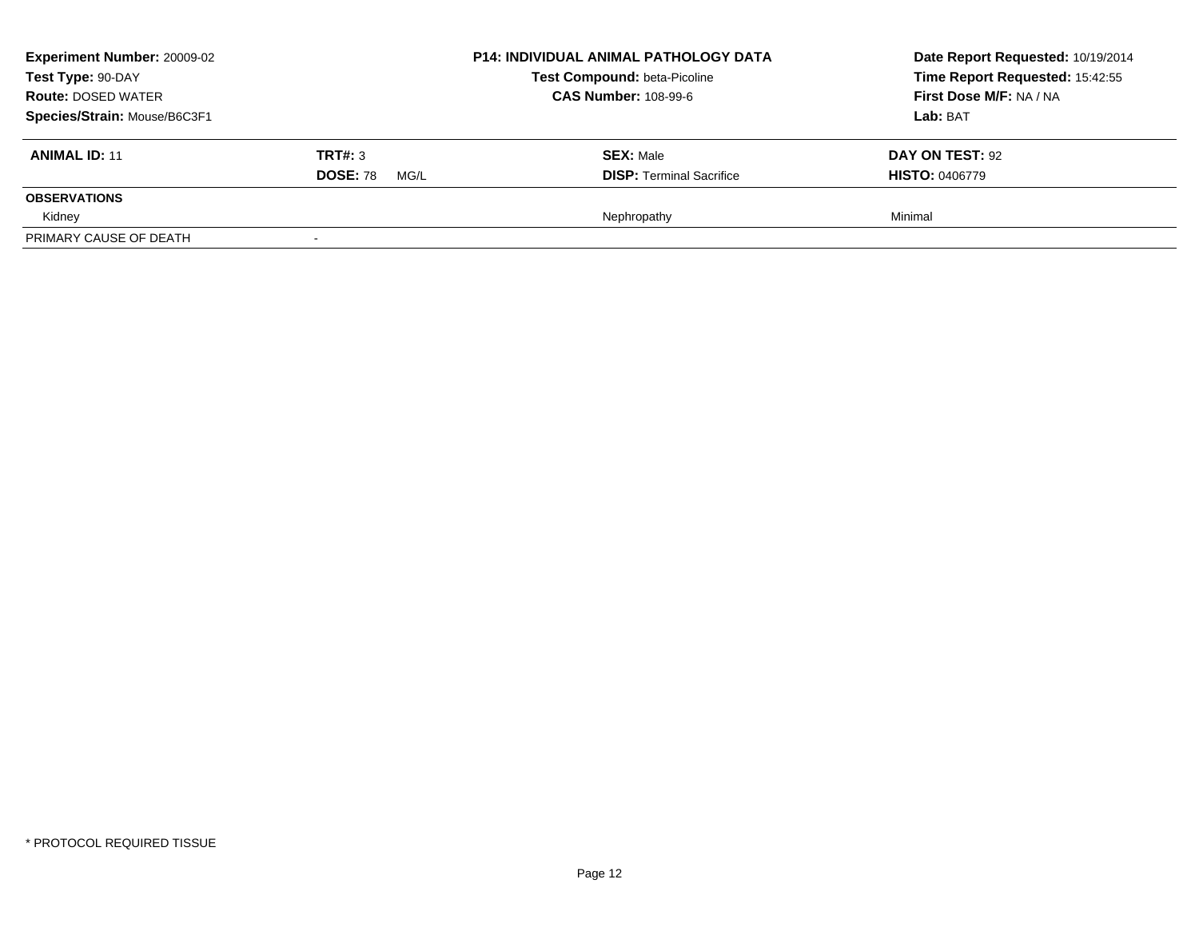**Experiment Number:** 20009-02
**Test Type:** 90-DAY
**Route:** DOSED WATER
**Species/Strain:** Mouse/B6C3F1

**P14: INDIVIDUAL ANIMAL PATHOLOGY DATA**
**Test Compound:** beta-Picoline
**CAS Number:** 108-99-6

**Date Report Requested:** 10/19/2014
**Time Report Requested:** 15:42:55
**First Dose M/F:** NA / NA
**Lab:** BAT

| **ANIMAL ID:** 11 | **TRT#:** 3 | **SEX:** Male | **DAY ON TEST:** 92 |
|---|---|---|---|
| | **DOSE:** 78 MG/L | **DISP:** Terminal Sacrifice | **HISTO:** 0406779 |
| **OBSERVATIONS** | | | |
| Kidney | | Nephropathy | Minimal |
| PRIMARY CAUSE OF DEATH | - | | |

* PROTOCOL REQUIRED TISSUE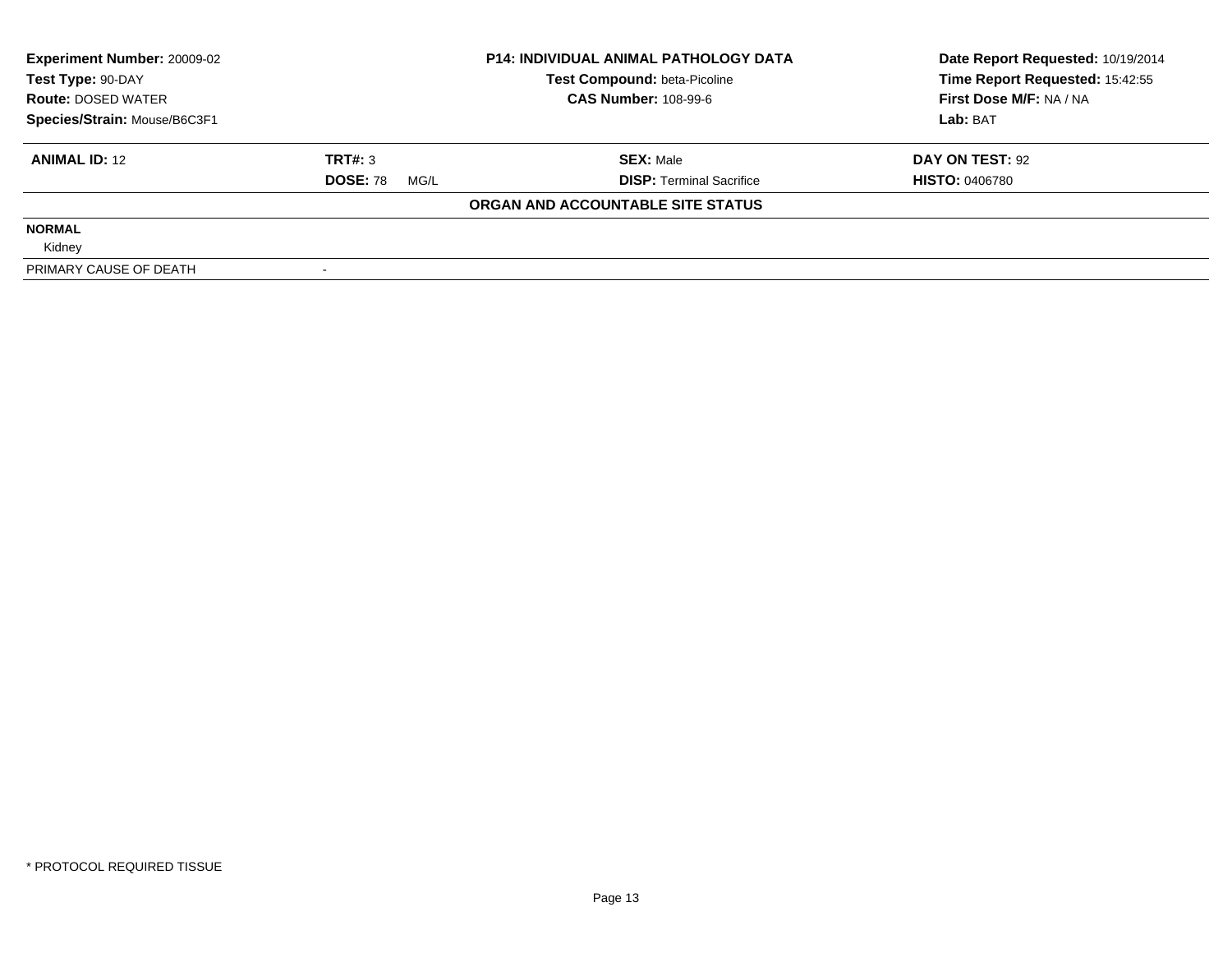| Experiment Number: 20009-02 | P14: INDIVIDUAL ANIMAL PATHOLOGY DATA | Date Report Requested: 10/19/2014 |
|---|---|---|
| Test Type: 90-DAY | Test Compound: beta-Picoline | Time Report Requested: 15:42:55 |
| Route: DOSED WATER | CAS Number: 108-99-6 | First Dose M/F: NA / NA |
| Species/Strain: Mouse/B6C3F1 | | Lab: BAT |

| ANIMAL ID: 12 | TRT#: 3 | SEX: Male | DAY ON TEST: 92 |
|---|---|---|---|
| | DOSE: 78 MG/L | DISP: Terminal Sacrifice | HISTO: 0406780 |

**ORGAN AND ACCOUNTABLE SITE STATUS**

**NORMAL**

Kidney

| PRIMARY CAUSE OF DEATH | - |
|---|---|

* PROTOCOL REQUIRED TISSUE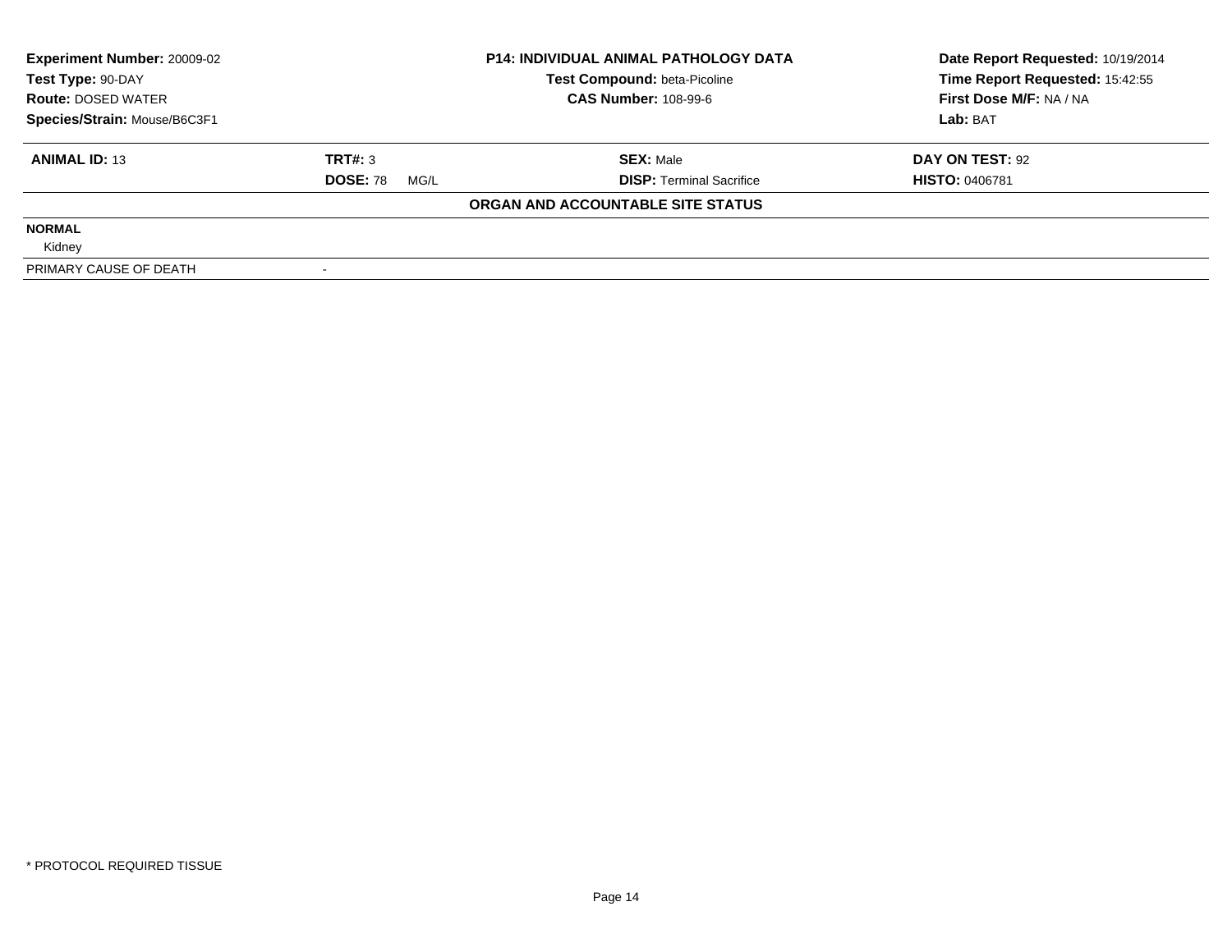| **Experiment Number:** 20009-02 | **P14: INDIVIDUAL ANIMAL PATHOLOGY DATA** | **Date Report Requested:** 10/19/2014 |
|---|---|---|
| **Test Type:** 90-DAY | **Test Compound:** beta-Picoline | **Time Report Requested:** 15:42:55 |
| **Route:** DOSED WATER | **CAS Number:** 108-99-6 | **First Dose M/F:** NA / NA |
| **Species/Strain:** Mouse/B6C3F1 | | **Lab:** BAT |

| **ANIMAL ID:** 13 | **TRT#:** 3 | **SEX:** Male | **DAY ON TEST:** 92 |
|---|---|---|---|
| | **DOSE:** 78 MG/L | **DISP:** Terminal Sacrifice | **HISTO:** 0406781 |

**ORGAN AND ACCOUNTABLE SITE STATUS**

| | |
|---|---|
| **NORMAL** | |
| Kidney | |
| PRIMARY CAUSE OF DEATH | - |

* PROTOCOL REQUIRED TISSUE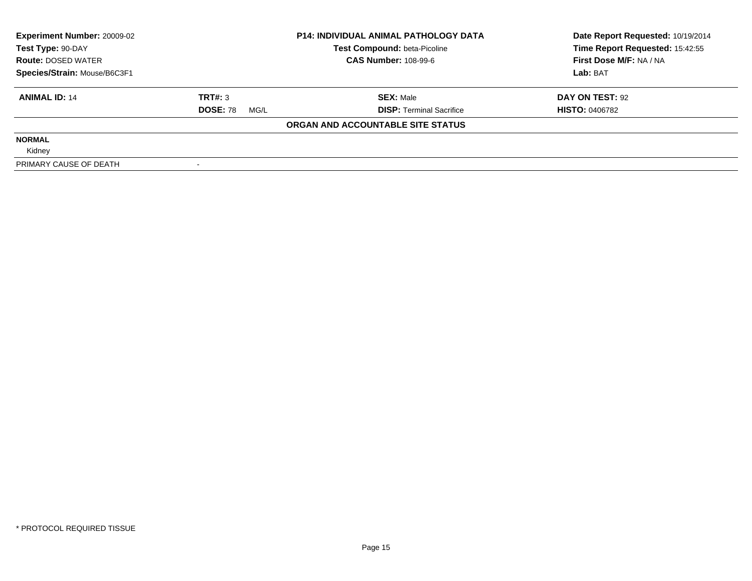| **Experiment Number:** 20009-02 | **P14: INDIVIDUAL ANIMAL PATHOLOGY DATA** | **Date Report Requested:** 10/19/2014 |
|---|---|---|
| **Test Type:** 90-DAY | **Test Compound:** beta-Picoline | **Time Report Requested:** 15:42:55 |
| **Route:** DOSED WATER | **CAS Number:** 108-99-6 | **First Dose M/F:** NA / NA |
| **Species/Strain:** Mouse/B6C3F1 | | **Lab:** BAT |

| **ANIMAL ID:** 14 | **TRT#:** 3 | **SEX:** Male | **DAY ON TEST:** 92 |
|---|---|---|---|
| | **DOSE:** 78 MG/L | **DISP:** Terminal Sacrifice | **HISTO:** 0406782 |

**ORGAN AND ACCOUNTABLE SITE STATUS**

| | |
|---|---|
| **NORMAL** | |
| Kidney | |
| PRIMARY CAUSE OF DEATH | - |

\* PROTOCOL REQUIRED TISSUE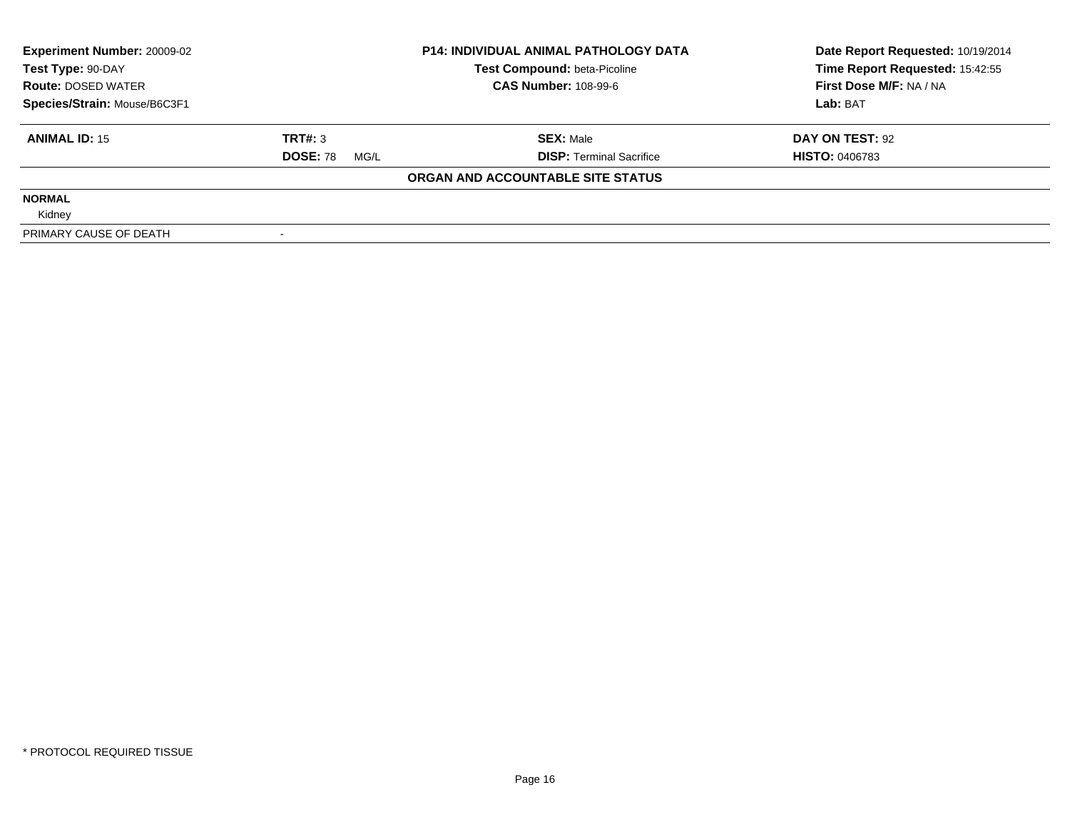**Experiment Number:** 20009-02
**Test Type:** 90-DAY
**Route:** DOSED WATER
**Species/Strain:** Mouse/B6C3F1

**P14: INDIVIDUAL ANIMAL PATHOLOGY DATA**
**Test Compound:** beta-Picoline
**CAS Number:** 108-99-6

**Date Report Requested:** 10/19/2014
**Time Report Requested:** 15:42:55
**First Dose M/F:** NA / NA
**Lab:** BAT

| **ANIMAL ID:** 15 | **TRT#:** 3 | **SEX:** Male | **DAY ON TEST:** 92 |
|---|---|---|---|
| | **DOSE:** 78 MG/L | **DISP:** Terminal Sacrifice | **HISTO:** 0406783 |

**ORGAN AND ACCOUNTABLE SITE STATUS**

| | |
|---|---|
| **NORMAL** | |
| Kidney | |
| PRIMARY CAUSE OF DEATH | - |

* PROTOCOL REQUIRED TISSUE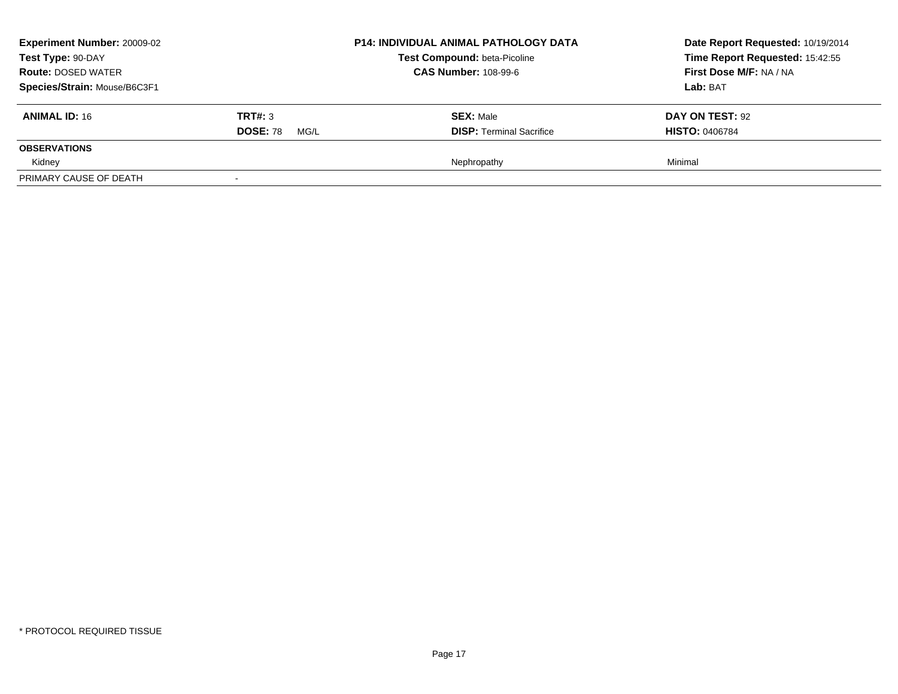**Experiment Number:** 20009-02
**Test Type:** 90-DAY
**Route:** DOSED WATER
**Species/Strain:** Mouse/B6C3F1

**P14: INDIVIDUAL ANIMAL PATHOLOGY DATA**
**Test Compound:** beta-Picoline
**CAS Number:** 108-99-6

**Date Report Requested:** 10/19/2014
**Time Report Requested:** 15:42:55
**First Dose M/F:** NA / NA
**Lab:** BAT

| **ANIMAL ID:** 16 | **TRT#:** 3 | **SEX:** Male | **DAY ON TEST:** 92 |
|---|---|---|---|
| | **DOSE:** 78 MG/L | **DISP:** Terminal Sacrifice | **HISTO:** 0406784 |
| **OBSERVATIONS** | | | |
| Kidney | | Nephropathy | Minimal |
| PRIMARY CAUSE OF DEATH | - | | |

* PROTOCOL REQUIRED TISSUE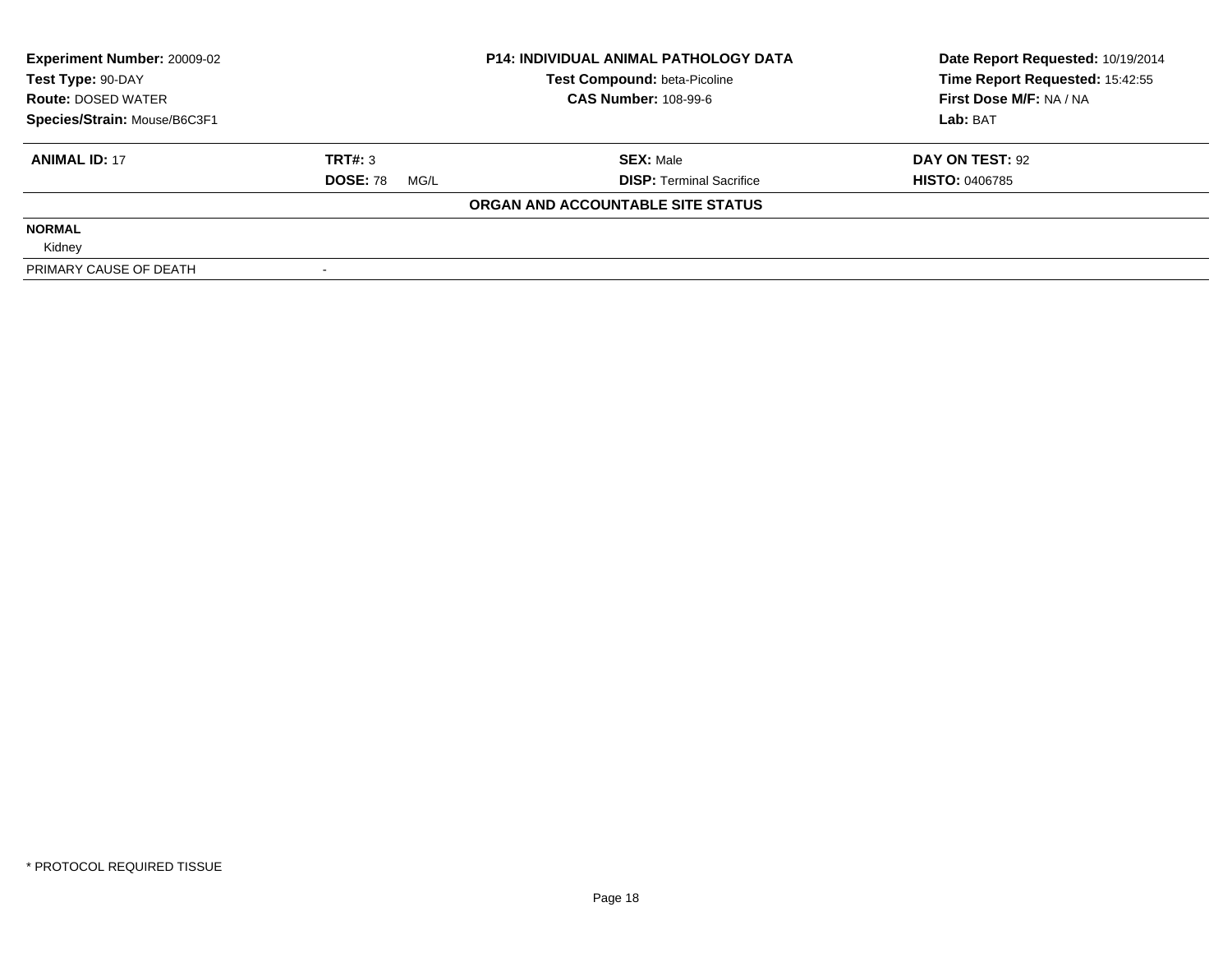**Experiment Number:** 20009-02
**Test Type:** 90-DAY
**Route:** DOSED WATER
**Species/Strain:** Mouse/B6C3F1

**P14: INDIVIDUAL ANIMAL PATHOLOGY DATA**
**Test Compound:** beta-Picoline
**CAS Number:** 108-99-6

**Date Report Requested:** 10/19/2014
**Time Report Requested:** 15:42:55
**First Dose M/F:** NA / NA
**Lab:** BAT

| **ANIMAL ID:** 17 | **TRT#:** 3 | **SEX:** Male | **DAY ON TEST:** 92 |
|---|---|---|---|
| | **DOSE:** 78 MG/L | **DISP:** Terminal Sacrifice | **HISTO:** 0406785 |

**ORGAN AND ACCOUNTABLE SITE STATUS**

| | |
|---|---|
| **NORMAL** | |
| Kidney | |
| PRIMARY CAUSE OF DEATH | - |

\* PROTOCOL REQUIRED TISSUE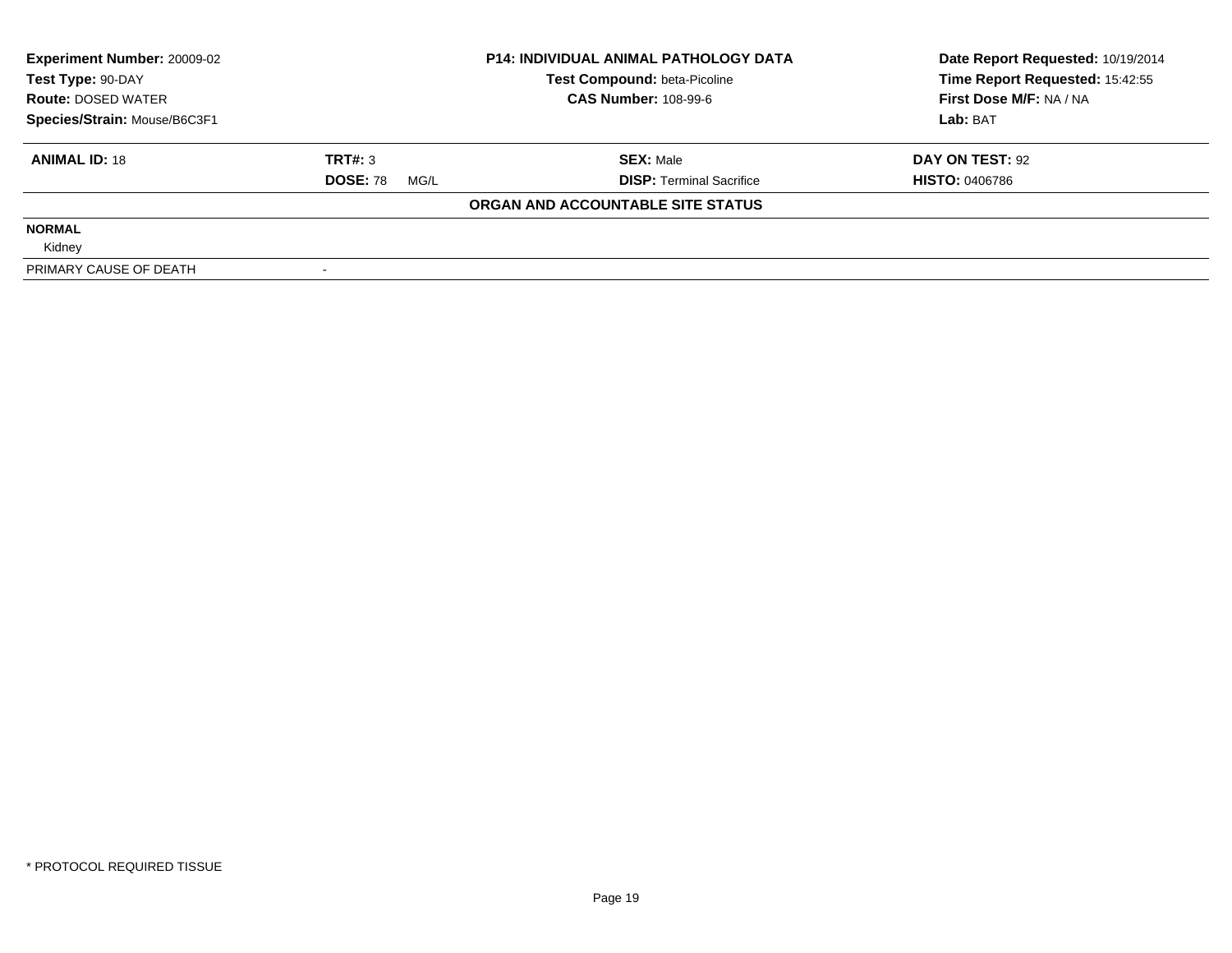| **Experiment Number:** 20009-02 | **P14: INDIVIDUAL ANIMAL PATHOLOGY DATA** | **Date Report Requested:** 10/19/2014 |
|---|---|---|
| **Test Type:** 90-DAY | **Test Compound:** beta-Picoline | **Time Report Requested:** 15:42:55 |
| **Route:** DOSED WATER | **CAS Number:** 108-99-6 | **First Dose M/F:** NA / NA |
| **Species/Strain:** Mouse/B6C3F1 | | **Lab:** BAT |

| **ANIMAL ID:** 18 | **TRT#:** 3 | **SEX:** Male | **DAY ON TEST:** 92 |
|---|---|---|---|
| | **DOSE:** 78 MG/L | **DISP:** Terminal Sacrifice | **HISTO:** 0406786 |

**ORGAN AND ACCOUNTABLE SITE STATUS**

| | |
|---|---|
| **NORMAL** | |
| Kidney | |
| PRIMARY CAUSE OF DEATH | - |

\* PROTOCOL REQUIRED TISSUE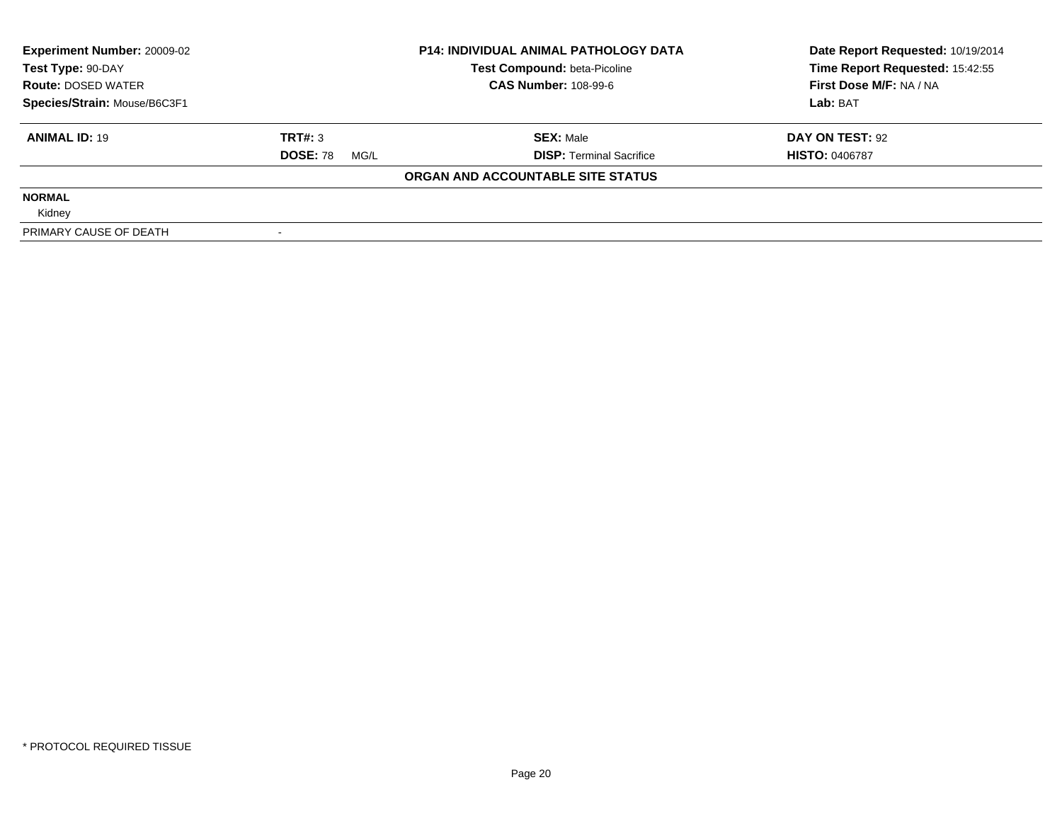**Experiment Number:** 20009-02
**Test Type:** 90-DAY
**Route:** DOSED WATER
**Species/Strain:** Mouse/B6C3F1

**P14: INDIVIDUAL ANIMAL PATHOLOGY DATA**
**Test Compound:** beta-Picoline
**CAS Number:** 108-99-6

**Date Report Requested:** 10/19/2014
**Time Report Requested:** 15:42:55
**First Dose M/F:** NA / NA
**Lab:** BAT

| **ANIMAL ID:** 19 | **TRT#:** 3 | **SEX:** Male | **DAY ON TEST:** 92 |
|---|---|---|---|
| | **DOSE:** 78 MG/L | **DISP:** Terminal Sacrifice | **HISTO:** 0406787 |

**ORGAN AND ACCOUNTABLE SITE STATUS**

| | |
|---|---|
| **NORMAL** | |
| Kidney | |
| PRIMARY CAUSE OF DEATH | - |

* PROTOCOL REQUIRED TISSUE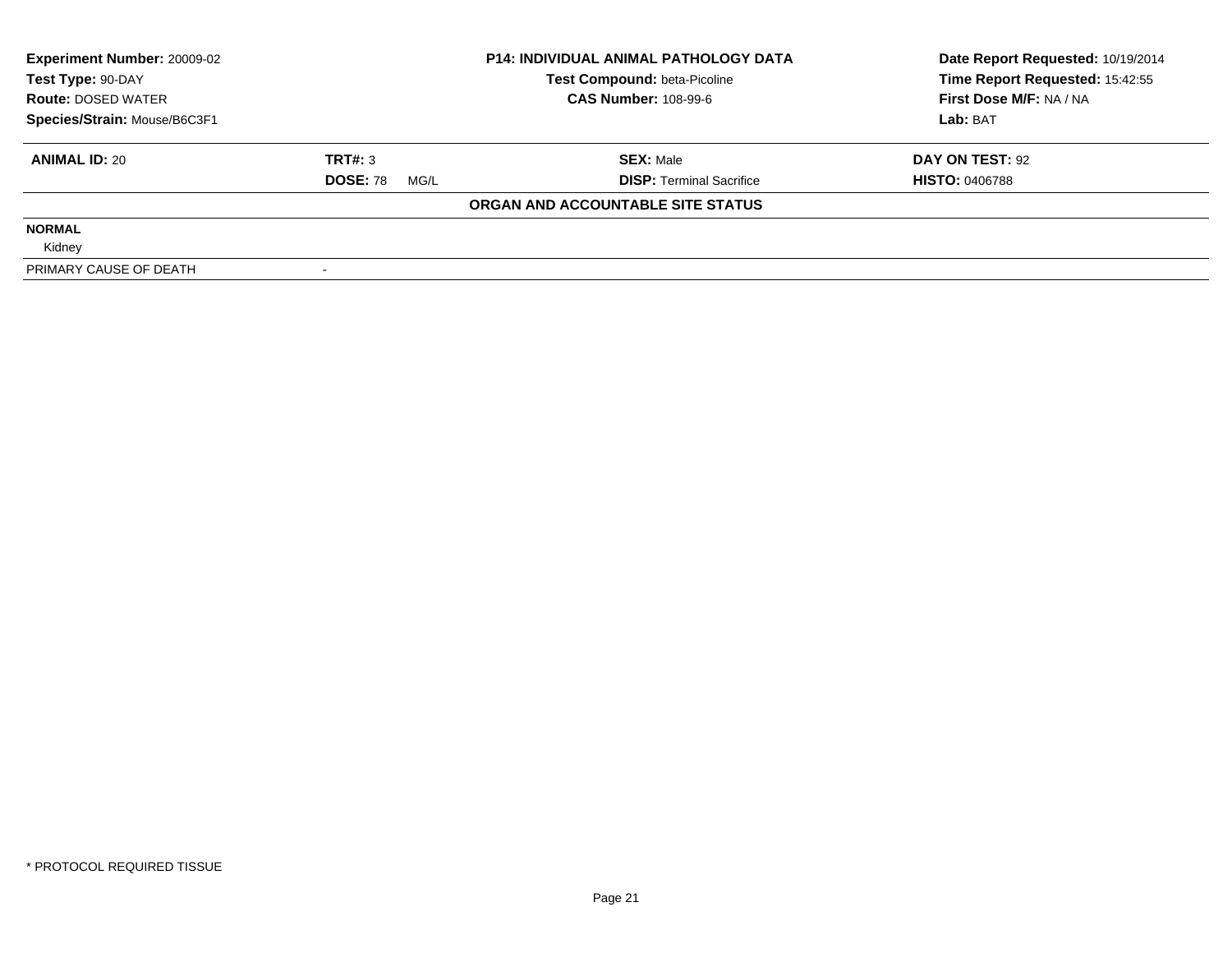| **Experiment Number:** 20009-02 | **P14: INDIVIDUAL ANIMAL PATHOLOGY DATA** | **Date Report Requested:** 10/19/2014 |
|---|---|---|
| **Test Type:** 90-DAY | **Test Compound:** beta-Picoline | **Time Report Requested:** 15:42:55 |
| **Route:** DOSED WATER | **CAS Number:** 108-99-6 | **First Dose M/F:** NA / NA |
| **Species/Strain:** Mouse/B6C3F1 | | **Lab:** BAT |

| **ANIMAL ID:** 20 | **TRT#:** 3 | **SEX:** Male | **DAY ON TEST:** 92 |
|---|---|---|---|
| | **DOSE:** 78 MG/L | **DISP:** Terminal Sacrifice | **HISTO:** 0406788 |

**ORGAN AND ACCOUNTABLE SITE STATUS**

| | |
|---|---|
| **NORMAL** | |
| Kidney | |
| PRIMARY CAUSE OF DEATH | - |

\* PROTOCOL REQUIRED TISSUE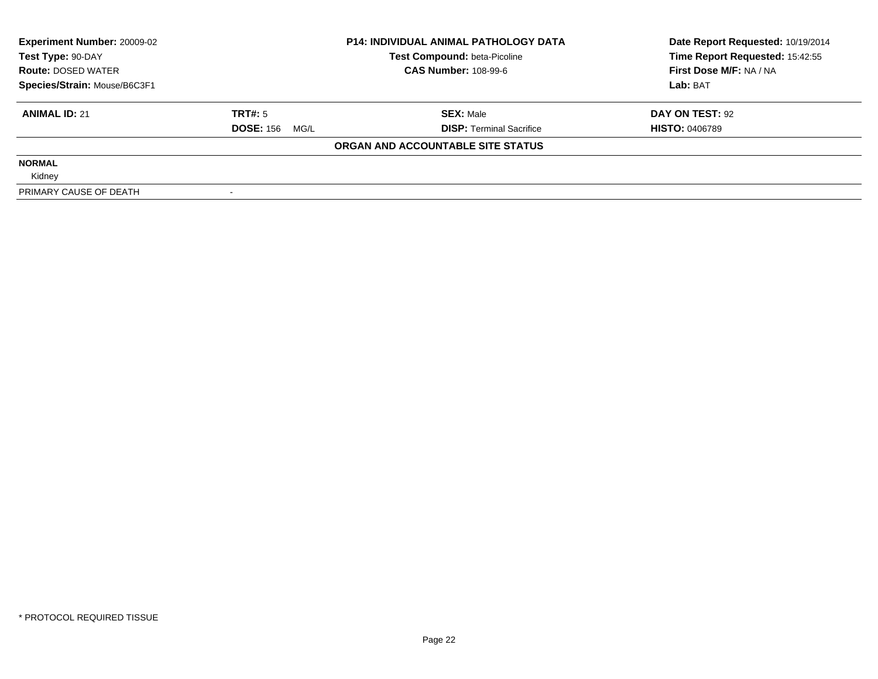| Experiment Number: 20009-02 | P14: INDIVIDUAL ANIMAL PATHOLOGY DATA | Date Report Requested: 10/19/2014 |
|---|---|---|
| Test Type: 90-DAY | Test Compound: beta-Picoline | Time Report Requested: 15:42:55 |
| Route: DOSED WATER | CAS Number: 108-99-6 | First Dose M/F: NA / NA |
| Species/Strain: Mouse/B6C3F1 | | Lab: BAT |

| ANIMAL ID: 21 | TRT#: 5 | SEX: Male | DAY ON TEST: 92 |
|---|---|---|---|
| | DOSE: 156 MG/L | DISP: Terminal Sacrifice | HISTO: 0406789 |

**ORGAN AND ACCOUNTABLE SITE STATUS**

**NORMAL**

Kidney

| PRIMARY CAUSE OF DEATH | - |
|---|---|

* PROTOCOL REQUIRED TISSUE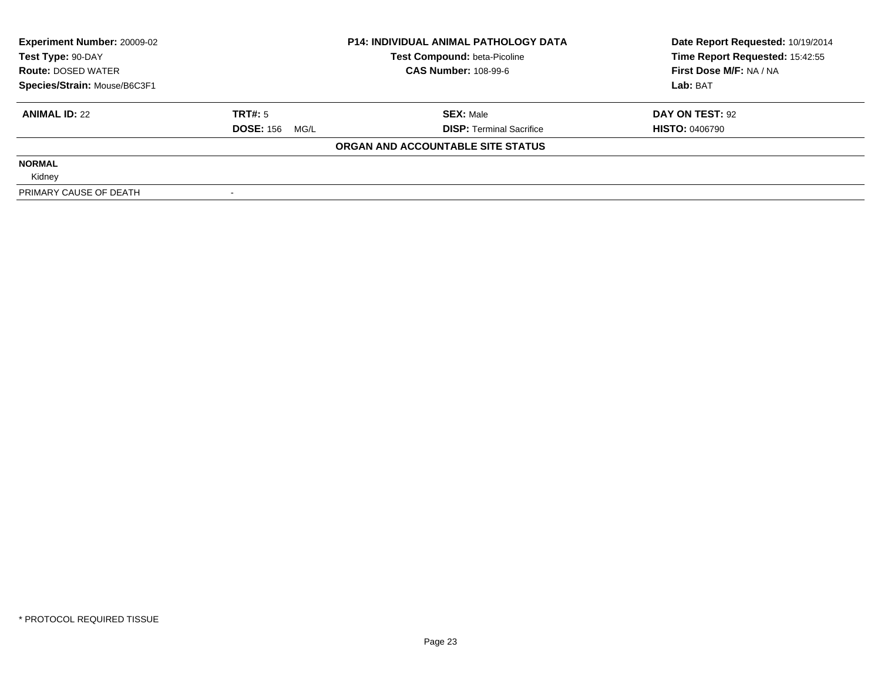| Experiment Number: 20009-02 | P14: INDIVIDUAL ANIMAL PATHOLOGY DATA | Date Report Requested: 10/19/2014 |
|---|---|---|
| Test Type: 90-DAY | Test Compound: beta-Picoline | Time Report Requested: 15:42:55 |
| Route: DOSED WATER | CAS Number: 108-99-6 | First Dose M/F: NA / NA |
| Species/Strain: Mouse/B6C3F1 | | Lab: BAT |

| ANIMAL ID: 22 | TRT#: 5 | SEX: Male | DAY ON TEST: 92 |
|---|---|---|---|
| | DOSE: 156 MG/L | DISP: Terminal Sacrifice | HISTO: 0406790 |

**ORGAN AND ACCOUNTABLE SITE STATUS**

**NORMAL**

Kidney

| PRIMARY CAUSE OF DEATH | - |
|---|---|

* PROTOCOL REQUIRED TISSUE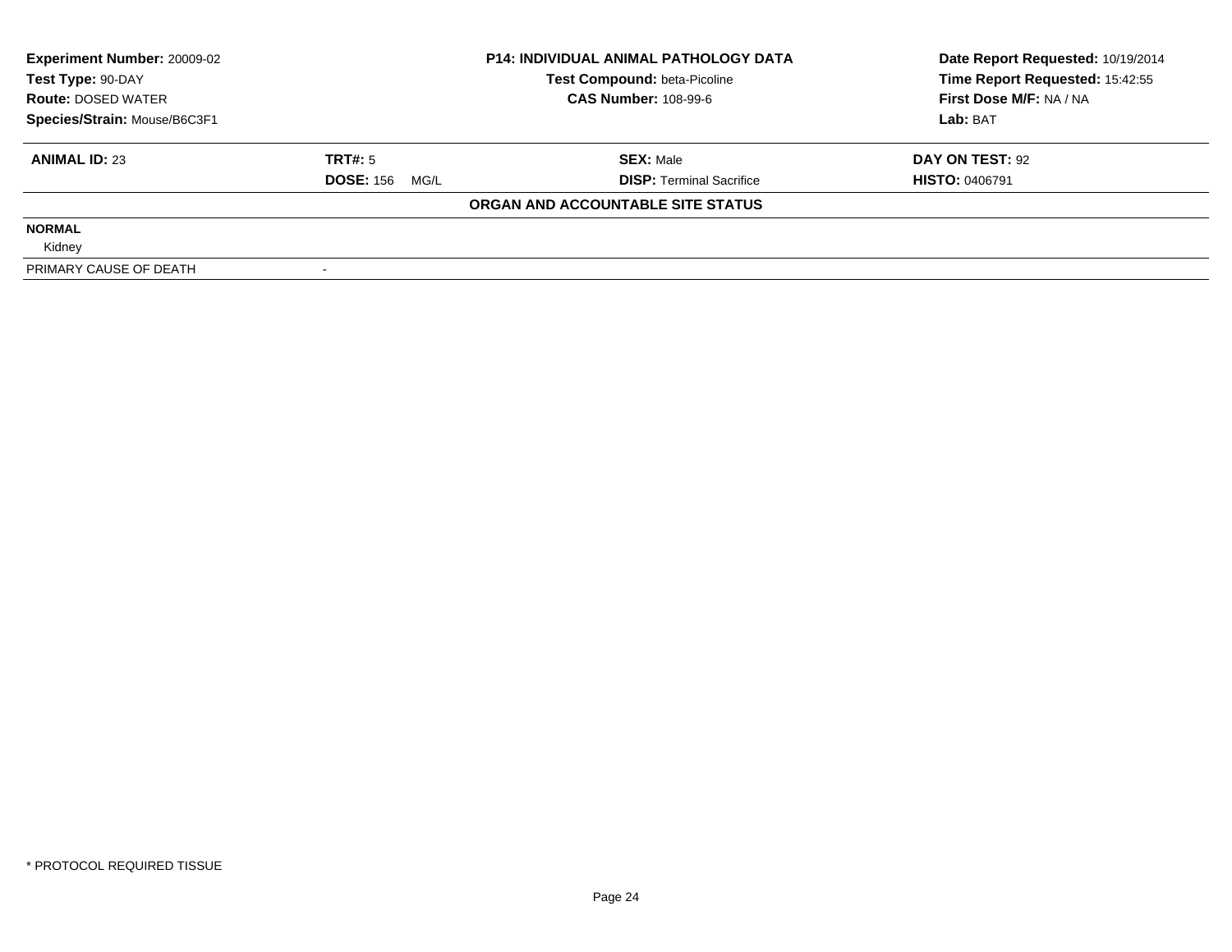| Experiment Number: 20009-02 | P14: INDIVIDUAL ANIMAL PATHOLOGY DATA | Date Report Requested: 10/19/2014 |
|---|---|---|
| Test Type: 90-DAY | Test Compound: beta-Picoline | Time Report Requested: 15:42:55 |
| Route: DOSED WATER | CAS Number: 108-99-6 | First Dose M/F: NA / NA |
| Species/Strain: Mouse/B6C3F1 | | Lab: BAT |

| ANIMAL ID: 23 | TRT#: 5 | SEX: Male | DAY ON TEST: 92 |
|---|---|---|---|
| | DOSE: 156 MG/L | DISP: Terminal Sacrifice | HISTO: 0406791 |

**ORGAN AND ACCOUNTABLE SITE STATUS**

**NORMAL**

Kidney

| PRIMARY CAUSE OF DEATH | - |
|---|---|

* PROTOCOL REQUIRED TISSUE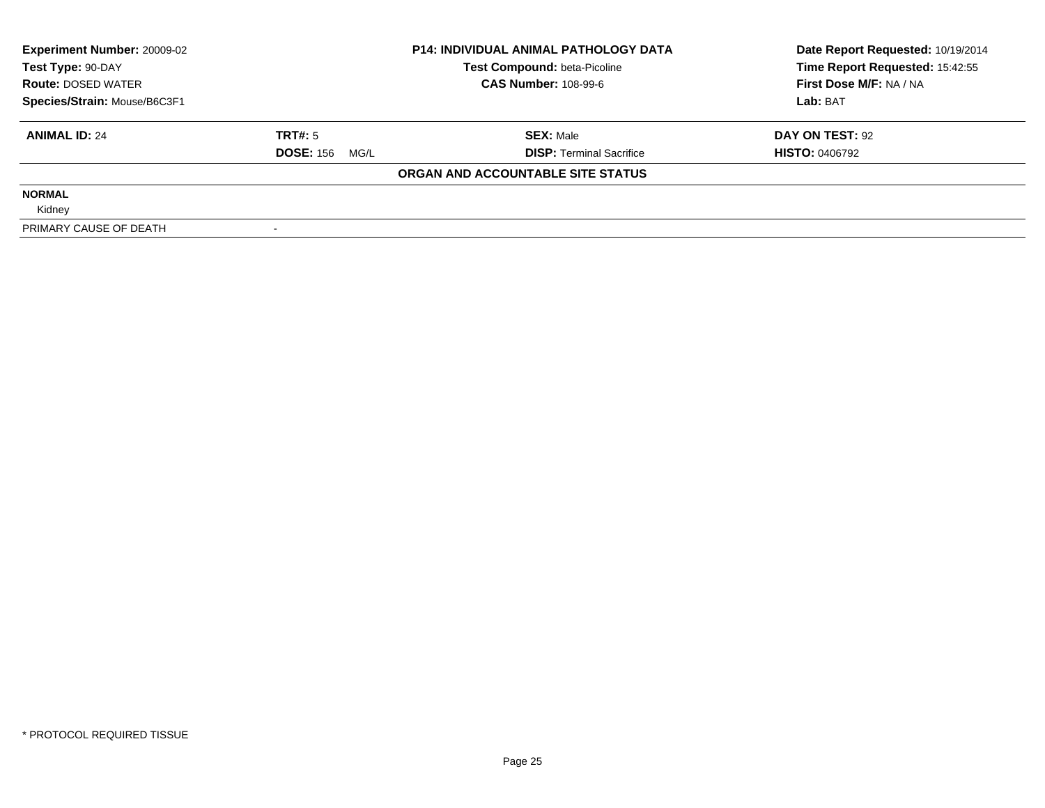| Experiment Number: 20009-02 | P14: INDIVIDUAL ANIMAL PATHOLOGY DATA | Date Report Requested: 10/19/2014 |
|---|---|---|
| Test Type: 90-DAY | Test Compound: beta-Picoline | Time Report Requested: 15:42:55 |
| Route: DOSED WATER | CAS Number: 108-99-6 | First Dose M/F: NA / NA |
| Species/Strain: Mouse/B6C3F1 | | Lab: BAT |

| ANIMAL ID: 24 | TRT#: 5 | SEX: Male | DAY ON TEST: 92 |
|---|---|---|---|
| | DOSE: 156 MG/L | DISP: Terminal Sacrifice | HISTO: 0406792 |

**ORGAN AND ACCOUNTABLE SITE STATUS**

| | |
|---|---|
| **NORMAL** | |
| Kidney | |
| PRIMARY CAUSE OF DEATH | - |

\* PROTOCOL REQUIRED TISSUE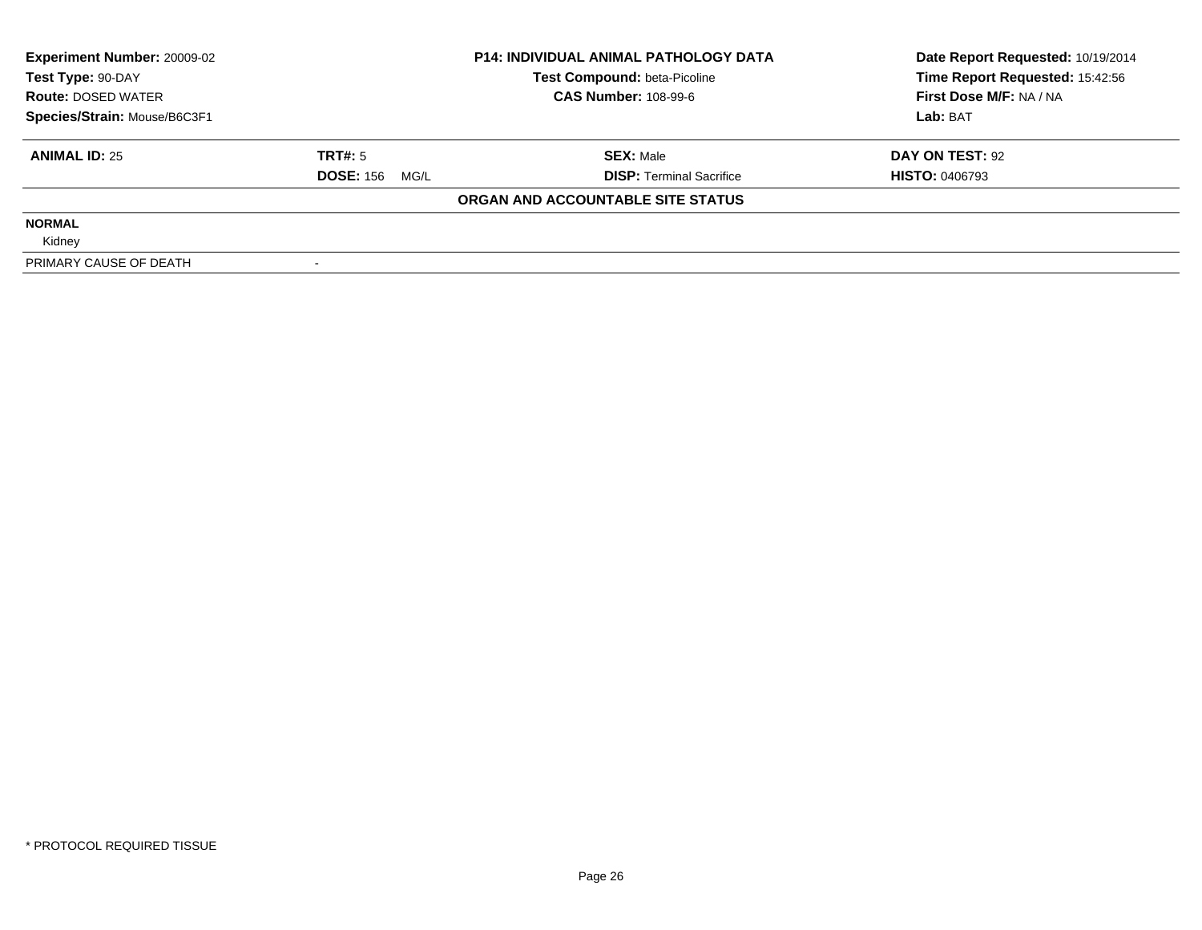| **Experiment Number:** 20009-02 | **P14: INDIVIDUAL ANIMAL PATHOLOGY DATA** | **Date Report Requested:** 10/19/2014 |
|---|---|---|
| **Test Type:** 90-DAY | **Test Compound:** beta-Picoline | **Time Report Requested:** 15:42:56 |
| **Route:** DOSED WATER | **CAS Number:** 108-99-6 | **First Dose M/F:** NA / NA |
| **Species/Strain:** Mouse/B6C3F1 | | **Lab:** BAT |

| **ANIMAL ID:** 25 | **TRT#:** 5 | **SEX:** Male | **DAY ON TEST:** 92 |
|---|---|---|---|
| | **DOSE:** 156 MG/L | **DISP:** Terminal Sacrifice | **HISTO:** 0406793 |

**ORGAN AND ACCOUNTABLE SITE STATUS**

**NORMAL**

Kidney

| PRIMARY CAUSE OF DEATH | - |
|---|---|

\* PROTOCOL REQUIRED TISSUE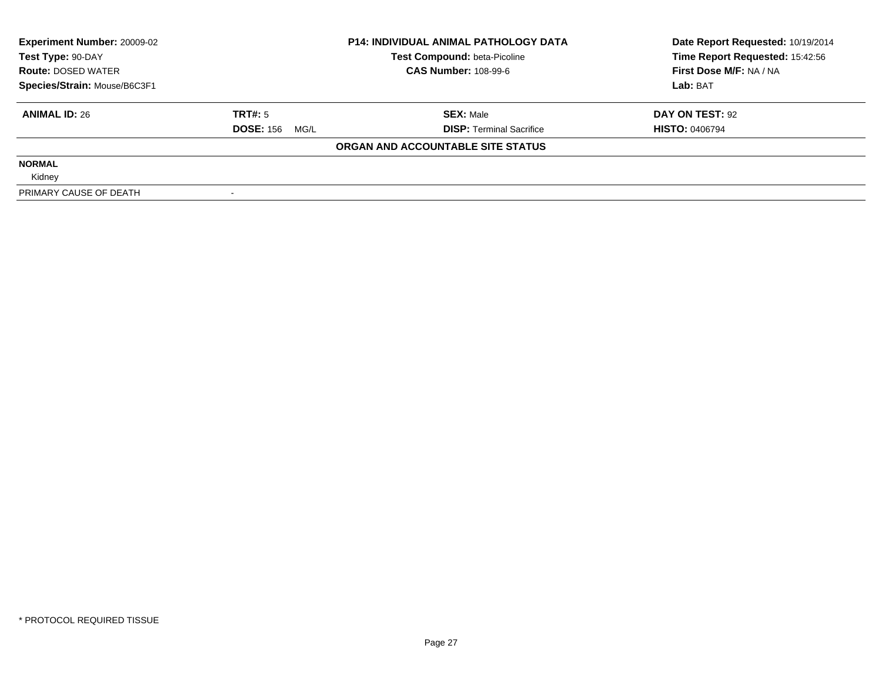| **Experiment Number:** 20009-02 | **P14: INDIVIDUAL ANIMAL PATHOLOGY DATA** | **Date Report Requested:** 10/19/2014 |
|---|---|---|
| **Test Type:** 90-DAY | **Test Compound:** beta-Picoline | **Time Report Requested:** 15:42:56 |
| **Route:** DOSED WATER | **CAS Number:** 108-99-6 | **First Dose M/F:** NA / NA |
| **Species/Strain:** Mouse/B6C3F1 | | **Lab:** BAT |

| **ANIMAL ID:** 26 | **TRT#:** 5 | **SEX:** Male | **DAY ON TEST:** 92 |
|---|---|---|---|
| | **DOSE:** 156 MG/L | **DISP:** Terminal Sacrifice | **HISTO:** 0406794 |

**ORGAN AND ACCOUNTABLE SITE STATUS**

**NORMAL**

Kidney

| PRIMARY CAUSE OF DEATH | - |
|---|---|

\* PROTOCOL REQUIRED TISSUE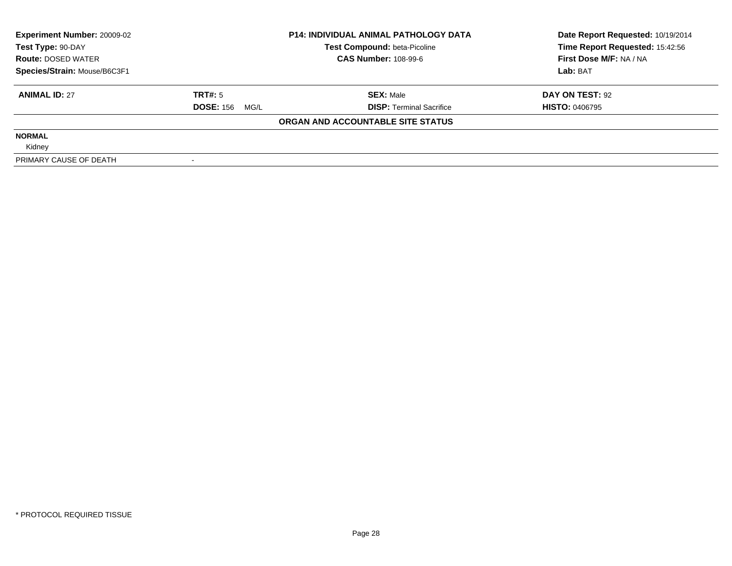| Experiment Number: 20009-02 | P14: INDIVIDUAL ANIMAL PATHOLOGY DATA | Date Report Requested: 10/19/2014 |
|---|---|---|
| Test Type: 90-DAY | Test Compound: beta-Picoline | Time Report Requested: 15:42:56 |
| Route: DOSED WATER | CAS Number: 108-99-6 | First Dose M/F: NA / NA |
| Species/Strain: Mouse/B6C3F1 | | Lab: BAT |

| ANIMAL ID: 27 | TRT#: 5 | SEX: Male | DAY ON TEST: 92 |
|---|---|---|---|
| | DOSE: 156 MG/L | DISP: Terminal Sacrifice | HISTO: 0406795 |

**ORGAN AND ACCOUNTABLE SITE STATUS**

| | |
|---|---|
| **NORMAL** | |
| Kidney | |
| PRIMARY CAUSE OF DEATH | - |

* PROTOCOL REQUIRED TISSUE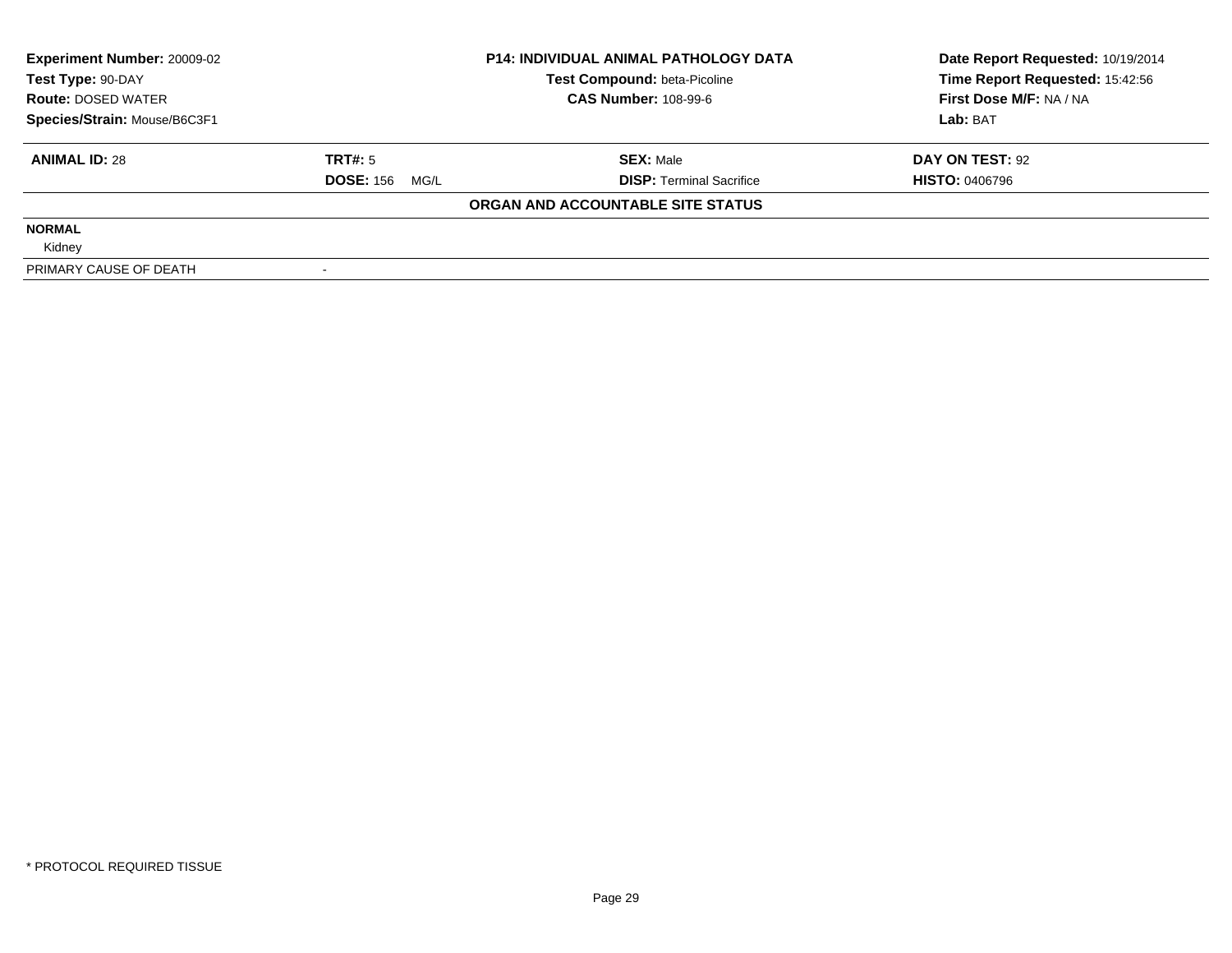| Experiment Number: 20009-02 | P14: INDIVIDUAL ANIMAL PATHOLOGY DATA | Date Report Requested: 10/19/2014 |
|---|---|---|
| Test Type: 90-DAY | Test Compound: beta-Picoline | Time Report Requested: 15:42:56 |
| Route: DOSED WATER | CAS Number: 108-99-6 | First Dose M/F: NA / NA |
| Species/Strain: Mouse/B6C3F1 | | Lab: BAT |

| ANIMAL ID: 28 | TRT#: 5 | SEX: Male | DAY ON TEST: 92 |
|---|---|---|---|
| | DOSE: 156 MG/L | DISP: Terminal Sacrifice | HISTO: 0406796 |

**ORGAN AND ACCOUNTABLE SITE STATUS**

| | |
|---|---|
| **NORMAL** | |
| Kidney | |
| PRIMARY CAUSE OF DEATH | - |

* PROTOCOL REQUIRED TISSUE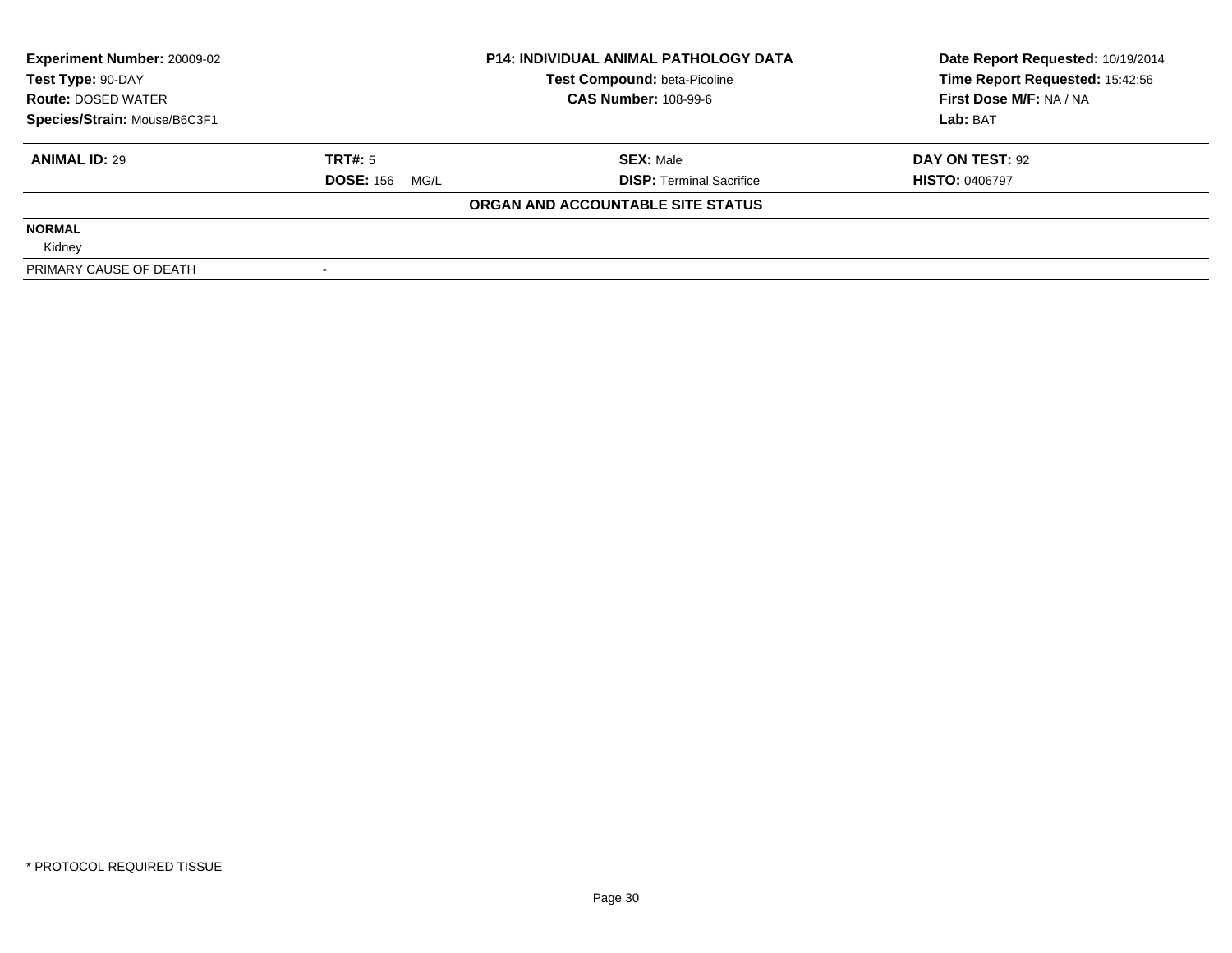| **Experiment Number:** 20009-02 | **P14: INDIVIDUAL ANIMAL PATHOLOGY DATA** | **Date Report Requested:** 10/19/2014 |
|---|---|---|
| **Test Type:** 90-DAY | **Test Compound:** beta-Picoline | **Time Report Requested:** 15:42:56 |
| **Route:** DOSED WATER | **CAS Number:** 108-99-6 | **First Dose M/F:** NA / NA |
| **Species/Strain:** Mouse/B6C3F1 | | **Lab:** BAT |

| **ANIMAL ID:** 29 | **TRT#:** 5 | **SEX:** Male | **DAY ON TEST:** 92 |
|---|---|---|---|
| | **DOSE:** 156 MG/L | **DISP:** Terminal Sacrifice | **HISTO:** 0406797 |

**ORGAN AND ACCOUNTABLE SITE STATUS**

| | |
|---|---|
| **NORMAL** | |
| Kidney | |
| PRIMARY CAUSE OF DEATH | - |

\* PROTOCOL REQUIRED TISSUE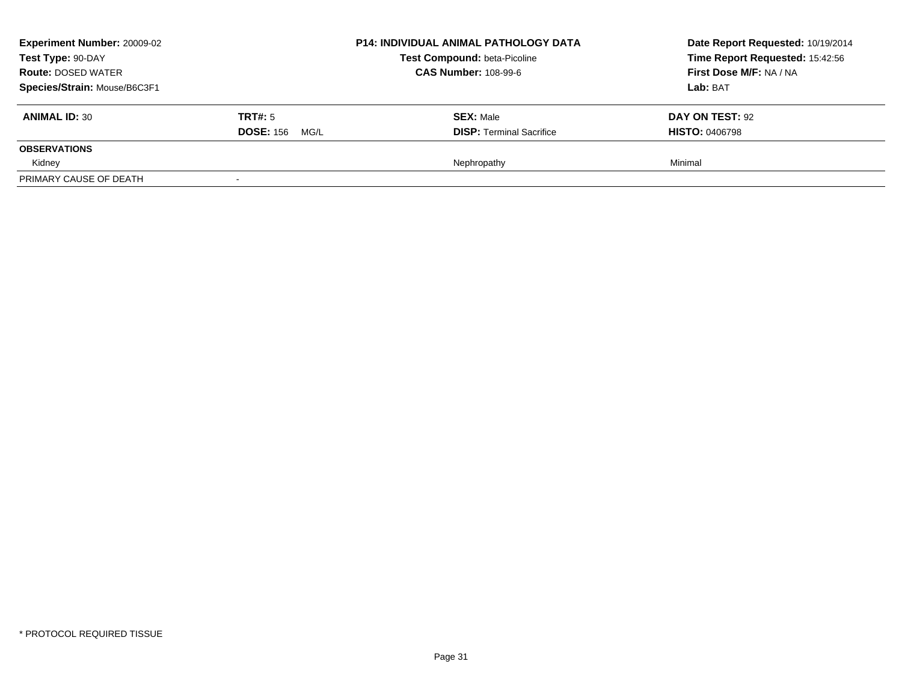| **Experiment Number:** 20009-02 | **P14: INDIVIDUAL ANIMAL PATHOLOGY DATA** | **Date Report Requested:** 10/19/2014 |
|---|---|---|
| **Test Type:** 90-DAY | **Test Compound:** beta-Picoline | **Time Report Requested:** 15:42:56 |
| **Route:** DOSED WATER | **CAS Number:** 108-99-6 | **First Dose M/F:** NA / NA |
| **Species/Strain:** Mouse/B6C3F1 | | **Lab:** BAT |

| **ANIMAL ID:** 30 | **TRT#:** 5 | **SEX:** Male | **DAY ON TEST:** 92 |
|---|---|---|---|
| | **DOSE:** 156 MG/L | **DISP:** Terminal Sacrifice | **HISTO:** 0406798 |
| **OBSERVATIONS** | | | |
| Kidney | | Nephropathy | Minimal |
| PRIMARY CAUSE OF DEATH | - | | |

\* PROTOCOL REQUIRED TISSUE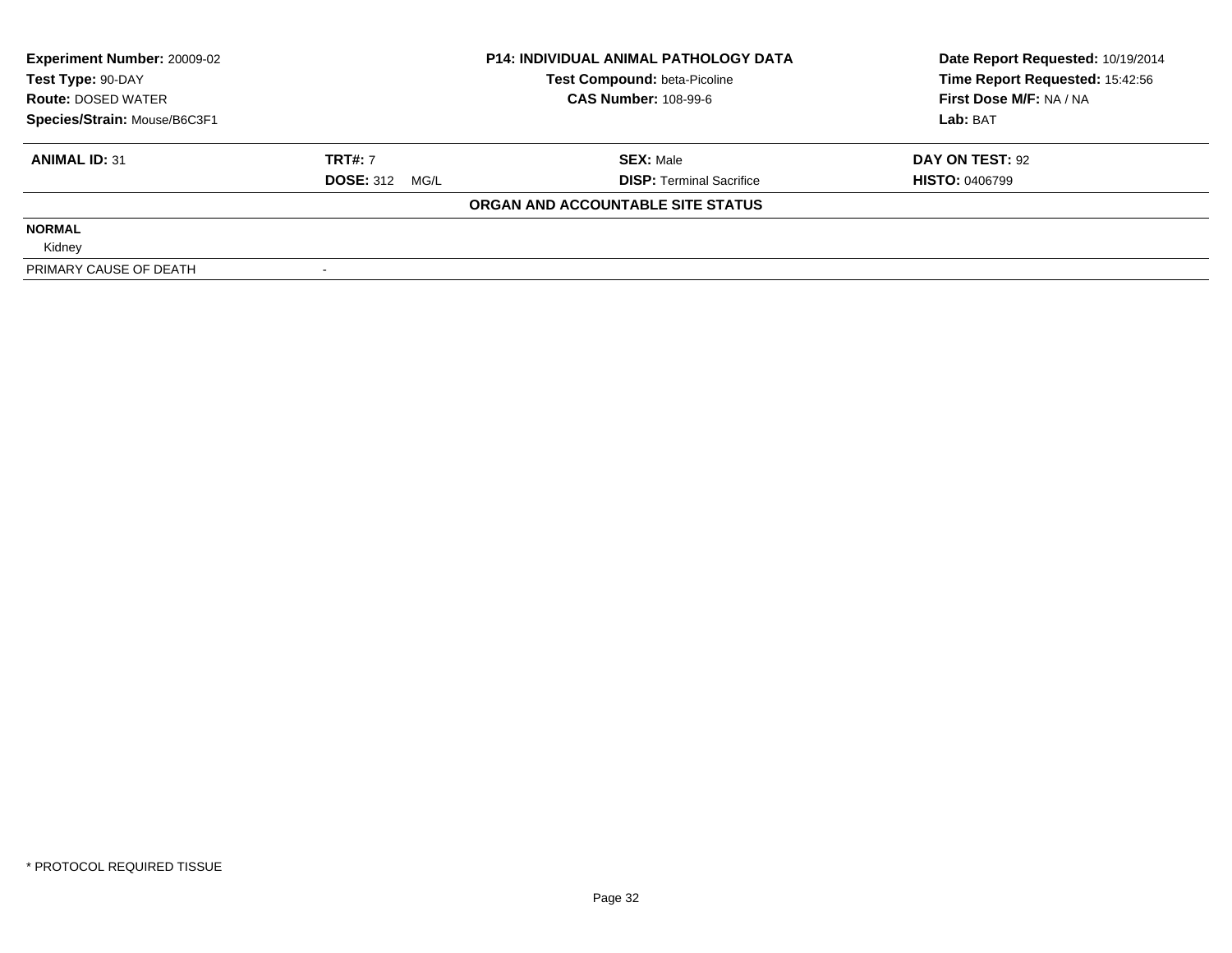| Experiment Number: 20009-02 | P14: INDIVIDUAL ANIMAL PATHOLOGY DATA | Date Report Requested: 10/19/2014 |
|---|---|---|
| Test Type: 90-DAY | Test Compound: beta-Picoline | Time Report Requested: 15:42:56 |
| Route: DOSED WATER | CAS Number: 108-99-6 | First Dose M/F: NA / NA |
| Species/Strain: Mouse/B6C3F1 | | Lab: BAT |

| ANIMAL ID: 31 | TRT#: 7 | SEX: Male | DAY ON TEST: 92 |
|---|---|---|---|
| | DOSE: 312 MG/L | DISP: Terminal Sacrifice | HISTO: 0406799 |

**ORGAN AND ACCOUNTABLE SITE STATUS**

**NORMAL**

Kidney

| PRIMARY CAUSE OF DEATH | - |
|---|---|

* PROTOCOL REQUIRED TISSUE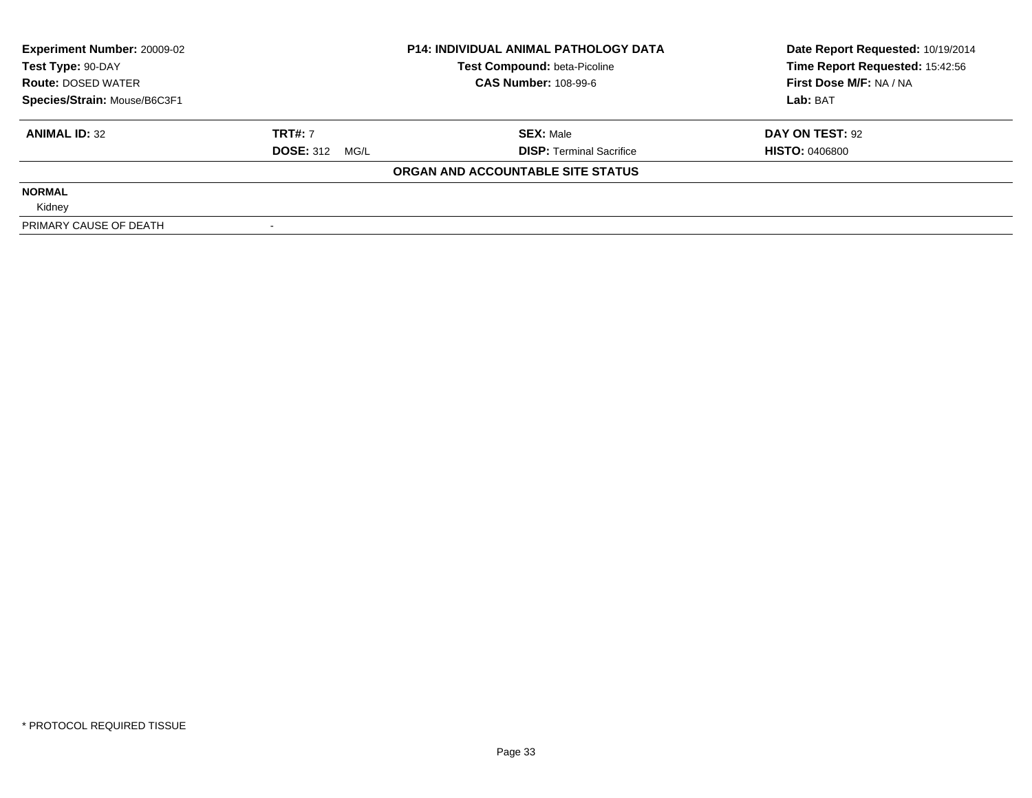| Experiment Number: 20009-02 | P14: INDIVIDUAL ANIMAL PATHOLOGY DATA | Date Report Requested: 10/19/2014 |
|---|---|---|
| Test Type: 90-DAY | Test Compound: beta-Picoline | Time Report Requested: 15:42:56 |
| Route: DOSED WATER | CAS Number: 108-99-6 | First Dose M/F: NA / NA |
| Species/Strain: Mouse/B6C3F1 | | Lab: BAT |

| ANIMAL ID: 32 | TRT#: 7 | SEX: Male | DAY ON TEST: 92 |
|---|---|---|---|
| | DOSE: 312 MG/L | DISP: Terminal Sacrifice | HISTO: 0406800 |

**ORGAN AND ACCOUNTABLE SITE STATUS**

| | |
|---|---|
| **NORMAL** | |
| Kidney | |
| PRIMARY CAUSE OF DEATH | - |

* PROTOCOL REQUIRED TISSUE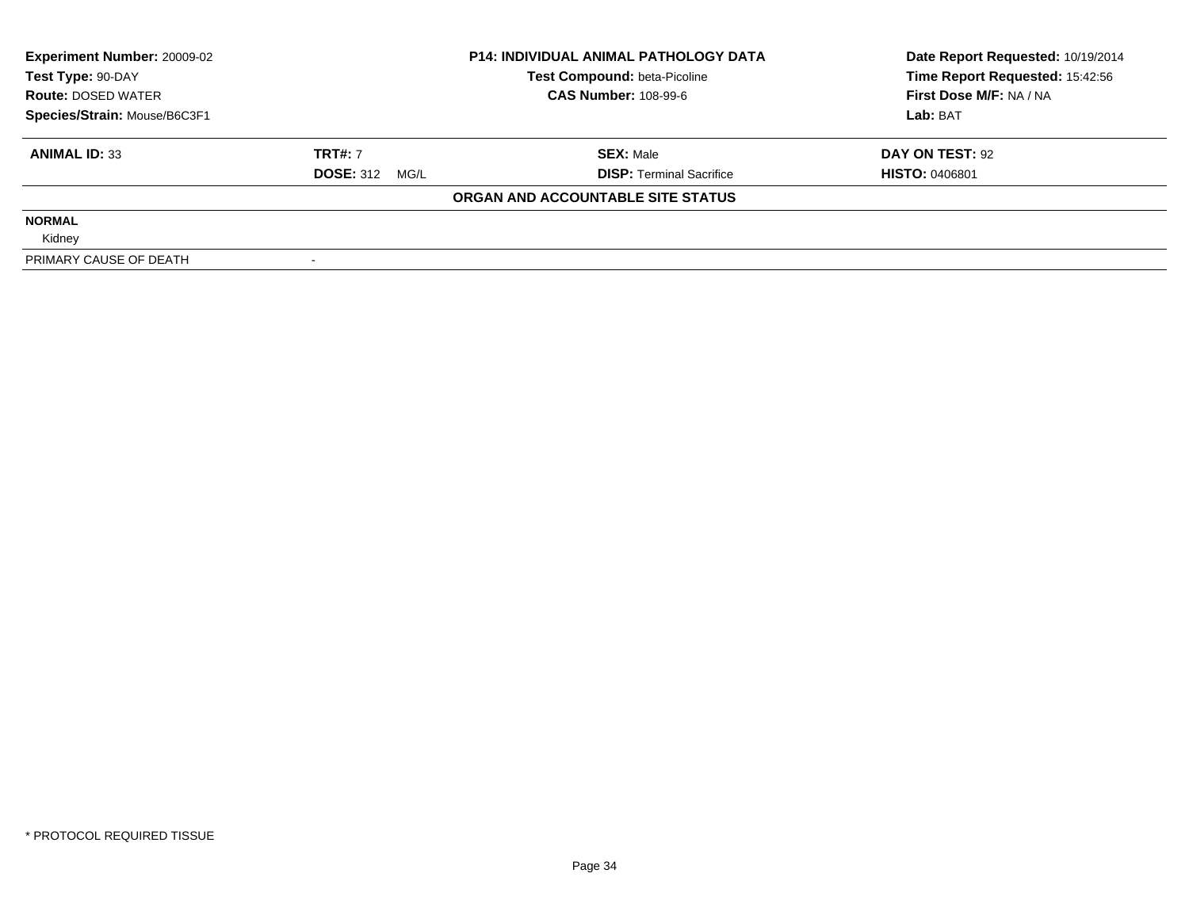| Experiment Number: 20009-02 | P14: INDIVIDUAL ANIMAL PATHOLOGY DATA | Date Report Requested: 10/19/2014 |
|---|---|---|
| Test Type: 90-DAY | Test Compound: beta-Picoline | Time Report Requested: 15:42:56 |
| Route: DOSED WATER | CAS Number: 108-99-6 | First Dose M/F: NA / NA |
| Species/Strain: Mouse/B6C3F1 | | Lab: BAT |

| ANIMAL ID: 33 | TRT#: 7 | SEX: Male | DAY ON TEST: 92 |
|---|---|---|---|
| | DOSE: 312 MG/L | DISP: Terminal Sacrifice | HISTO: 0406801 |

**ORGAN AND ACCOUNTABLE SITE STATUS**

**NORMAL**

Kidney

| PRIMARY CAUSE OF DEATH | - |
|---|---|

\* PROTOCOL REQUIRED TISSUE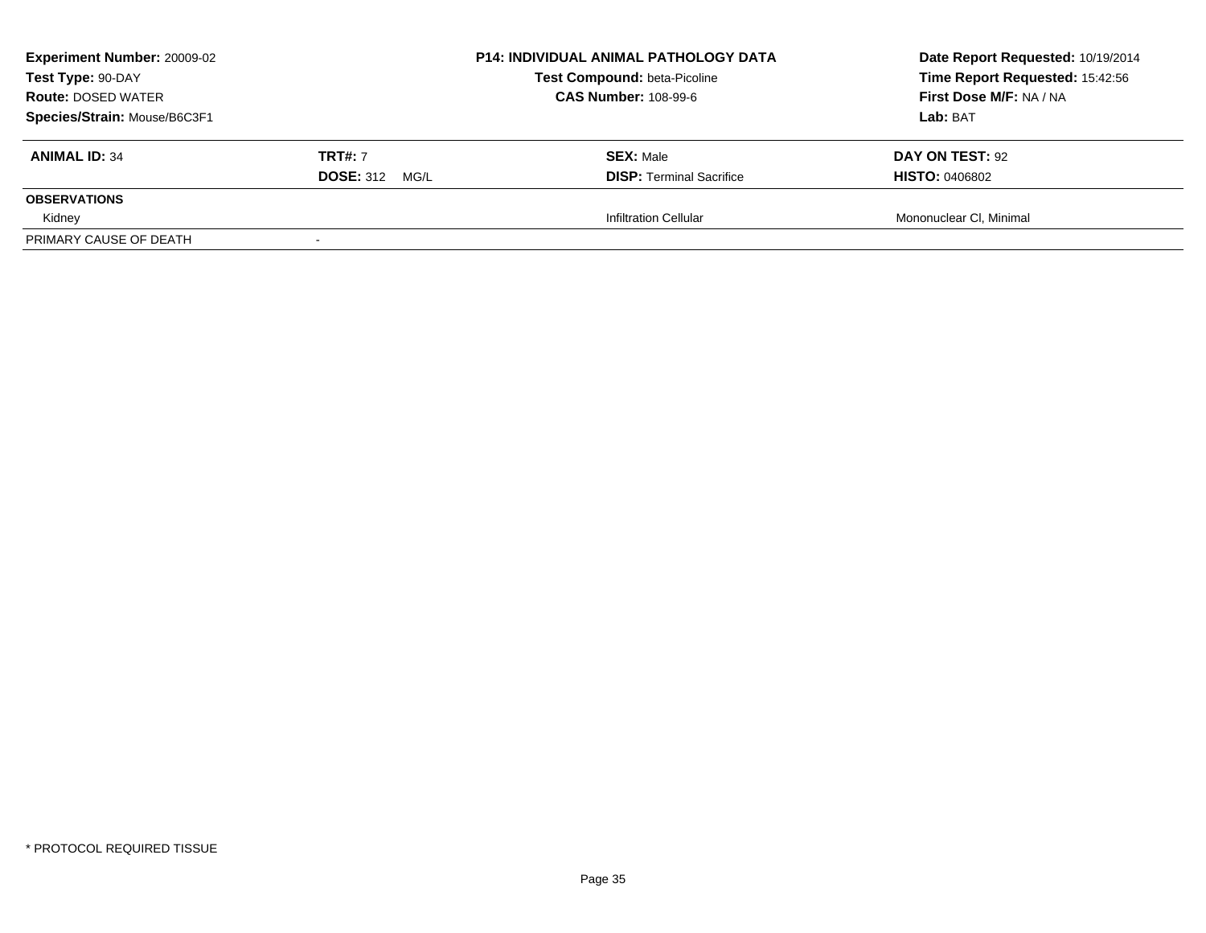**Experiment Number:** 20009-02
**Test Type:** 90-DAY
**Route:** DOSED WATER
**Species/Strain:** Mouse/B6C3F1

**P14: INDIVIDUAL ANIMAL PATHOLOGY DATA**
**Test Compound:** beta-Picoline
**CAS Number:** 108-99-6

**Date Report Requested:** 10/19/2014
**Time Report Requested:** 15:42:56
**First Dose M/F:** NA / NA
**Lab:** BAT

| **ANIMAL ID:** 34 | **TRT#:** 7 | **SEX:** Male | **DAY ON TEST:** 92 |
|---|---|---|---|
| | **DOSE:** 312 MG/L | **DISP:** Terminal Sacrifice | **HISTO:** 0406802 |
| **OBSERVATIONS** | | | |
| Kidney | | Infiltration Cellular | Mononuclear Cl, Minimal |
| PRIMARY CAUSE OF DEATH | - | | |

* PROTOCOL REQUIRED TISSUE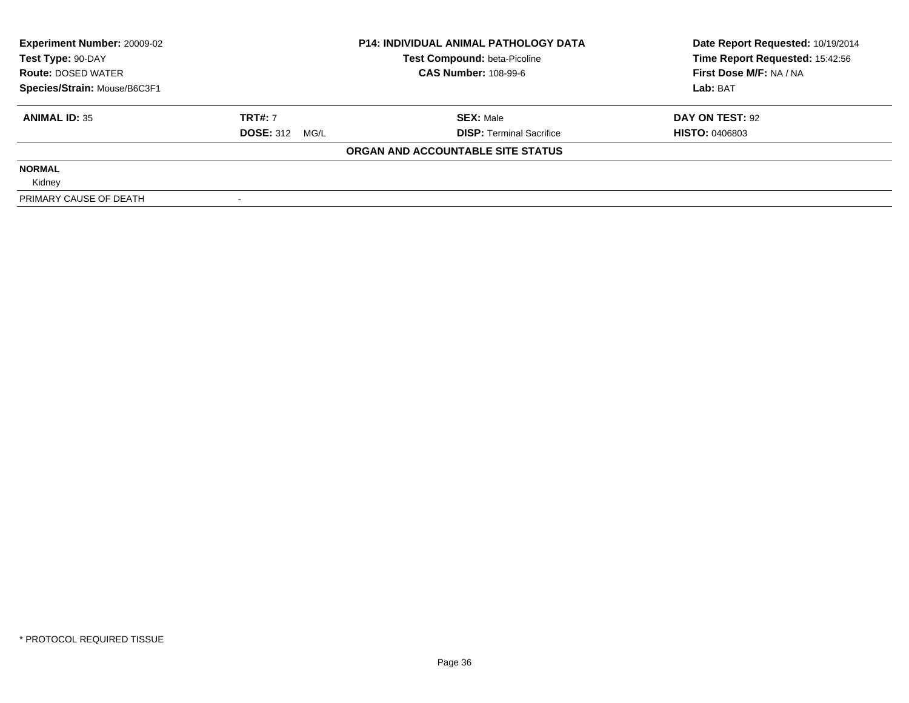| **Experiment Number:** 20009-02 | **P14: INDIVIDUAL ANIMAL PATHOLOGY DATA** | **Date Report Requested:** 10/19/2014 |
|---|---|---|
| **Test Type:** 90-DAY | **Test Compound:** beta-Picoline | **Time Report Requested:** 15:42:56 |
| **Route:** DOSED WATER | **CAS Number:** 108-99-6 | **First Dose M/F:** NA / NA |
| **Species/Strain:** Mouse/B6C3F1 | | **Lab:** BAT |

| **ANIMAL ID:** 35 | **TRT#:** 7 | **SEX:** Male | **DAY ON TEST:** 92 |
|---|---|---|---|
| | **DOSE:** 312 MG/L | **DISP:** Terminal Sacrifice | **HISTO:** 0406803 |

**ORGAN AND ACCOUNTABLE SITE STATUS**

| | |
|---|---|
| **NORMAL** | |
| Kidney | |
| PRIMARY CAUSE OF DEATH | - |

\* PROTOCOL REQUIRED TISSUE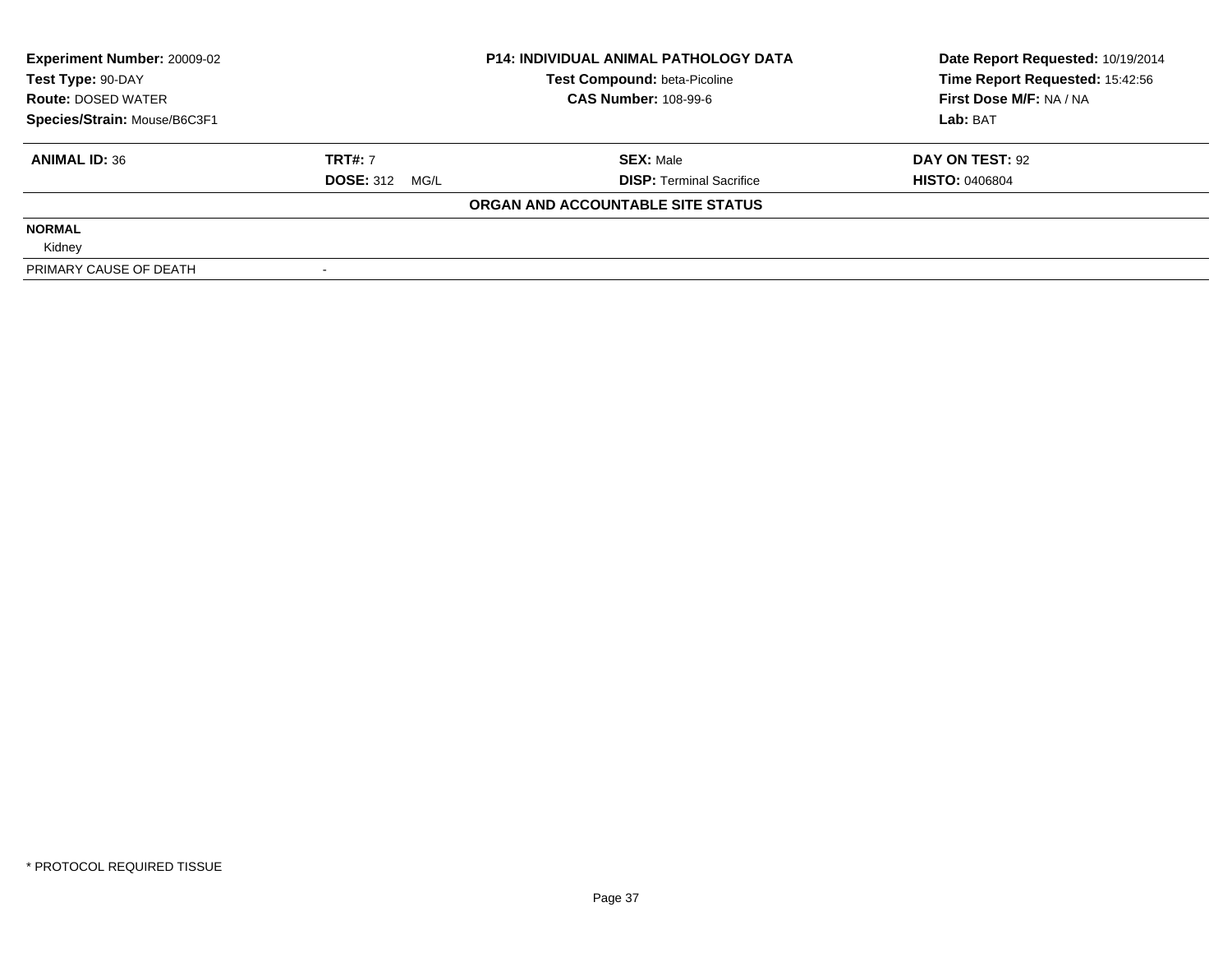**Experiment Number:** 20009-02
**Test Type:** 90-DAY
**Route:** DOSED WATER
**Species/Strain:** Mouse/B6C3F1

**P14: INDIVIDUAL ANIMAL PATHOLOGY DATA**
**Test Compound:** beta-Picoline
**CAS Number:** 108-99-6

**Date Report Requested:** 10/19/2014
**Time Report Requested:** 15:42:56
**First Dose M/F:** NA / NA
**Lab:** BAT

| **ANIMAL ID:** 36 | **TRT#:** 7 | **SEX:** Male | **DAY ON TEST:** 92 |
|---|---|---|---|
| | **DOSE:** 312 MG/L | **DISP:** Terminal Sacrifice | **HISTO:** 0406804 |

**ORGAN AND ACCOUNTABLE SITE STATUS**

**NORMAL**

Kidney

| PRIMARY CAUSE OF DEATH | - |
|---|---|

* PROTOCOL REQUIRED TISSUE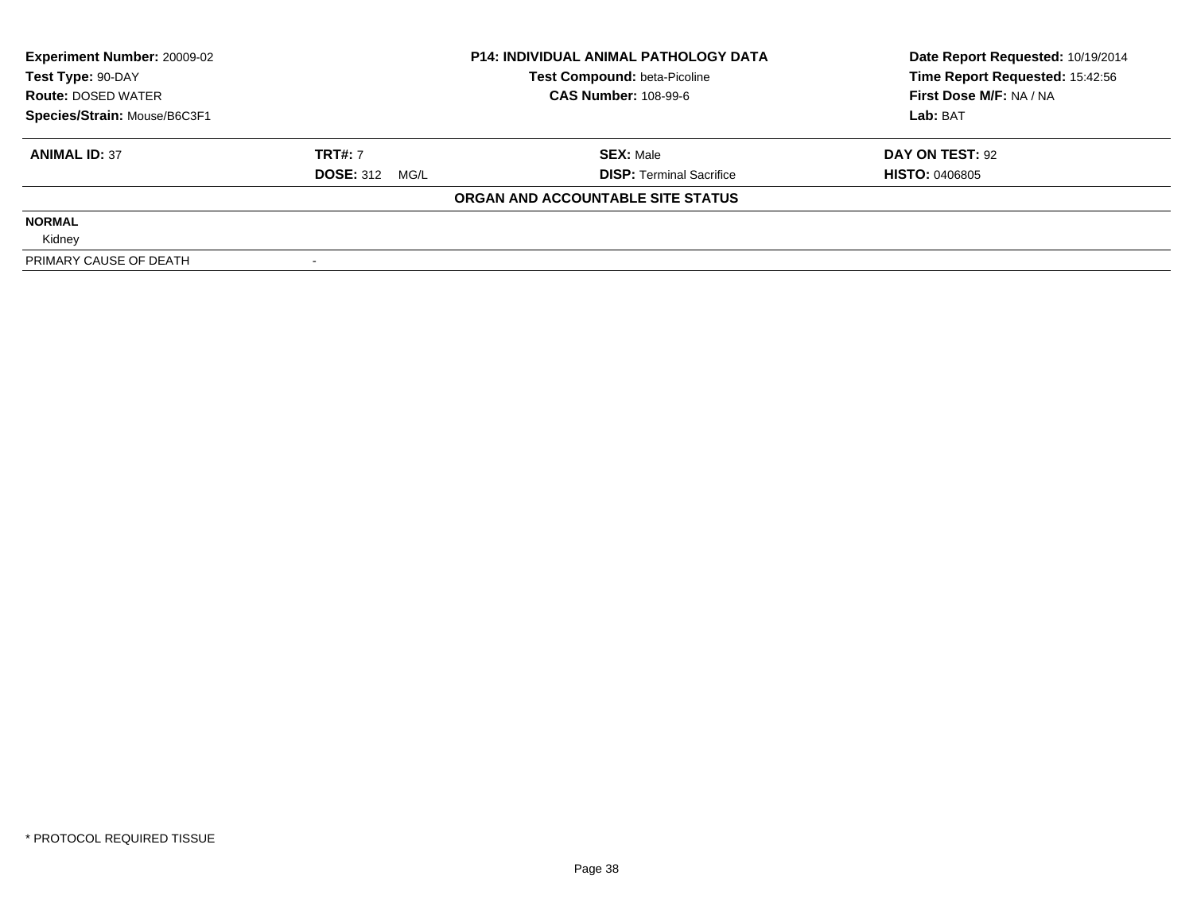| **Experiment Number:** 20009-02 | **P14: INDIVIDUAL ANIMAL PATHOLOGY DATA** | **Date Report Requested:** 10/19/2014 |
|---|---|---|
| **Test Type:** 90-DAY | **Test Compound:** beta-Picoline | **Time Report Requested:** 15:42:56 |
| **Route:** DOSED WATER | **CAS Number:** 108-99-6 | **First Dose M/F:** NA / NA |
| **Species/Strain:** Mouse/B6C3F1 | | **Lab:** BAT |

| **ANIMAL ID:** 37 | **TRT#:** 7 | **SEX:** Male | **DAY ON TEST:** 92 |
|---|---|---|---|
| | **DOSE:** 312 MG/L | **DISP:** Terminal Sacrifice | **HISTO:** 0406805 |

**ORGAN AND ACCOUNTABLE SITE STATUS**

| | |
|---|---|
| **NORMAL** | |
| Kidney | |
| PRIMARY CAUSE OF DEATH | - |

\* PROTOCOL REQUIRED TISSUE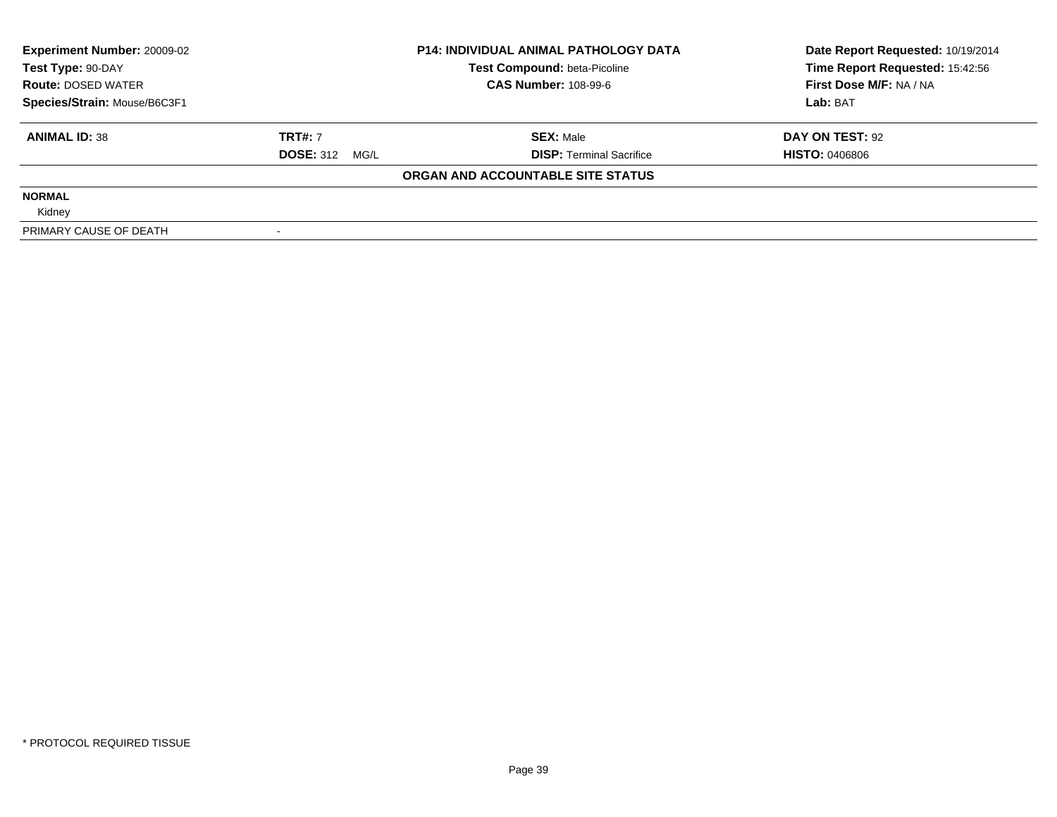| Experiment Number: 20009-02 | P14: INDIVIDUAL ANIMAL PATHOLOGY DATA | Date Report Requested: 10/19/2014 |
|---|---|---|
| Test Type: 90-DAY | Test Compound: beta-Picoline | Time Report Requested: 15:42:56 |
| Route: DOSED WATER | CAS Number: 108-99-6 | First Dose M/F: NA / NA |
| Species/Strain: Mouse/B6C3F1 | | Lab: BAT |

| ANIMAL ID: 38 | TRT#: 7 | SEX: Male | DAY ON TEST: 92 |
|---|---|---|---|
| | DOSE: 312 MG/L | DISP: Terminal Sacrifice | HISTO: 0406806 |

**ORGAN AND ACCOUNTABLE SITE STATUS**

**NORMAL**

Kidney

| PRIMARY CAUSE OF DEATH | - |
|---|---|

\* PROTOCOL REQUIRED TISSUE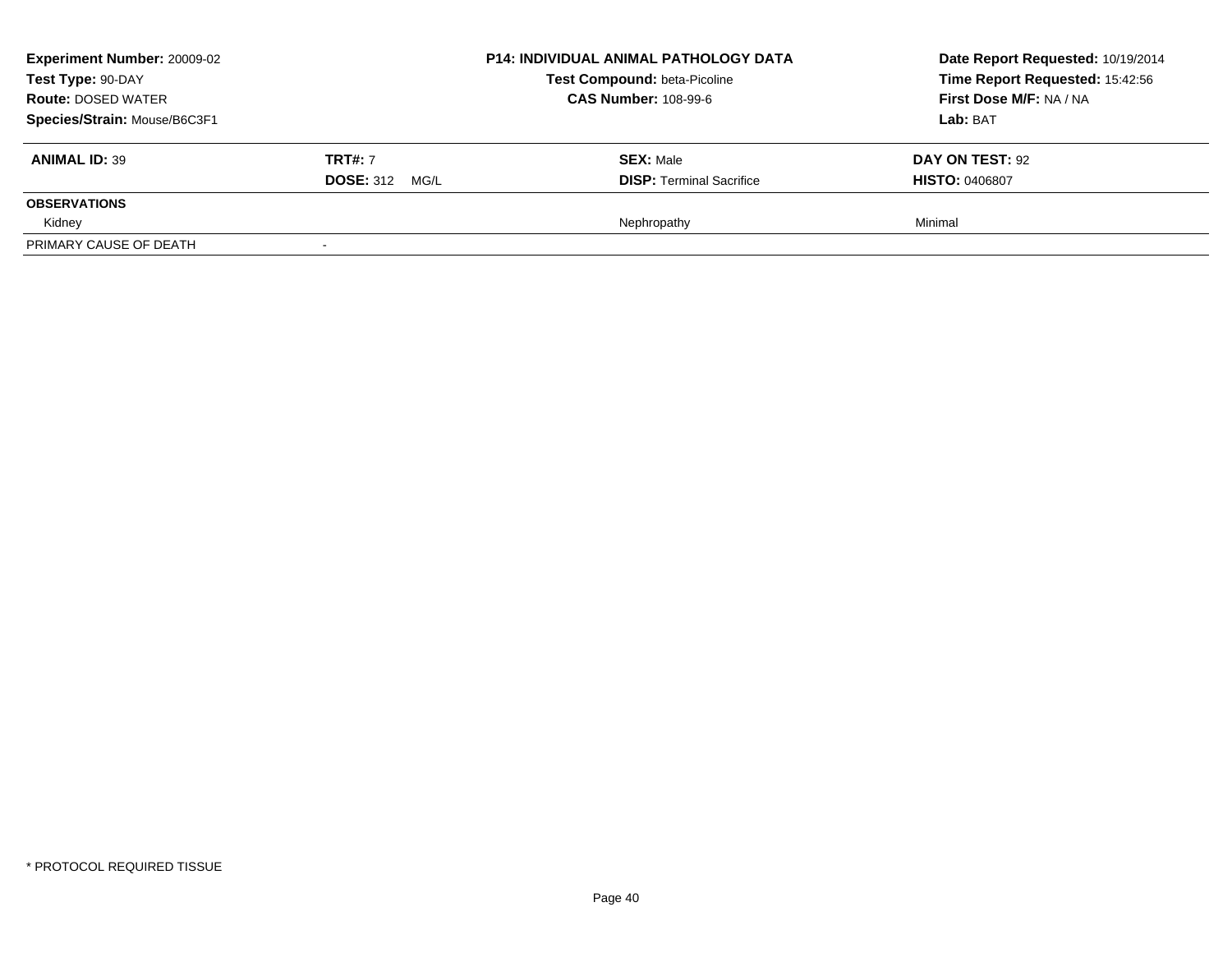| **Experiment Number:** 20009-02 | **P14: INDIVIDUAL ANIMAL PATHOLOGY DATA** | **Date Report Requested:** 10/19/2014 |
|---|---|---|
| **Test Type:** 90-DAY | **Test Compound:** beta-Picoline | **Time Report Requested:** 15:42:56 |
| **Route:** DOSED WATER | **CAS Number:** 108-99-6 | **First Dose M/F:** NA / NA |
| **Species/Strain:** Mouse/B6C3F1 | | **Lab:** BAT |

| **ANIMAL ID:** 39 | **TRT#:** 7 | **SEX:** Male | **DAY ON TEST:** 92 |
|---|---|---|---|
| | **DOSE:** 312 MG/L | **DISP:** Terminal Sacrifice | **HISTO:** 0406807 |
| **OBSERVATIONS** | | | |
| Kidney | | Nephropathy | Minimal |
| PRIMARY CAUSE OF DEATH | - | | |

\* PROTOCOL REQUIRED TISSUE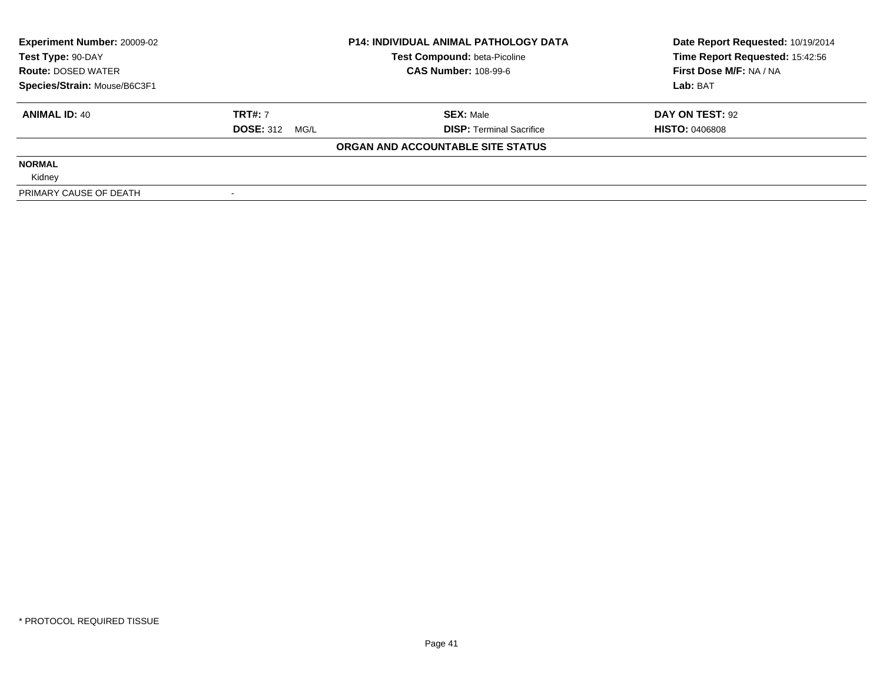| **Experiment Number:** 20009-02 | **P14: INDIVIDUAL ANIMAL PATHOLOGY DATA** | **Date Report Requested:** 10/19/2014 |
|---|---|---|
| **Test Type:** 90-DAY | **Test Compound:** beta-Picoline | **Time Report Requested:** 15:42:56 |
| **Route:** DOSED WATER | **CAS Number:** 108-99-6 | **First Dose M/F:** NA / NA |
| **Species/Strain:** Mouse/B6C3F1 | | **Lab:** BAT |

| **ANIMAL ID:** 40 | **TRT#:** 7 | **SEX:** Male | **DAY ON TEST:** 92 |
|---|---|---|---|
| | **DOSE:** 312 MG/L | **DISP:** Terminal Sacrifice | **HISTO:** 0406808 |

**ORGAN AND ACCOUNTABLE SITE STATUS**

**NORMAL**

Kidney

| PRIMARY CAUSE OF DEATH | - |
|---|---|

\* PROTOCOL REQUIRED TISSUE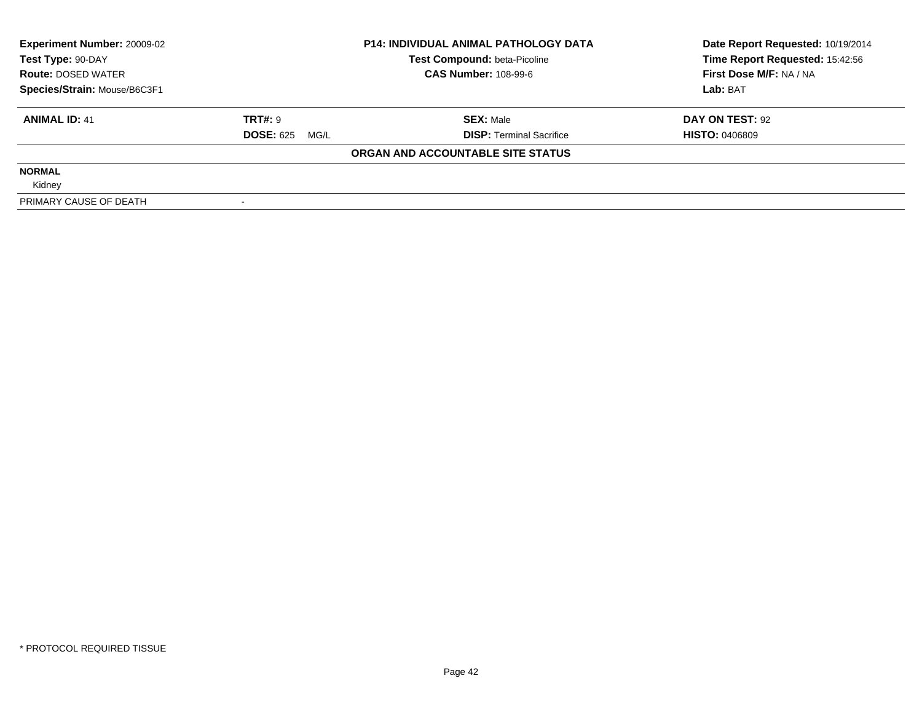| Experiment Number: 20009-02 | P14: INDIVIDUAL ANIMAL PATHOLOGY DATA | Date Report Requested: 10/19/2014 |
|---|---|---|
| Test Type: 90-DAY | Test Compound: beta-Picoline | Time Report Requested: 15:42:56 |
| Route: DOSED WATER | CAS Number: 108-99-6 | First Dose M/F: NA / NA |
| Species/Strain: Mouse/B6C3F1 | | Lab: BAT |

| ANIMAL ID: 41 | TRT#: 9 | SEX: Male | DAY ON TEST: 92 |
|---|---|---|---|
| | DOSE: 625 MG/L | DISP: Terminal Sacrifice | HISTO: 0406809 |

**ORGAN AND ACCOUNTABLE SITE STATUS**

**NORMAL**

Kidney

| PRIMARY CAUSE OF DEATH | - |
|---|---|

\* PROTOCOL REQUIRED TISSUE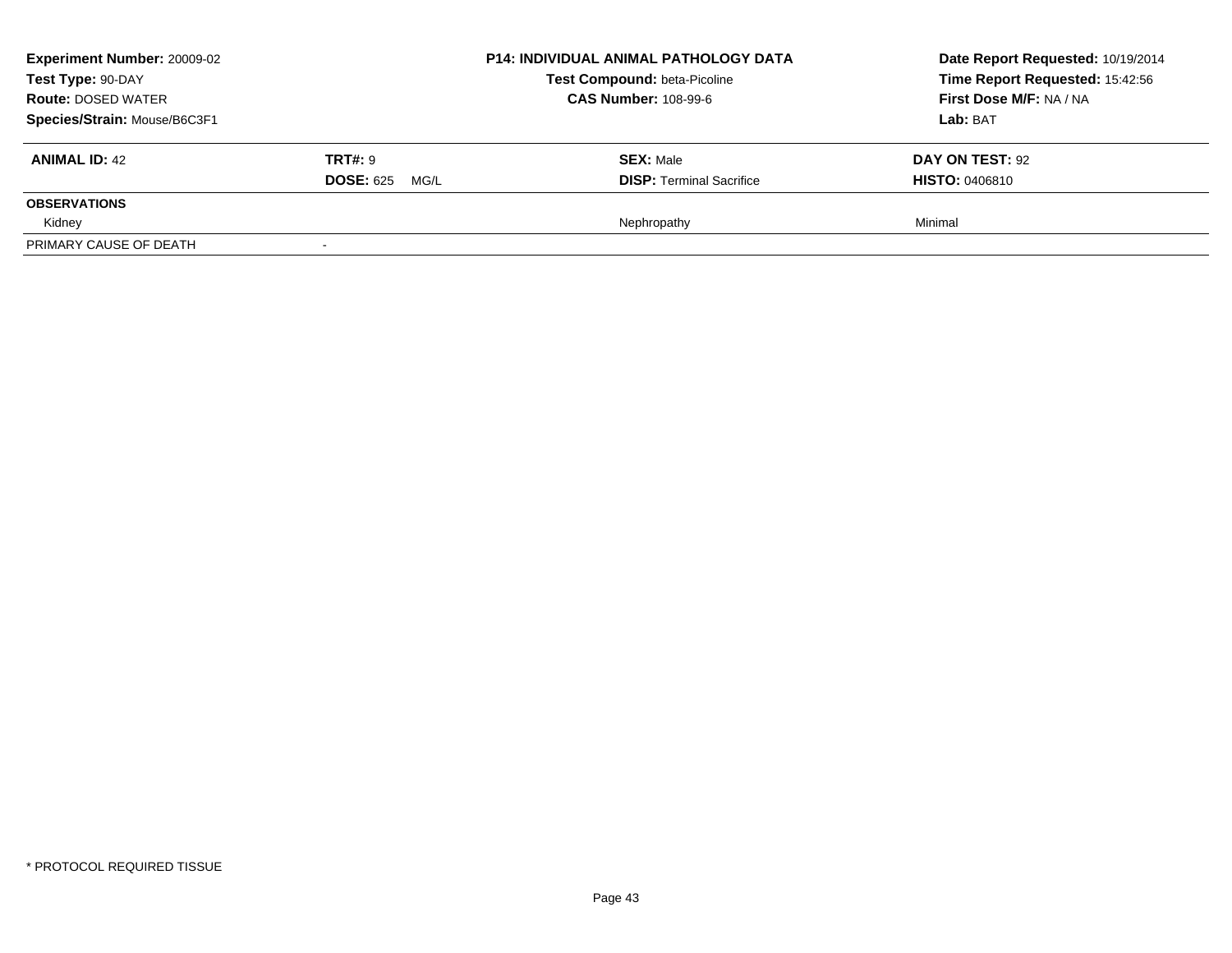**Experiment Number:** 20009-02
**Test Type:** 90-DAY
**Route:** DOSED WATER
**Species/Strain:** Mouse/B6C3F1

**P14: INDIVIDUAL ANIMAL PATHOLOGY DATA**
**Test Compound:** beta-Picoline
**CAS Number:** 108-99-6

**Date Report Requested:** 10/19/2014
**Time Report Requested:** 15:42:56
**First Dose M/F:** NA / NA
**Lab:** BAT

| **ANIMAL ID:** 42 | **TRT#:** 9 | **SEX:** Male | **DAY ON TEST:** 92 |
|---|---|---|---|
| | **DOSE:** 625 MG/L | **DISP:** Terminal Sacrifice | **HISTO:** 0406810 |
| **OBSERVATIONS** | | | |
| Kidney | | Nephropathy | Minimal |
| PRIMARY CAUSE OF DEATH | - | | |

* PROTOCOL REQUIRED TISSUE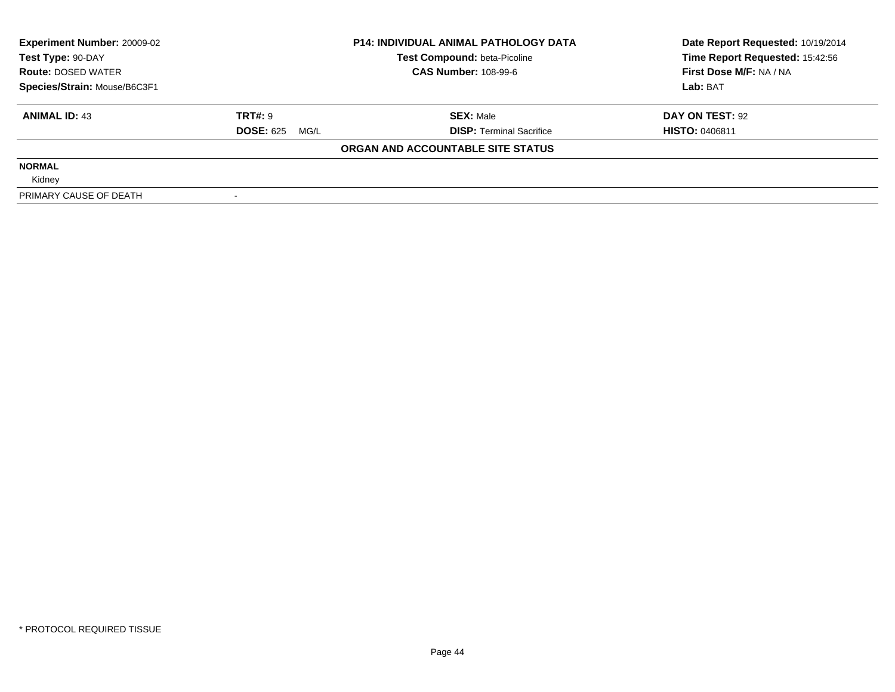| **Experiment Number:** 20009-02 | **P14: INDIVIDUAL ANIMAL PATHOLOGY DATA** | **Date Report Requested:** 10/19/2014 |
|---|---|---|
| **Test Type:** 90-DAY | **Test Compound:** beta-Picoline | **Time Report Requested:** 15:42:56 |
| **Route:** DOSED WATER | **CAS Number:** 108-99-6 | **First Dose M/F:** NA / NA |
| **Species/Strain:** Mouse/B6C3F1 | | **Lab:** BAT |

| **ANIMAL ID:** 43 | **TRT#:** 9 | **SEX:** Male | **DAY ON TEST:** 92 |
|---|---|---|---|
| | **DOSE:** 625 MG/L | **DISP:** Terminal Sacrifice | **HISTO:** 0406811 |

**ORGAN AND ACCOUNTABLE SITE STATUS**

**NORMAL**

Kidney

| PRIMARY CAUSE OF DEATH | - |
|---|---|

* PROTOCOL REQUIRED TISSUE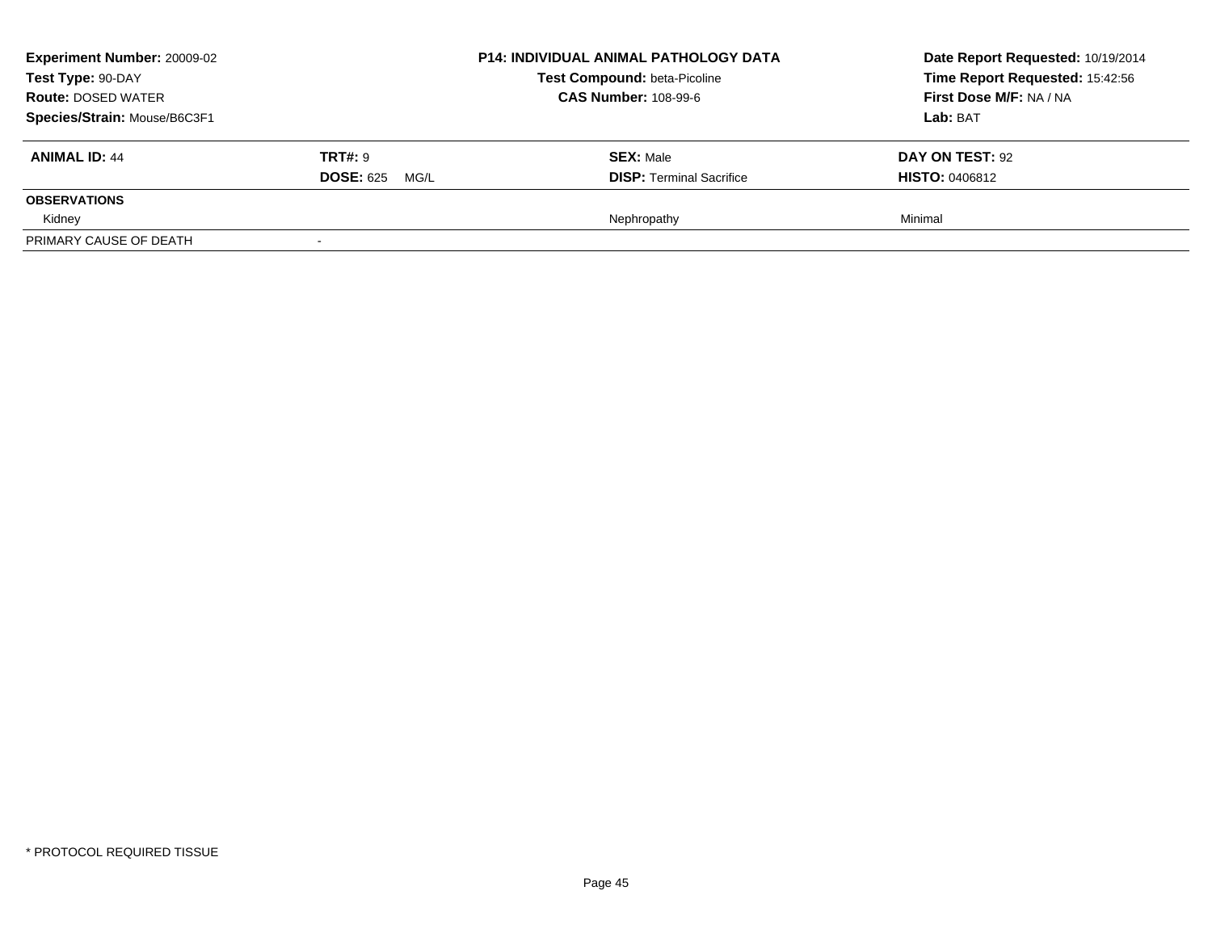**Experiment Number:** 20009-02
**Test Type:** 90-DAY
**Route:** DOSED WATER
**Species/Strain:** Mouse/B6C3F1

**P14: INDIVIDUAL ANIMAL PATHOLOGY DATA**
**Test Compound:** beta-Picoline
**CAS Number:** 108-99-6

**Date Report Requested:** 10/19/2014
**Time Report Requested:** 15:42:56
**First Dose M/F:** NA / NA
**Lab:** BAT

| **ANIMAL ID:** 44 | **TRT#:** 9 | **SEX:** Male | **DAY ON TEST:** 92 |
|---|---|---|---|
| | **DOSE:** 625 MG/L | **DISP:** Terminal Sacrifice | **HISTO:** 0406812 |
| **OBSERVATIONS** | | | |
| Kidney | | Nephropathy | Minimal |
| PRIMARY CAUSE OF DEATH | - | | |

* PROTOCOL REQUIRED TISSUE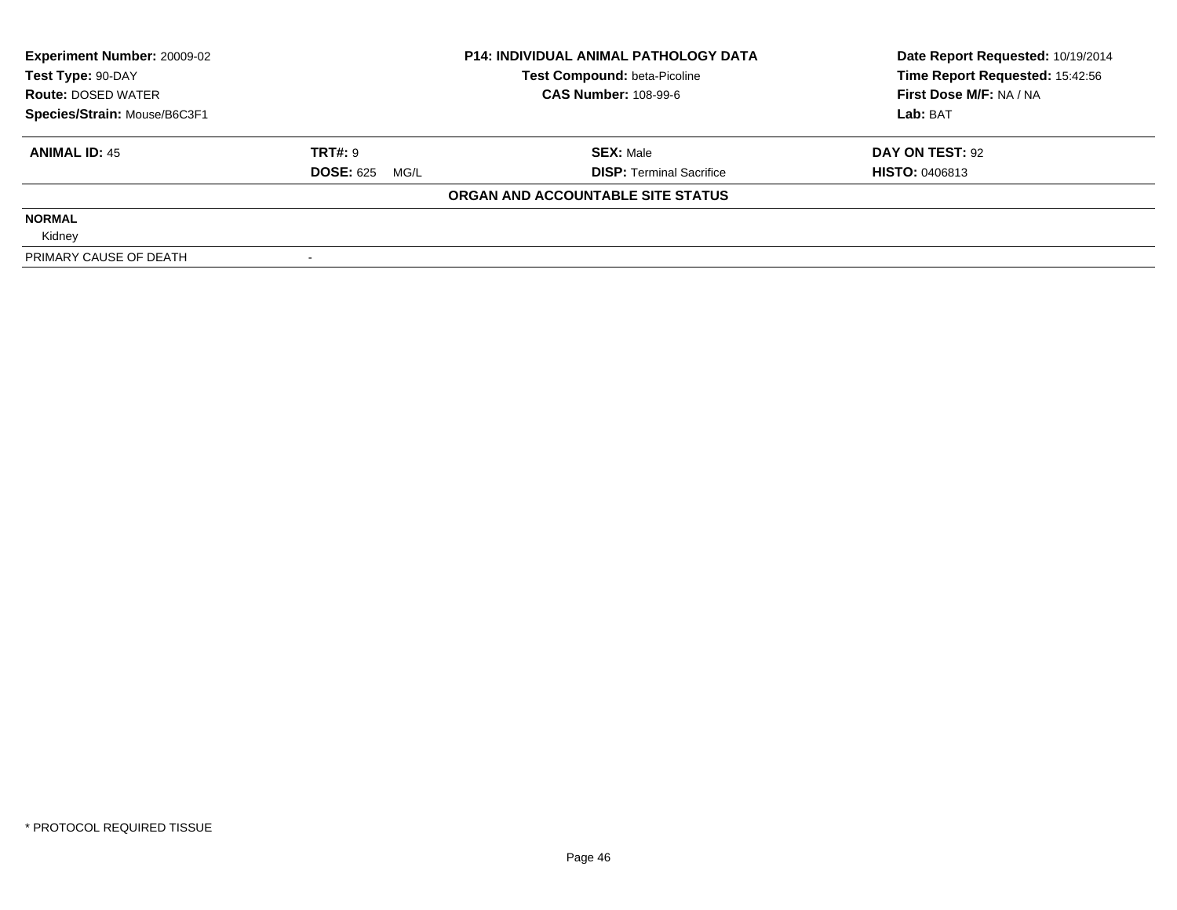| **Experiment Number:** 20009-02 | **P14: INDIVIDUAL ANIMAL PATHOLOGY DATA** | **Date Report Requested:** 10/19/2014 |
|---|---|---|
| **Test Type:** 90-DAY | **Test Compound:** beta-Picoline | **Time Report Requested:** 15:42:56 |
| **Route:** DOSED WATER | **CAS Number:** 108-99-6 | **First Dose M/F:** NA / NA |
| **Species/Strain:** Mouse/B6C3F1 | | **Lab:** BAT |

| **ANIMAL ID:** 45 | **TRT#:** 9 | **SEX:** Male | **DAY ON TEST:** 92 |
|---|---|---|---|
| | **DOSE:** 625 MG/L | **DISP:** Terminal Sacrifice | **HISTO:** 0406813 |

**ORGAN AND ACCOUNTABLE SITE STATUS**

| | |
|---|---|
| **NORMAL** | |
| Kidney | |
| PRIMARY CAUSE OF DEATH | - |

* PROTOCOL REQUIRED TISSUE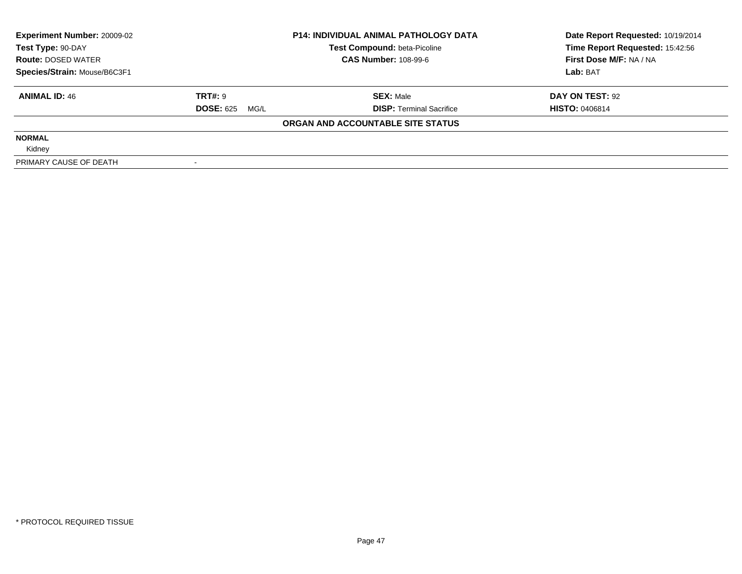**Experiment Number:** 20009-02
**Test Type:** 90-DAY
**Route:** DOSED WATER
**Species/Strain:** Mouse/B6C3F1

**P14: INDIVIDUAL ANIMAL PATHOLOGY DATA**
**Test Compound:** beta-Picoline
**CAS Number:** 108-99-6

**Date Report Requested:** 10/19/2014
**Time Report Requested:** 15:42:56
**First Dose M/F:** NA / NA
**Lab:** BAT

| **ANIMAL ID:** 46 | **TRT#:** 9 | **SEX:** Male | **DAY ON TEST:** 92 |
|---|---|---|---|
| | **DOSE:** 625 MG/L | **DISP:** Terminal Sacrifice | **HISTO:** 0406814 |

**ORGAN AND ACCOUNTABLE SITE STATUS**

| | |
|---|---|
| **NORMAL** | |
| Kidney | |
| PRIMARY CAUSE OF DEATH | - |

\* PROTOCOL REQUIRED TISSUE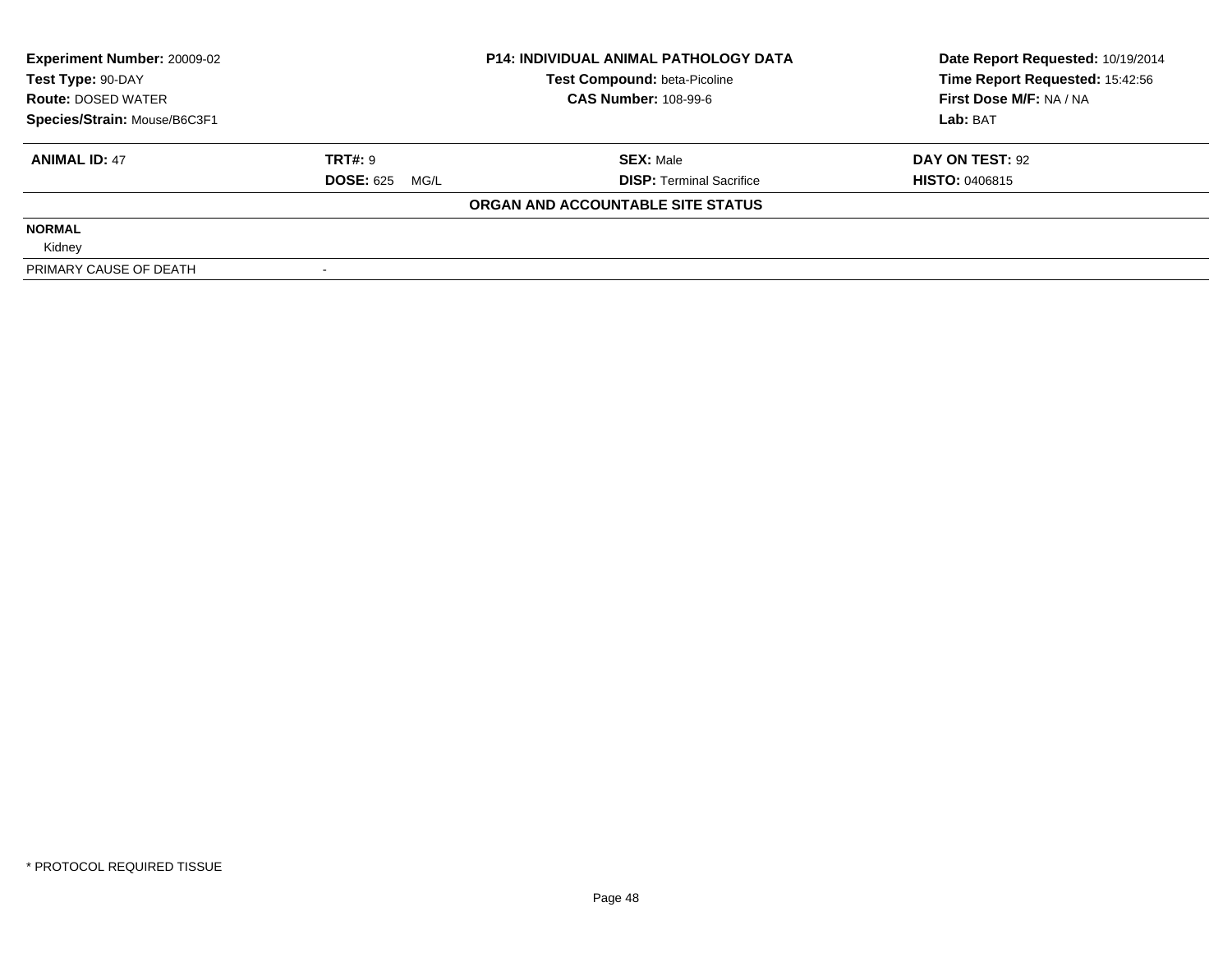| Experiment Number: 20009-02 | P14: INDIVIDUAL ANIMAL PATHOLOGY DATA | Date Report Requested: 10/19/2014 |
|---|---|---|
| Test Type: 90-DAY | Test Compound: beta-Picoline | Time Report Requested: 15:42:56 |
| Route: DOSED WATER | CAS Number: 108-99-6 | First Dose M/F: NA / NA |
| Species/Strain: Mouse/B6C3F1 | | Lab: BAT |

| ANIMAL ID: 47 | TRT#: 9 | SEX: Male | DAY ON TEST: 92 |
|---|---|---|---|
| | DOSE: 625 MG/L | DISP: Terminal Sacrifice | HISTO: 0406815 |

**ORGAN AND ACCOUNTABLE SITE STATUS**

**NORMAL**

Kidney

| PRIMARY CAUSE OF DEATH | - |
|---|---|

\* PROTOCOL REQUIRED TISSUE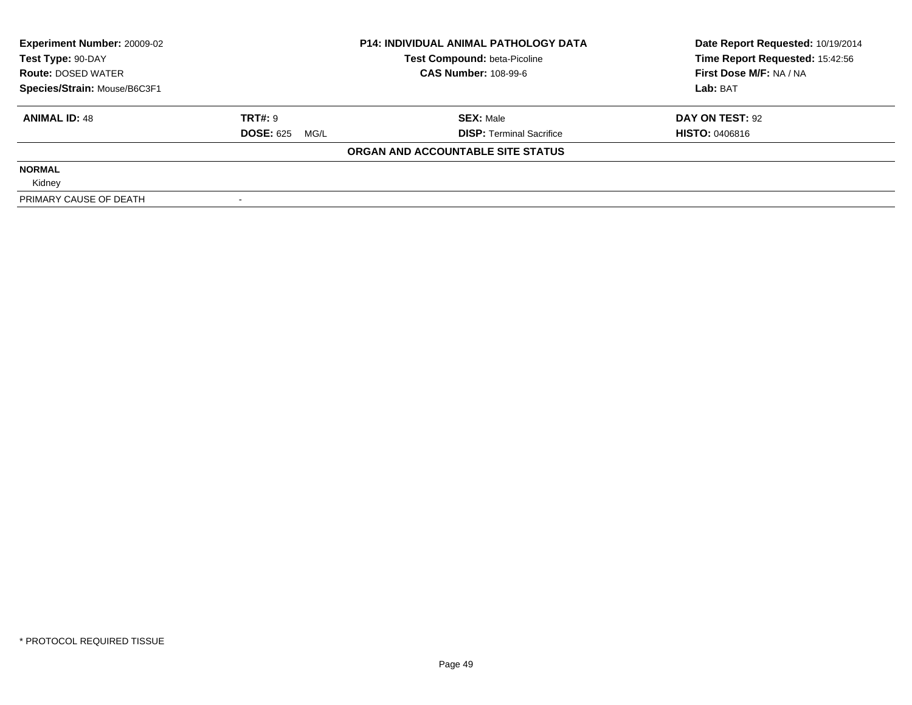| Experiment Number: 20009-02 | P14: INDIVIDUAL ANIMAL PATHOLOGY DATA | Date Report Requested: 10/19/2014 |
|---|---|---|
| Test Type: 90-DAY | Test Compound: beta-Picoline | Time Report Requested: 15:42:56 |
| Route: DOSED WATER | CAS Number: 108-99-6 | First Dose M/F: NA / NA |
| Species/Strain: Mouse/B6C3F1 | | Lab: BAT |

| ANIMAL ID: 48 | TRT#: 9 | SEX: Male | DAY ON TEST: 92 |
|---|---|---|---|
| | DOSE: 625 MG/L | DISP: Terminal Sacrifice | HISTO: 0406816 |

**ORGAN AND ACCOUNTABLE SITE STATUS**

| | |
|---|---|
| **NORMAL** | |
| Kidney | |
| PRIMARY CAUSE OF DEATH | - |

\* PROTOCOL REQUIRED TISSUE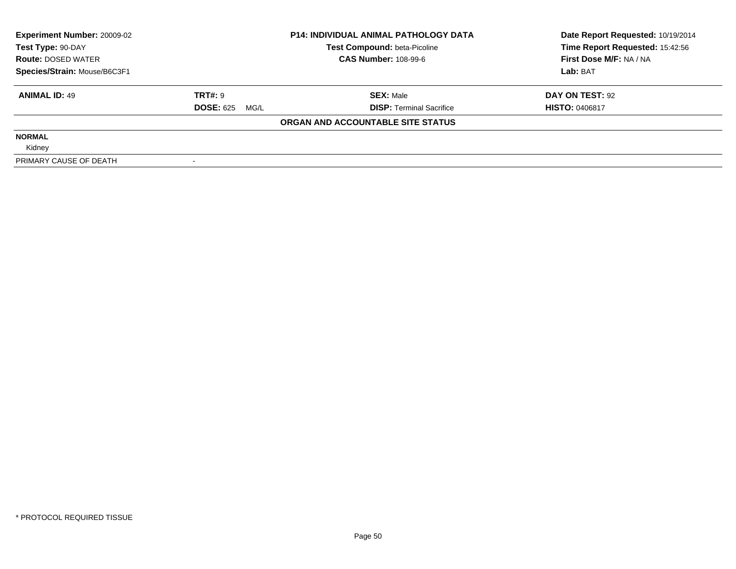**Experiment Number:** 20009-02
**Test Type:** 90-DAY
**Route:** DOSED WATER
**Species/Strain:** Mouse/B6C3F1

**P14: INDIVIDUAL ANIMAL PATHOLOGY DATA**
**Test Compound:** beta-Picoline
**CAS Number:** 108-99-6

**Date Report Requested:** 10/19/2014
**Time Report Requested:** 15:42:56
**First Dose M/F:** NA / NA
**Lab:** BAT

| **ANIMAL ID:** 49 | **TRT#:** 9 | **SEX:** Male | **DAY ON TEST:** 92 |
|---|---|---|---|
| | **DOSE:** 625 MG/L | **DISP:** Terminal Sacrifice | **HISTO:** 0406817 |

**ORGAN AND ACCOUNTABLE SITE STATUS**

**NORMAL**
Kidney

PRIMARY CAUSE OF DEATH -

* PROTOCOL REQUIRED TISSUE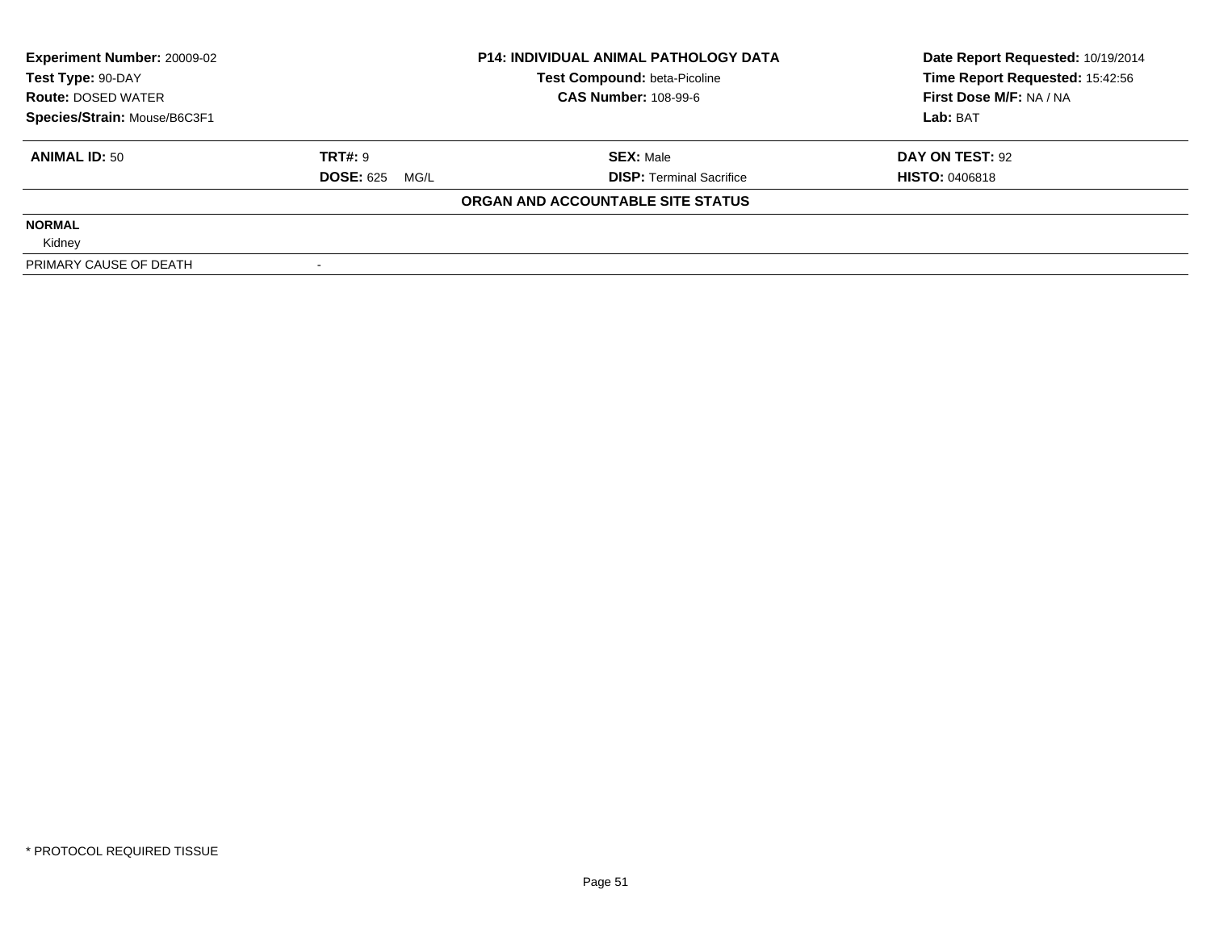| Experiment Number: 20009-02 | P14: INDIVIDUAL ANIMAL PATHOLOGY DATA | Date Report Requested: 10/19/2014 |
|---|---|---|
| Test Type: 90-DAY | Test Compound: beta-Picoline | Time Report Requested: 15:42:56 |
| Route: DOSED WATER | CAS Number: 108-99-6 | First Dose M/F: NA / NA |
| Species/Strain: Mouse/B6C3F1 | | Lab: BAT |

| ANIMAL ID: 50 | TRT#: 9 | SEX: Male | DAY ON TEST: 92 |
|---|---|---|---|
| | DOSE: 625 MG/L | DISP: Terminal Sacrifice | HISTO: 0406818 |

**ORGAN AND ACCOUNTABLE SITE STATUS**

| | |
|---|---|
| **NORMAL** | |
| Kidney | |
| PRIMARY CAUSE OF DEATH | - |

\* PROTOCOL REQUIRED TISSUE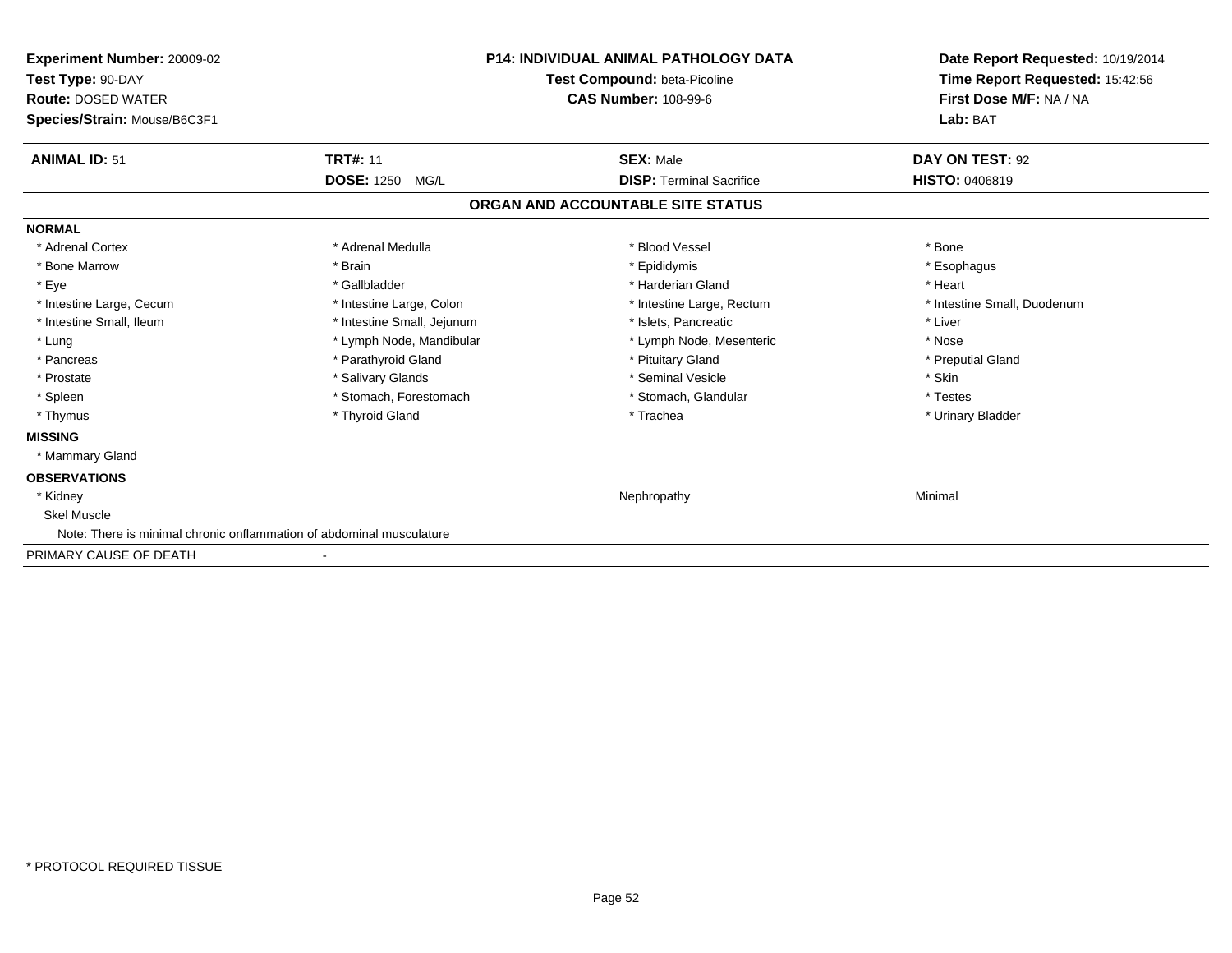**Experiment Number:** 20009-02
**Test Type:** 90-DAY
**Route:** DOSED WATER
**Species/Strain:** Mouse/B6C3F1

**P14: INDIVIDUAL ANIMAL PATHOLOGY DATA**
**Test Compound:** beta-Picoline
**CAS Number:** 108-99-6

**Date Report Requested:** 10/19/2014
**Time Report Requested:** 15:42:56
**First Dose M/F:** NA / NA
**Lab:** BAT

| **ANIMAL ID:** 51 | **TRT#:** 11 | **SEX:** Male | **DAY ON TEST:** 92 |
|---|---|---|---|
| | **DOSE:** 1250 MG/L | **DISP:** Terminal Sacrifice | **HISTO:** 0406819 |

## ORGAN AND ACCOUNTABLE SITE STATUS

| | | | |
|---|---|---|---|
| **NORMAL** | | | |
| * Adrenal Cortex | * Adrenal Medulla | * Blood Vessel | * Bone |
| * Bone Marrow | * Brain | * Epididymis | * Esophagus |
| * Eye | * Gallbladder | * Harderian Gland | * Heart |
| * Intestine Large, Cecum | * Intestine Large, Colon | * Intestine Large, Rectum | * Intestine Small, Duodenum |
| * Intestine Small, Ileum | * Intestine Small, Jejunum | * Islets, Pancreatic | * Liver |
| * Lung | * Lymph Node, Mandibular | * Lymph Node, Mesenteric | * Nose |
| * Pancreas | * Parathyroid Gland | * Pituitary Gland | * Preputial Gland |
| * Prostate | * Salivary Glands | * Seminal Vesicle | * Skin |
| * Spleen | * Stomach, Forestomach | * Stomach, Glandular | * Testes |
| * Thymus | * Thyroid Gland | * Trachea | * Urinary Bladder |
| **MISSING** | | | |
| * Mammary Gland | | | |
| **OBSERVATIONS** | | | |
| * Kidney | | Nephropathy | Minimal |
| Skel Muscle | | | |
| Note: There is minimal chronic onflammation of abdominal musculature | | | |
| PRIMARY CAUSE OF DEATH | - | | |

* PROTOCOL REQUIRED TISSUE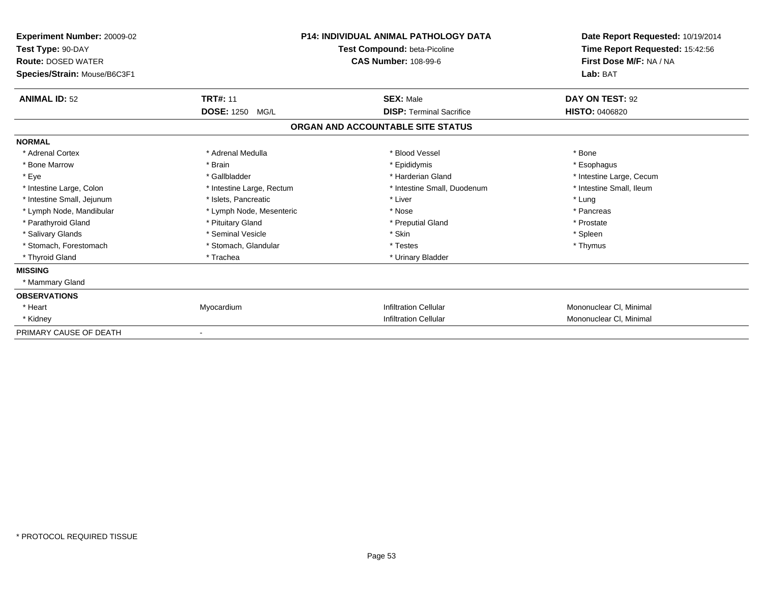| **Experiment Number:** 20009-02 | **P14: INDIVIDUAL ANIMAL PATHOLOGY DATA** | **Date Report Requested:** 10/19/2014 |
|---|---|---|
| **Test Type:** 90-DAY | **Test Compound:** beta-Picoline | **Time Report Requested:** 15:42:56 |
| **Route:** DOSED WATER | **CAS Number:** 108-99-6 | **First Dose M/F:** NA / NA |
| **Species/Strain:** Mouse/B6C3F1 | | **Lab:** BAT |

| **ANIMAL ID:** 52 | **TRT#:** 11 | **SEX:** Male | **DAY ON TEST:** 92 |
|---|---|---|---|
| | **DOSE:** 1250 MG/L | **DISP:** Terminal Sacrifice | **HISTO:** 0406820 |

## ORGAN AND ACCOUNTABLE SITE STATUS

| | | | |
|---|---|---|---|
| **NORMAL** | | | |
| * Adrenal Cortex | * Adrenal Medulla | * Blood Vessel | * Bone |
| * Bone Marrow | * Brain | * Epididymis | * Esophagus |
| * Eye | * Gallbladder | * Harderian Gland | * Intestine Large, Cecum |
| * Intestine Large, Colon | * Intestine Large, Rectum | * Intestine Small, Duodenum | * Intestine Small, Ileum |
| * Intestine Small, Jejunum | * Islets, Pancreatic | * Liver | * Lung |
| * Lymph Node, Mandibular | * Lymph Node, Mesenteric | * Nose | * Pancreas |
| * Parathyroid Gland | * Pituitary Gland | * Preputial Gland | * Prostate |
| * Salivary Glands | * Seminal Vesicle | * Skin | * Spleen |
| * Stomach, Forestomach | * Stomach, Glandular | * Testes | * Thymus |
| * Thyroid Gland | * Trachea | * Urinary Bladder | |
| **MISSING** | | | |
| * Mammary Gland | | | |
| **OBSERVATIONS** | | | |
| * Heart | Myocardium | Infiltration Cellular | Mononuclear Cl, Minimal |
| * Kidney | | Infiltration Cellular | Mononuclear Cl, Minimal |
| PRIMARY CAUSE OF DEATH | - | | |

* PROTOCOL REQUIRED TISSUE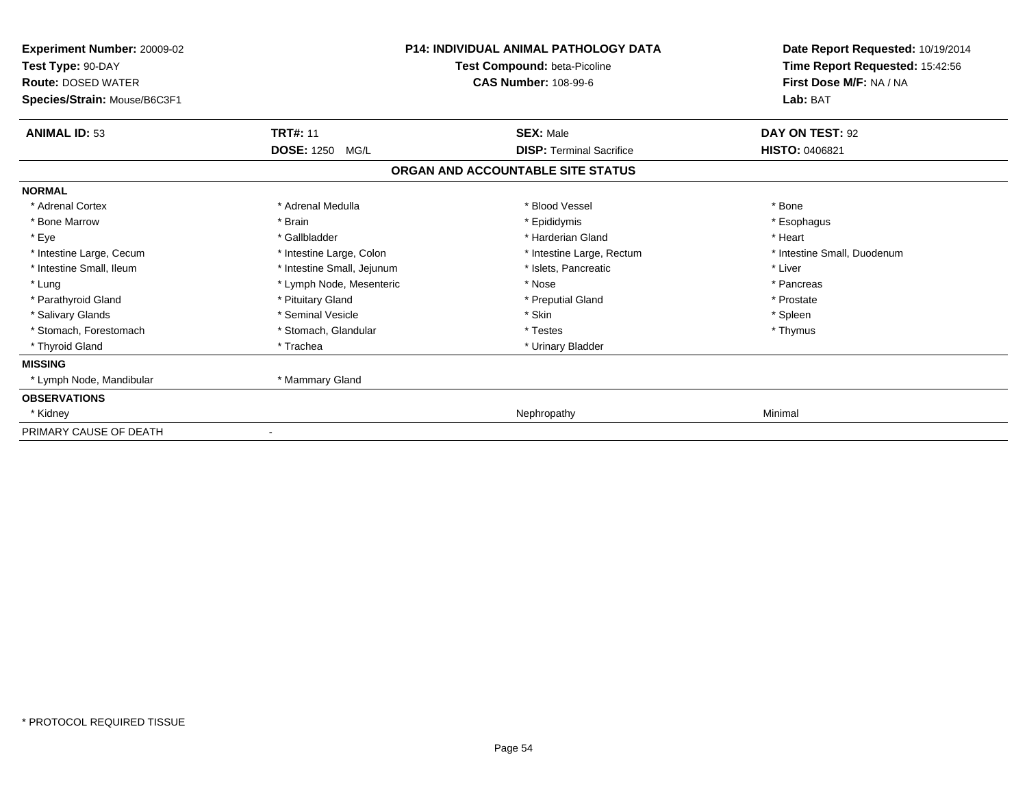**Experiment Number:** 20009-02
**Test Type:** 90-DAY
**Route:** DOSED WATER
**Species/Strain:** Mouse/B6C3F1

**P14: INDIVIDUAL ANIMAL PATHOLOGY DATA**
**Test Compound:** beta-Picoline
**CAS Number:** 108-99-6

**Date Report Requested:** 10/19/2014
**Time Report Requested:** 15:42:56
**First Dose M/F:** NA / NA
**Lab:** BAT

| **ANIMAL ID:** 53 | **TRT#:** 11 | **SEX:** Male | **DAY ON TEST:** 92 |
|---|---|---|---|
| | **DOSE:** 1250 MG/L | **DISP:** Terminal Sacrifice | **HISTO:** 0406821 |

**ORGAN AND ACCOUNTABLE SITE STATUS**

| | | | |
|---|---|---|---|
| **NORMAL** | | | |
| * Adrenal Cortex | * Adrenal Medulla | * Blood Vessel | * Bone |
| * Bone Marrow | * Brain | * Epididymis | * Esophagus |
| * Eye | * Gallbladder | * Harderian Gland | * Heart |
| * Intestine Large, Cecum | * Intestine Large, Colon | * Intestine Large, Rectum | * Intestine Small, Duodenum |
| * Intestine Small, Ileum | * Intestine Small, Jejunum | * Islets, Pancreatic | * Liver |
| * Lung | * Lymph Node, Mesenteric | * Nose | * Pancreas |
| * Parathyroid Gland | * Pituitary Gland | * Preputial Gland | * Prostate |
| * Salivary Glands | * Seminal Vesicle | * Skin | * Spleen |
| * Stomach, Forestomach | * Stomach, Glandular | * Testes | * Thymus |
| * Thyroid Gland | * Trachea | * Urinary Bladder | |
| **MISSING** | | | |
| * Lymph Node, Mandibular | * Mammary Gland | | |
| **OBSERVATIONS** | | | |
| * Kidney | | Nephropathy | Minimal |
| PRIMARY CAUSE OF DEATH | - | | |

* PROTOCOL REQUIRED TISSUE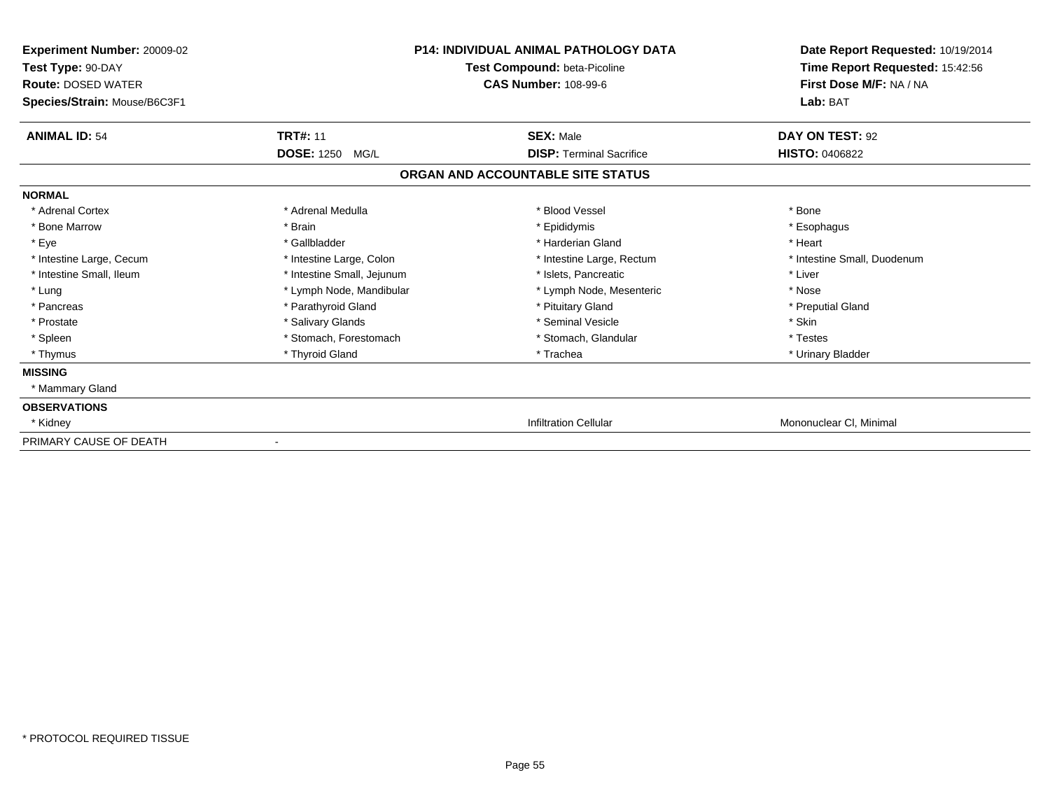**Experiment Number:** 20009-02
**Test Type:** 90-DAY
**Route:** DOSED WATER
**Species/Strain:** Mouse/B6C3F1

**P14: INDIVIDUAL ANIMAL PATHOLOGY DATA**
**Test Compound:** beta-Picoline
**CAS Number:** 108-99-6

**Date Report Requested:** 10/19/2014
**Time Report Requested:** 15:42:56
**First Dose M/F:** NA / NA
**Lab:** BAT

| **ANIMAL ID:** 54 | **TRT#:** 11 | **SEX:** Male | **DAY ON TEST:** 92 |
|---|---|---|---|
| | **DOSE:** 1250 MG/L | **DISP:** Terminal Sacrifice | **HISTO:** 0406822 |

## ORGAN AND ACCOUNTABLE SITE STATUS

| | | | |
|---|---|---|---|
| **NORMAL** | | | |
| * Adrenal Cortex | * Adrenal Medulla | * Blood Vessel | * Bone |
| * Bone Marrow | * Brain | * Epididymis | * Esophagus |
| * Eye | * Gallbladder | * Harderian Gland | * Heart |
| * Intestine Large, Cecum | * Intestine Large, Colon | * Intestine Large, Rectum | * Intestine Small, Duodenum |
| * Intestine Small, Ileum | * Intestine Small, Jejunum | * Islets, Pancreatic | * Liver |
| * Lung | * Lymph Node, Mandibular | * Lymph Node, Mesenteric | * Nose |
| * Pancreas | * Parathyroid Gland | * Pituitary Gland | * Preputial Gland |
| * Prostate | * Salivary Glands | * Seminal Vesicle | * Skin |
| * Spleen | * Stomach, Forestomach | * Stomach, Glandular | * Testes |
| * Thymus | * Thyroid Gland | * Trachea | * Urinary Bladder |
| **MISSING** | | | |
| * Mammary Gland | | | |
| **OBSERVATIONS** | | | |
| * Kidney | | Infiltration Cellular | Mononuclear Cl, Minimal |
| PRIMARY CAUSE OF DEATH | - | | |

* PROTOCOL REQUIRED TISSUE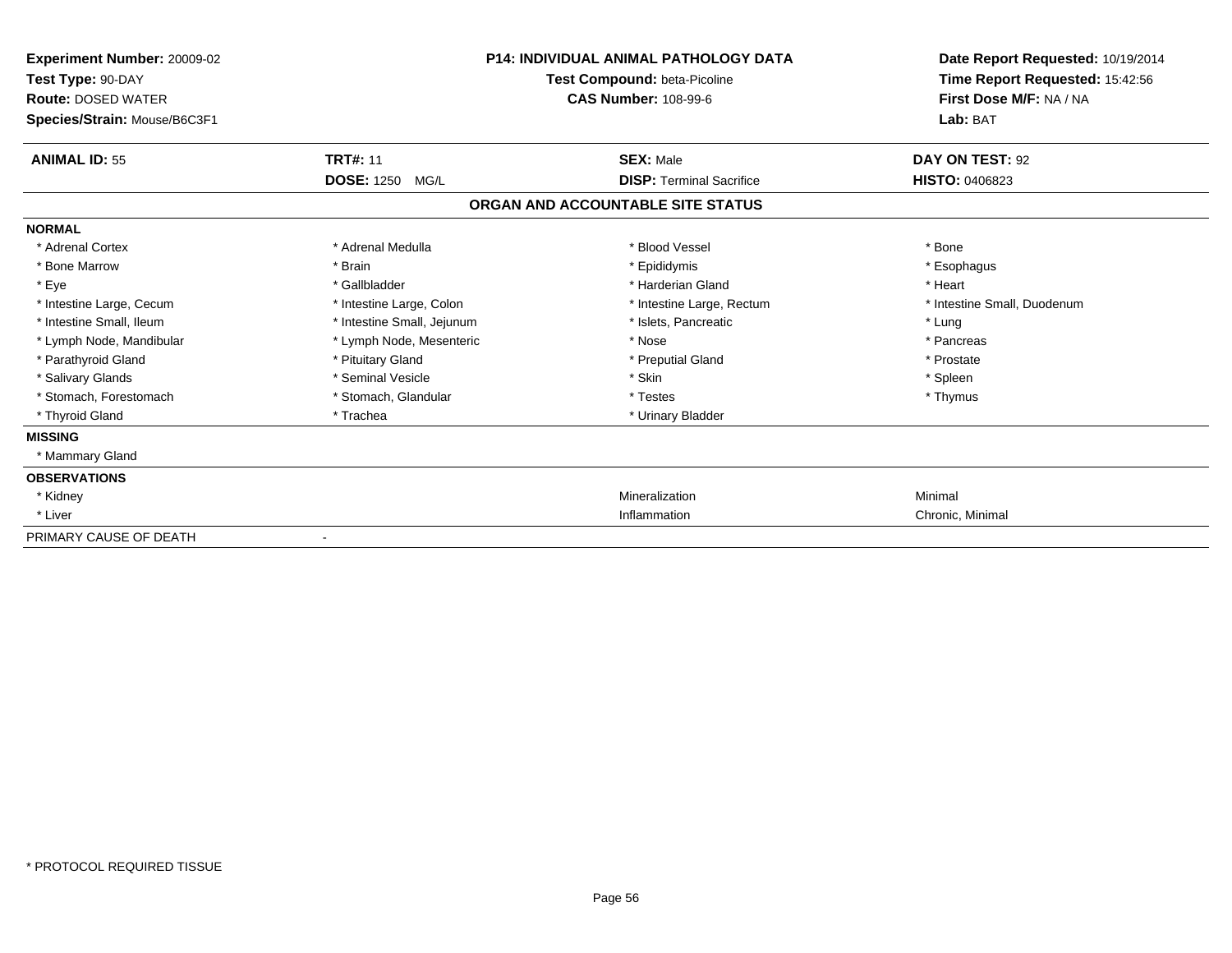**Experiment Number:** 20009-02
**Test Type:** 90-DAY
**Route:** DOSED WATER
**Species/Strain:** Mouse/B6C3F1

**P14: INDIVIDUAL ANIMAL PATHOLOGY DATA**
**Test Compound:** beta-Picoline
**CAS Number:** 108-99-6

**Date Report Requested:** 10/19/2014
**Time Report Requested:** 15:42:56
**First Dose M/F:** NA / NA
**Lab:** BAT

| **ANIMAL ID:** 55 | **TRT#:** 11 | **SEX:** Male | **DAY ON TEST:** 92 |
|---|---|---|---|
| | **DOSE:** 1250 MG/L | **DISP:** Terminal Sacrifice | **HISTO:** 0406823 |

## ORGAN AND ACCOUNTABLE SITE STATUS

| | | | |
|---|---|---|---|
| **NORMAL** | | | |
| * Adrenal Cortex | * Adrenal Medulla | * Blood Vessel | * Bone |
| * Bone Marrow | * Brain | * Epididymis | * Esophagus |
| * Eye | * Gallbladder | * Harderian Gland | * Heart |
| * Intestine Large, Cecum | * Intestine Large, Colon | * Intestine Large, Rectum | * Intestine Small, Duodenum |
| * Intestine Small, Ileum | * Intestine Small, Jejunum | * Islets, Pancreatic | * Lung |
| * Lymph Node, Mandibular | * Lymph Node, Mesenteric | * Nose | * Pancreas |
| * Parathyroid Gland | * Pituitary Gland | * Preputial Gland | * Prostate |
| * Salivary Glands | * Seminal Vesicle | * Skin | * Spleen |
| * Stomach, Forestomach | * Stomach, Glandular | * Testes | * Thymus |
| * Thyroid Gland | * Trachea | * Urinary Bladder | |
| **MISSING** | | | |
| * Mammary Gland | | | |
| **OBSERVATIONS** | | | |
| * Kidney | | Mineralization | Minimal |
| * Liver | | Inflammation | Chronic, Minimal |
| PRIMARY CAUSE OF DEATH | - | | |

* PROTOCOL REQUIRED TISSUE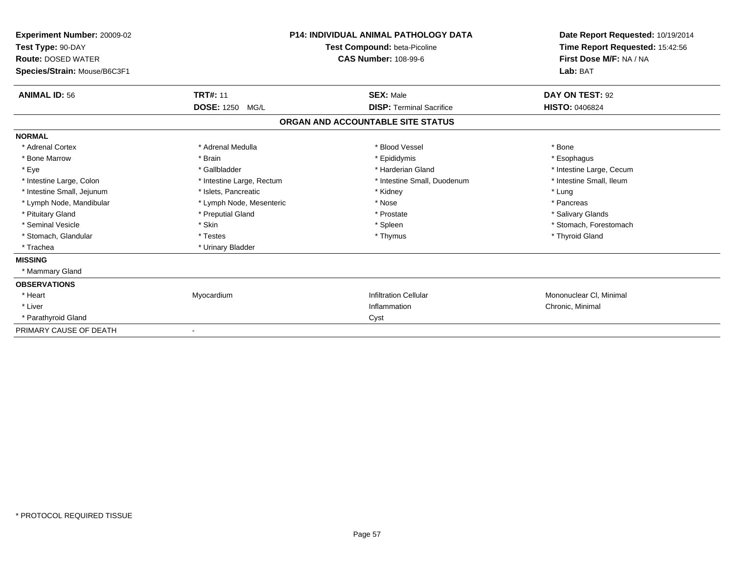**Experiment Number:** 20009-02
**Test Type:** 90-DAY
**Route:** DOSED WATER
**Species/Strain:** Mouse/B6C3F1

**P14: INDIVIDUAL ANIMAL PATHOLOGY DATA**
**Test Compound:** beta-Picoline
**CAS Number:** 108-99-6

**Date Report Requested:** 10/19/2014
**Time Report Requested:** 15:42:56
**First Dose M/F:** NA / NA
**Lab:** BAT

| **ANIMAL ID:** 56 | **TRT#:** 11 | **SEX:** Male | **DAY ON TEST:** 92 |
|---|---|---|---|
| | **DOSE:** 1250 MG/L | **DISP:** Terminal Sacrifice | **HISTO:** 0406824 |

## ORGAN AND ACCOUNTABLE SITE STATUS

| | | | |
|---|---|---|---|
| **NORMAL** | | | |
| * Adrenal Cortex | * Adrenal Medulla | * Blood Vessel | * Bone |
| * Bone Marrow | * Brain | * Epididymis | * Esophagus |
| * Eye | * Gallbladder | * Harderian Gland | * Intestine Large, Cecum |
| * Intestine Large, Colon | * Intestine Large, Rectum | * Intestine Small, Duodenum | * Intestine Small, Ileum |
| * Intestine Small, Jejunum | * Islets, Pancreatic | * Kidney | * Lung |
| * Lymph Node, Mandibular | * Lymph Node, Mesenteric | * Nose | * Pancreas |
| * Pituitary Gland | * Preputial Gland | * Prostate | * Salivary Glands |
| * Seminal Vesicle | * Skin | * Spleen | * Stomach, Forestomach |
| * Stomach, Glandular | * Testes | * Thymus | * Thyroid Gland |
| * Trachea | * Urinary Bladder | | |
| **MISSING** | | | |
| * Mammary Gland | | | |
| **OBSERVATIONS** | | | |
| * Heart | Myocardium | Infiltration Cellular | Mononuclear Cl, Minimal |
| * Liver | | Inflammation | Chronic, Minimal |
| * Parathyroid Gland | | Cyst | |
| PRIMARY CAUSE OF DEATH | - | | |

* PROTOCOL REQUIRED TISSUE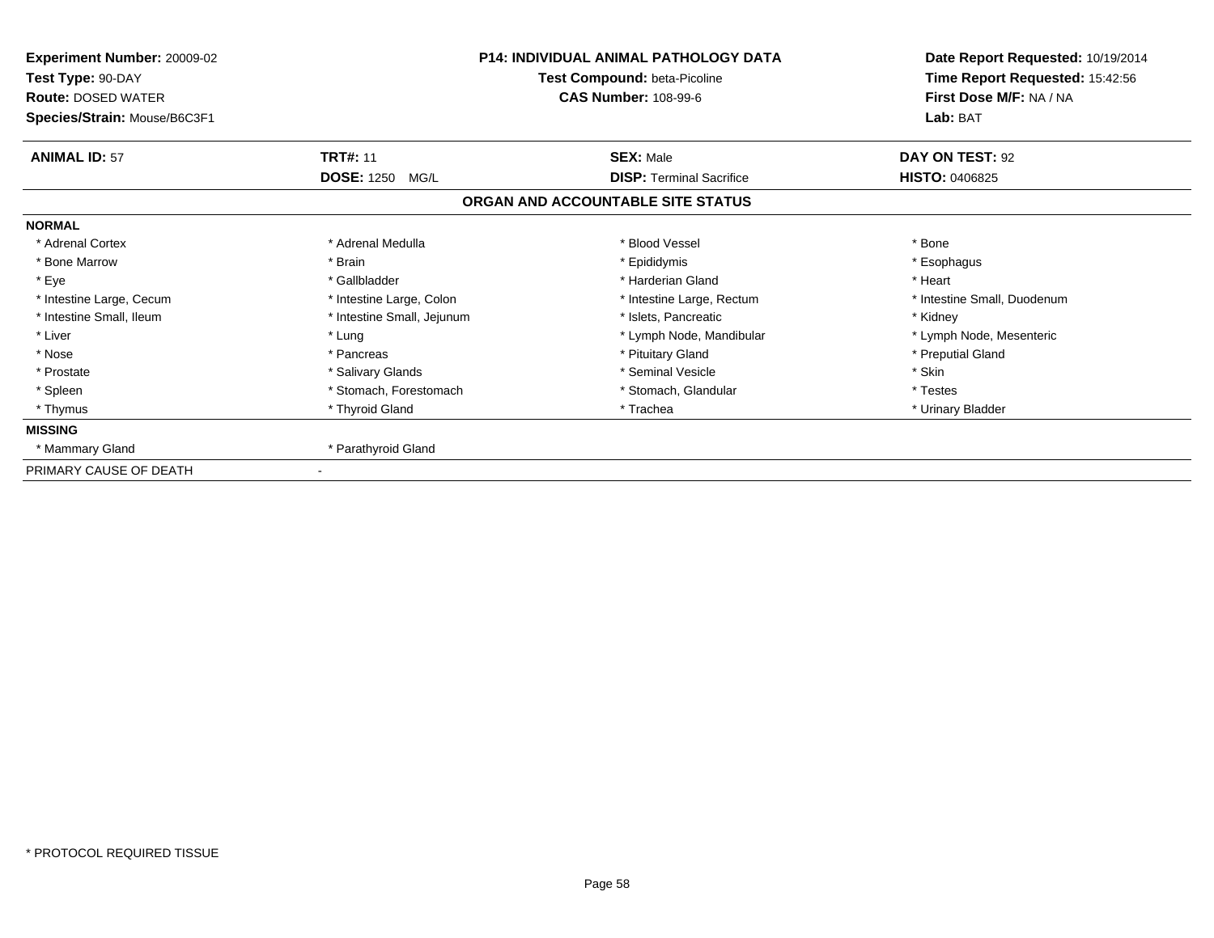**Experiment Number:** 20009-02
**Test Type:** 90-DAY
**Route:** DOSED WATER
**Species/Strain:** Mouse/B6C3F1

**P14: INDIVIDUAL ANIMAL PATHOLOGY DATA**
**Test Compound:** beta-Picoline
**CAS Number:** 108-99-6

**Date Report Requested:** 10/19/2014
**Time Report Requested:** 15:42:56
**First Dose M/F:** NA / NA
**Lab:** BAT

| **ANIMAL ID:** 57 | **TRT#:** 11 | **SEX:** Male | **DAY ON TEST:** 92 |
|---|---|---|---|
| | **DOSE:** 1250 MG/L | **DISP:** Terminal Sacrifice | **HISTO:** 0406825 |

## ORGAN AND ACCOUNTABLE SITE STATUS

| | | | |
|---|---|---|---|
| **NORMAL** | | | |
| * Adrenal Cortex | * Adrenal Medulla | * Blood Vessel | * Bone |
| * Bone Marrow | * Brain | * Epididymis | * Esophagus |
| * Eye | * Gallbladder | * Harderian Gland | * Heart |
| * Intestine Large, Cecum | * Intestine Large, Colon | * Intestine Large, Rectum | * Intestine Small, Duodenum |
| * Intestine Small, Ileum | * Intestine Small, Jejunum | * Islets, Pancreatic | * Kidney |
| * Liver | * Lung | * Lymph Node, Mandibular | * Lymph Node, Mesenteric |
| * Nose | * Pancreas | * Pituitary Gland | * Preputial Gland |
| * Prostate | * Salivary Glands | * Seminal Vesicle | * Skin |
| * Spleen | * Stomach, Forestomach | * Stomach, Glandular | * Testes |
| * Thymus | * Thyroid Gland | * Trachea | * Urinary Bladder |
| **MISSING** | | | |
| * Mammary Gland | * Parathyroid Gland | | |
| PRIMARY CAUSE OF DEATH | - | | |

* PROTOCOL REQUIRED TISSUE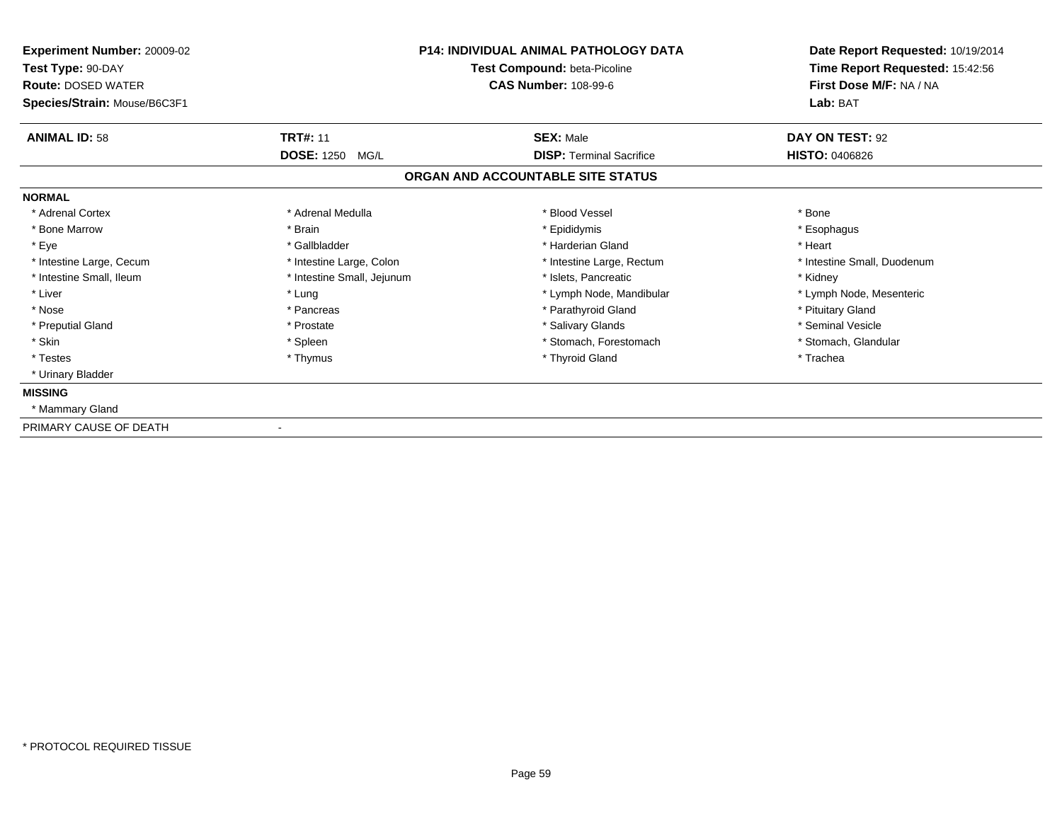**Experiment Number:** 20009-02
**Test Type:** 90-DAY
**Route:** DOSED WATER
**Species/Strain:** Mouse/B6C3F1

**P14: INDIVIDUAL ANIMAL PATHOLOGY DATA**
**Test Compound:** beta-Picoline
**CAS Number:** 108-99-6

**Date Report Requested:** 10/19/2014
**Time Report Requested:** 15:42:56
**First Dose M/F:** NA / NA
**Lab:** BAT

| **ANIMAL ID:** 58 | **TRT#:** 11 | **SEX:** Male | **DAY ON TEST:** 92 |
|---|---|---|---|
| | **DOSE:** 1250 MG/L | **DISP:** Terminal Sacrifice | **HISTO:** 0406826 |

## ORGAN AND ACCOUNTABLE SITE STATUS

**NORMAL**

| | | | |
|---|---|---|---|
| * Adrenal Cortex | * Adrenal Medulla | * Blood Vessel | * Bone |
| * Bone Marrow | * Brain | * Epididymis | * Esophagus |
| * Eye | * Gallbladder | * Harderian Gland | * Heart |
| * Intestine Large, Cecum | * Intestine Large, Colon | * Intestine Large, Rectum | * Intestine Small, Duodenum |
| * Intestine Small, Ileum | * Intestine Small, Jejunum | * Islets, Pancreatic | * Kidney |
| * Liver | * Lung | * Lymph Node, Mandibular | * Lymph Node, Mesenteric |
| * Nose | * Pancreas | * Parathyroid Gland | * Pituitary Gland |
| * Preputial Gland | * Prostate | * Salivary Glands | * Seminal Vesicle |
| * Skin | * Spleen | * Stomach, Forestomach | * Stomach, Glandular |
| * Testes | * Thymus | * Thyroid Gland | * Trachea |
| * Urinary Bladder | | | |

**MISSING**

* Mammary Gland

PRIMARY CAUSE OF DEATH -

* PROTOCOL REQUIRED TISSUE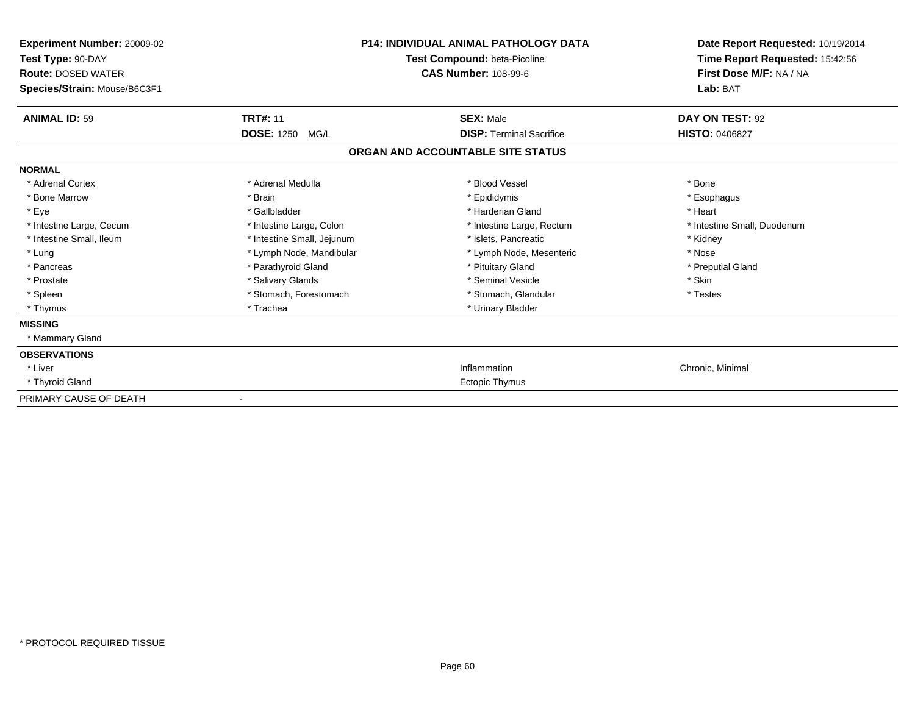**Experiment Number:** 20009-02
**Test Type:** 90-DAY
**Route:** DOSED WATER
**Species/Strain:** Mouse/B6C3F1

**P14: INDIVIDUAL ANIMAL PATHOLOGY DATA**
**Test Compound:** beta-Picoline
**CAS Number:** 108-99-6

**Date Report Requested:** 10/19/2014
**Time Report Requested:** 15:42:56
**First Dose M/F:** NA / NA
**Lab:** BAT

| **ANIMAL ID:** 59 | **TRT#:** 11 | **SEX:** Male | **DAY ON TEST:** 92 |
|---|---|---|---|
| | **DOSE:** 1250 MG/L | **DISP:** Terminal Sacrifice | **HISTO:** 0406827 |

## ORGAN AND ACCOUNTABLE SITE STATUS

| | | | |
|---|---|---|---|
| **NORMAL** | | | |
| * Adrenal Cortex | * Adrenal Medulla | * Blood Vessel | * Bone |
| * Bone Marrow | * Brain | * Epididymis | * Esophagus |
| * Eye | * Gallbladder | * Harderian Gland | * Heart |
| * Intestine Large, Cecum | * Intestine Large, Colon | * Intestine Large, Rectum | * Intestine Small, Duodenum |
| * Intestine Small, Ileum | * Intestine Small, Jejunum | * Islets, Pancreatic | * Kidney |
| * Lung | * Lymph Node, Mandibular | * Lymph Node, Mesenteric | * Nose |
| * Pancreas | * Parathyroid Gland | * Pituitary Gland | * Preputial Gland |
| * Prostate | * Salivary Glands | * Seminal Vesicle | * Skin |
| * Spleen | * Stomach, Forestomach | * Stomach, Glandular | * Testes |
| * Thymus | * Trachea | * Urinary Bladder | |
| **MISSING** | | | |
| * Mammary Gland | | | |
| **OBSERVATIONS** | | | |
| * Liver | | Inflammation | Chronic, Minimal |
| * Thyroid Gland | | Ectopic Thymus | |
| PRIMARY CAUSE OF DEATH | - | | |

* PROTOCOL REQUIRED TISSUE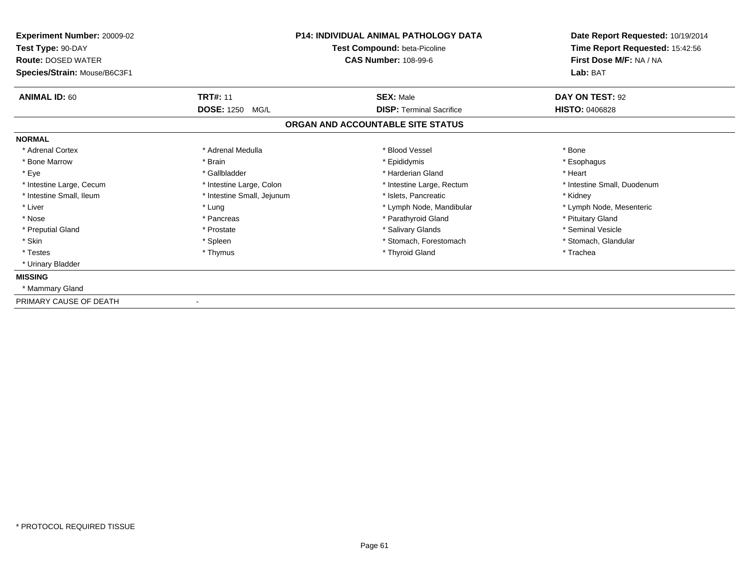**Experiment Number:** 20009-02
**Test Type:** 90-DAY
**Route:** DOSED WATER
**Species/Strain:** Mouse/B6C3F1

**P14: INDIVIDUAL ANIMAL PATHOLOGY DATA**
**Test Compound:** beta-Picoline
**CAS Number:** 108-99-6

**Date Report Requested:** 10/19/2014
**Time Report Requested:** 15:42:56
**First Dose M/F:** NA / NA
**Lab:** BAT

| **ANIMAL ID:** 60 | **TRT#:** 11 | **SEX:** Male | **DAY ON TEST:** 92 |
|---|---|---|---|
| | **DOSE:** 1250 MG/L | **DISP:** Terminal Sacrifice | **HISTO:** 0406828 |

**ORGAN AND ACCOUNTABLE SITE STATUS**

**NORMAL**

| | | | |
|---|---|---|---|
| * Adrenal Cortex | * Adrenal Medulla | * Blood Vessel | * Bone |
| * Bone Marrow | * Brain | * Epididymis | * Esophagus |
| * Eye | * Gallbladder | * Harderian Gland | * Heart |
| * Intestine Large, Cecum | * Intestine Large, Colon | * Intestine Large, Rectum | * Intestine Small, Duodenum |
| * Intestine Small, Ileum | * Intestine Small, Jejunum | * Islets, Pancreatic | * Kidney |
| * Liver | * Lung | * Lymph Node, Mandibular | * Lymph Node, Mesenteric |
| * Nose | * Pancreas | * Parathyroid Gland | * Pituitary Gland |
| * Preputial Gland | * Prostate | * Salivary Glands | * Seminal Vesicle |
| * Skin | * Spleen | * Stomach, Forestomach | * Stomach, Glandular |
| * Testes | * Thymus | * Thyroid Gland | * Trachea |
| * Urinary Bladder | | | |

**MISSING**

* Mammary Gland

PRIMARY CAUSE OF DEATH -

* PROTOCOL REQUIRED TISSUE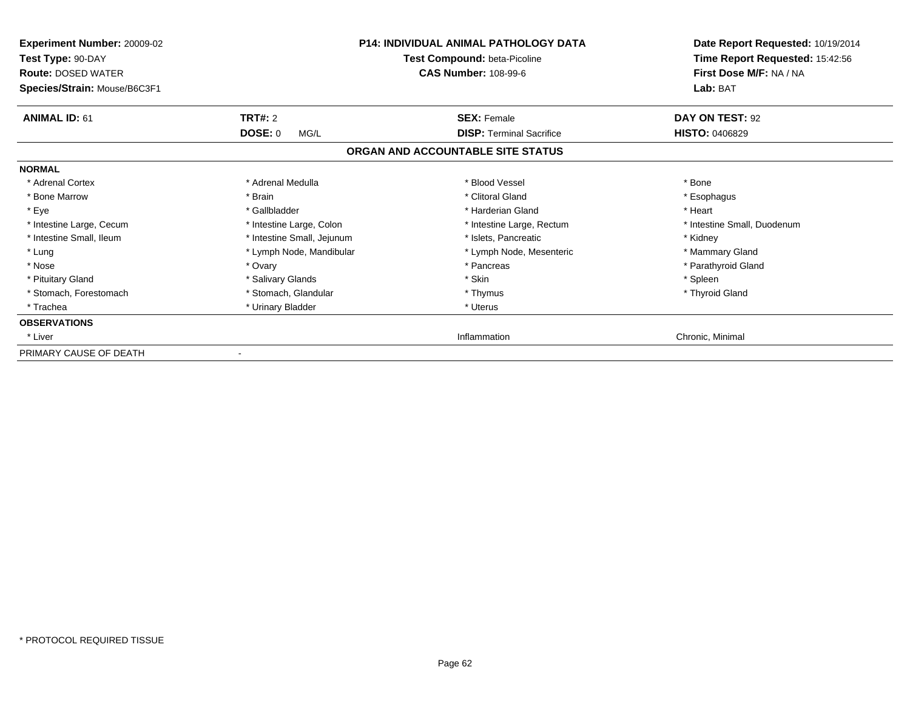**Experiment Number:** 20009-02
**Test Type:** 90-DAY
**Route:** DOSED WATER
**Species/Strain:** Mouse/B6C3F1

**P14: INDIVIDUAL ANIMAL PATHOLOGY DATA**
**Test Compound:** beta-Picoline
**CAS Number:** 108-99-6

**Date Report Requested:** 10/19/2014
**Time Report Requested:** 15:42:56
**First Dose M/F:** NA / NA
**Lab:** BAT

| **ANIMAL ID:** 61 | **TRT#:** 2 | **SEX:** Female | **DAY ON TEST:** 92 |
|---|---|---|---|
| | **DOSE:** 0 MG/L | **DISP:** Terminal Sacrifice | **HISTO:** 0406829 |

## ORGAN AND ACCOUNTABLE SITE STATUS

**NORMAL**

| | | | |
|---|---|---|---|
| * Adrenal Cortex | * Adrenal Medulla | * Blood Vessel | * Bone |
| * Bone Marrow | * Brain | * Clitoral Gland | * Esophagus |
| * Eye | * Gallbladder | * Harderian Gland | * Heart |
| * Intestine Large, Cecum | * Intestine Large, Colon | * Intestine Large, Rectum | * Intestine Small, Duodenum |
| * Intestine Small, Ileum | * Intestine Small, Jejunum | * Islets, Pancreatic | * Kidney |
| * Lung | * Lymph Node, Mandibular | * Lymph Node, Mesenteric | * Mammary Gland |
| * Nose | * Ovary | * Pancreas | * Parathyroid Gland |
| * Pituitary Gland | * Salivary Glands | * Skin | * Spleen |
| * Stomach, Forestomach | * Stomach, Glandular | * Thymus | * Thyroid Gland |
| * Trachea | * Urinary Bladder | * Uterus | |

**OBSERVATIONS**

| | | | |
|---|---|---|---|
| * Liver | | Inflammation | Chronic, Minimal |

PRIMARY CAUSE OF DEATH -

* PROTOCOL REQUIRED TISSUE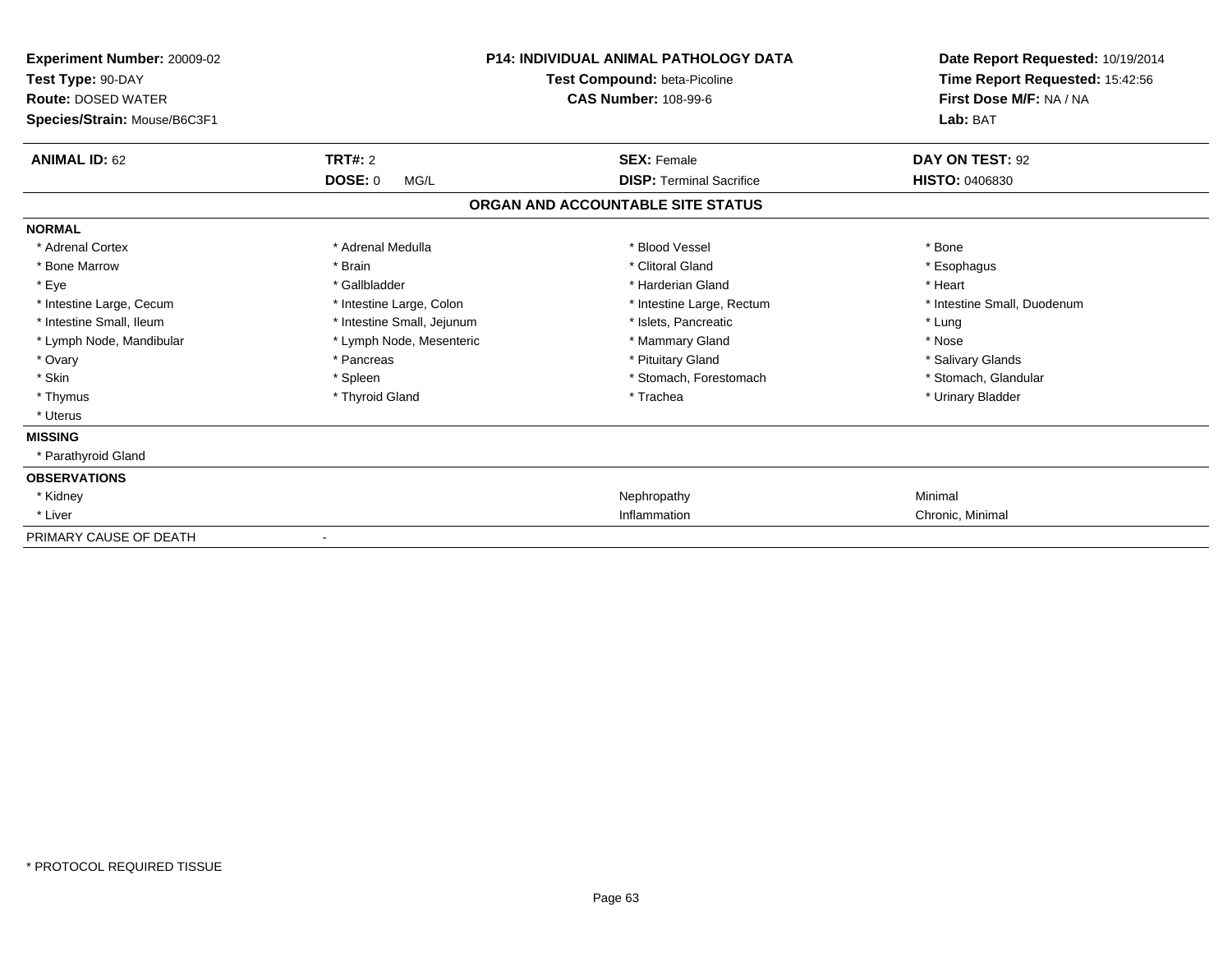**Experiment Number:** 20009-02
**Test Type:** 90-DAY
**Route:** DOSED WATER
**Species/Strain:** Mouse/B6C3F1

**P14: INDIVIDUAL ANIMAL PATHOLOGY DATA**
**Test Compound:** beta-Picoline
**CAS Number:** 108-99-6

**Date Report Requested:** 10/19/2014
**Time Report Requested:** 15:42:56
**First Dose M/F:** NA / NA
**Lab:** BAT

| **ANIMAL ID:** 62 | **TRT#:** 2 | **SEX:** Female | **DAY ON TEST:** 92 |
|---|---|---|---|
| | **DOSE:** 0 MG/L | **DISP:** Terminal Sacrifice | **HISTO:** 0406830 |

## ORGAN AND ACCOUNTABLE SITE STATUS

**NORMAL**

| | | | |
|---|---|---|---|
| * Adrenal Cortex | * Adrenal Medulla | * Blood Vessel | * Bone |
| * Bone Marrow | * Brain | * Clitoral Gland | * Esophagus |
| * Eye | * Gallbladder | * Harderian Gland | * Heart |
| * Intestine Large, Cecum | * Intestine Large, Colon | * Intestine Large, Rectum | * Intestine Small, Duodenum |
| * Intestine Small, Ileum | * Intestine Small, Jejunum | * Islets, Pancreatic | * Lung |
| * Lymph Node, Mandibular | * Lymph Node, Mesenteric | * Mammary Gland | * Nose |
| * Ovary | * Pancreas | * Pituitary Gland | * Salivary Glands |
| * Skin | * Spleen | * Stomach, Forestomach | * Stomach, Glandular |
| * Thymus | * Thyroid Gland | * Trachea | * Urinary Bladder |
| * Uterus | | | |

**MISSING**

* Parathyroid Gland

**OBSERVATIONS**

| | | |
|---|---|---|
| * Kidney | Nephropathy | Minimal |
| * Liver | Inflammation | Chronic, Minimal |

PRIMARY CAUSE OF DEATH -

* PROTOCOL REQUIRED TISSUE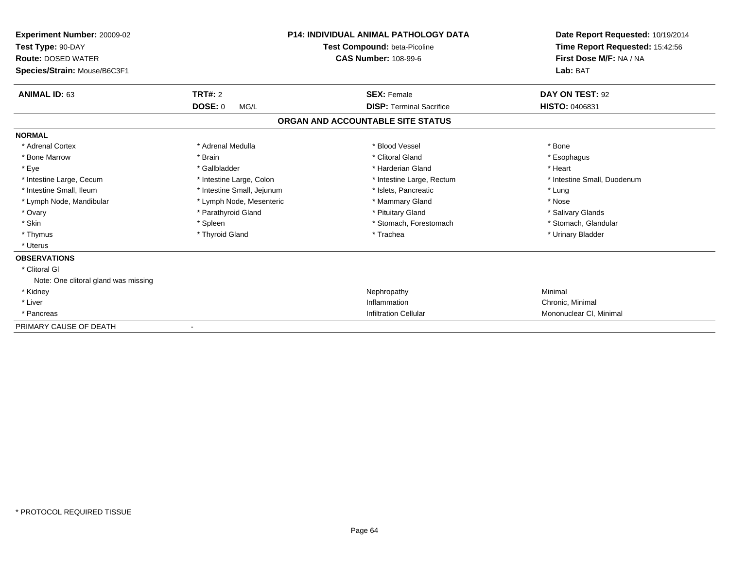**Experiment Number:** 20009-02
**Test Type:** 90-DAY
**Route:** DOSED WATER
**Species/Strain:** Mouse/B6C3F1

**P14: INDIVIDUAL ANIMAL PATHOLOGY DATA**
**Test Compound:** beta-Picoline
**CAS Number:** 108-99-6

**Date Report Requested:** 10/19/2014
**Time Report Requested:** 15:42:56
**First Dose M/F:** NA / NA
**Lab:** BAT

| **ANIMAL ID:** 63 | **TRT#:** 2 | **SEX:** Female | **DAY ON TEST:** 92 |
|---|---|---|---|
| | **DOSE:** 0 MG/L | **DISP:** Terminal Sacrifice | **HISTO:** 0406831 |

## ORGAN AND ACCOUNTABLE SITE STATUS

**NORMAL**

| | | | |
|---|---|---|---|
| * Adrenal Cortex | * Adrenal Medulla | * Blood Vessel | * Bone |
| * Bone Marrow | * Brain | * Clitoral Gland | * Esophagus |
| * Eye | * Gallbladder | * Harderian Gland | * Heart |
| * Intestine Large, Cecum | * Intestine Large, Colon | * Intestine Large, Rectum | * Intestine Small, Duodenum |
| * Intestine Small, Ileum | * Intestine Small, Jejunum | * Islets, Pancreatic | * Lung |
| * Lymph Node, Mandibular | * Lymph Node, Mesenteric | * Mammary Gland | * Nose |
| * Ovary | * Parathyroid Gland | * Pituitary Gland | * Salivary Glands |
| * Skin | * Spleen | * Stomach, Forestomach | * Stomach, Glandular |
| * Thymus | * Thyroid Gland | * Trachea | * Urinary Bladder |
| * Uterus | | | |

**OBSERVATIONS**

* Clitoral Gl
  Note: One clitoral gland was missing

| | | |
|---|---|---|
| * Kidney | Nephropathy | Minimal |
| * Liver | Inflammation | Chronic, Minimal |
| * Pancreas | Infiltration Cellular | Mononuclear Cl, Minimal |

PRIMARY CAUSE OF DEATH -

* PROTOCOL REQUIRED TISSUE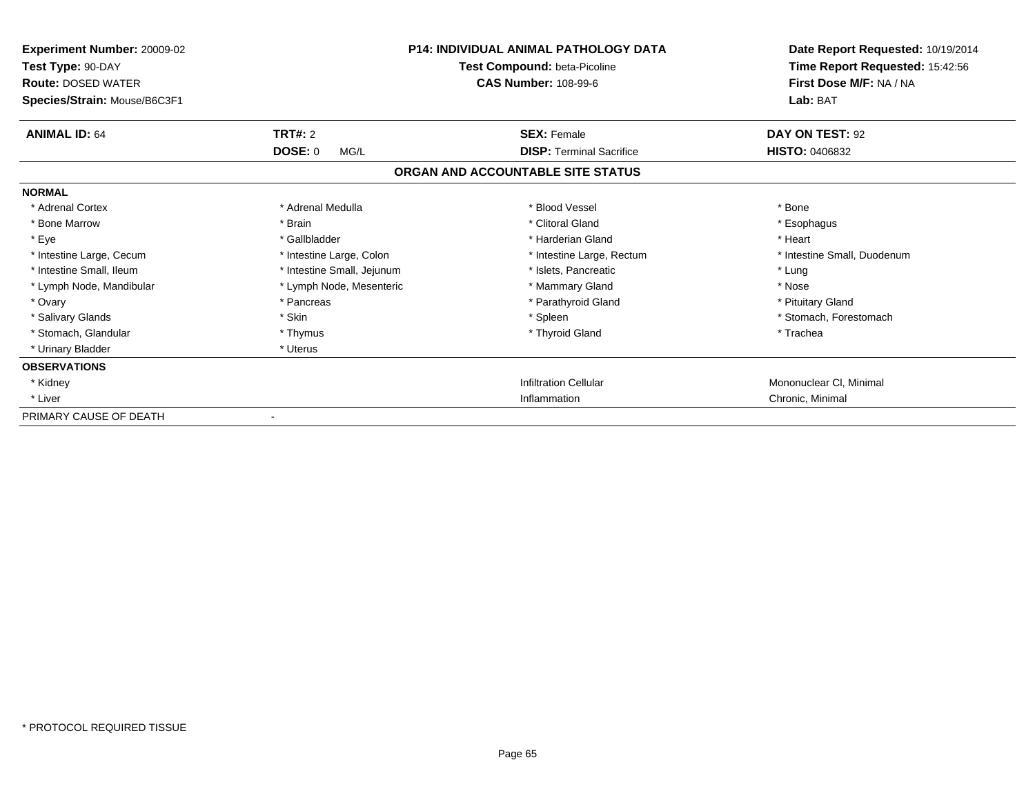**Experiment Number:** 20009-02
**Test Type:** 90-DAY
**Route:** DOSED WATER
**Species/Strain:** Mouse/B6C3F1

**P14: INDIVIDUAL ANIMAL PATHOLOGY DATA**
**Test Compound:** beta-Picoline
**CAS Number:** 108-99-6

**Date Report Requested:** 10/19/2014
**Time Report Requested:** 15:42:56
**First Dose M/F:** NA / NA
**Lab:** BAT

| **ANIMAL ID:** 64 | **TRT#:** 2 | **SEX:** Female | **DAY ON TEST:** 92 |
|---|---|---|---|
| | **DOSE:** 0 MG/L | **DISP:** Terminal Sacrifice | **HISTO:** 0406832 |

## ORGAN AND ACCOUNTABLE SITE STATUS

| | | | |
|---|---|---|---|
| **NORMAL** | | | |
| * Adrenal Cortex | * Adrenal Medulla | * Blood Vessel | * Bone |
| * Bone Marrow | * Brain | * Clitoral Gland | * Esophagus |
| * Eye | * Gallbladder | * Harderian Gland | * Heart |
| * Intestine Large, Cecum | * Intestine Large, Colon | * Intestine Large, Rectum | * Intestine Small, Duodenum |
| * Intestine Small, Ileum | * Intestine Small, Jejunum | * Islets, Pancreatic | * Lung |
| * Lymph Node, Mandibular | * Lymph Node, Mesenteric | * Mammary Gland | * Nose |
| * Ovary | * Pancreas | * Parathyroid Gland | * Pituitary Gland |
| * Salivary Glands | * Skin | * Spleen | * Stomach, Forestomach |
| * Stomach, Glandular | * Thymus | * Thyroid Gland | * Trachea |
| * Urinary Bladder | * Uterus | | |
| **OBSERVATIONS** | | | |
| * Kidney | | Infiltration Cellular | Mononuclear Cl, Minimal |
| * Liver | | Inflammation | Chronic, Minimal |
| PRIMARY CAUSE OF DEATH | - | | |

* PROTOCOL REQUIRED TISSUE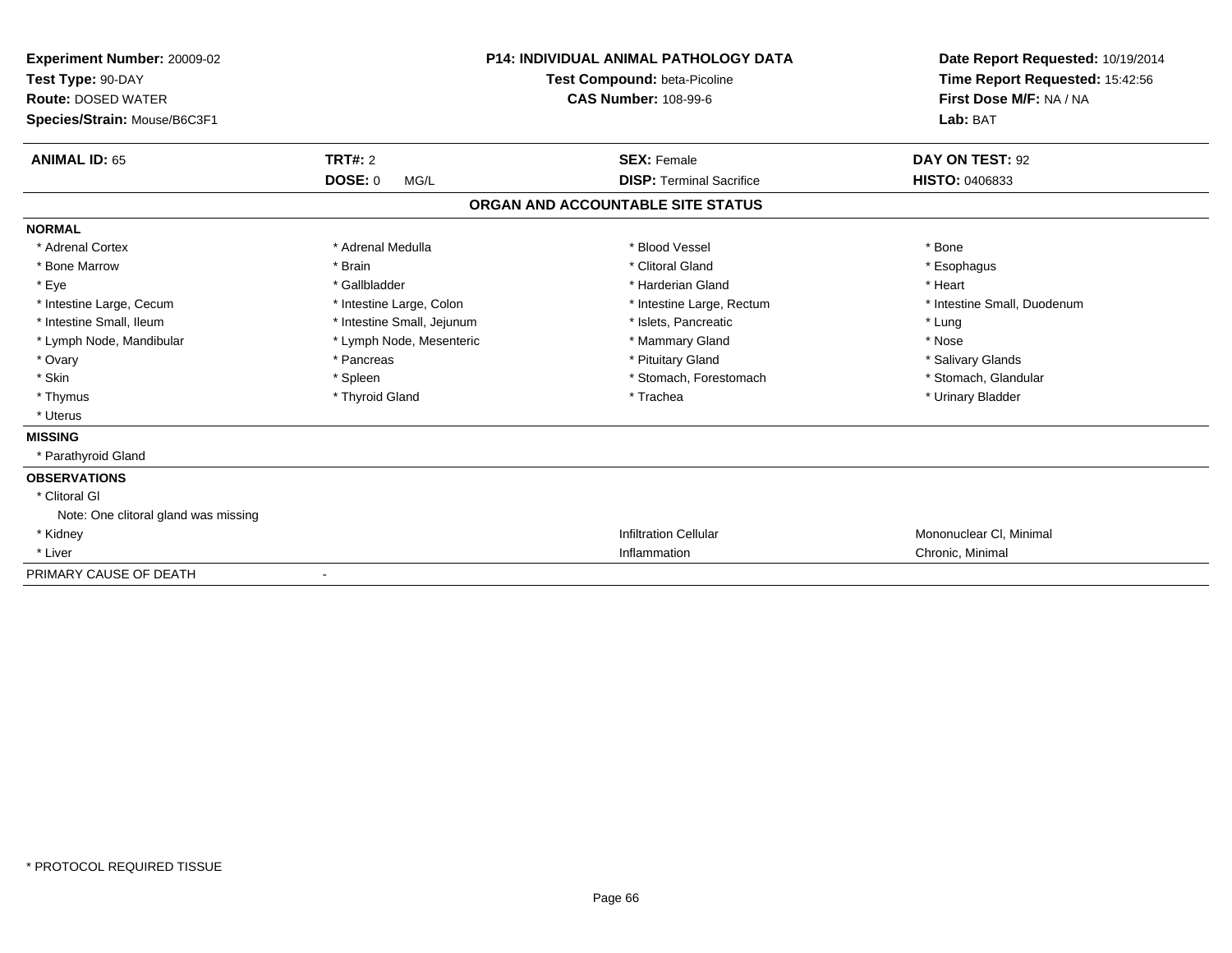**Experiment Number:** 20009-02
**Test Type:** 90-DAY
**Route:** DOSED WATER
**Species/Strain:** Mouse/B6C3F1

**P14: INDIVIDUAL ANIMAL PATHOLOGY DATA**
**Test Compound:** beta-Picoline
**CAS Number:** 108-99-6

**Date Report Requested:** 10/19/2014
**Time Report Requested:** 15:42:56
**First Dose M/F:** NA / NA
**Lab:** BAT

| **ANIMAL ID:** 65 | **TRT#:** 2 | **SEX:** Female | **DAY ON TEST:** 92 |
|---|---|---|---|
| | **DOSE:** 0 MG/L | **DISP:** Terminal Sacrifice | **HISTO:** 0406833 |

## ORGAN AND ACCOUNTABLE SITE STATUS

**NORMAL**

| | | | |
|---|---|---|---|
| * Adrenal Cortex | * Adrenal Medulla | * Blood Vessel | * Bone |
| * Bone Marrow | * Brain | * Clitoral Gland | * Esophagus |
| * Eye | * Gallbladder | * Harderian Gland | * Heart |
| * Intestine Large, Cecum | * Intestine Large, Colon | * Intestine Large, Rectum | * Intestine Small, Duodenum |
| * Intestine Small, Ileum | * Intestine Small, Jejunum | * Islets, Pancreatic | * Lung |
| * Lymph Node, Mandibular | * Lymph Node, Mesenteric | * Mammary Gland | * Nose |
| * Ovary | * Pancreas | * Pituitary Gland | * Salivary Glands |
| * Skin | * Spleen | * Stomach, Forestomach | * Stomach, Glandular |
| * Thymus | * Thyroid Gland | * Trachea | * Urinary Bladder |
| * Uterus | | | |

**MISSING**

* Parathyroid Gland

**OBSERVATIONS**

| | | |
|---|---|---|
| * Clitoral Gl | | |
| Note: One clitoral gland was missing | | |
| * Kidney | Infiltration Cellular | Mononuclear Cl, Minimal |
| * Liver | Inflammation | Chronic, Minimal |

PRIMARY CAUSE OF DEATH -

* PROTOCOL REQUIRED TISSUE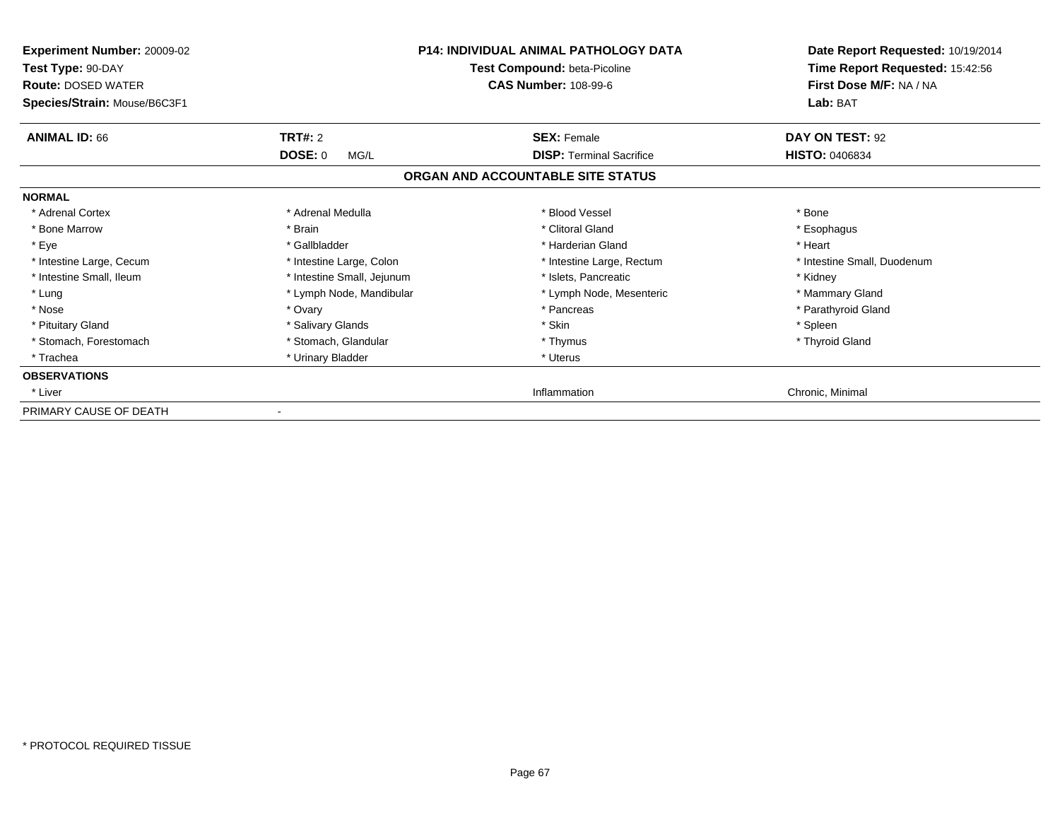**Experiment Number:** 20009-02
**Test Type:** 90-DAY
**Route:** DOSED WATER
**Species/Strain:** Mouse/B6C3F1

**P14: INDIVIDUAL ANIMAL PATHOLOGY DATA**
**Test Compound:** beta-Picoline
**CAS Number:** 108-99-6

**Date Report Requested:** 10/19/2014
**Time Report Requested:** 15:42:56
**First Dose M/F:** NA / NA
**Lab:** BAT

| **ANIMAL ID:** 66 | **TRT#:** 2 | **SEX:** Female | **DAY ON TEST:** 92 |
|---|---|---|---|
| | **DOSE:** 0 MG/L | **DISP:** Terminal Sacrifice | **HISTO:** 0406834 |

## ORGAN AND ACCOUNTABLE SITE STATUS

| | | | |
|---|---|---|---|
| **NORMAL** | | | |
| * Adrenal Cortex | * Adrenal Medulla | * Blood Vessel | * Bone |
| * Bone Marrow | * Brain | * Clitoral Gland | * Esophagus |
| * Eye | * Gallbladder | * Harderian Gland | * Heart |
| * Intestine Large, Cecum | * Intestine Large, Colon | * Intestine Large, Rectum | * Intestine Small, Duodenum |
| * Intestine Small, Ileum | * Intestine Small, Jejunum | * Islets, Pancreatic | * Kidney |
| * Lung | * Lymph Node, Mandibular | * Lymph Node, Mesenteric | * Mammary Gland |
| * Nose | * Ovary | * Pancreas | * Parathyroid Gland |
| * Pituitary Gland | * Salivary Glands | * Skin | * Spleen |
| * Stomach, Forestomach | * Stomach, Glandular | * Thymus | * Thyroid Gland |
| * Trachea | * Urinary Bladder | * Uterus | |
| **OBSERVATIONS** | | | |
| * Liver | | Inflammation | Chronic, Minimal |
| PRIMARY CAUSE OF DEATH | - | | |

* PROTOCOL REQUIRED TISSUE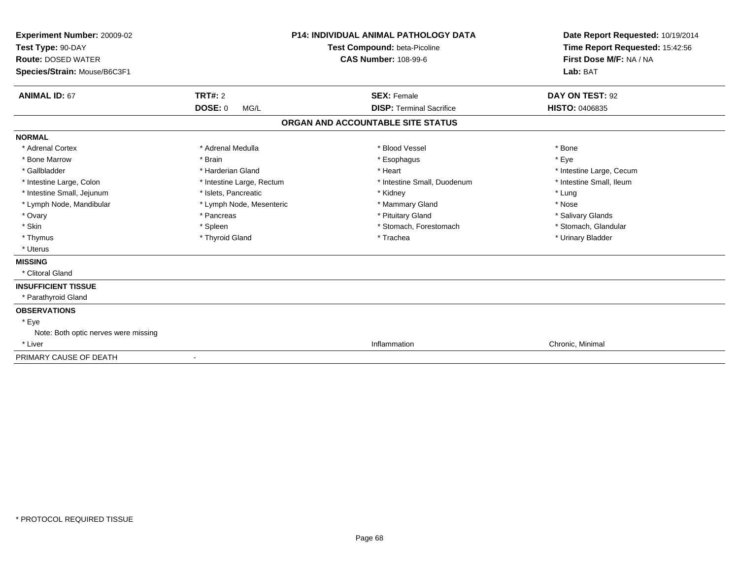**Experiment Number:** 20009-02
**Test Type:** 90-DAY
**Route:** DOSED WATER
**Species/Strain:** Mouse/B6C3F1

**P14: INDIVIDUAL ANIMAL PATHOLOGY DATA**
**Test Compound:** beta-Picoline
**CAS Number:** 108-99-6

**Date Report Requested:** 10/19/2014
**Time Report Requested:** 15:42:56
**First Dose M/F:** NA / NA
**Lab:** BAT

| **ANIMAL ID:** 67 | **TRT#:** 2 | **SEX:** Female | **DAY ON TEST:** 92 |
|---|---|---|---|
| | **DOSE:** 0 MG/L | **DISP:** Terminal Sacrifice | **HISTO:** 0406835 |

## ORGAN AND ACCOUNTABLE SITE STATUS

**NORMAL**

| | | | |
|---|---|---|---|
| * Adrenal Cortex | * Adrenal Medulla | * Blood Vessel | * Bone |
| * Bone Marrow | * Brain | * Esophagus | * Eye |
| * Gallbladder | * Harderian Gland | * Heart | * Intestine Large, Cecum |
| * Intestine Large, Colon | * Intestine Large, Rectum | * Intestine Small, Duodenum | * Intestine Small, Ileum |
| * Intestine Small, Jejunum | * Islets, Pancreatic | * Kidney | * Lung |
| * Lymph Node, Mandibular | * Lymph Node, Mesenteric | * Mammary Gland | * Nose |
| * Ovary | * Pancreas | * Pituitary Gland | * Salivary Glands |
| * Skin | * Spleen | * Stomach, Forestomach | * Stomach, Glandular |
| * Thymus | * Thyroid Gland | * Trachea | * Urinary Bladder |
| * Uterus | | | |

**MISSING**

* Clitoral Gland

**INSUFFICIENT TISSUE**

* Parathyroid Gland

**OBSERVATIONS**

* Eye
  Note: Both optic nerves were missing

| | | | |
|---|---|---|---|
| * Liver | | Inflammation | Chronic, Minimal |

PRIMARY CAUSE OF DEATH -

* PROTOCOL REQUIRED TISSUE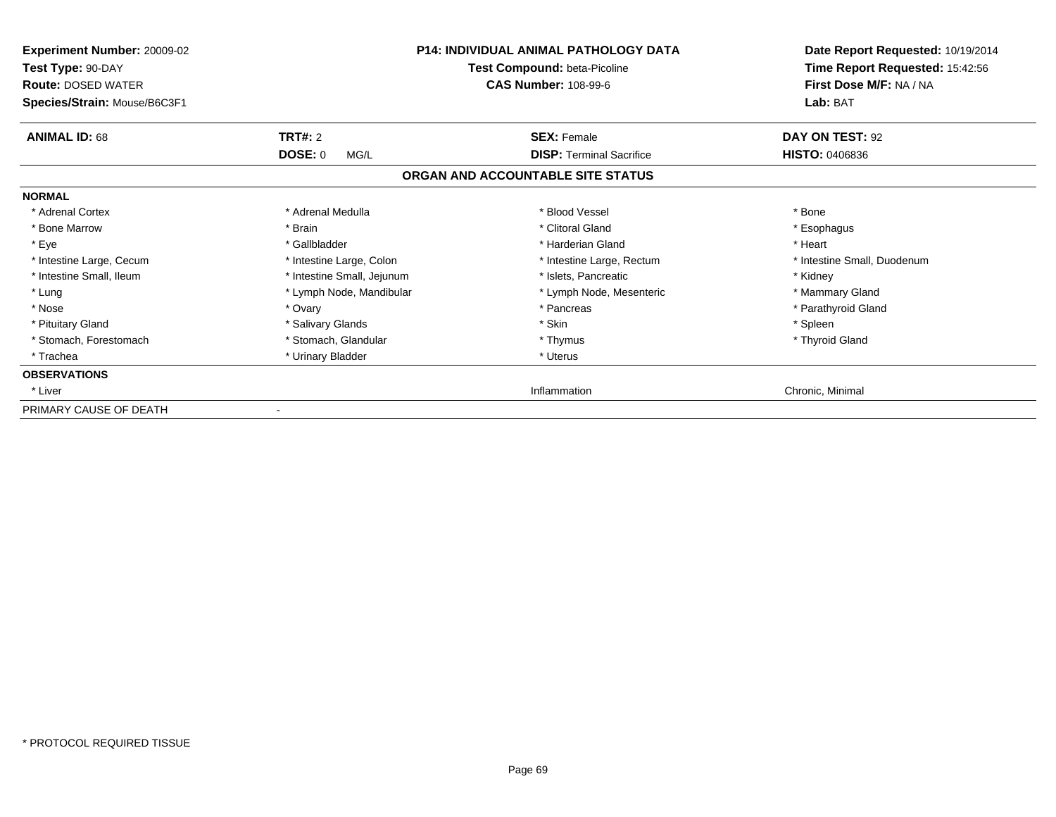**Experiment Number:** 20009-02
**Test Type:** 90-DAY
**Route:** DOSED WATER
**Species/Strain:** Mouse/B6C3F1

**P14: INDIVIDUAL ANIMAL PATHOLOGY DATA**
**Test Compound:** beta-Picoline
**CAS Number:** 108-99-6

**Date Report Requested:** 10/19/2014
**Time Report Requested:** 15:42:56
**First Dose M/F:** NA / NA
**Lab:** BAT

| **ANIMAL ID:** 68 | **TRT#:** 2 | **SEX:** Female | **DAY ON TEST:** 92 |
|---|---|---|---|
| | **DOSE:** 0 MG/L | **DISP:** Terminal Sacrifice | **HISTO:** 0406836 |

## ORGAN AND ACCOUNTABLE SITE STATUS

| | | | |
|---|---|---|---|
| **NORMAL** | | | |
| * Adrenal Cortex | * Adrenal Medulla | * Blood Vessel | * Bone |
| * Bone Marrow | * Brain | * Clitoral Gland | * Esophagus |
| * Eye | * Gallbladder | * Harderian Gland | * Heart |
| * Intestine Large, Cecum | * Intestine Large, Colon | * Intestine Large, Rectum | * Intestine Small, Duodenum |
| * Intestine Small, Ileum | * Intestine Small, Jejunum | * Islets, Pancreatic | * Kidney |
| * Lung | * Lymph Node, Mandibular | * Lymph Node, Mesenteric | * Mammary Gland |
| * Nose | * Ovary | * Pancreas | * Parathyroid Gland |
| * Pituitary Gland | * Salivary Glands | * Skin | * Spleen |
| * Stomach, Forestomach | * Stomach, Glandular | * Thymus | * Thyroid Gland |
| * Trachea | * Urinary Bladder | * Uterus | |
| **OBSERVATIONS** | | | |
| * Liver | | Inflammation | Chronic, Minimal |
| PRIMARY CAUSE OF DEATH | - | | |

* PROTOCOL REQUIRED TISSUE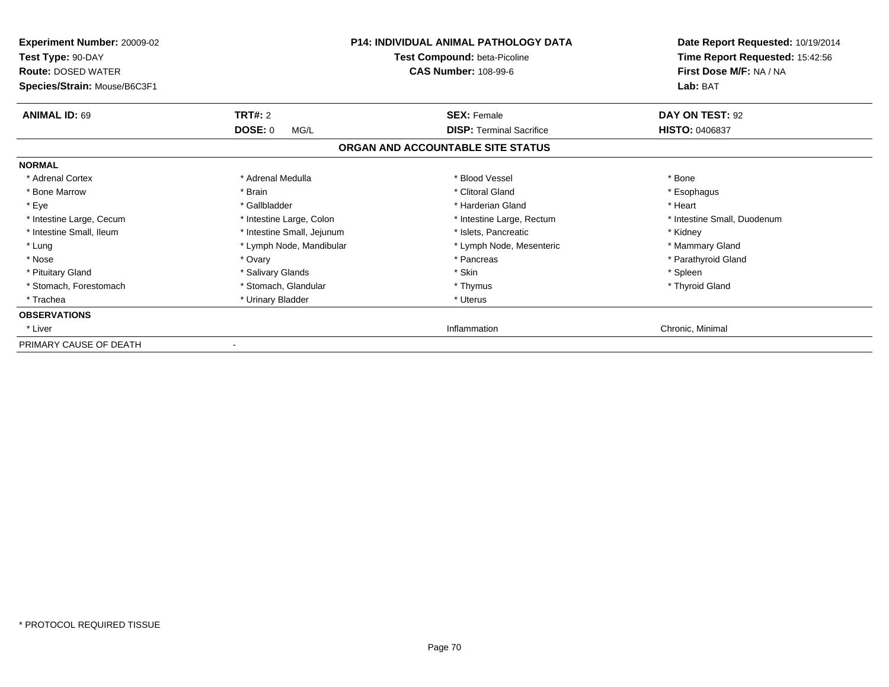**Experiment Number:** 20009-02
**Test Type:** 90-DAY
**Route:** DOSED WATER
**Species/Strain:** Mouse/B6C3F1

**P14: INDIVIDUAL ANIMAL PATHOLOGY DATA**
**Test Compound:** beta-Picoline
**CAS Number:** 108-99-6

**Date Report Requested:** 10/19/2014
**Time Report Requested:** 15:42:56
**First Dose M/F:** NA / NA
**Lab:** BAT

| **ANIMAL ID:** 69 | **TRT#:** 2 | **SEX:** Female | **DAY ON TEST:** 92 |
|---|---|---|---|
| | **DOSE:** 0 MG/L | **DISP:** Terminal Sacrifice | **HISTO:** 0406837 |

**ORGAN AND ACCOUNTABLE SITE STATUS**

| | | | |
|---|---|---|---|
| **NORMAL** | | | |
| * Adrenal Cortex | * Adrenal Medulla | * Blood Vessel | * Bone |
| * Bone Marrow | * Brain | * Clitoral Gland | * Esophagus |
| * Eye | * Gallbladder | * Harderian Gland | * Heart |
| * Intestine Large, Cecum | * Intestine Large, Colon | * Intestine Large, Rectum | * Intestine Small, Duodenum |
| * Intestine Small, Ileum | * Intestine Small, Jejunum | * Islets, Pancreatic | * Kidney |
| * Lung | * Lymph Node, Mandibular | * Lymph Node, Mesenteric | * Mammary Gland |
| * Nose | * Ovary | * Pancreas | * Parathyroid Gland |
| * Pituitary Gland | * Salivary Glands | * Skin | * Spleen |
| * Stomach, Forestomach | * Stomach, Glandular | * Thymus | * Thyroid Gland |
| * Trachea | * Urinary Bladder | * Uterus | |
| **OBSERVATIONS** | | | |
| * Liver | | Inflammation | Chronic, Minimal |
| PRIMARY CAUSE OF DEATH | - | | |

* PROTOCOL REQUIRED TISSUE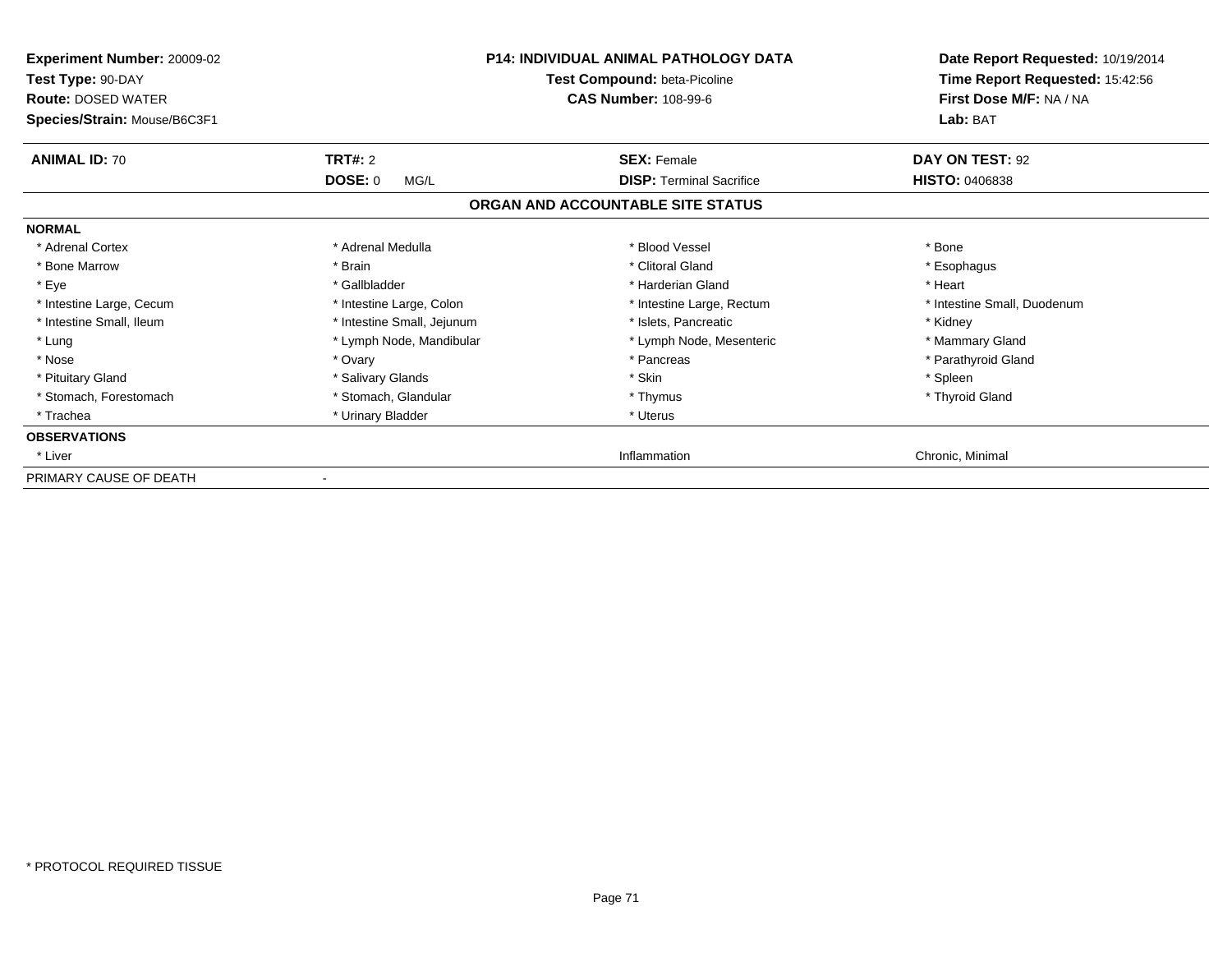**Experiment Number:** 20009-02
**Test Type:** 90-DAY
**Route:** DOSED WATER
**Species/Strain:** Mouse/B6C3F1

**P14: INDIVIDUAL ANIMAL PATHOLOGY DATA**
**Test Compound:** beta-Picoline
**CAS Number:** 108-99-6

**Date Report Requested:** 10/19/2014
**Time Report Requested:** 15:42:56
**First Dose M/F:** NA / NA
**Lab:** BAT

| **ANIMAL ID:** 70 | **TRT#:** 2 | **SEX:** Female | **DAY ON TEST:** 92 |
|---|---|---|---|
| | **DOSE:** 0 MG/L | **DISP:** Terminal Sacrifice | **HISTO:** 0406838 |

## ORGAN AND ACCOUNTABLE SITE STATUS

| | | | |
|---|---|---|---|
| **NORMAL** | | | |
| * Adrenal Cortex | * Adrenal Medulla | * Blood Vessel | * Bone |
| * Bone Marrow | * Brain | * Clitoral Gland | * Esophagus |
| * Eye | * Gallbladder | * Harderian Gland | * Heart |
| * Intestine Large, Cecum | * Intestine Large, Colon | * Intestine Large, Rectum | * Intestine Small, Duodenum |
| * Intestine Small, Ileum | * Intestine Small, Jejunum | * Islets, Pancreatic | * Kidney |
| * Lung | * Lymph Node, Mandibular | * Lymph Node, Mesenteric | * Mammary Gland |
| * Nose | * Ovary | * Pancreas | * Parathyroid Gland |
| * Pituitary Gland | * Salivary Glands | * Skin | * Spleen |
| * Stomach, Forestomach | * Stomach, Glandular | * Thymus | * Thyroid Gland |
| * Trachea | * Urinary Bladder | * Uterus | |
| **OBSERVATIONS** | | | |
| * Liver | | Inflammation | Chronic, Minimal |
| PRIMARY CAUSE OF DEATH | - | | |

* PROTOCOL REQUIRED TISSUE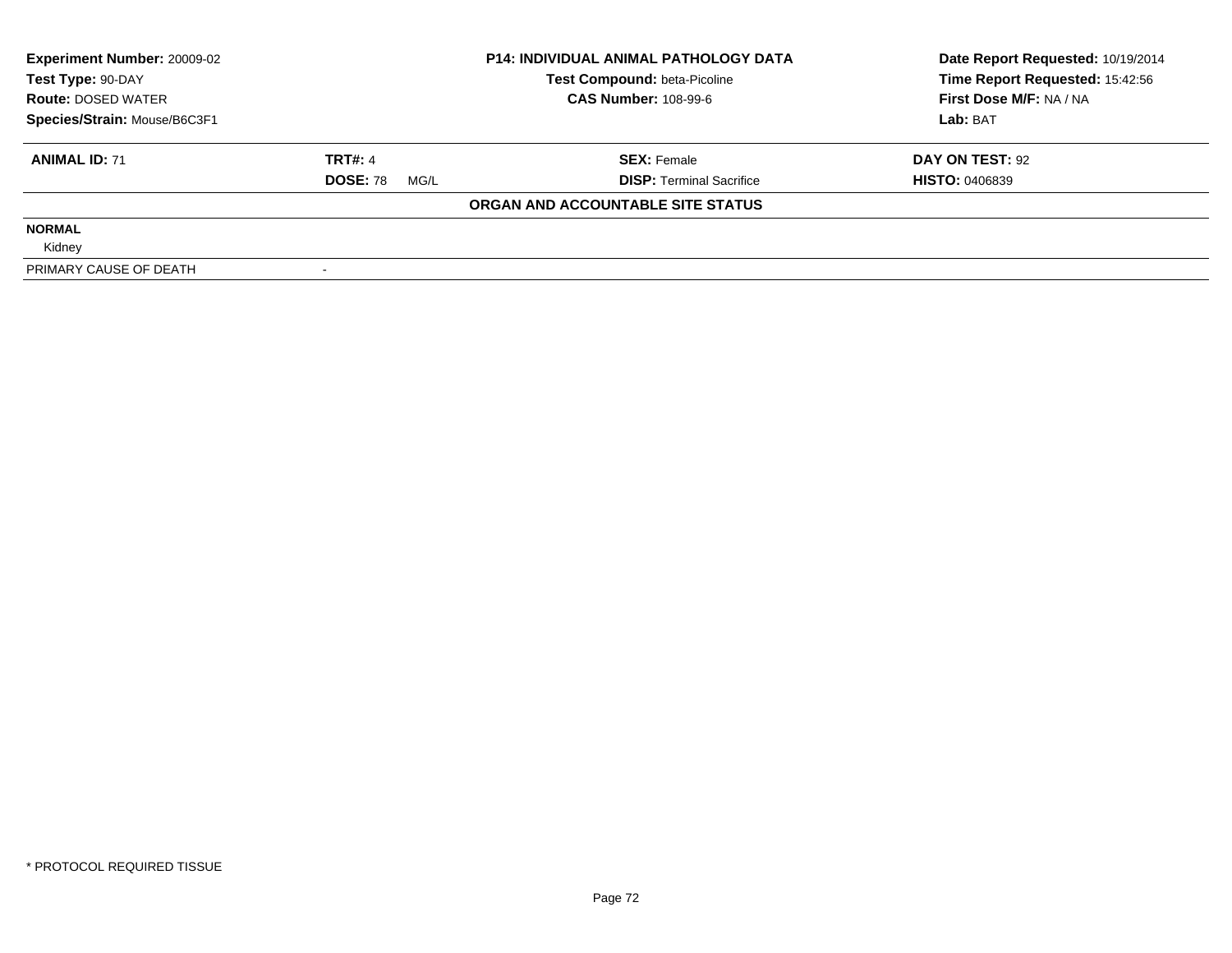| **Experiment Number:** 20009-02 | **P14: INDIVIDUAL ANIMAL PATHOLOGY DATA** | **Date Report Requested:** 10/19/2014 |
|---|---|---|
| **Test Type:** 90-DAY | **Test Compound:** beta-Picoline | **Time Report Requested:** 15:42:56 |
| **Route:** DOSED WATER | **CAS Number:** 108-99-6 | **First Dose M/F:** NA / NA |
| **Species/Strain:** Mouse/B6C3F1 | | **Lab:** BAT |

| **ANIMAL ID:** 71 | **TRT#:** 4 | **SEX:** Female | **DAY ON TEST:** 92 |
|---|---|---|---|
| | **DOSE:** 78 MG/L | **DISP:** Terminal Sacrifice | **HISTO:** 0406839 |

**ORGAN AND ACCOUNTABLE SITE STATUS**

**NORMAL**

Kidney

| PRIMARY CAUSE OF DEATH | - |
|---|---|

* PROTOCOL REQUIRED TISSUE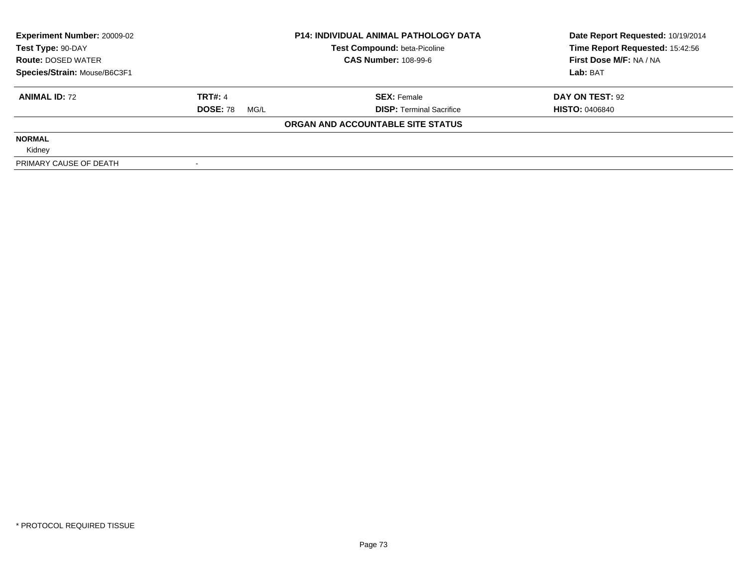| Experiment Number: 20009-02 | P14: INDIVIDUAL ANIMAL PATHOLOGY DATA | Date Report Requested: 10/19/2014 |
|---|---|---|
| Test Type: 90-DAY | Test Compound: beta-Picoline | Time Report Requested: 15:42:56 |
| Route: DOSED WATER | CAS Number: 108-99-6 | First Dose M/F: NA / NA |
| Species/Strain: Mouse/B6C3F1 | | Lab: BAT |

| ANIMAL ID: 72 | TRT#: 4 | SEX: Female | DAY ON TEST: 92 |
|---|---|---|---|
| | DOSE: 78 MG/L | DISP: Terminal Sacrifice | HISTO: 0406840 |

**ORGAN AND ACCOUNTABLE SITE STATUS**

**NORMAL**

Kidney

| PRIMARY CAUSE OF DEATH | - |
|---|---|

* PROTOCOL REQUIRED TISSUE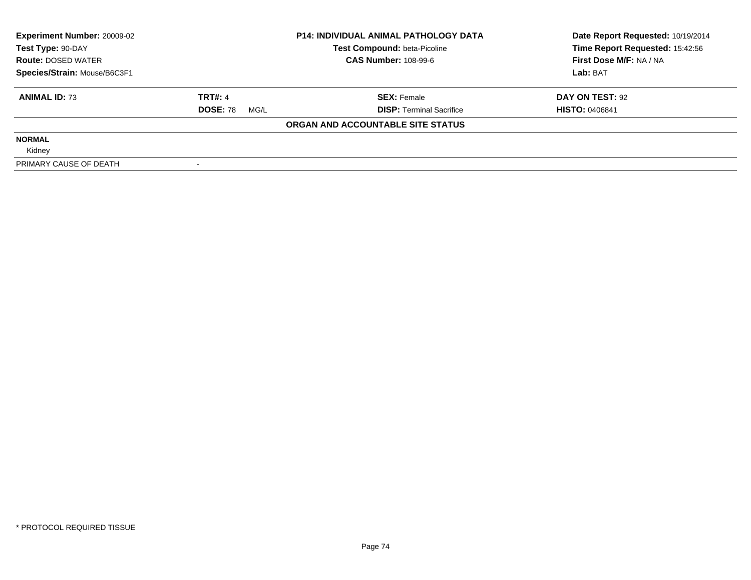| **Experiment Number:** 20009-02 | **P14: INDIVIDUAL ANIMAL PATHOLOGY DATA** | **Date Report Requested:** 10/19/2014 |
|---|---|---|
| **Test Type:** 90-DAY | **Test Compound:** beta-Picoline | **Time Report Requested:** 15:42:56 |
| **Route:** DOSED WATER | **CAS Number:** 108-99-6 | **First Dose M/F:** NA / NA |
| **Species/Strain:** Mouse/B6C3F1 | | **Lab:** BAT |

| **ANIMAL ID:** 73 | **TRT#:** 4 | **SEX:** Female | **DAY ON TEST:** 92 |
|---|---|---|---|
| | **DOSE:** 78 MG/L | **DISP:** Terminal Sacrifice | **HISTO:** 0406841 |

**ORGAN AND ACCOUNTABLE SITE STATUS**

| | |
|---|---|
| **NORMAL** | |
| Kidney | |
| PRIMARY CAUSE OF DEATH | - |

\* PROTOCOL REQUIRED TISSUE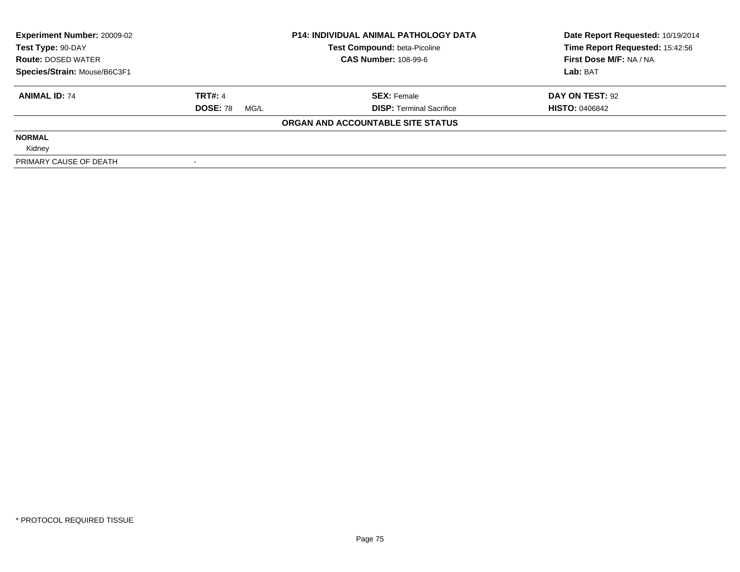| Experiment Number: 20009-02 | P14: INDIVIDUAL ANIMAL PATHOLOGY DATA | Date Report Requested: 10/19/2014 |
|---|---|---|
| Test Type: 90-DAY | Test Compound: beta-Picoline | Time Report Requested: 15:42:56 |
| Route: DOSED WATER | CAS Number: 108-99-6 | First Dose M/F: NA / NA |
| Species/Strain: Mouse/B6C3F1 | | Lab: BAT |

| ANIMAL ID: 74 | TRT#: 4 | SEX: Female | DAY ON TEST: 92 |
|---|---|---|---|
| | DOSE: 78 MG/L | DISP: Terminal Sacrifice | HISTO: 0406842 |

**ORGAN AND ACCOUNTABLE SITE STATUS**

| | |
|---|---|
| **NORMAL** | |
| Kidney | |
| PRIMARY CAUSE OF DEATH | - |

\* PROTOCOL REQUIRED TISSUE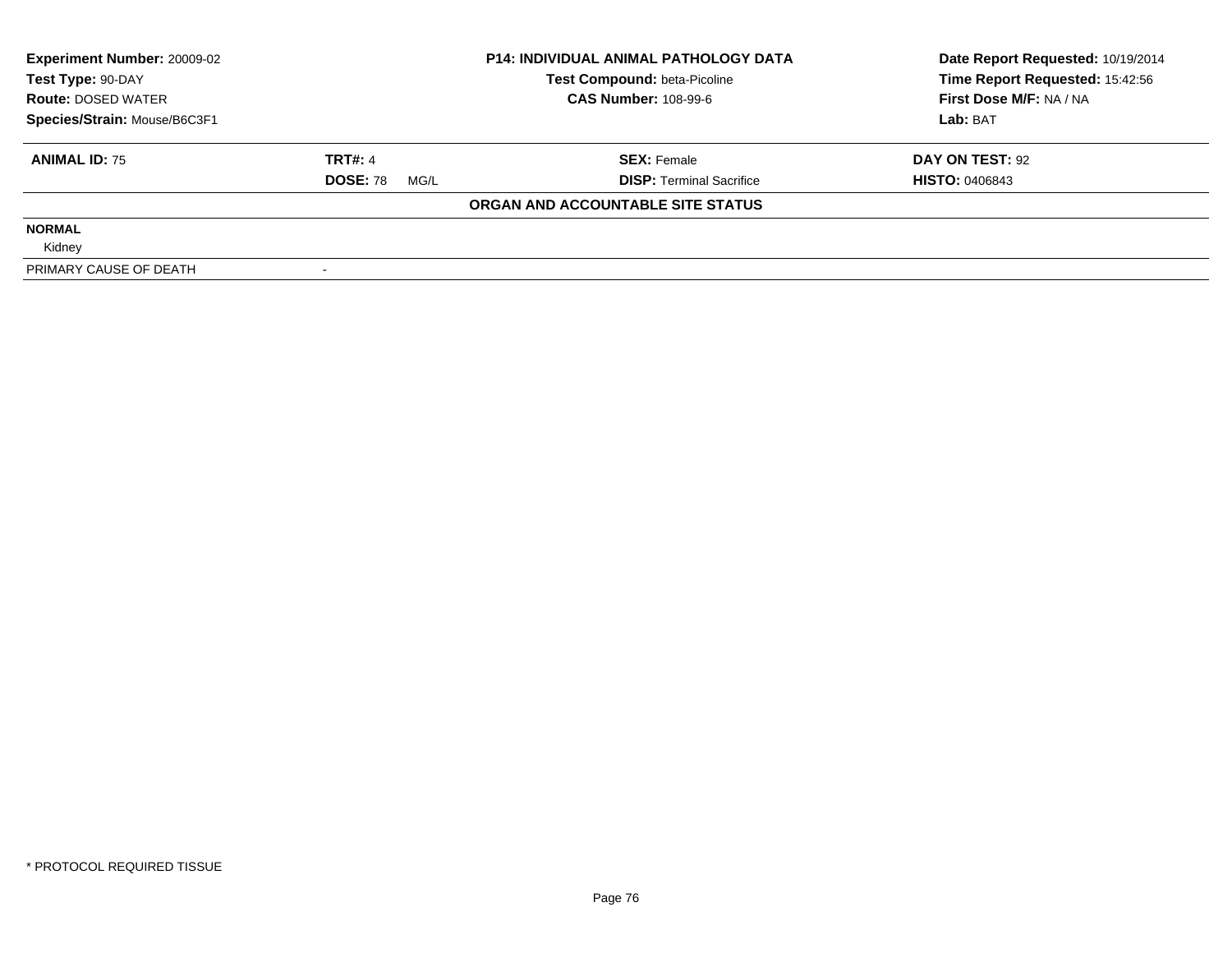| **Experiment Number:** 20009-02 | **P14: INDIVIDUAL ANIMAL PATHOLOGY DATA** | **Date Report Requested:** 10/19/2014 |
|---|---|---|
| **Test Type:** 90-DAY | **Test Compound:** beta-Picoline | **Time Report Requested:** 15:42:56 |
| **Route:** DOSED WATER | **CAS Number:** 108-99-6 | **First Dose M/F:** NA / NA |
| **Species/Strain:** Mouse/B6C3F1 | | **Lab:** BAT |

| **ANIMAL ID:** 75 | **TRT#:** 4 | **SEX:** Female | **DAY ON TEST:** 92 |
|---|---|---|---|
| | **DOSE:** 78 MG/L | **DISP:** Terminal Sacrifice | **HISTO:** 0406843 |

**ORGAN AND ACCOUNTABLE SITE STATUS**

| | |
|---|---|
| **NORMAL** | |
| Kidney | |
| PRIMARY CAUSE OF DEATH | - |

\* PROTOCOL REQUIRED TISSUE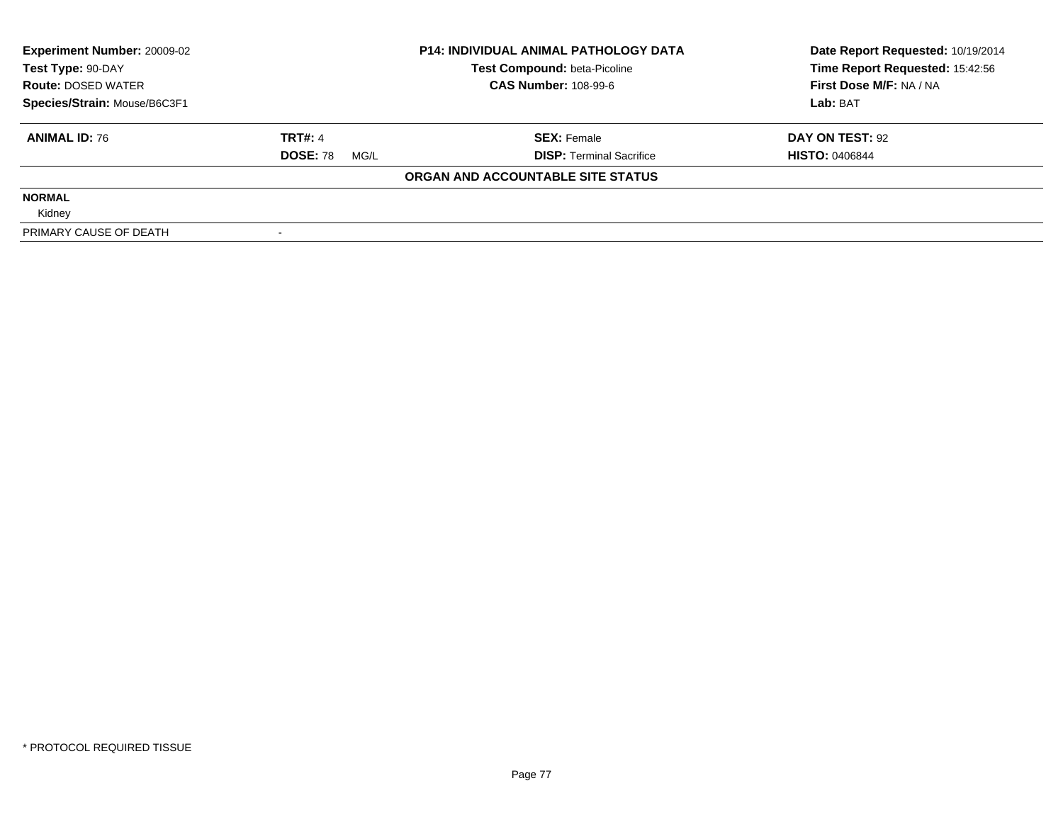| Experiment Number: 20009-02 | P14: INDIVIDUAL ANIMAL PATHOLOGY DATA | Date Report Requested: 10/19/2014 |
|---|---|---|
| Test Type: 90-DAY | Test Compound: beta-Picoline | Time Report Requested: 15:42:56 |
| Route: DOSED WATER | CAS Number: 108-99-6 | First Dose M/F: NA / NA |
| Species/Strain: Mouse/B6C3F1 | | Lab: BAT |

| ANIMAL ID: 76 | TRT#: 4 | SEX: Female | DAY ON TEST: 92 |
|---|---|---|---|
| | DOSE: 78 MG/L | DISP: Terminal Sacrifice | HISTO: 0406844 |

**ORGAN AND ACCOUNTABLE SITE STATUS**

| | |
|---|---|
| **NORMAL** | |
| Kidney | |
| PRIMARY CAUSE OF DEATH | - |

* PROTOCOL REQUIRED TISSUE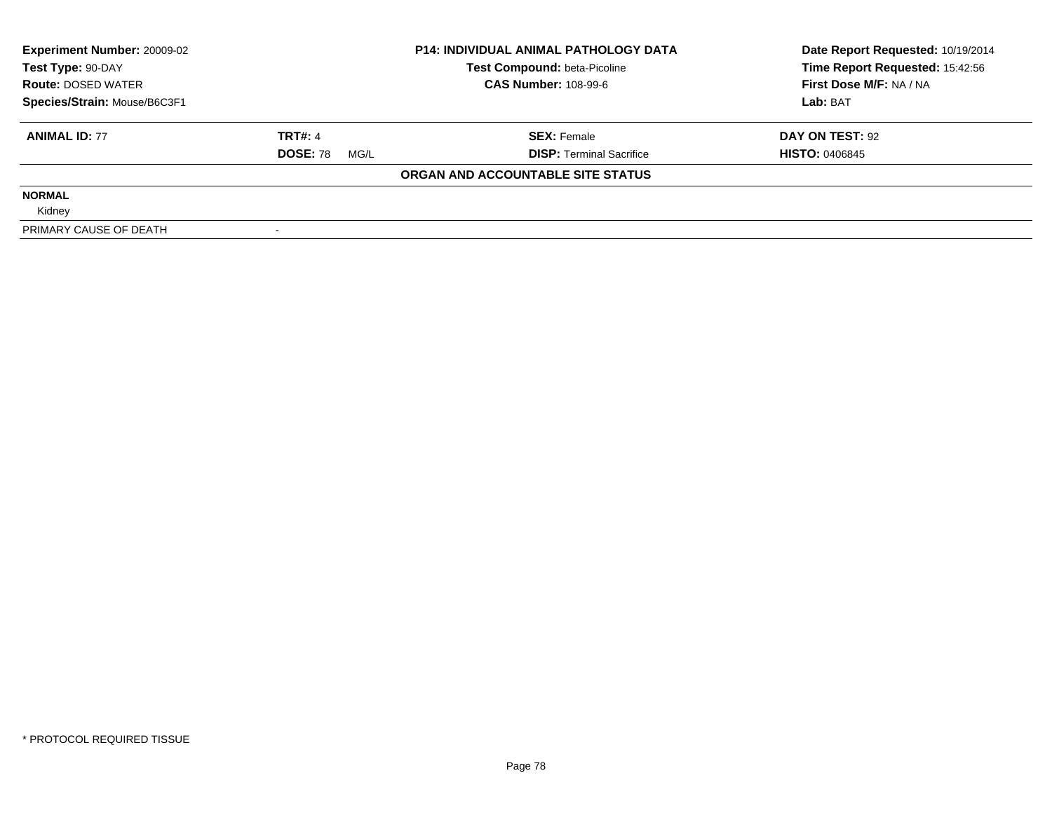| Experiment Number: 20009-02 | P14: INDIVIDUAL ANIMAL PATHOLOGY DATA | Date Report Requested: 10/19/2014 |
|---|---|---|
| Test Type: 90-DAY | Test Compound: beta-Picoline | Time Report Requested: 15:42:56 |
| Route: DOSED WATER | CAS Number: 108-99-6 | First Dose M/F: NA / NA |
| Species/Strain: Mouse/B6C3F1 | | Lab: BAT |

| ANIMAL ID: 77 | TRT#: 4 | SEX: Female | DAY ON TEST: 92 |
|---|---|---|---|
| | DOSE: 78 MG/L | DISP: Terminal Sacrifice | HISTO: 0406845 |

**ORGAN AND ACCOUNTABLE SITE STATUS**

**NORMAL**

Kidney

| PRIMARY CAUSE OF DEATH | - |
|---|---|

* PROTOCOL REQUIRED TISSUE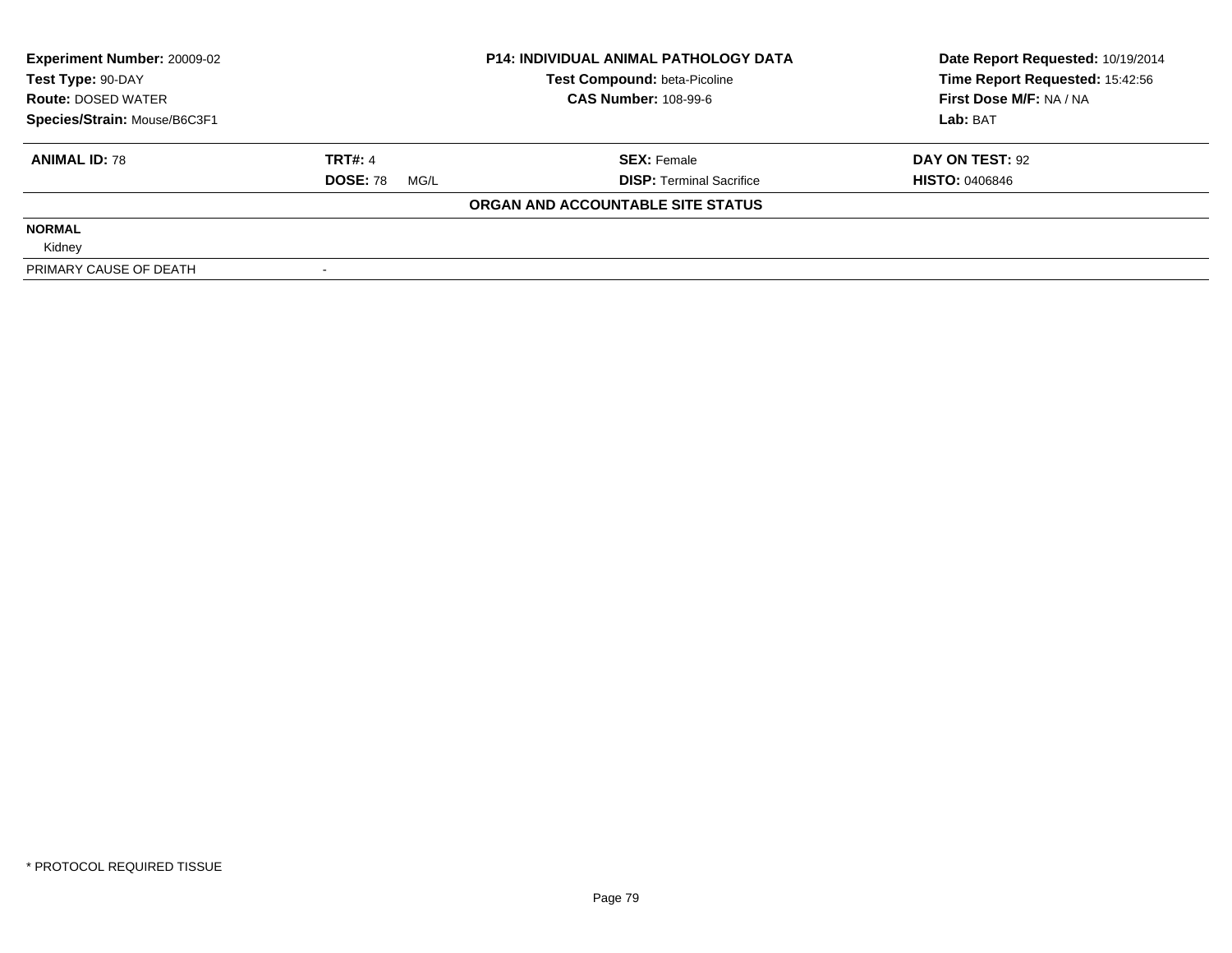| Experiment Number: 20009-02 | P14: INDIVIDUAL ANIMAL PATHOLOGY DATA | Date Report Requested: 10/19/2014 |
|---|---|---|
| Test Type: 90-DAY | Test Compound: beta-Picoline | Time Report Requested: 15:42:56 |
| Route: DOSED WATER | CAS Number: 108-99-6 | First Dose M/F: NA / NA |
| Species/Strain: Mouse/B6C3F1 | | Lab: BAT |

| ANIMAL ID: 78 | TRT#: 4 | SEX: Female | DAY ON TEST: 92 |
|---|---|---|---|
| | DOSE: 78 MG/L | DISP: Terminal Sacrifice | HISTO: 0406846 |

**ORGAN AND ACCOUNTABLE SITE STATUS**

| NORMAL | |
|---|---|
| Kidney | |
| PRIMARY CAUSE OF DEATH | - |

* PROTOCOL REQUIRED TISSUE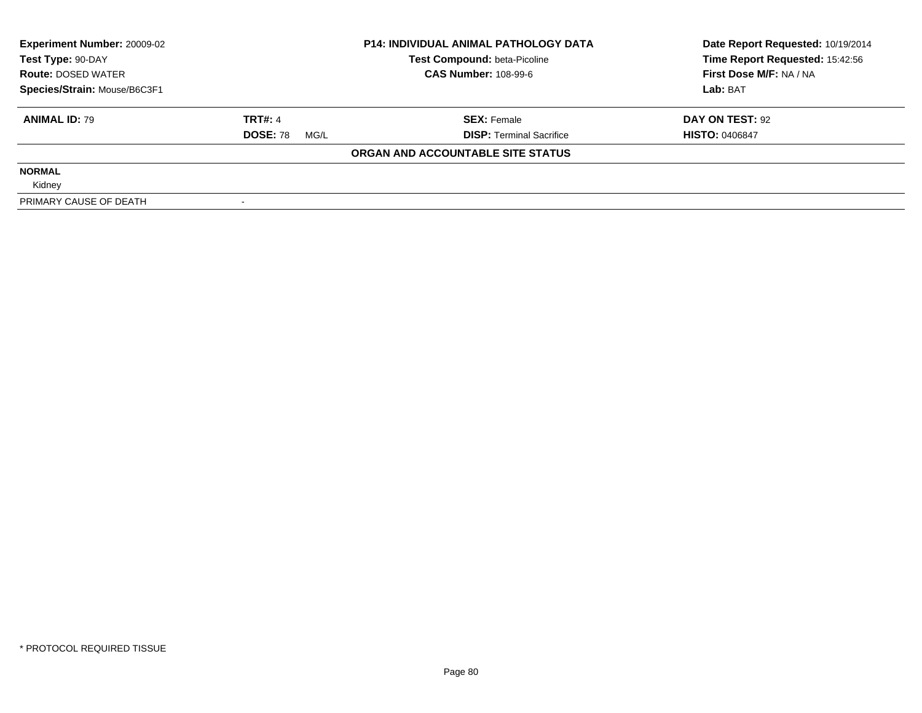| Experiment Number: 20009-02 | P14: INDIVIDUAL ANIMAL PATHOLOGY DATA | Date Report Requested: 10/19/2014 |
|---|---|---|
| Test Type: 90-DAY | Test Compound: beta-Picoline | Time Report Requested: 15:42:56 |
| Route: DOSED WATER | CAS Number: 108-99-6 | First Dose M/F: NA / NA |
| Species/Strain: Mouse/B6C3F1 | | Lab: BAT |

| ANIMAL ID: 79 | TRT#: 4 | SEX: Female | DAY ON TEST: 92 |
|---|---|---|---|
| | DOSE: 78 MG/L | DISP: Terminal Sacrifice | HISTO: 0406847 |

**ORGAN AND ACCOUNTABLE SITE STATUS**

**NORMAL**

Kidney

PRIMARY CAUSE OF DEATH -

* PROTOCOL REQUIRED TISSUE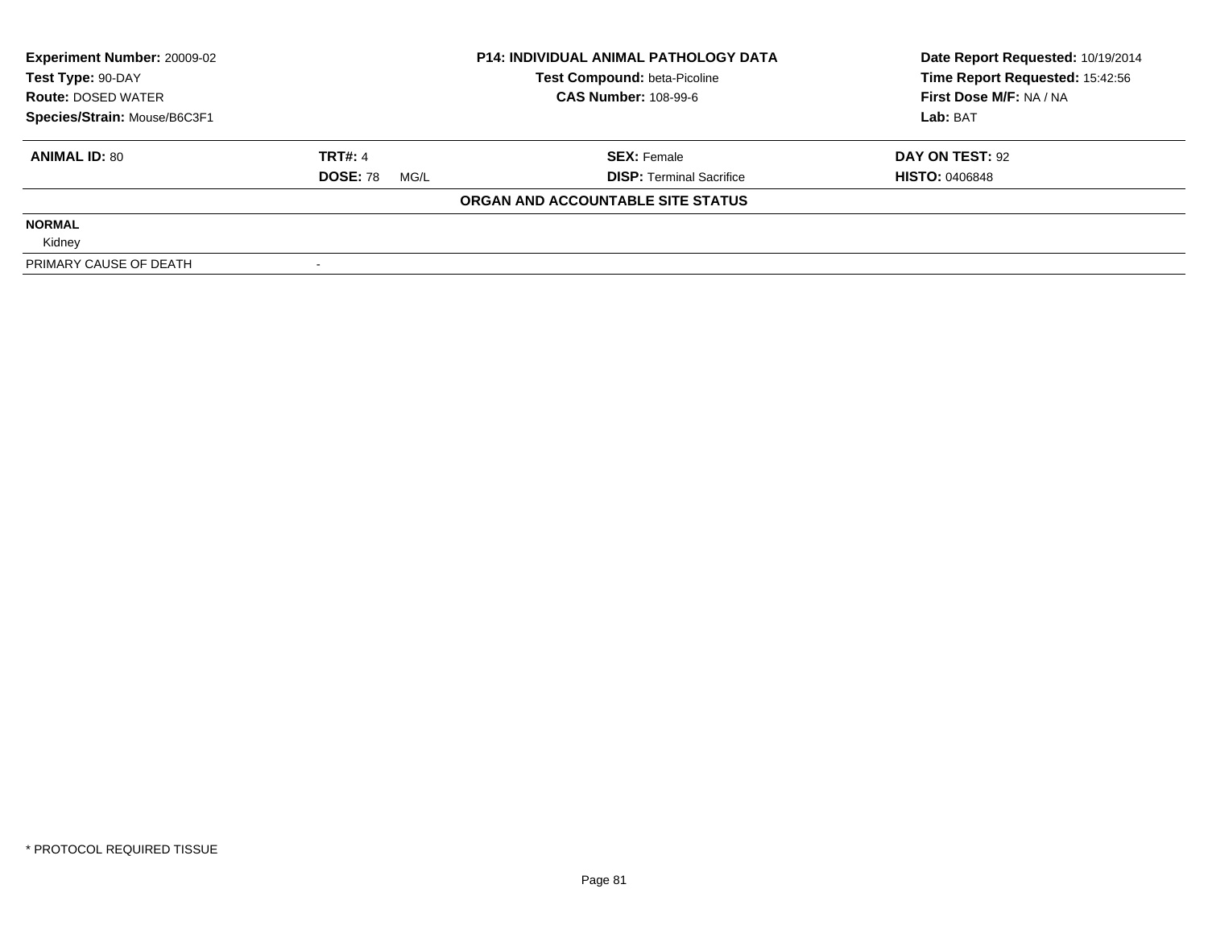| **Experiment Number:** 20009-02 | **P14: INDIVIDUAL ANIMAL PATHOLOGY DATA** | **Date Report Requested:** 10/19/2014 |
|---|---|---|
| **Test Type:** 90-DAY | **Test Compound:** beta-Picoline | **Time Report Requested:** 15:42:56 |
| **Route:** DOSED WATER | **CAS Number:** 108-99-6 | **First Dose M/F:** NA / NA |
| **Species/Strain:** Mouse/B6C3F1 | | **Lab:** BAT |

| **ANIMAL ID:** 80 | **TRT#:** 4 | **SEX:** Female | **DAY ON TEST:** 92 |
|---|---|---|---|
| | **DOSE:** 78 MG/L | **DISP:** Terminal Sacrifice | **HISTO:** 0406848 |

**ORGAN AND ACCOUNTABLE SITE STATUS**

**NORMAL**

Kidney

| PRIMARY CAUSE OF DEATH | - |
|---|---|

\* PROTOCOL REQUIRED TISSUE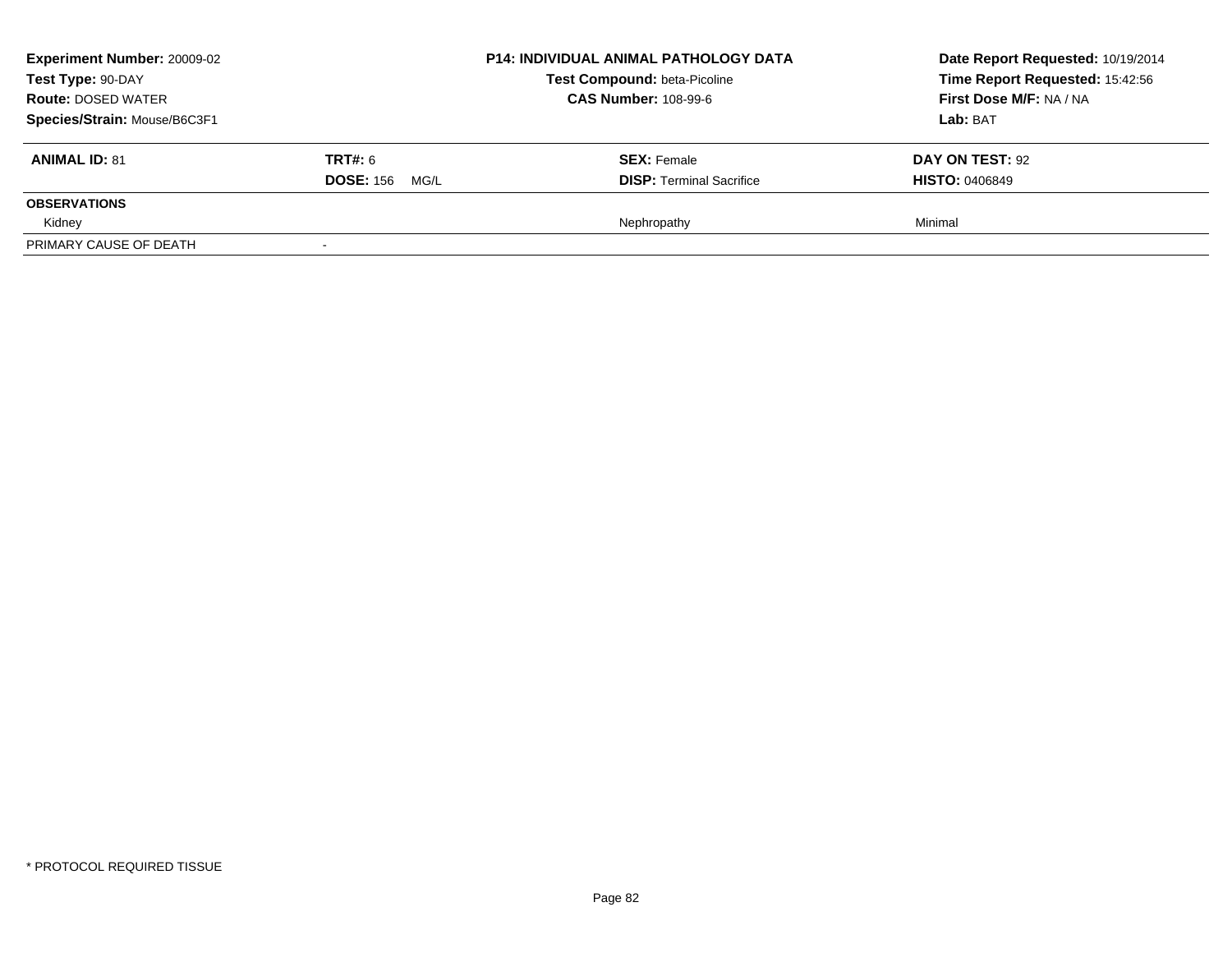| Experiment Number: 20009-02 | P14: INDIVIDUAL ANIMAL PATHOLOGY DATA | Date Report Requested: 10/19/2014 |
|---|---|---|
| Test Type: 90-DAY | Test Compound: beta-Picoline | Time Report Requested: 15:42:56 |
| Route: DOSED WATER | CAS Number: 108-99-6 | First Dose M/F: NA / NA |
| Species/Strain: Mouse/B6C3F1 | | Lab: BAT |

| ANIMAL ID: 81 | TRT#: 6 | SEX: Female | DAY ON TEST: 92 |
|---|---|---|---|
| | DOSE: 156 MG/L | DISP: Terminal Sacrifice | HISTO: 0406849 |
| **OBSERVATIONS** | | | |
| Kidney | | Nephropathy | Minimal |
| PRIMARY CAUSE OF DEATH | - | | |

* PROTOCOL REQUIRED TISSUE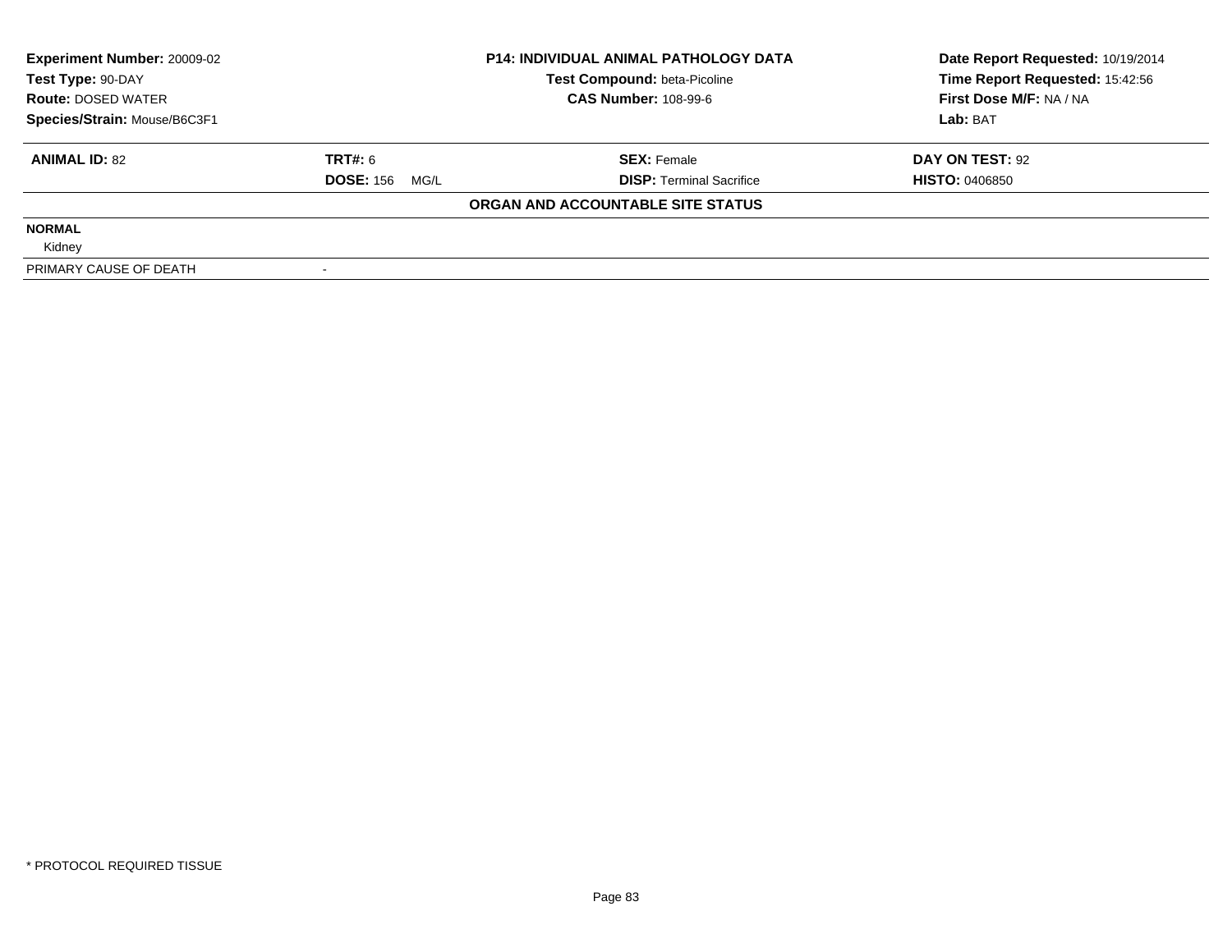| Experiment Number: 20009-02 | P14: INDIVIDUAL ANIMAL PATHOLOGY DATA | Date Report Requested: 10/19/2014 |
|---|---|---|
| Test Type: 90-DAY | Test Compound: beta-Picoline | Time Report Requested: 15:42:56 |
| Route: DOSED WATER | CAS Number: 108-99-6 | First Dose M/F: NA / NA |
| Species/Strain: Mouse/B6C3F1 | | Lab: BAT |

| ANIMAL ID: 82 | TRT#: 6 | SEX: Female | DAY ON TEST: 92 |
|---|---|---|---|
| | DOSE: 156 MG/L | DISP: Terminal Sacrifice | HISTO: 0406850 |

**ORGAN AND ACCOUNTABLE SITE STATUS**

**NORMAL**

Kidney

| PRIMARY CAUSE OF DEATH | - |
|---|---|

* PROTOCOL REQUIRED TISSUE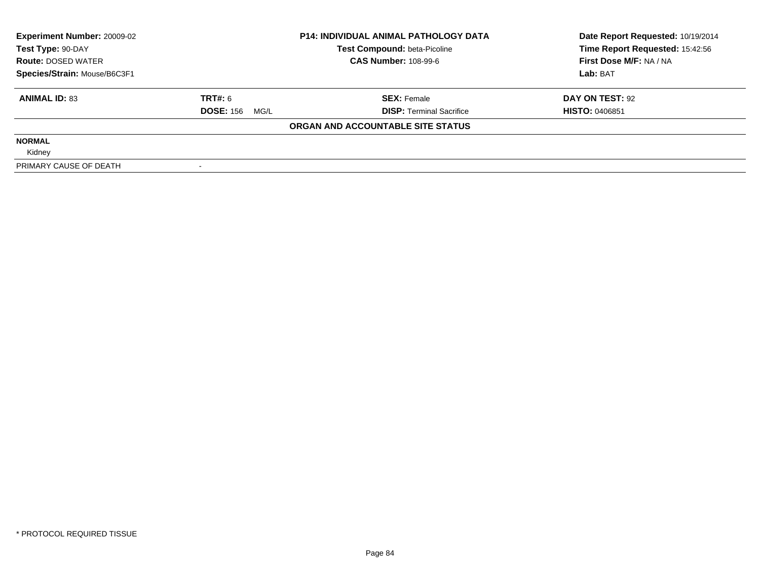**Experiment Number:** 20009-02
**Test Type:** 90-DAY
**Route:** DOSED WATER
**Species/Strain:** Mouse/B6C3F1

**P14: INDIVIDUAL ANIMAL PATHOLOGY DATA**
**Test Compound:** beta-Picoline
**CAS Number:** 108-99-6

**Date Report Requested:** 10/19/2014
**Time Report Requested:** 15:42:56
**First Dose M/F:** NA / NA
**Lab:** BAT

| **ANIMAL ID:** 83 | **TRT#:** 6 | **SEX:** Female | **DAY ON TEST:** 92 |
|---|---|---|---|
| | **DOSE:** 156 MG/L | **DISP:** Terminal Sacrifice | **HISTO:** 0406851 |

**ORGAN AND ACCOUNTABLE SITE STATUS**

| | |
|---|---|
| **NORMAL** | |
| Kidney | |
| PRIMARY CAUSE OF DEATH | - |

\* PROTOCOL REQUIRED TISSUE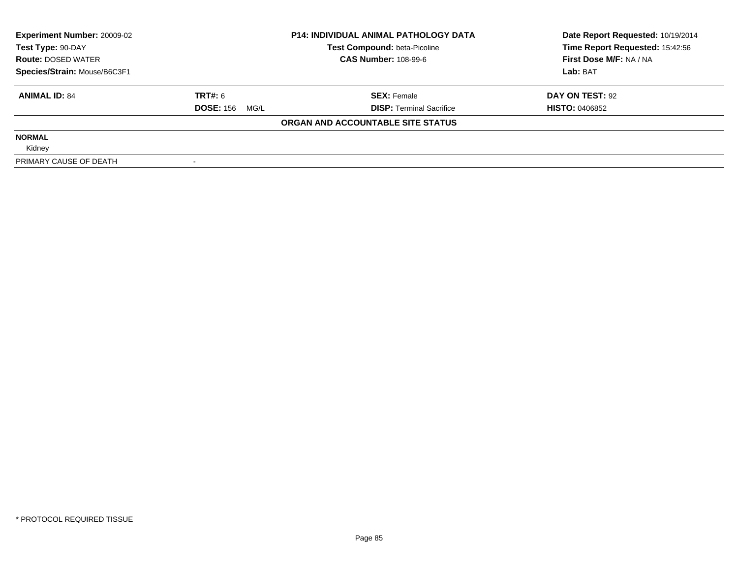| **Experiment Number:** 20009-02 | **P14: INDIVIDUAL ANIMAL PATHOLOGY DATA** | **Date Report Requested:** 10/19/2014 |
|---|---|---|
| **Test Type:** 90-DAY | **Test Compound:** beta-Picoline | **Time Report Requested:** 15:42:56 |
| **Route:** DOSED WATER | **CAS Number:** 108-99-6 | **First Dose M/F:** NA / NA |
| **Species/Strain:** Mouse/B6C3F1 | | **Lab:** BAT |

| **ANIMAL ID:** 84 | **TRT#:** 6 | **SEX:** Female | **DAY ON TEST:** 92 |
|---|---|---|---|
| | **DOSE:** 156 MG/L | **DISP:** Terminal Sacrifice | **HISTO:** 0406852 |

**ORGAN AND ACCOUNTABLE SITE STATUS**

| | |
|---|---|
| **NORMAL** | |
| Kidney | |
| PRIMARY CAUSE OF DEATH | - |

* PROTOCOL REQUIRED TISSUE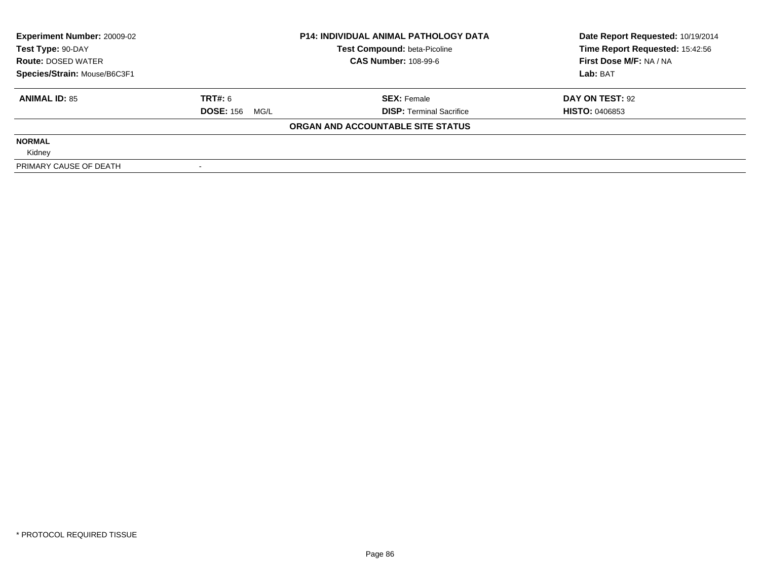**Experiment Number:** 20009-02
**Test Type:** 90-DAY
**Route:** DOSED WATER
**Species/Strain:** Mouse/B6C3F1

**P14: INDIVIDUAL ANIMAL PATHOLOGY DATA**
**Test Compound:** beta-Picoline
**CAS Number:** 108-99-6

**Date Report Requested:** 10/19/2014
**Time Report Requested:** 15:42:56
**First Dose M/F:** NA / NA
**Lab:** BAT

| **ANIMAL ID:** 85 | **TRT#:** 6 | **SEX:** Female | **DAY ON TEST:** 92 |
|---|---|---|---|
| | **DOSE:** 156 MG/L | **DISP:** Terminal Sacrifice | **HISTO:** 0406853 |

**ORGAN AND ACCOUNTABLE SITE STATUS**

**NORMAL**
Kidney

| PRIMARY CAUSE OF DEATH | - |
|---|---|

* PROTOCOL REQUIRED TISSUE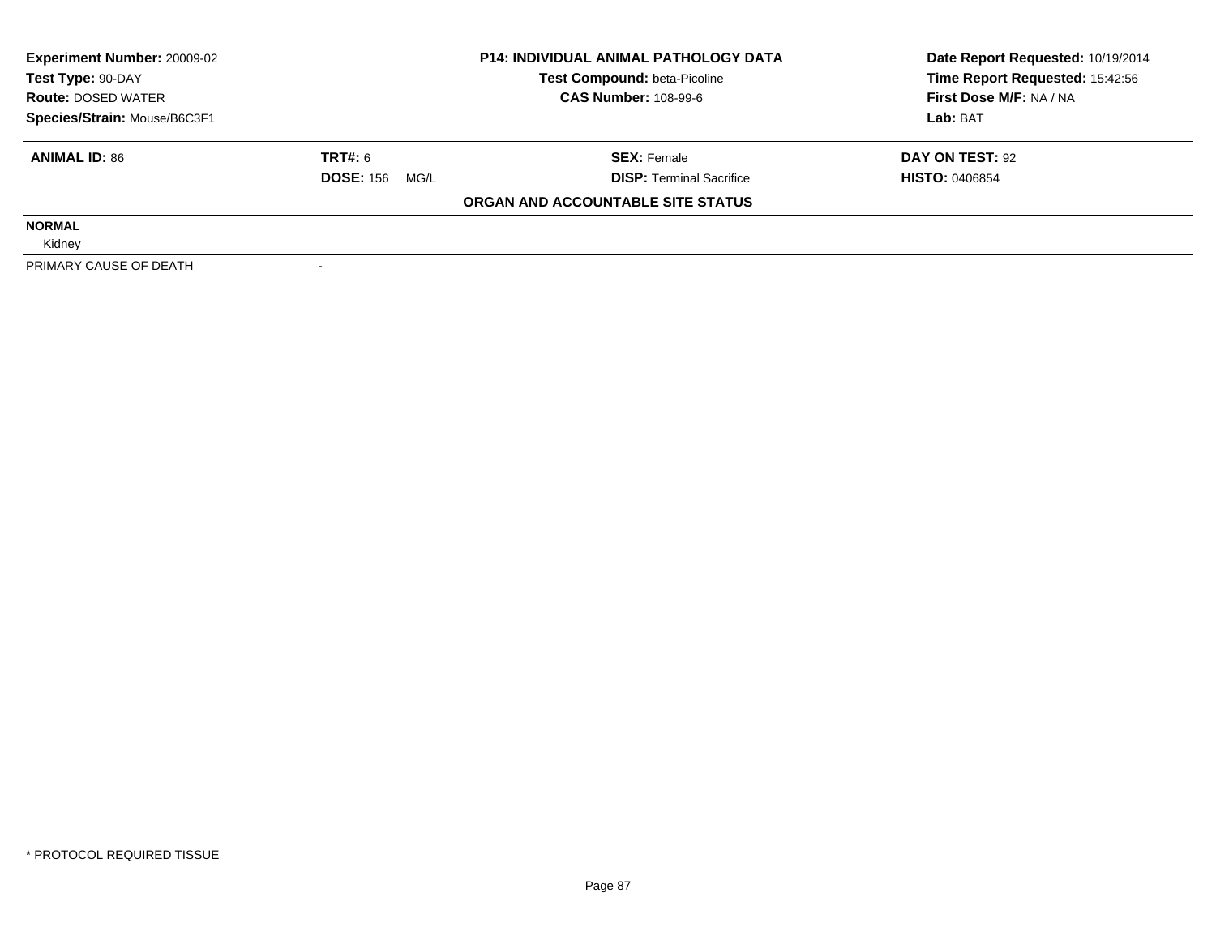| **Experiment Number:** 20009-02 | **P14: INDIVIDUAL ANIMAL PATHOLOGY DATA** | **Date Report Requested:** 10/19/2014 |
|---|---|---|
| **Test Type:** 90-DAY | **Test Compound:** beta-Picoline | **Time Report Requested:** 15:42:56 |
| **Route:** DOSED WATER | **CAS Number:** 108-99-6 | **First Dose M/F:** NA / NA |
| **Species/Strain:** Mouse/B6C3F1 | | **Lab:** BAT |

| **ANIMAL ID:** 86 | **TRT#:** 6 | **SEX:** Female | **DAY ON TEST:** 92 |
|---|---|---|---|
| | **DOSE:** 156 MG/L | **DISP:** Terminal Sacrifice | **HISTO:** 0406854 |

**ORGAN AND ACCOUNTABLE SITE STATUS**

| | |
|---|---|
| **NORMAL** | |
| Kidney | |
| PRIMARY CAUSE OF DEATH | - |

* PROTOCOL REQUIRED TISSUE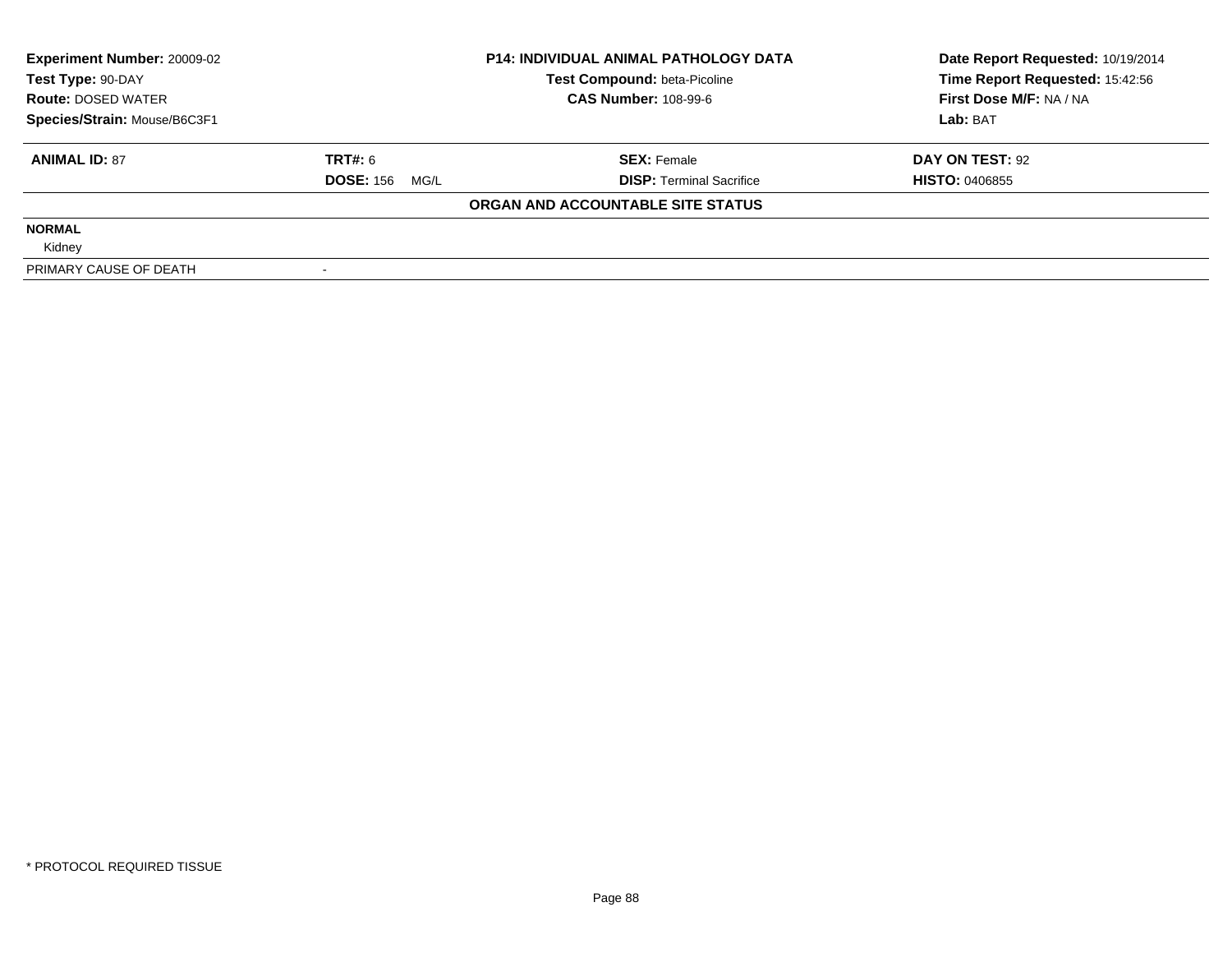| Experiment Number: 20009-02 | P14: INDIVIDUAL ANIMAL PATHOLOGY DATA | Date Report Requested: 10/19/2014 |
|---|---|---|
| Test Type: 90-DAY | Test Compound: beta-Picoline | Time Report Requested: 15:42:56 |
| Route: DOSED WATER | CAS Number: 108-99-6 | First Dose M/F: NA / NA |
| Species/Strain: Mouse/B6C3F1 | | Lab: BAT |

| ANIMAL ID: 87 | TRT#: 6 | SEX: Female | DAY ON TEST: 92 |
|---|---|---|---|
| | DOSE: 156 MG/L | DISP: Terminal Sacrifice | HISTO: 0406855 |

**ORGAN AND ACCOUNTABLE SITE STATUS**

**NORMAL**

Kidney

| PRIMARY CAUSE OF DEATH | - |
|---|---|

\* PROTOCOL REQUIRED TISSUE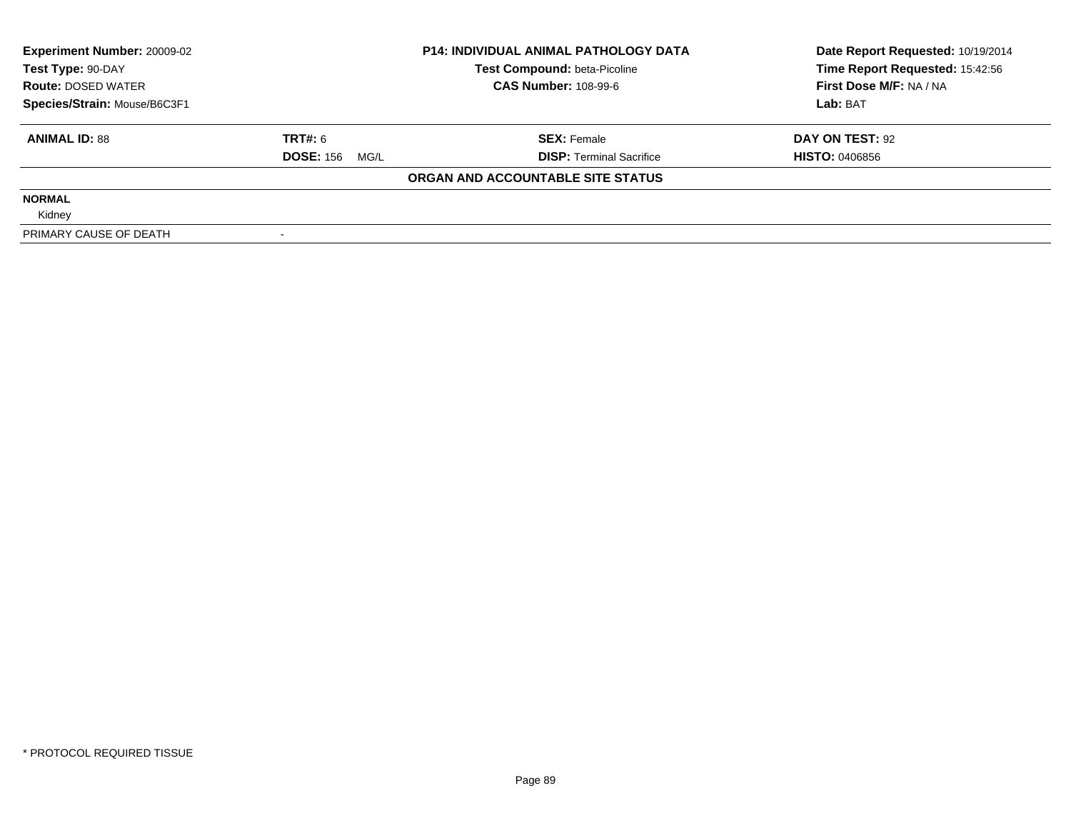| Experiment Number: 20009-02 | P14: INDIVIDUAL ANIMAL PATHOLOGY DATA | Date Report Requested: 10/19/2014 |
|---|---|---|
| Test Type: 90-DAY | Test Compound: beta-Picoline | Time Report Requested: 15:42:56 |
| Route: DOSED WATER | CAS Number: 108-99-6 | First Dose M/F: NA / NA |
| Species/Strain: Mouse/B6C3F1 | | Lab: BAT |

| ANIMAL ID: 88 | TRT#: 6 | SEX: Female | DAY ON TEST: 92 |
|---|---|---|---|
| | DOSE: 156 MG/L | DISP: Terminal Sacrifice | HISTO: 0406856 |

**ORGAN AND ACCOUNTABLE SITE STATUS**

**NORMAL**

Kidney

| PRIMARY CAUSE OF DEATH | - |
|---|---|

\* PROTOCOL REQUIRED TISSUE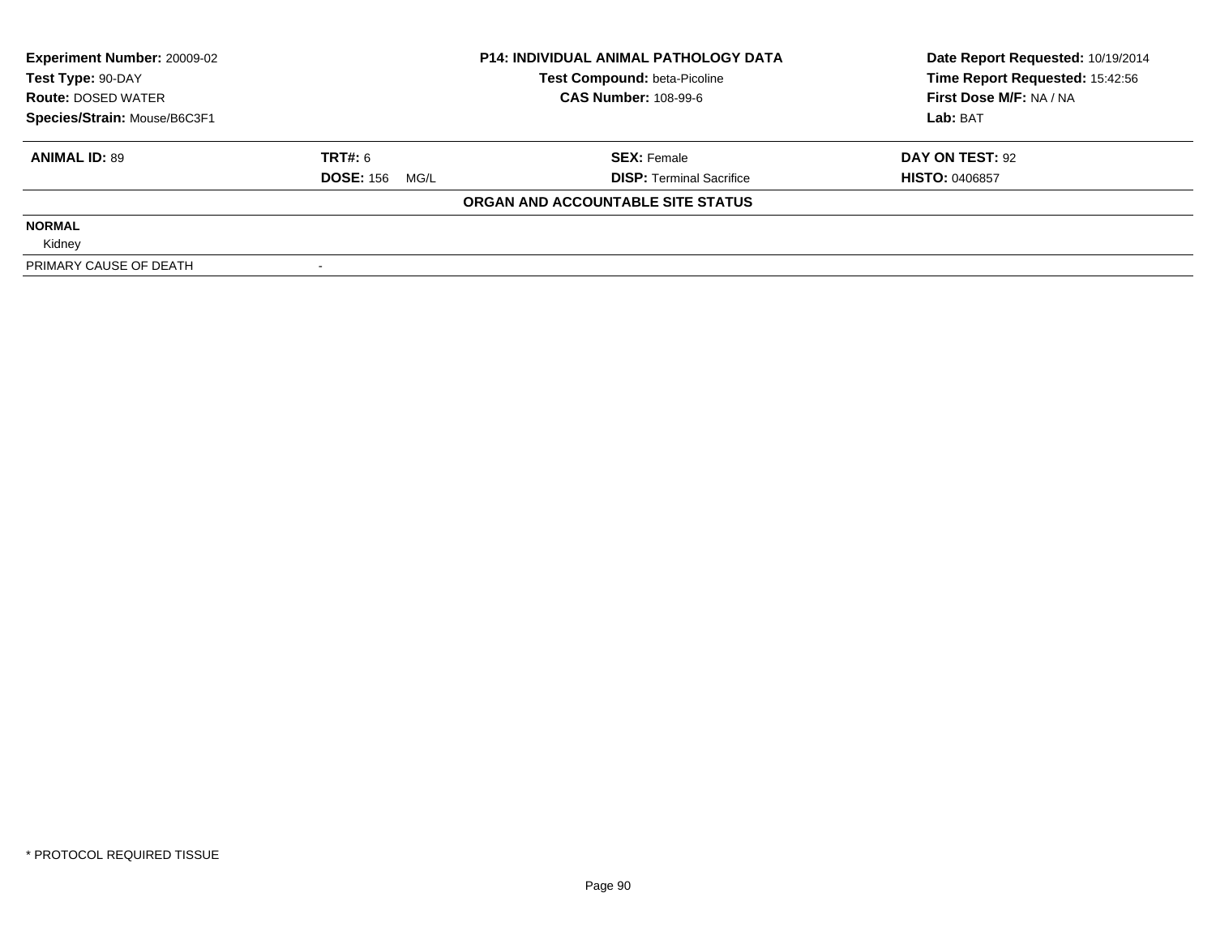| Experiment Number: 20009-02 | P14: INDIVIDUAL ANIMAL PATHOLOGY DATA | Date Report Requested: 10/19/2014 |
|---|---|---|
| Test Type: 90-DAY | Test Compound: beta-Picoline | Time Report Requested: 15:42:56 |
| Route: DOSED WATER | CAS Number: 108-99-6 | First Dose M/F: NA / NA |
| Species/Strain: Mouse/B6C3F1 | | Lab: BAT |

| ANIMAL ID: 89 | TRT#: 6 | SEX: Female | DAY ON TEST: 92 |
|---|---|---|---|
| | DOSE: 156 MG/L | DISP: Terminal Sacrifice | HISTO: 0406857 |

**ORGAN AND ACCOUNTABLE SITE STATUS**

| | |
|---|---|
| **NORMAL** | |
| Kidney | |
| PRIMARY CAUSE OF DEATH | - |

\* PROTOCOL REQUIRED TISSUE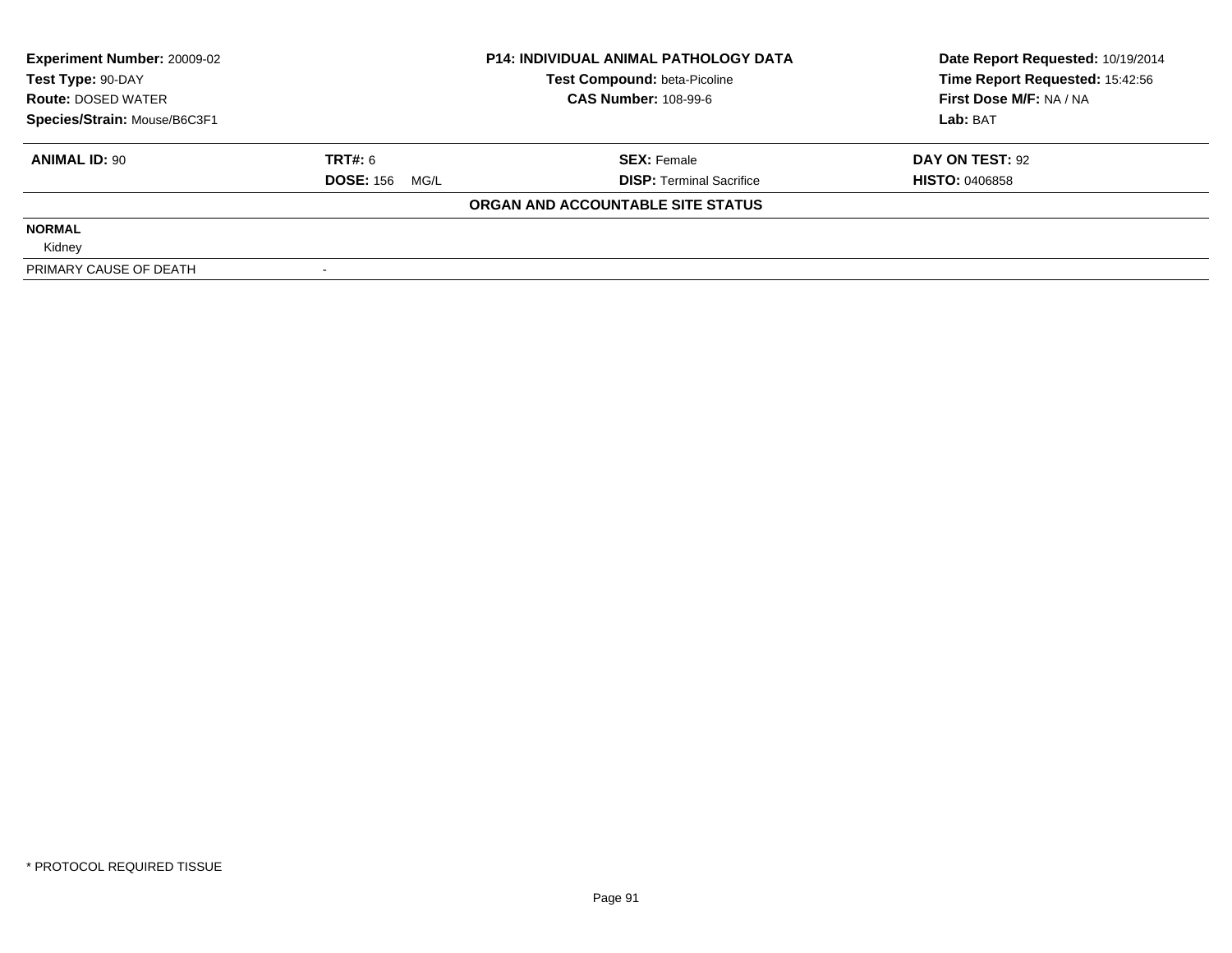| Experiment Number: 20009-02 | P14: INDIVIDUAL ANIMAL PATHOLOGY DATA | Date Report Requested: 10/19/2014 |
|---|---|---|
| Test Type: 90-DAY | Test Compound: beta-Picoline | Time Report Requested: 15:42:56 |
| Route: DOSED WATER | CAS Number: 108-99-6 | First Dose M/F: NA / NA |
| Species/Strain: Mouse/B6C3F1 | | Lab: BAT |

| ANIMAL ID: 90 | TRT#: 6 | SEX: Female | DAY ON TEST: 92 |
|---|---|---|---|
| | DOSE: 156 MG/L | DISP: Terminal Sacrifice | HISTO: 0406858 |

**ORGAN AND ACCOUNTABLE SITE STATUS**

| | |
|---|---|
| **NORMAL** | |
| Kidney | |
| PRIMARY CAUSE OF DEATH | - |

* PROTOCOL REQUIRED TISSUE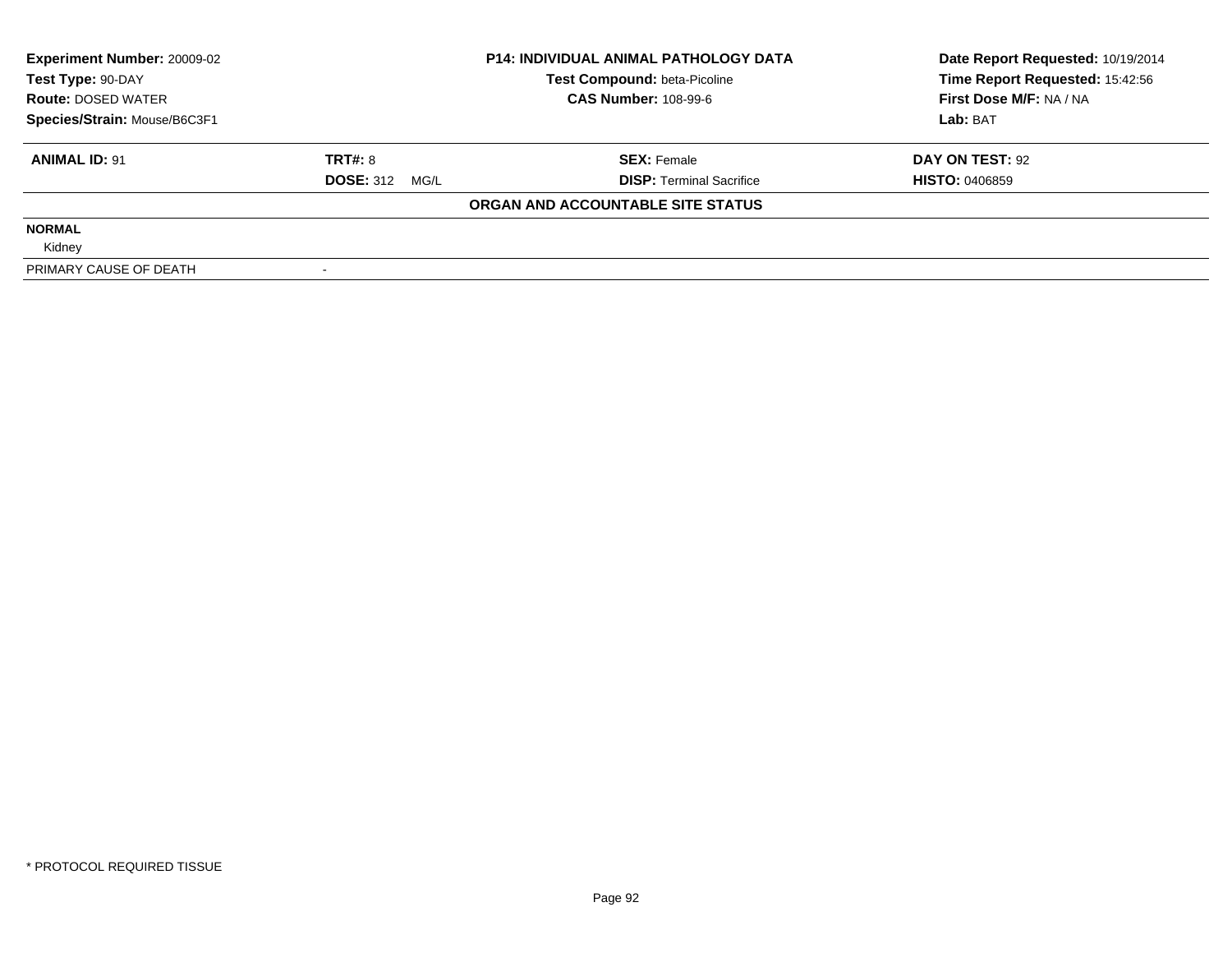**Experiment Number:** 20009-02
**Test Type:** 90-DAY
**Route:** DOSED WATER
**Species/Strain:** Mouse/B6C3F1

**P14: INDIVIDUAL ANIMAL PATHOLOGY DATA**
**Test Compound:** beta-Picoline
**CAS Number:** 108-99-6

**Date Report Requested:** 10/19/2014
**Time Report Requested:** 15:42:56
**First Dose M/F:** NA / NA
**Lab:** BAT

| **ANIMAL ID:** 91 | **TRT#:** 8 | **SEX:** Female | **DAY ON TEST:** 92 |
|---|---|---|---|
| | **DOSE:** 312 MG/L | **DISP:** Terminal Sacrifice | **HISTO:** 0406859 |

**ORGAN AND ACCOUNTABLE SITE STATUS**

**NORMAL**
Kidney

| PRIMARY CAUSE OF DEATH | - |
|---|---|

\* PROTOCOL REQUIRED TISSUE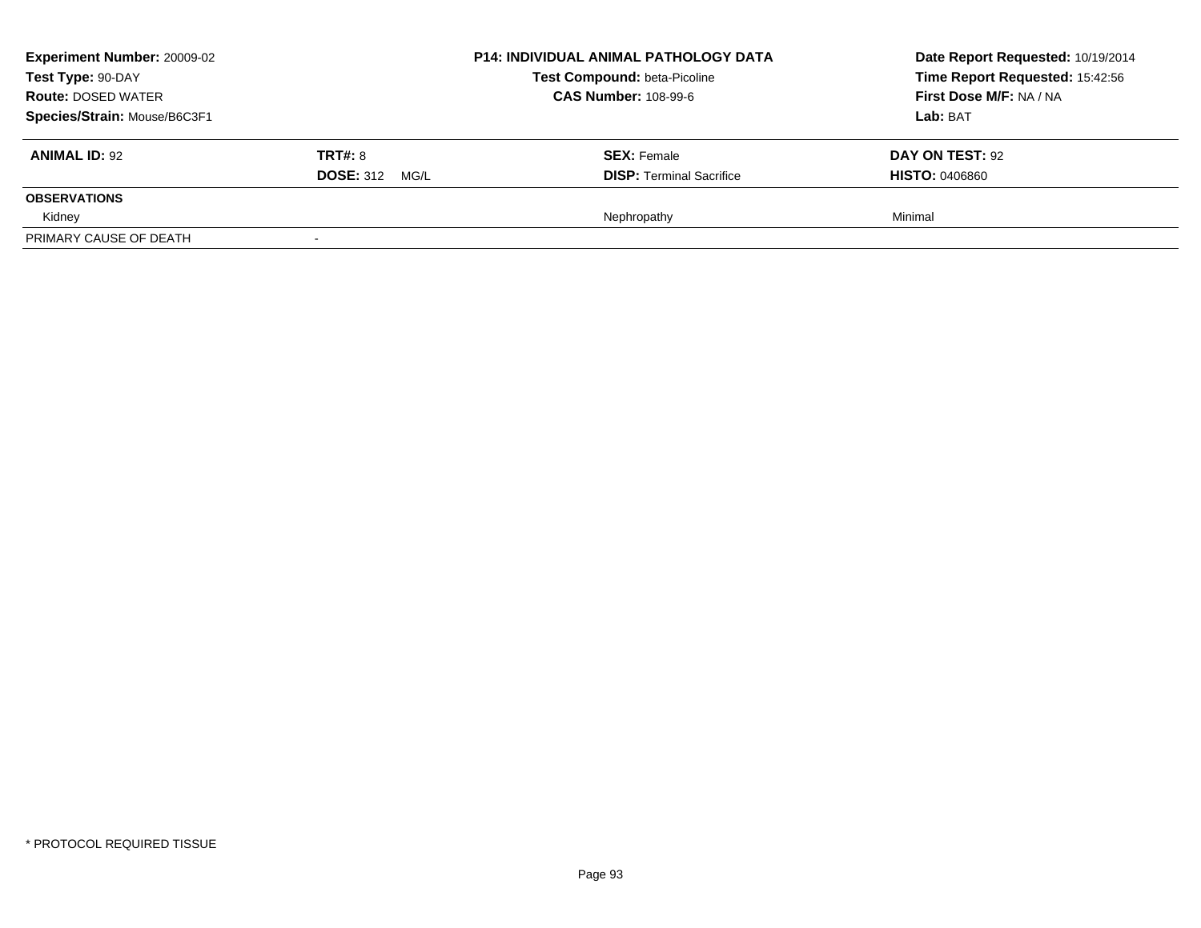| | | | |
|---|---|---|---|
| **Experiment Number:** 20009-02 | **P14: INDIVIDUAL ANIMAL PATHOLOGY DATA** | | **Date Report Requested:** 10/19/2014 |
| **Test Type:** 90-DAY | **Test Compound:** beta-Picoline | | **Time Report Requested:** 15:42:56 |
| **Route:** DOSED WATER | **CAS Number:** 108-99-6 | | **First Dose M/F:** NA / NA |
| **Species/Strain:** Mouse/B6C3F1 | | | **Lab:** BAT |

| **ANIMAL ID:** 92 | **TRT#:** 8 | **SEX:** Female | **DAY ON TEST:** 92 |
|---|---|---|---|
| | **DOSE:** 312 MG/L | **DISP:** Terminal Sacrifice | **HISTO:** 0406860 |
| **OBSERVATIONS** | | | |
| Kidney | | Nephropathy | Minimal |
| PRIMARY CAUSE OF DEATH | - | | |

* PROTOCOL REQUIRED TISSUE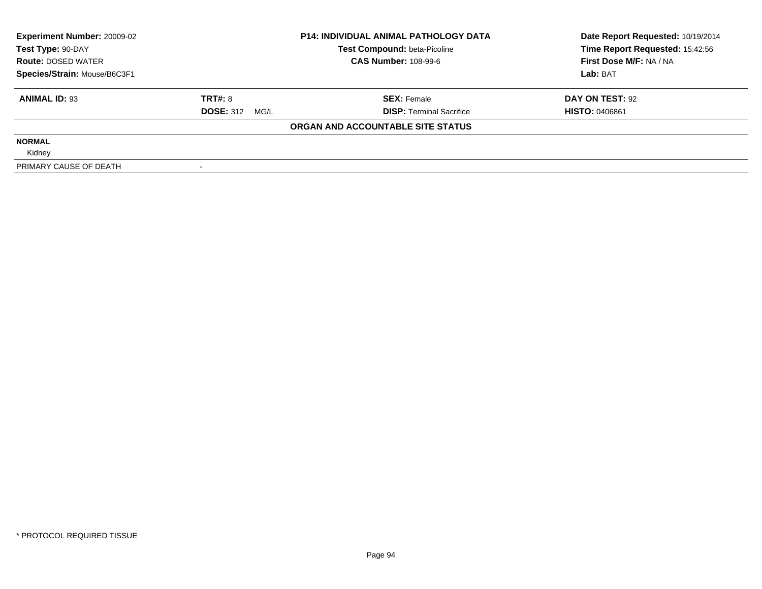| Experiment Number: 20009-02 | P14: INDIVIDUAL ANIMAL PATHOLOGY DATA | Date Report Requested: 10/19/2014 |
|---|---|---|
| Test Type: 90-DAY | Test Compound: beta-Picoline | Time Report Requested: 15:42:56 |
| Route: DOSED WATER | CAS Number: 108-99-6 | First Dose M/F: NA / NA |
| Species/Strain: Mouse/B6C3F1 | | Lab: BAT |

| ANIMAL ID: 93 | TRT#: 8 | SEX: Female | DAY ON TEST: 92 |
|---|---|---|---|
| | DOSE: 312 MG/L | DISP: Terminal Sacrifice | HISTO: 0406861 |

**ORGAN AND ACCOUNTABLE SITE STATUS**

**NORMAL**

Kidney

| PRIMARY CAUSE OF DEATH | - |
|---|---|

* PROTOCOL REQUIRED TISSUE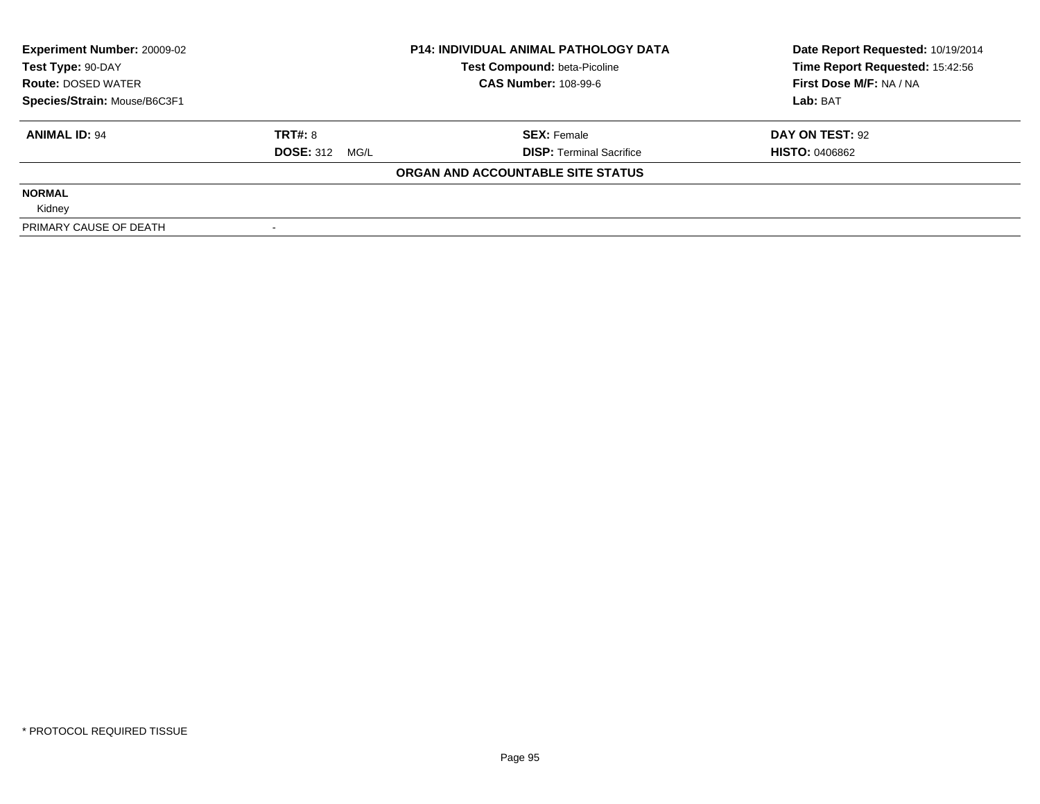| **Experiment Number:** 20009-02 | **P14: INDIVIDUAL ANIMAL PATHOLOGY DATA** | **Date Report Requested:** 10/19/2014 |
|---|---|---|
| **Test Type:** 90-DAY | **Test Compound:** beta-Picoline | **Time Report Requested:** 15:42:56 |
| **Route:** DOSED WATER | **CAS Number:** 108-99-6 | **First Dose M/F:** NA / NA |
| **Species/Strain:** Mouse/B6C3F1 | | **Lab:** BAT |

| **ANIMAL ID:** 94 | **TRT#:** 8 | **SEX:** Female | **DAY ON TEST:** 92 |
|---|---|---|---|
| | **DOSE:** 312 MG/L | **DISP:** Terminal Sacrifice | **HISTO:** 0406862 |

**ORGAN AND ACCOUNTABLE SITE STATUS**

**NORMAL**

Kidney

| PRIMARY CAUSE OF DEATH | - |
|---|---|

\* PROTOCOL REQUIRED TISSUE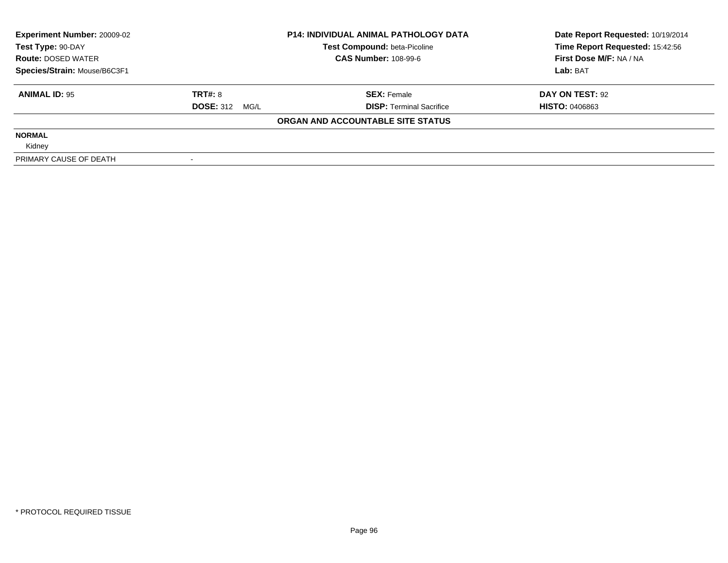| **Experiment Number:** 20009-02 | **P14: INDIVIDUAL ANIMAL PATHOLOGY DATA** | **Date Report Requested:** 10/19/2014 |
|---|---|---|
| **Test Type:** 90-DAY | **Test Compound:** beta-Picoline | **Time Report Requested:** 15:42:56 |
| **Route:** DOSED WATER | **CAS Number:** 108-99-6 | **First Dose M/F:** NA / NA |
| **Species/Strain:** Mouse/B6C3F1 | | **Lab:** BAT |

| **ANIMAL ID:** 95 | **TRT#:** 8 | **SEX:** Female | **DAY ON TEST:** 92 |
|---|---|---|---|
| | **DOSE:** 312 MG/L | **DISP:** Terminal Sacrifice | **HISTO:** 0406863 |

**ORGAN AND ACCOUNTABLE SITE STATUS**

**NORMAL**

Kidney

| PRIMARY CAUSE OF DEATH | - |
|---|---|

\* PROTOCOL REQUIRED TISSUE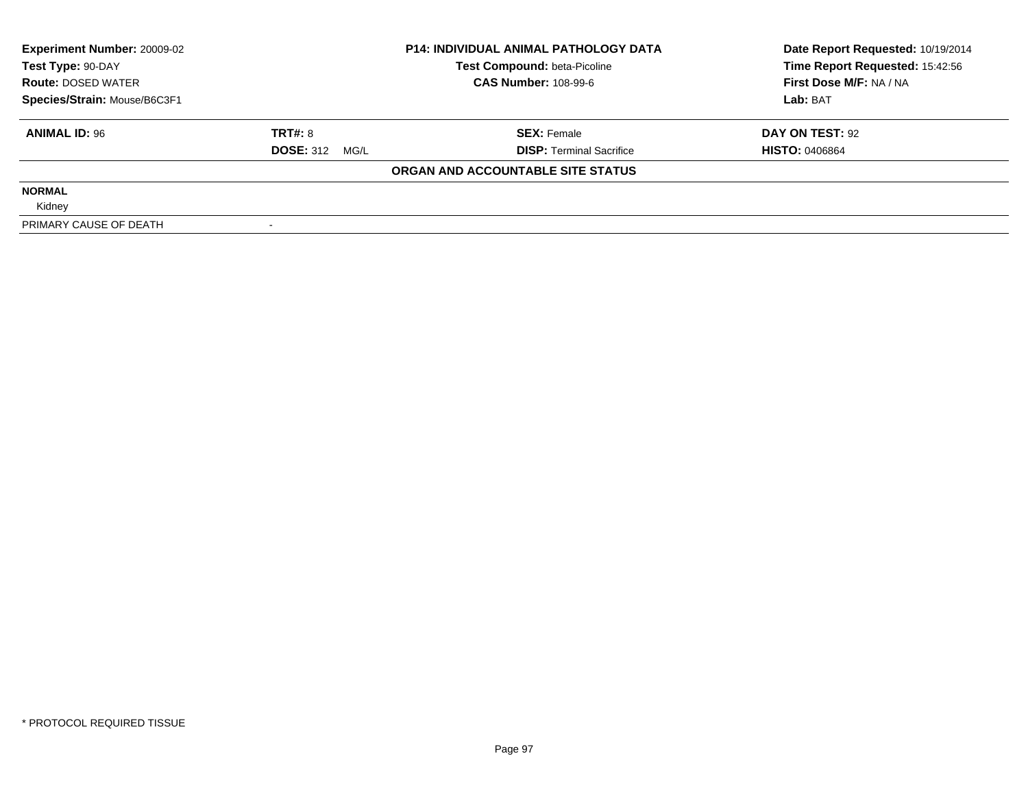| Experiment Number: 20009-02 | P14: INDIVIDUAL ANIMAL PATHOLOGY DATA | Date Report Requested: 10/19/2014 |
|---|---|---|
| Test Type: 90-DAY | Test Compound: beta-Picoline | Time Report Requested: 15:42:56 |
| Route: DOSED WATER | CAS Number: 108-99-6 | First Dose M/F: NA / NA |
| Species/Strain: Mouse/B6C3F1 | | Lab: BAT |

| ANIMAL ID: 96 | TRT#: 8 | SEX: Female | DAY ON TEST: 92 |
|---|---|---|---|
| | DOSE: 312 MG/L | DISP: Terminal Sacrifice | HISTO: 0406864 |

**ORGAN AND ACCOUNTABLE SITE STATUS**

**NORMAL**

Kidney

| PRIMARY CAUSE OF DEATH | - |
|---|---|

\* PROTOCOL REQUIRED TISSUE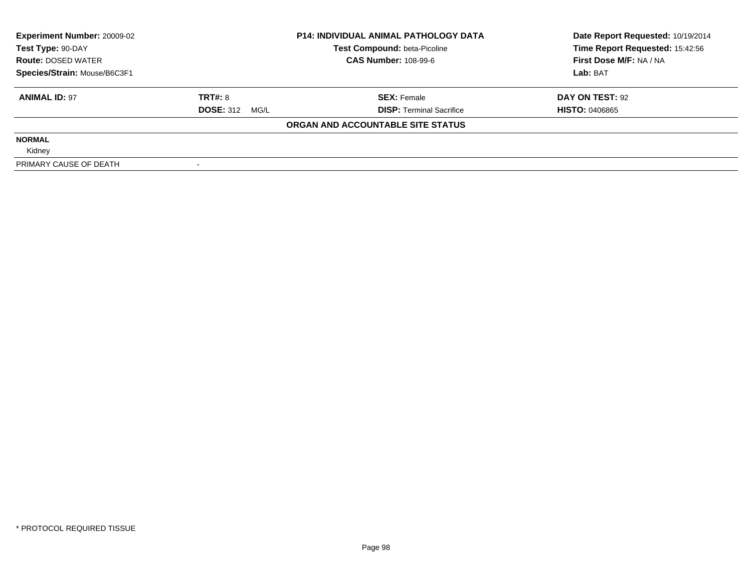| **Experiment Number:** 20009-02 | **P14: INDIVIDUAL ANIMAL PATHOLOGY DATA** | **Date Report Requested:** 10/19/2014 |
|---|---|---|
| **Test Type:** 90-DAY | **Test Compound:** beta-Picoline | **Time Report Requested:** 15:42:56 |
| **Route:** DOSED WATER | **CAS Number:** 108-99-6 | **First Dose M/F:** NA / NA |
| **Species/Strain:** Mouse/B6C3F1 | | **Lab:** BAT |

| **ANIMAL ID:** 97 | **TRT#:** 8 | **SEX:** Female | **DAY ON TEST:** 92 |
|---|---|---|---|
| | **DOSE:** 312 MG/L | **DISP:** Terminal Sacrifice | **HISTO:** 0406865 |

**ORGAN AND ACCOUNTABLE SITE STATUS**

**NORMAL**

Kidney

| PRIMARY CAUSE OF DEATH | - |
|---|---|

* PROTOCOL REQUIRED TISSUE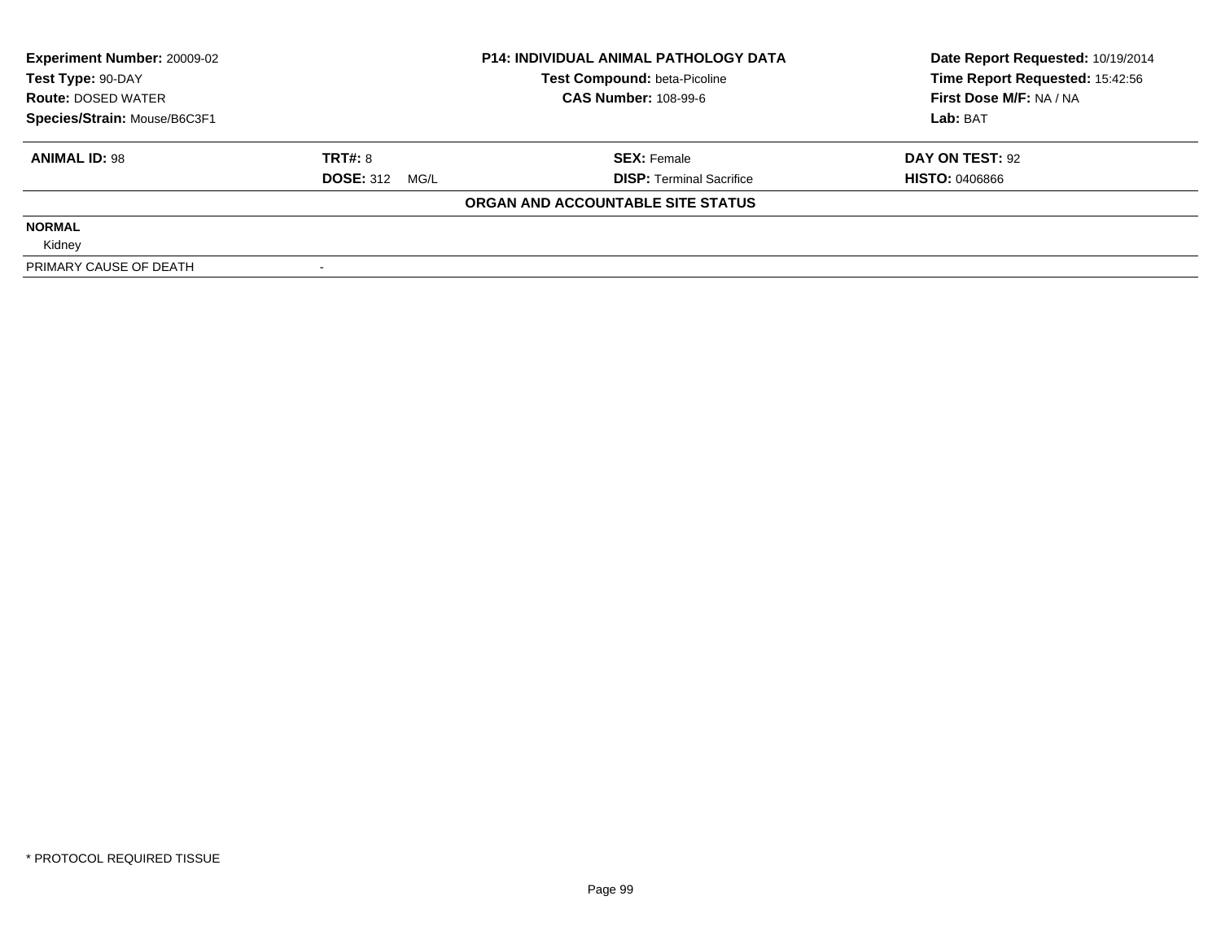**Experiment Number:** 20009-02
**Test Type:** 90-DAY
**Route:** DOSED WATER
**Species/Strain:** Mouse/B6C3F1

**P14: INDIVIDUAL ANIMAL PATHOLOGY DATA**
**Test Compound:** beta-Picoline
**CAS Number:** 108-99-6

**Date Report Requested:** 10/19/2014
**Time Report Requested:** 15:42:56
**First Dose M/F:** NA / NA
**Lab:** BAT

| **ANIMAL ID:** 98 | **TRT#:** 8 | **SEX:** Female | **DAY ON TEST:** 92 |
|---|---|---|---|
| | **DOSE:** 312 MG/L | **DISP:** Terminal Sacrifice | **HISTO:** 0406866 |

**ORGAN AND ACCOUNTABLE SITE STATUS**

| | |
|---|---|
| **NORMAL** | |
| Kidney | |
| PRIMARY CAUSE OF DEATH | - |

\* PROTOCOL REQUIRED TISSUE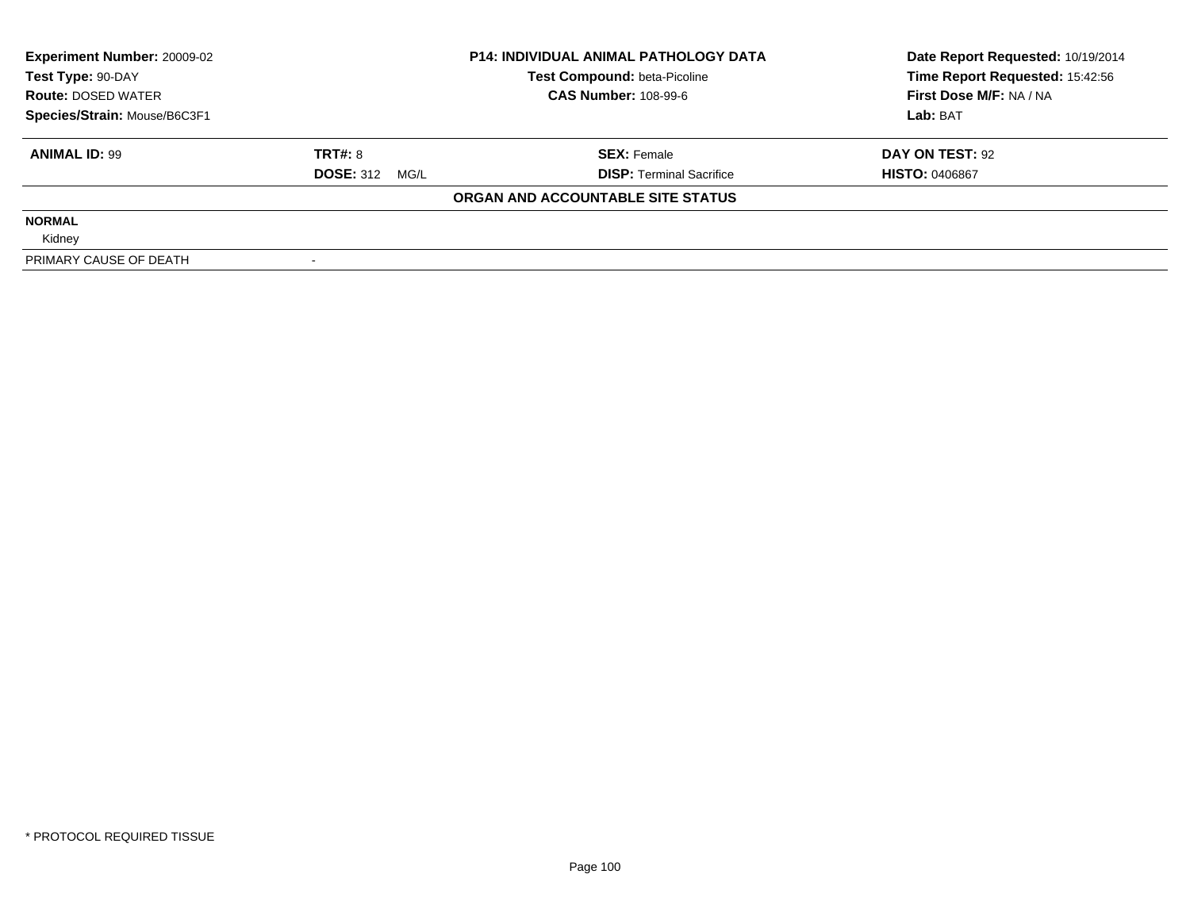| Experiment Number: 20009-02 | P14: INDIVIDUAL ANIMAL PATHOLOGY DATA | Date Report Requested: 10/19/2014 |
|---|---|---|
| Test Type: 90-DAY | Test Compound: beta-Picoline | Time Report Requested: 15:42:56 |
| Route: DOSED WATER | CAS Number: 108-99-6 | First Dose M/F: NA / NA |
| Species/Strain: Mouse/B6C3F1 | | Lab: BAT |

| ANIMAL ID: 99 | TRT#: 8 | SEX: Female | DAY ON TEST: 92 |
|---|---|---|---|
| | DOSE: 312 MG/L | DISP: Terminal Sacrifice | HISTO: 0406867 |

**ORGAN AND ACCOUNTABLE SITE STATUS**

**NORMAL**

Kidney

| PRIMARY CAUSE OF DEATH | - |
|---|---|

\* PROTOCOL REQUIRED TISSUE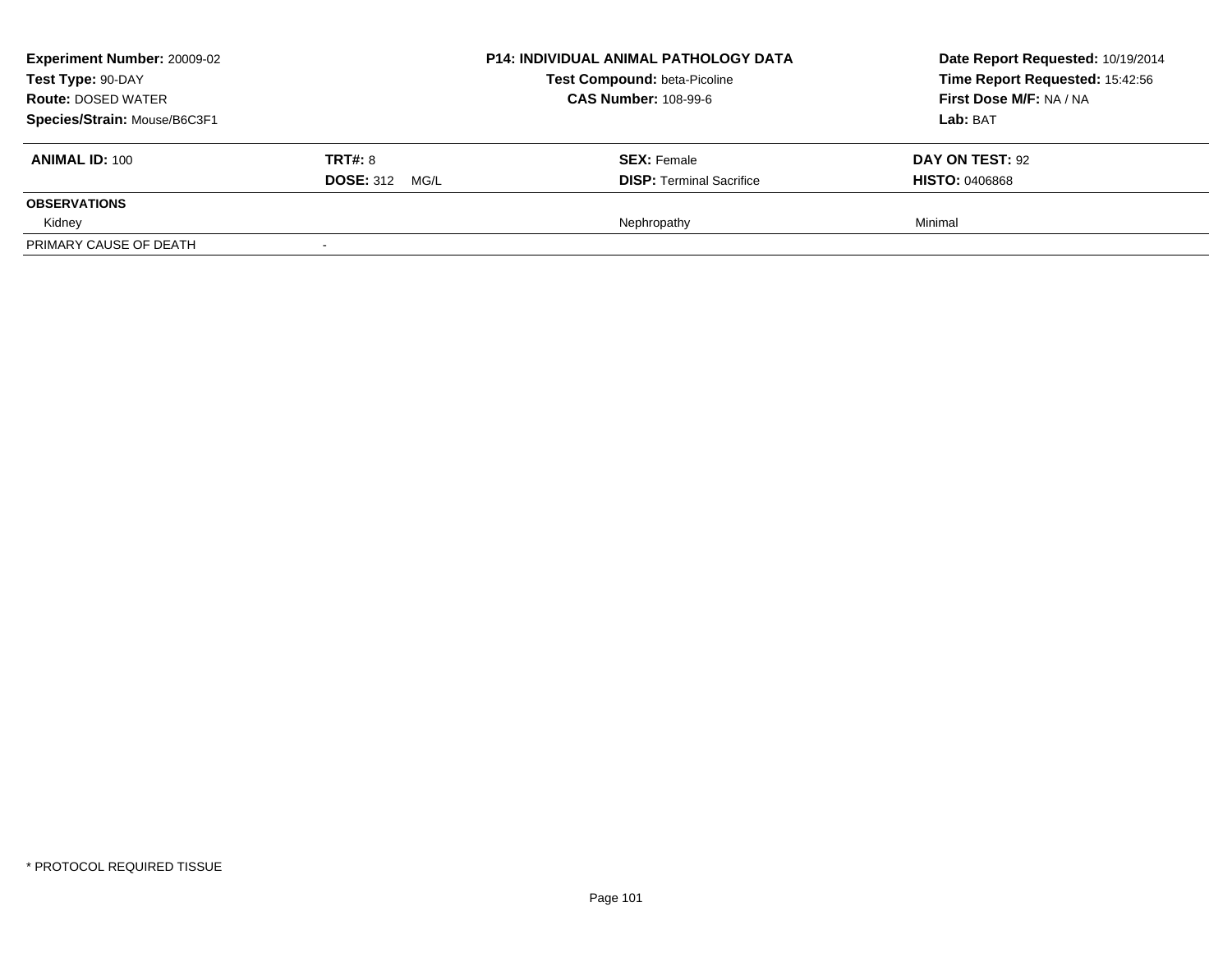**Experiment Number:** 20009-02
**Test Type:** 90-DAY
**Route:** DOSED WATER
**Species/Strain:** Mouse/B6C3F1

**P14: INDIVIDUAL ANIMAL PATHOLOGY DATA**
**Test Compound:** beta-Picoline
**CAS Number:** 108-99-6

**Date Report Requested:** 10/19/2014
**Time Report Requested:** 15:42:56
**First Dose M/F:** NA / NA
**Lab:** BAT

| **ANIMAL ID:** 100 | **TRT#:** 8 | **SEX:** Female | **DAY ON TEST:** 92 |
|---|---|---|---|
| | **DOSE:** 312 MG/L | **DISP:** Terminal Sacrifice | **HISTO:** 0406868 |
| **OBSERVATIONS** | | | |
| Kidney | | Nephropathy | Minimal |
| PRIMARY CAUSE OF DEATH | - | | |

\* PROTOCOL REQUIRED TISSUE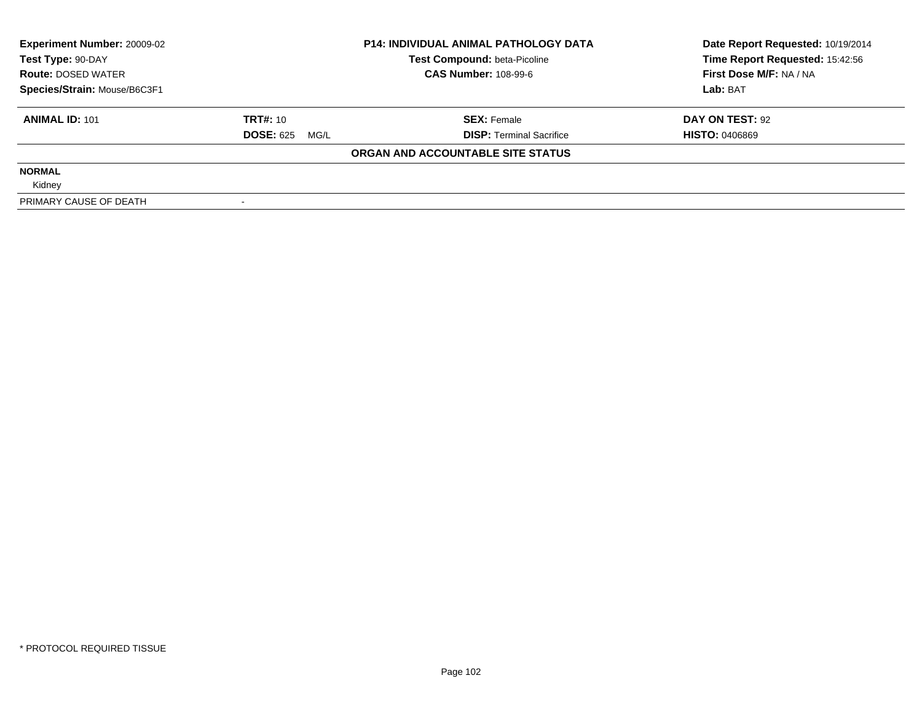| Experiment Number: 20009-02 | P14: INDIVIDUAL ANIMAL PATHOLOGY DATA | Date Report Requested: 10/19/2014 |
|---|---|---|
| Test Type: 90-DAY | Test Compound: beta-Picoline | Time Report Requested: 15:42:56 |
| Route: DOSED WATER | CAS Number: 108-99-6 | First Dose M/F: NA / NA |
| Species/Strain: Mouse/B6C3F1 | | Lab: BAT |

| ANIMAL ID: 101 | TRT#: 10 | SEX: Female | DAY ON TEST: 92 |
|---|---|---|---|
| | DOSE: 625 MG/L | DISP: Terminal Sacrifice | HISTO: 0406869 |

**ORGAN AND ACCOUNTABLE SITE STATUS**

| | |
|---|---|
| **NORMAL** | |
| Kidney | |
| PRIMARY CAUSE OF DEATH | - |

* PROTOCOL REQUIRED TISSUE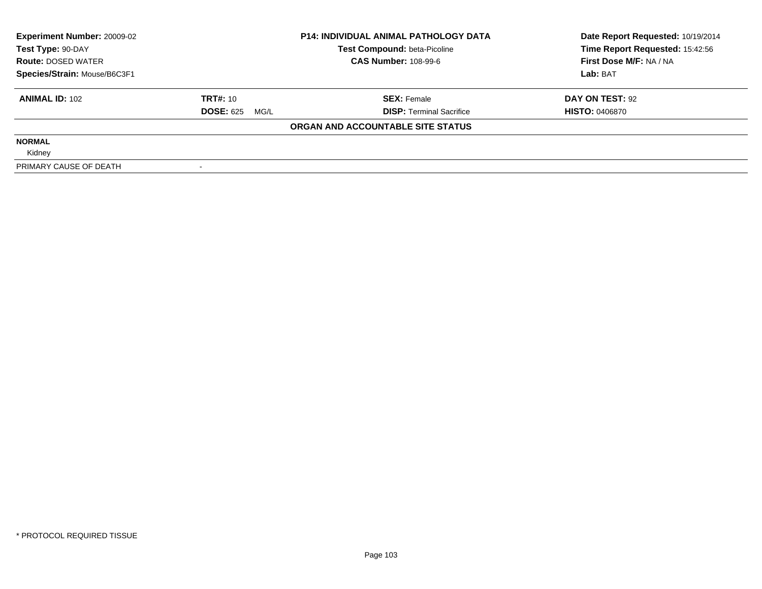| Experiment Number: 20009-02 | P14: INDIVIDUAL ANIMAL PATHOLOGY DATA | Date Report Requested: 10/19/2014 |
|---|---|---|
| Test Type: 90-DAY | Test Compound: beta-Picoline | Time Report Requested: 15:42:56 |
| Route: DOSED WATER | CAS Number: 108-99-6 | First Dose M/F: NA / NA |
| Species/Strain: Mouse/B6C3F1 | | Lab: BAT |

| ANIMAL ID: 102 | TRT#: 10 | SEX: Female | DAY ON TEST: 92 |
|---|---|---|---|
| | DOSE: 625 MG/L | DISP: Terminal Sacrifice | HISTO: 0406870 |

**ORGAN AND ACCOUNTABLE SITE STATUS**

| | |
|---|---|
| **NORMAL** | |
| Kidney | |
| PRIMARY CAUSE OF DEATH | - |

* PROTOCOL REQUIRED TISSUE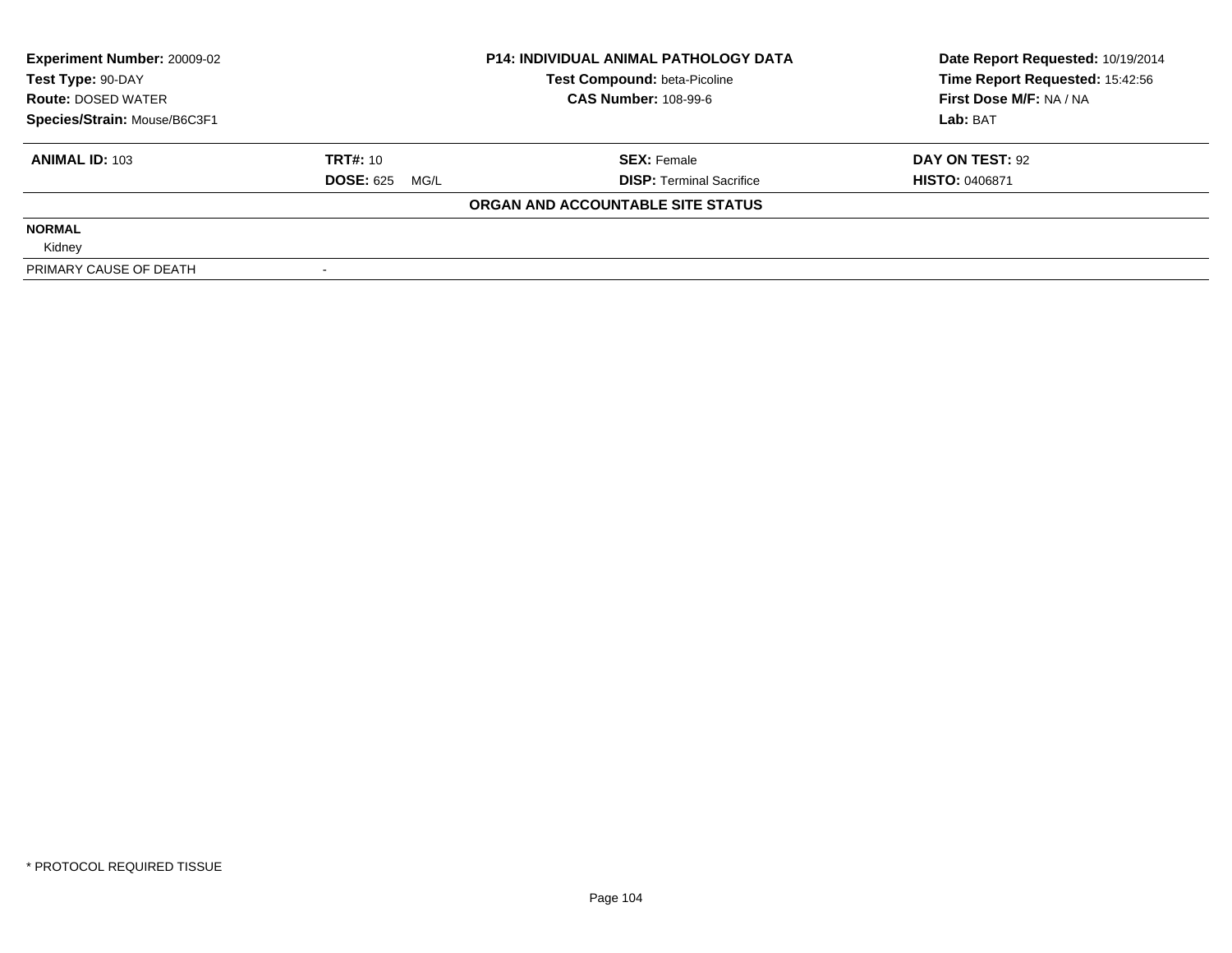| **Experiment Number:** 20009-02 | **P14: INDIVIDUAL ANIMAL PATHOLOGY DATA** | **Date Report Requested:** 10/19/2014 |
|---|---|---|
| **Test Type:** 90-DAY | **Test Compound:** beta-Picoline | **Time Report Requested:** 15:42:56 |
| **Route:** DOSED WATER | **CAS Number:** 108-99-6 | **First Dose M/F:** NA / NA |
| **Species/Strain:** Mouse/B6C3F1 | | **Lab:** BAT |

| **ANIMAL ID:** 103 | **TRT#:** 10 | **SEX:** Female | **DAY ON TEST:** 92 |
|---|---|---|---|
| | **DOSE:** 625 MG/L | **DISP:** Terminal Sacrifice | **HISTO:** 0406871 |

**ORGAN AND ACCOUNTABLE SITE STATUS**

**NORMAL**

Kidney

| PRIMARY CAUSE OF DEATH | - |
|---|---|

\* PROTOCOL REQUIRED TISSUE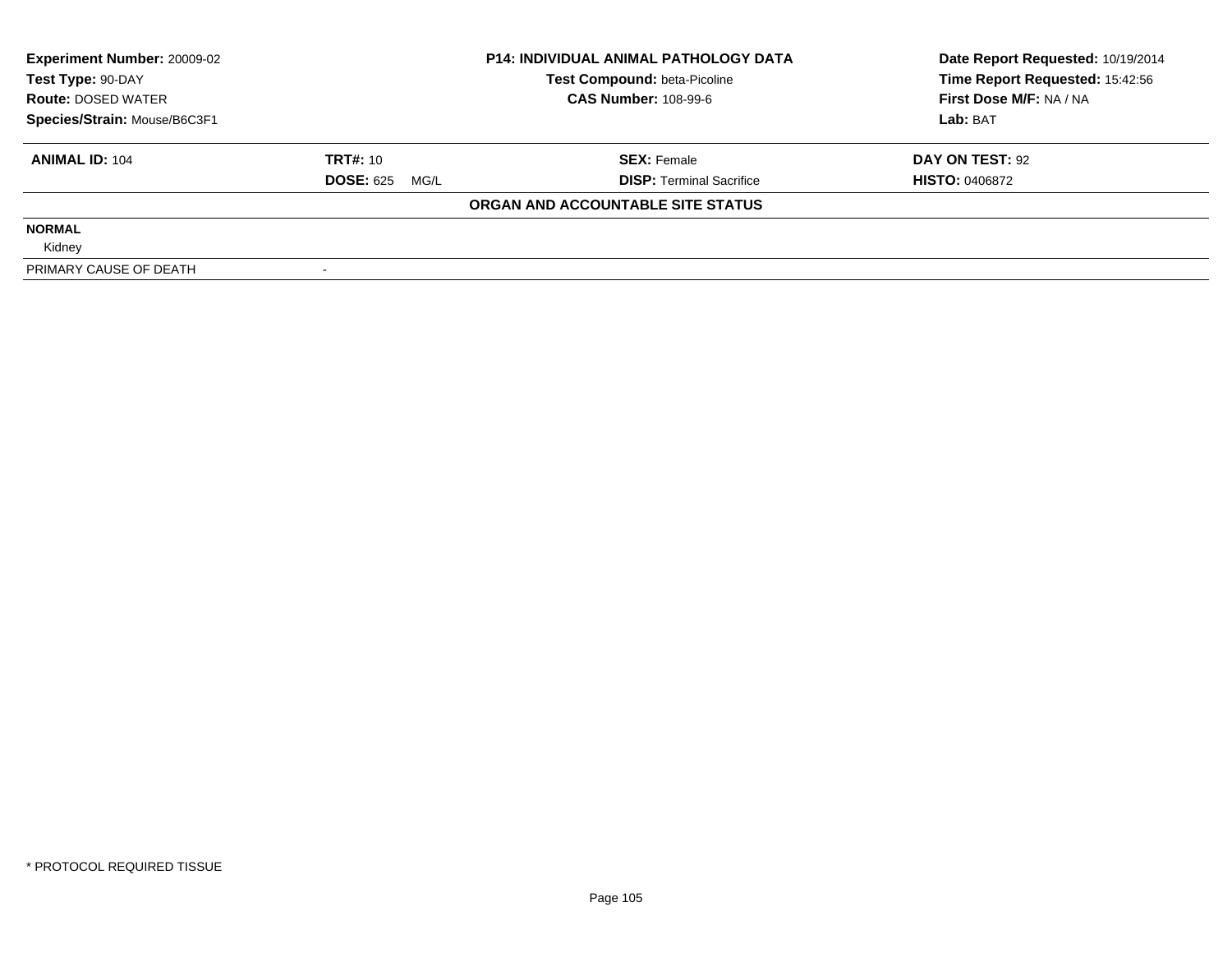**Experiment Number:** 20009-02
**Test Type:** 90-DAY
**Route:** DOSED WATER
**Species/Strain:** Mouse/B6C3F1

**P14: INDIVIDUAL ANIMAL PATHOLOGY DATA**
**Test Compound:** beta-Picoline
**CAS Number:** 108-99-6

**Date Report Requested:** 10/19/2014
**Time Report Requested:** 15:42:56
**First Dose M/F:** NA / NA
**Lab:** BAT

| **ANIMAL ID:** 104 | **TRT#:** 10 | **SEX:** Female | **DAY ON TEST:** 92 |
|---|---|---|---|
| | **DOSE:** 625 MG/L | **DISP:** Terminal Sacrifice | **HISTO:** 0406872 |

**ORGAN AND ACCOUNTABLE SITE STATUS**

| | |
|---|---|
| **NORMAL** | |
| Kidney | |
| PRIMARY CAUSE OF DEATH | - |

* PROTOCOL REQUIRED TISSUE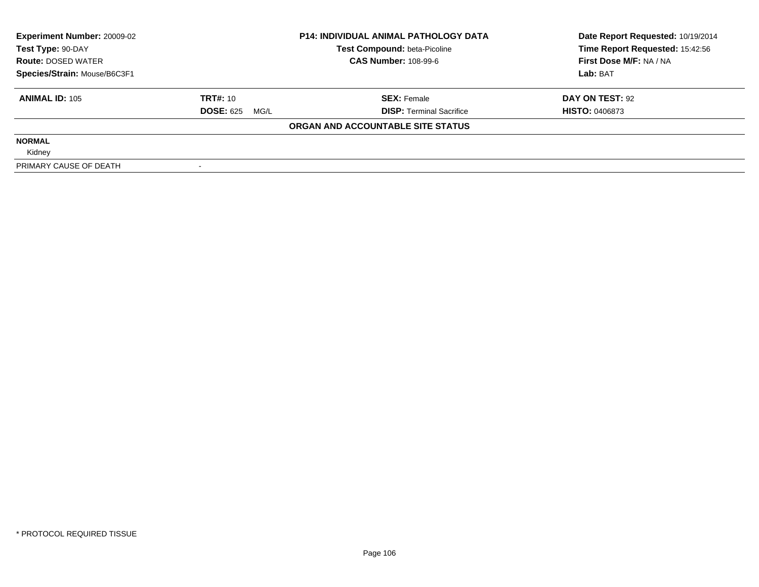| Experiment Number: 20009-02 | P14: INDIVIDUAL ANIMAL PATHOLOGY DATA | Date Report Requested: 10/19/2014 |
|---|---|---|
| Test Type: 90-DAY | Test Compound: beta-Picoline | Time Report Requested: 15:42:56 |
| Route: DOSED WATER | CAS Number: 108-99-6 | First Dose M/F: NA / NA |
| Species/Strain: Mouse/B6C3F1 | | Lab: BAT |

| ANIMAL ID: 105 | TRT#: 10 | SEX: Female | DAY ON TEST: 92 |
|---|---|---|---|
| | DOSE: 625 MG/L | DISP: Terminal Sacrifice | HISTO: 0406873 |

**ORGAN AND ACCOUNTABLE SITE STATUS**

**NORMAL**

Kidney

| PRIMARY CAUSE OF DEATH | - |
|---|---|

* PROTOCOL REQUIRED TISSUE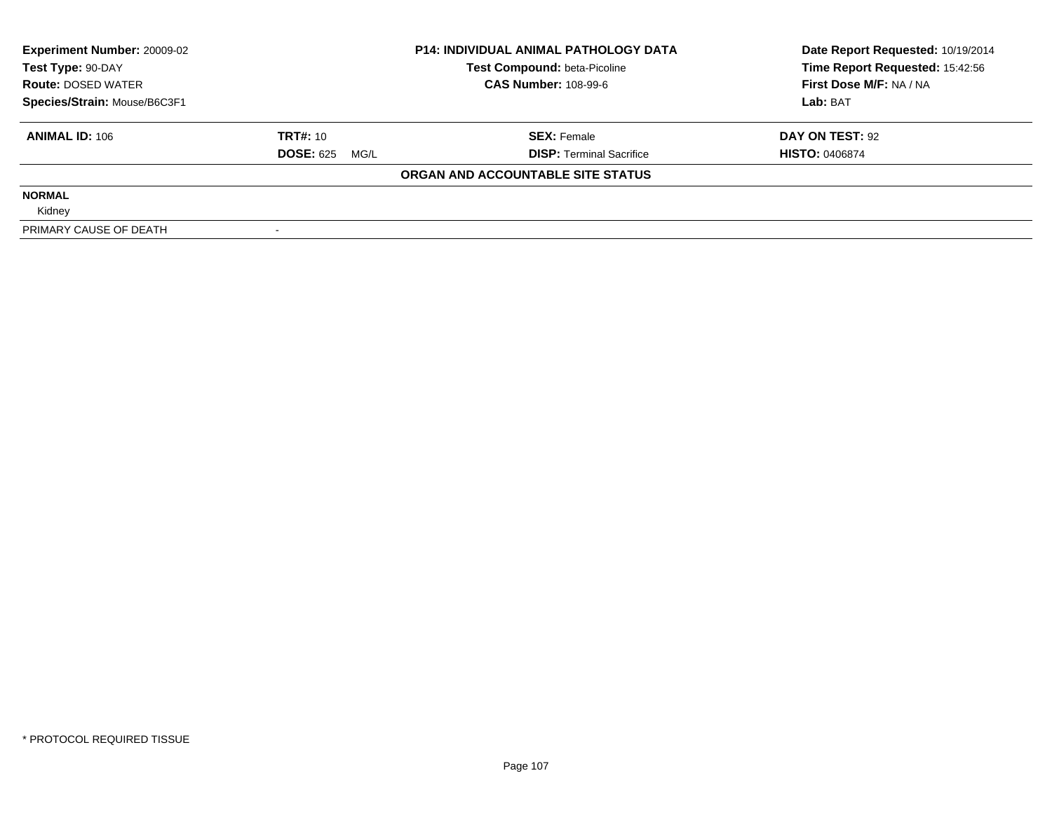| Experiment Number: 20009-02 | P14: INDIVIDUAL ANIMAL PATHOLOGY DATA | Date Report Requested: 10/19/2014 |
|---|---|---|
| Test Type: 90-DAY | Test Compound: beta-Picoline | Time Report Requested: 15:42:56 |
| Route: DOSED WATER | CAS Number: 108-99-6 | First Dose M/F: NA / NA |
| Species/Strain: Mouse/B6C3F1 | | Lab: BAT |

| ANIMAL ID: 106 | TRT#: 10 | SEX: Female | DAY ON TEST: 92 |
|---|---|---|---|
| | DOSE: 625 MG/L | DISP: Terminal Sacrifice | HISTO: 0406874 |

**ORGAN AND ACCOUNTABLE SITE STATUS**

| | |
|---|---|
| **NORMAL** | |
| Kidney | |
| PRIMARY CAUSE OF DEATH | - |

* PROTOCOL REQUIRED TISSUE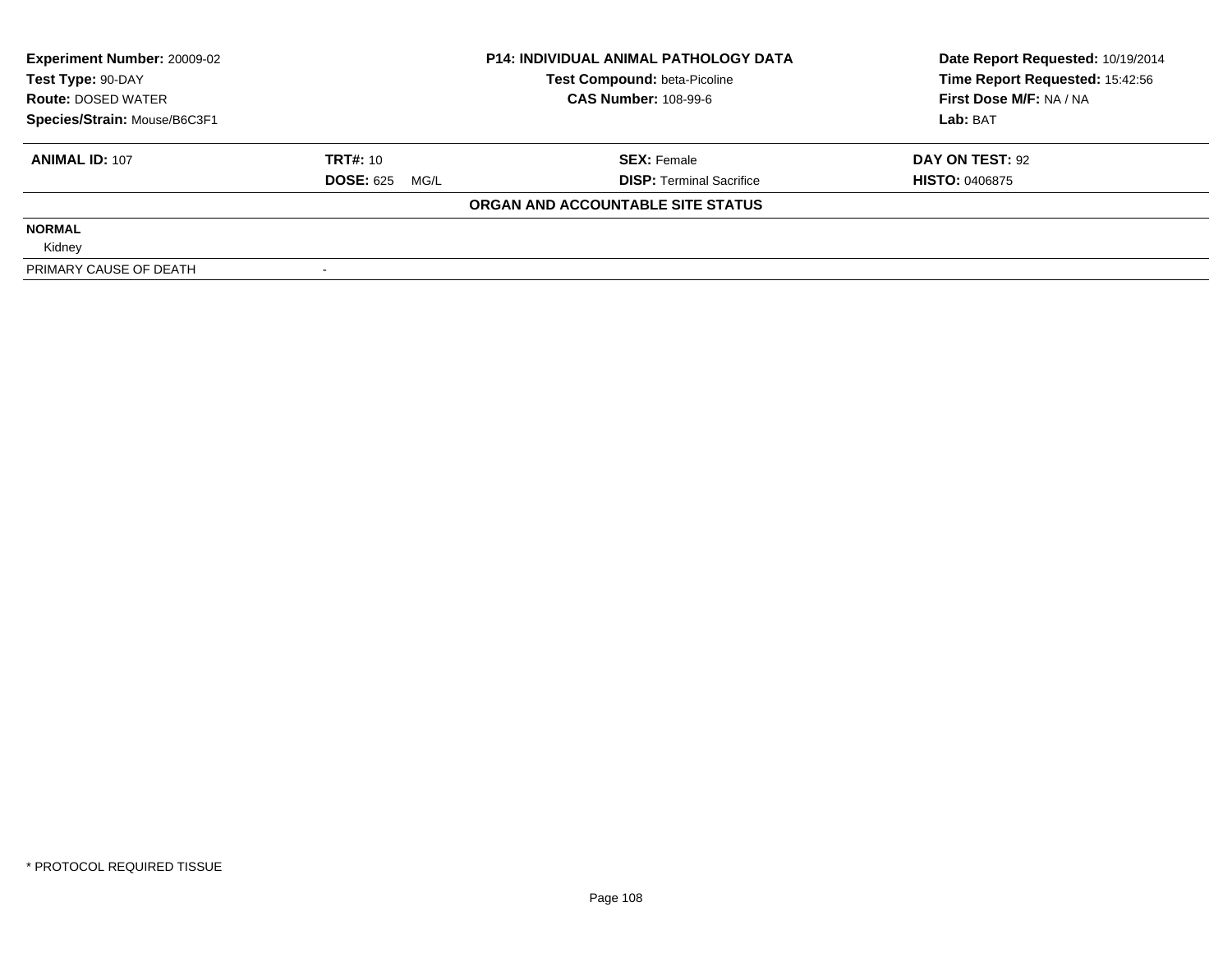| Experiment Number: 20009-02 | P14: INDIVIDUAL ANIMAL PATHOLOGY DATA | Date Report Requested: 10/19/2014 |
|---|---|---|
| Test Type: 90-DAY | Test Compound: beta-Picoline | Time Report Requested: 15:42:56 |
| Route: DOSED WATER | CAS Number: 108-99-6 | First Dose M/F: NA / NA |
| Species/Strain: Mouse/B6C3F1 | | Lab: BAT |

| ANIMAL ID: 107 | TRT#: 10 | SEX: Female | DAY ON TEST: 92 |
|---|---|---|---|
| | DOSE: 625 MG/L | DISP: Terminal Sacrifice | HISTO: 0406875 |

**ORGAN AND ACCOUNTABLE SITE STATUS**

**NORMAL**

Kidney

| PRIMARY CAUSE OF DEATH | - |
|---|---|

* PROTOCOL REQUIRED TISSUE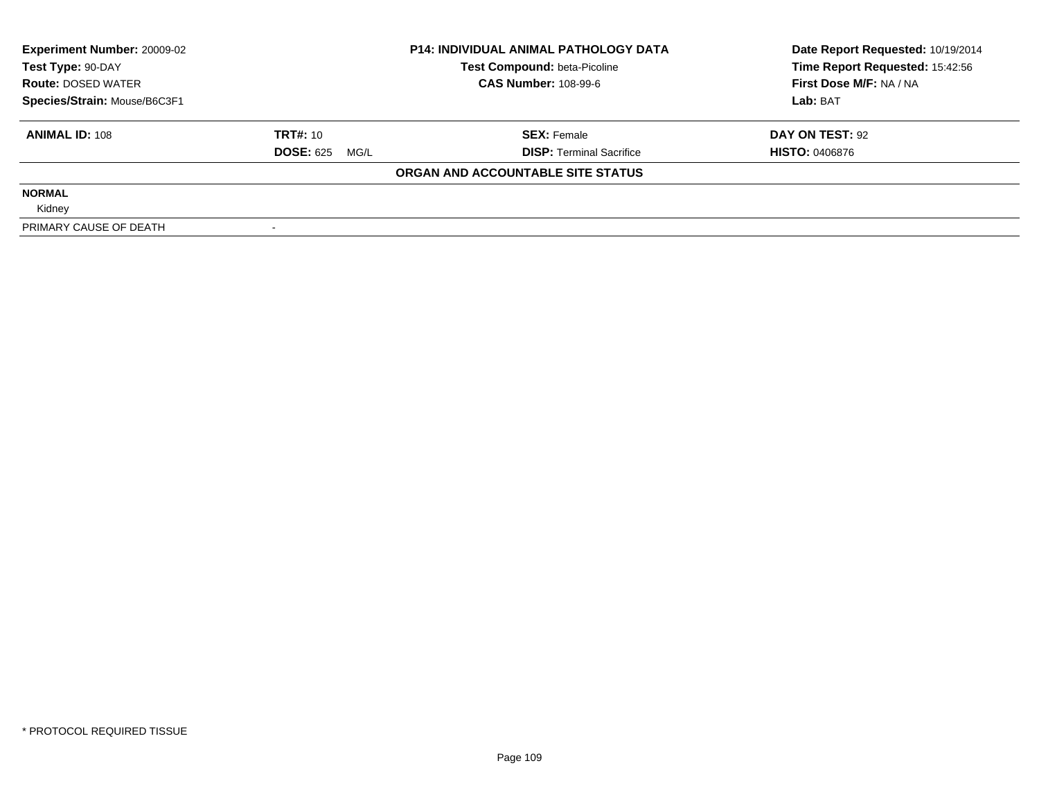| **Experiment Number:** 20009-02 | **P14: INDIVIDUAL ANIMAL PATHOLOGY DATA** | **Date Report Requested:** 10/19/2014 |
|---|---|---|
| **Test Type:** 90-DAY | **Test Compound:** beta-Picoline | **Time Report Requested:** 15:42:56 |
| **Route:** DOSED WATER | **CAS Number:** 108-99-6 | **First Dose M/F:** NA / NA |
| **Species/Strain:** Mouse/B6C3F1 | | **Lab:** BAT |

| **ANIMAL ID:** 108 | **TRT#:** 10 | **SEX:** Female | **DAY ON TEST:** 92 |
|---|---|---|---|
| | **DOSE:** 625 MG/L | **DISP:** Terminal Sacrifice | **HISTO:** 0406876 |

**ORGAN AND ACCOUNTABLE SITE STATUS**

| | |
|---|---|
| **NORMAL** | |
| Kidney | |
| PRIMARY CAUSE OF DEATH | - |

* PROTOCOL REQUIRED TISSUE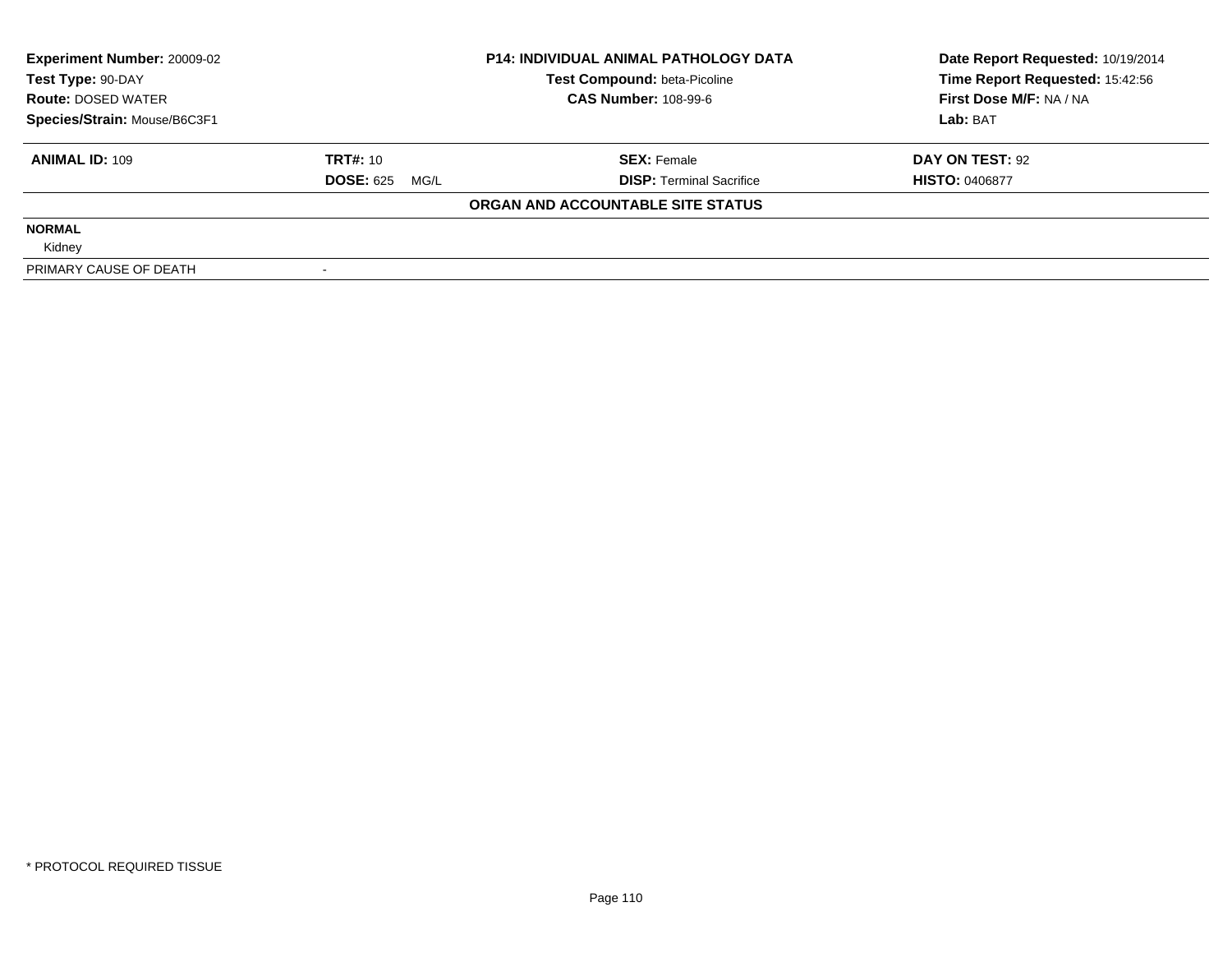| Experiment Number: 20009-02 | P14: INDIVIDUAL ANIMAL PATHOLOGY DATA | Date Report Requested: 10/19/2014 |
|---|---|---|
| Test Type: 90-DAY | Test Compound: beta-Picoline | Time Report Requested: 15:42:56 |
| Route: DOSED WATER | CAS Number: 108-99-6 | First Dose M/F: NA / NA |
| Species/Strain: Mouse/B6C3F1 | | Lab: BAT |

| ANIMAL ID: 109 | TRT#: 10 | SEX: Female | DAY ON TEST: 92 |
|---|---|---|---|
| | DOSE: 625 MG/L | DISP: Terminal Sacrifice | HISTO: 0406877 |

**ORGAN AND ACCOUNTABLE SITE STATUS**

**NORMAL**

Kidney

| PRIMARY CAUSE OF DEATH | - |
|---|---|

\* PROTOCOL REQUIRED TISSUE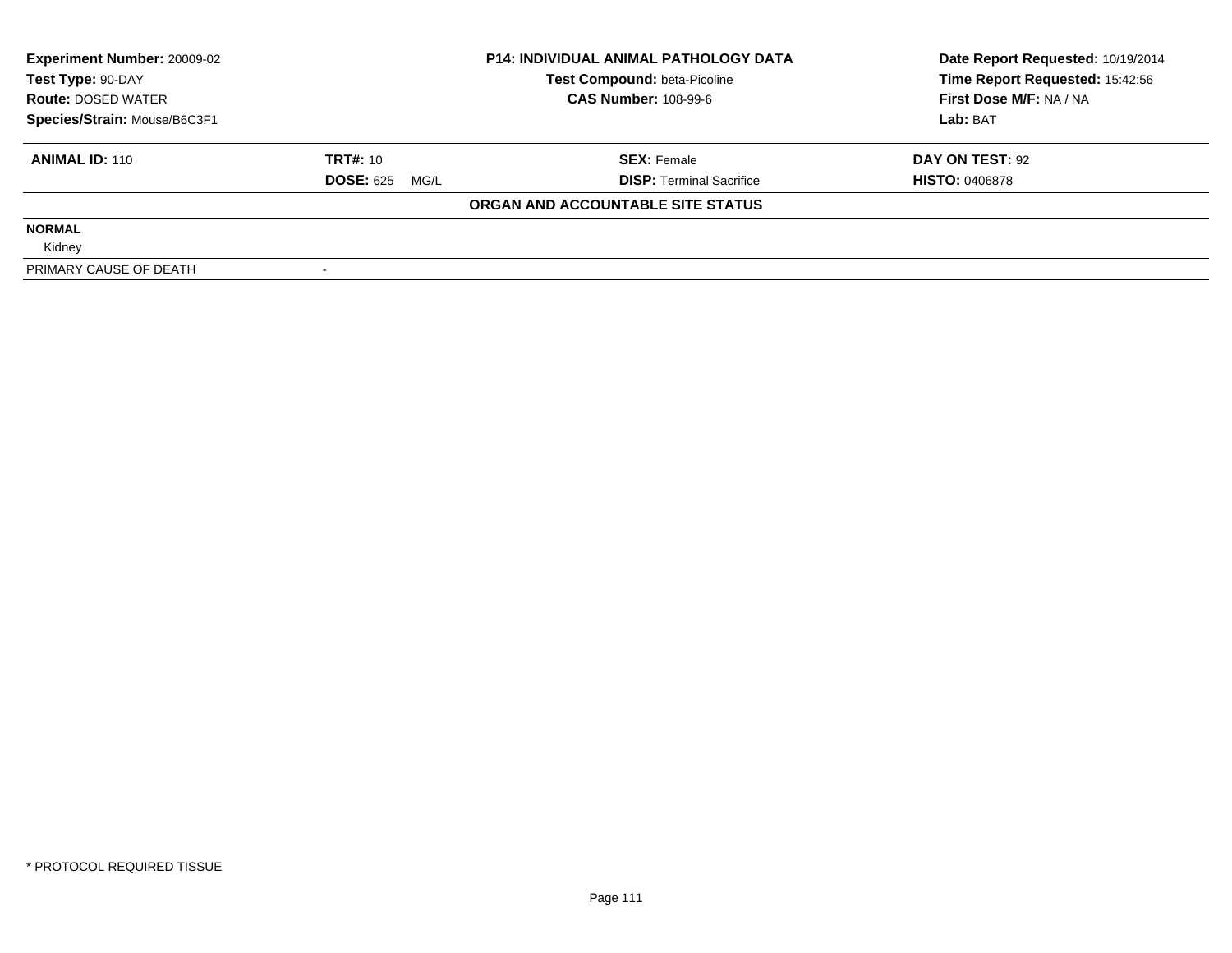| Experiment Number: 20009-02 | P14: INDIVIDUAL ANIMAL PATHOLOGY DATA | Date Report Requested: 10/19/2014 |
|---|---|---|
| Test Type: 90-DAY | Test Compound: beta-Picoline | Time Report Requested: 15:42:56 |
| Route: DOSED WATER | CAS Number: 108-99-6 | First Dose M/F: NA / NA |
| Species/Strain: Mouse/B6C3F1 | | Lab: BAT |

| ANIMAL ID: 110 | TRT#: 10 | SEX: Female | DAY ON TEST: 92 |
|---|---|---|---|
| | DOSE: 625 MG/L | DISP: Terminal Sacrifice | HISTO: 0406878 |

**ORGAN AND ACCOUNTABLE SITE STATUS**

| | |
|---|---|
| **NORMAL** | |
| Kidney | |
| PRIMARY CAUSE OF DEATH | - |

\* PROTOCOL REQUIRED TISSUE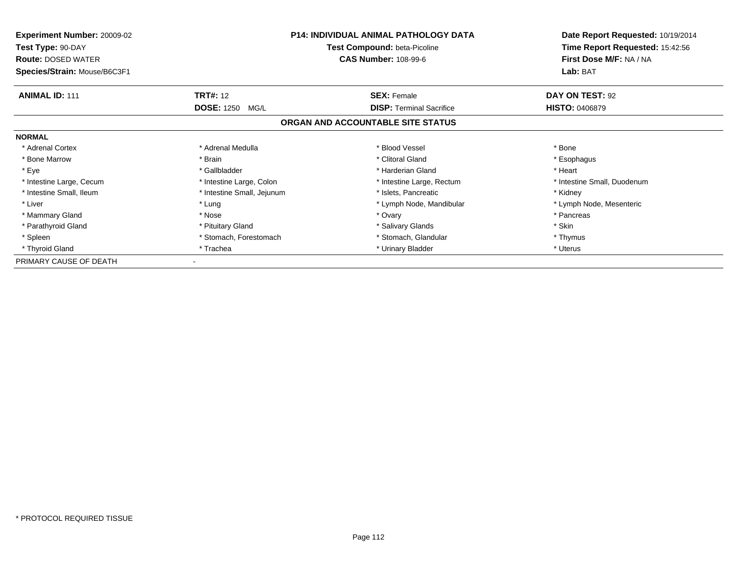**Experiment Number:** 20009-02
**Test Type:** 90-DAY
**Route:** DOSED WATER
**Species/Strain:** Mouse/B6C3F1

**P14: INDIVIDUAL ANIMAL PATHOLOGY DATA**
**Test Compound:** beta-Picoline
**CAS Number:** 108-99-6

**Date Report Requested:** 10/19/2014
**Time Report Requested:** 15:42:56
**First Dose M/F:** NA / NA
**Lab:** BAT

| **ANIMAL ID:** 111 | **TRT#:** 12 | **SEX:** Female | **DAY ON TEST:** 92 |
|---|---|---|---|
| | **DOSE:** 1250 MG/L | **DISP:** Terminal Sacrifice | **HISTO:** 0406879 |

## ORGAN AND ACCOUNTABLE SITE STATUS

**NORMAL**

| | | | |
|---|---|---|---|
| * Adrenal Cortex | * Adrenal Medulla | * Blood Vessel | * Bone |
| * Bone Marrow | * Brain | * Clitoral Gland | * Esophagus |
| * Eye | * Gallbladder | * Harderian Gland | * Heart |
| * Intestine Large, Cecum | * Intestine Large, Colon | * Intestine Large, Rectum | * Intestine Small, Duodenum |
| * Intestine Small, Ileum | * Intestine Small, Jejunum | * Islets, Pancreatic | * Kidney |
| * Liver | * Lung | * Lymph Node, Mandibular | * Lymph Node, Mesenteric |
| * Mammary Gland | * Nose | * Ovary | * Pancreas |
| * Parathyroid Gland | * Pituitary Gland | * Salivary Glands | * Skin |
| * Spleen | * Stomach, Forestomach | * Stomach, Glandular | * Thymus |
| * Thyroid Gland | * Trachea | * Urinary Bladder | * Uterus |

PRIMARY CAUSE OF DEATH -

* PROTOCOL REQUIRED TISSUE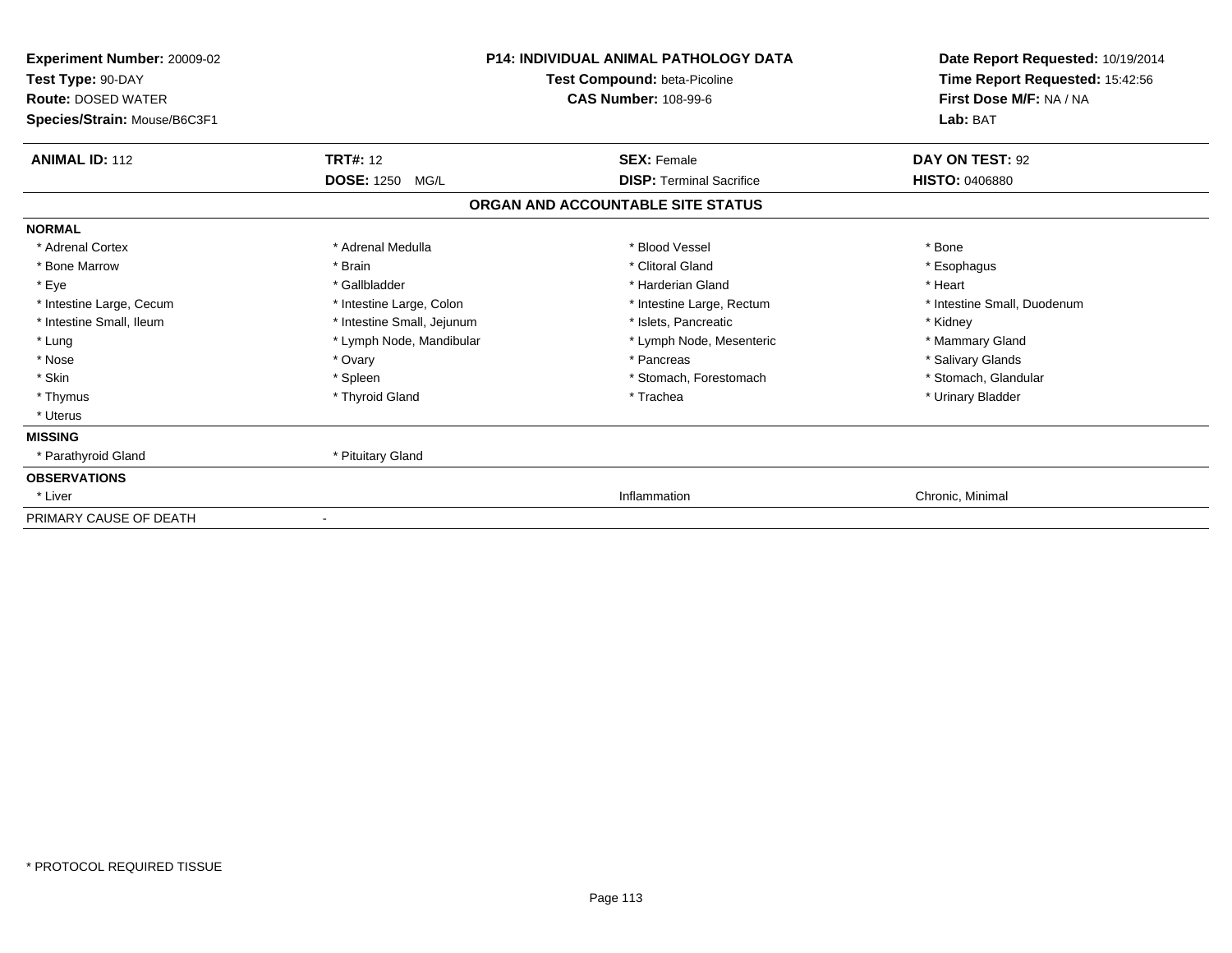| **Experiment Number:** 20009-02 | **P14: INDIVIDUAL ANIMAL PATHOLOGY DATA** | **Date Report Requested:** 10/19/2014 |
|---|---|---|
| **Test Type:** 90-DAY | **Test Compound:** beta-Picoline | **Time Report Requested:** 15:42:56 |
| **Route:** DOSED WATER | **CAS Number:** 108-99-6 | **First Dose M/F:** NA / NA |
| **Species/Strain:** Mouse/B6C3F1 | | **Lab:** BAT |

| **ANIMAL ID:** 112 | **TRT#:** 12 | **SEX:** Female | **DAY ON TEST:** 92 |
|---|---|---|---|
| | **DOSE:** 1250 MG/L | **DISP:** Terminal Sacrifice | **HISTO:** 0406880 |

## ORGAN AND ACCOUNTABLE SITE STATUS

**NORMAL**

| | | | |
|---|---|---|---|
| * Adrenal Cortex | * Adrenal Medulla | * Blood Vessel | * Bone |
| * Bone Marrow | * Brain | * Clitoral Gland | * Esophagus |
| * Eye | * Gallbladder | * Harderian Gland | * Heart |
| * Intestine Large, Cecum | * Intestine Large, Colon | * Intestine Large, Rectum | * Intestine Small, Duodenum |
| * Intestine Small, Ileum | * Intestine Small, Jejunum | * Islets, Pancreatic | * Kidney |
| * Lung | * Lymph Node, Mandibular | * Lymph Node, Mesenteric | * Mammary Gland |
| * Nose | * Ovary | * Pancreas | * Salivary Glands |
| * Skin | * Spleen | * Stomach, Forestomach | * Stomach, Glandular |
| * Thymus | * Thyroid Gland | * Trachea | * Urinary Bladder |
| * Uterus | | | |

**MISSING**

| | |
|---|---|
| * Parathyroid Gland | * Pituitary Gland |

**OBSERVATIONS**

| | | |
|---|---|---|
| * Liver | Inflammation | Chronic, Minimal |

PRIMARY CAUSE OF DEATH -

* PROTOCOL REQUIRED TISSUE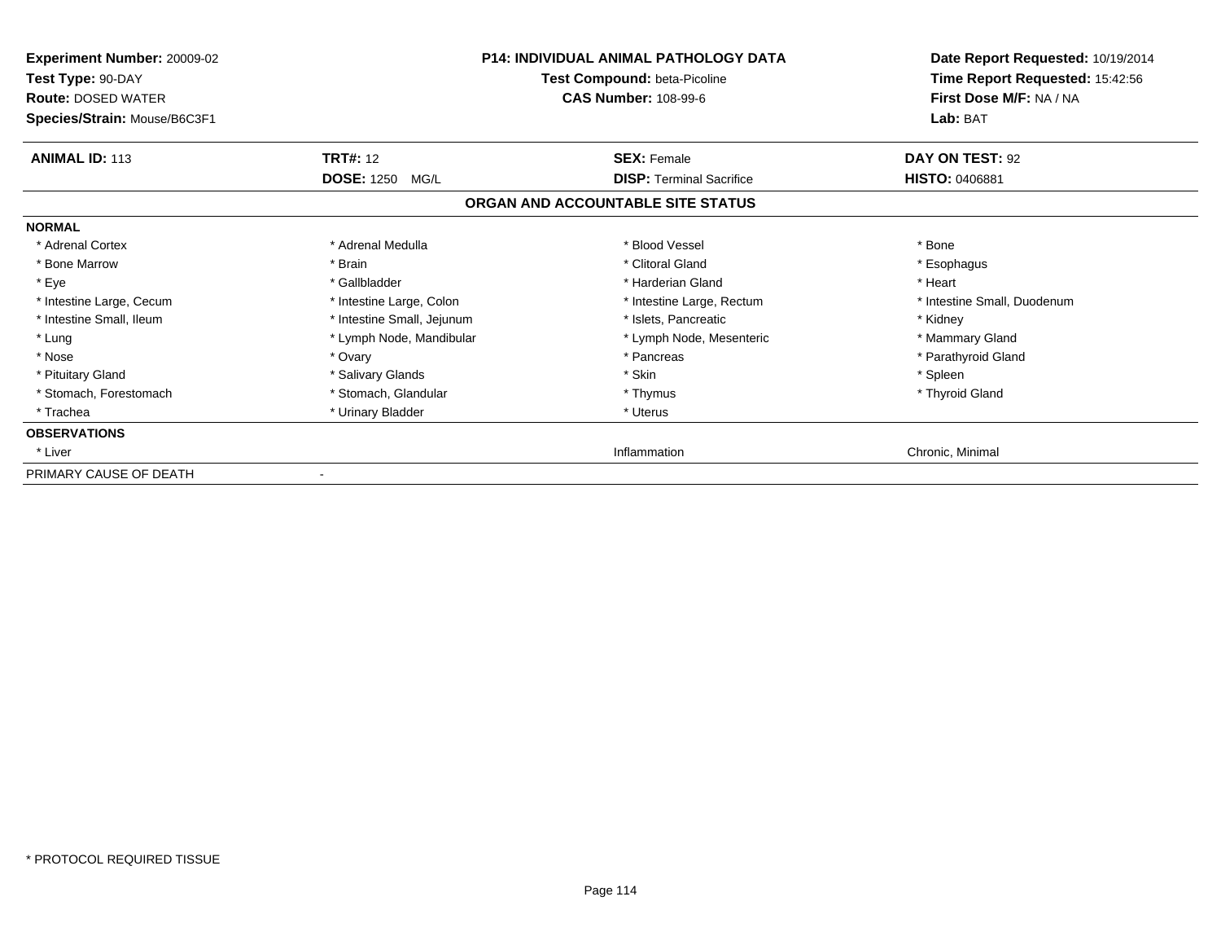**Experiment Number:** 20009-02
**Test Type:** 90-DAY
**Route:** DOSED WATER
**Species/Strain:** Mouse/B6C3F1

**P14: INDIVIDUAL ANIMAL PATHOLOGY DATA**
**Test Compound:** beta-Picoline
**CAS Number:** 108-99-6

**Date Report Requested:** 10/19/2014
**Time Report Requested:** 15:42:56
**First Dose M/F:** NA / NA
**Lab:** BAT

| **ANIMAL ID:** 113 | **TRT#:** 12 | **SEX:** Female | **DAY ON TEST:** 92 |
|---|---|---|---|
| | **DOSE:** 1250 MG/L | **DISP:** Terminal Sacrifice | **HISTO:** 0406881 |

## ORGAN AND ACCOUNTABLE SITE STATUS

| | | | |
|---|---|---|---|
| **NORMAL** | | | |
| * Adrenal Cortex | * Adrenal Medulla | * Blood Vessel | * Bone |
| * Bone Marrow | * Brain | * Clitoral Gland | * Esophagus |
| * Eye | * Gallbladder | * Harderian Gland | * Heart |
| * Intestine Large, Cecum | * Intestine Large, Colon | * Intestine Large, Rectum | * Intestine Small, Duodenum |
| * Intestine Small, Ileum | * Intestine Small, Jejunum | * Islets, Pancreatic | * Kidney |
| * Lung | * Lymph Node, Mandibular | * Lymph Node, Mesenteric | * Mammary Gland |
| * Nose | * Ovary | * Pancreas | * Parathyroid Gland |
| * Pituitary Gland | * Salivary Glands | * Skin | * Spleen |
| * Stomach, Forestomach | * Stomach, Glandular | * Thymus | * Thyroid Gland |
| * Trachea | * Urinary Bladder | * Uterus | |
| **OBSERVATIONS** | | | |
| * Liver | | Inflammation | Chronic, Minimal |
| PRIMARY CAUSE OF DEATH | - | | |

* PROTOCOL REQUIRED TISSUE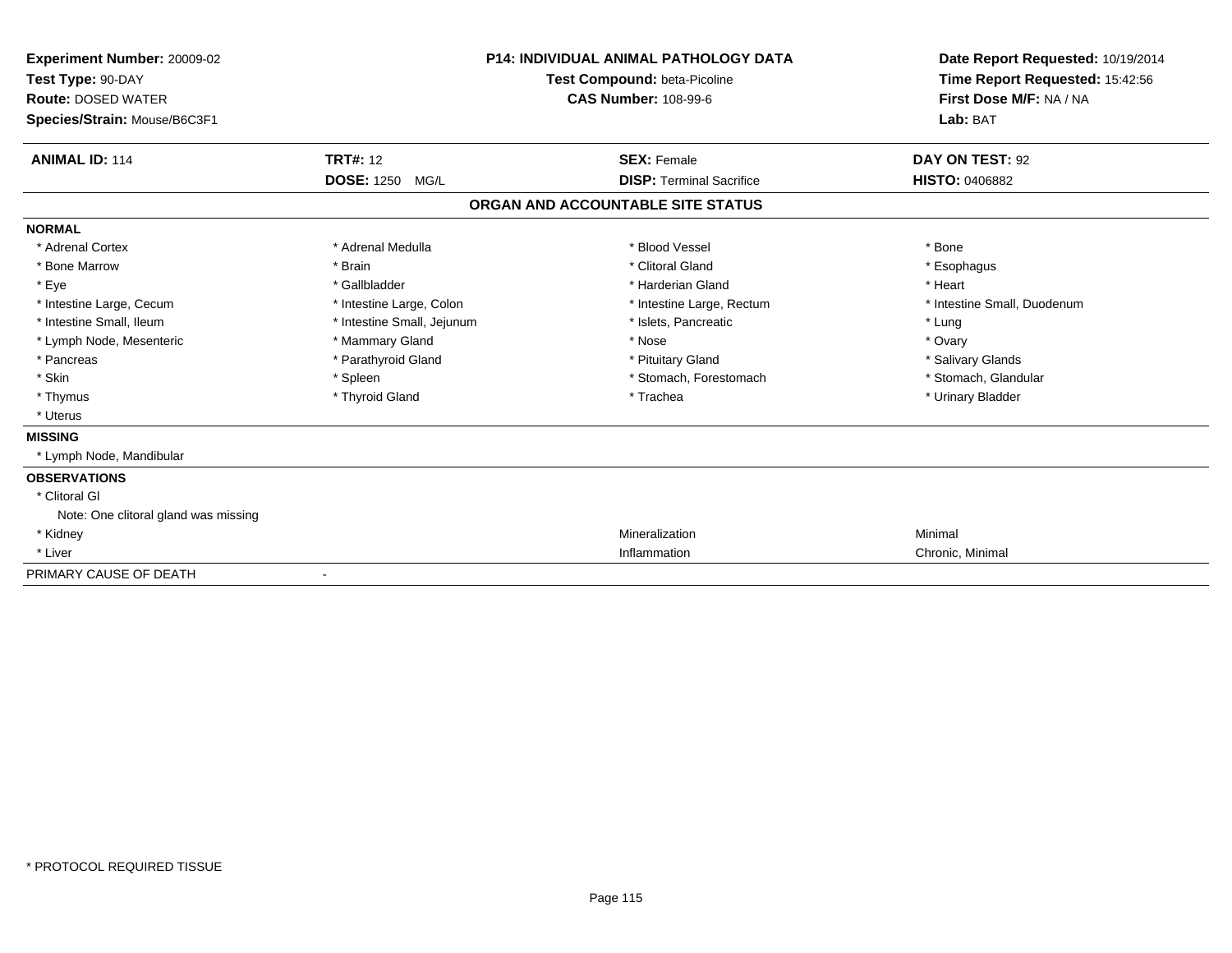**Experiment Number:** 20009-02
**Test Type:** 90-DAY
**Route:** DOSED WATER
**Species/Strain:** Mouse/B6C3F1

**P14: INDIVIDUAL ANIMAL PATHOLOGY DATA**
**Test Compound:** beta-Picoline
**CAS Number:** 108-99-6

**Date Report Requested:** 10/19/2014
**Time Report Requested:** 15:42:56
**First Dose M/F:** NA / NA
**Lab:** BAT

| **ANIMAL ID:** 114 | **TRT#:** 12 | **SEX:** Female | **DAY ON TEST:** 92 |
|---|---|---|---|
| | **DOSE:** 1250 MG/L | **DISP:** Terminal Sacrifice | **HISTO:** 0406882 |

## ORGAN AND ACCOUNTABLE SITE STATUS

**NORMAL**

| | | | |
|---|---|---|---|
| * Adrenal Cortex | * Adrenal Medulla | * Blood Vessel | * Bone |
| * Bone Marrow | * Brain | * Clitoral Gland | * Esophagus |
| * Eye | * Gallbladder | * Harderian Gland | * Heart |
| * Intestine Large, Cecum | * Intestine Large, Colon | * Intestine Large, Rectum | * Intestine Small, Duodenum |
| * Intestine Small, Ileum | * Intestine Small, Jejunum | * Islets, Pancreatic | * Lung |
| * Lymph Node, Mesenteric | * Mammary Gland | * Nose | * Ovary |
| * Pancreas | * Parathyroid Gland | * Pituitary Gland | * Salivary Glands |
| * Skin | * Spleen | * Stomach, Forestomach | * Stomach, Glandular |
| * Thymus | * Thyroid Gland | * Trachea | * Urinary Bladder |
| * Uterus | | | |

**MISSING**

* Lymph Node, Mandibular

**OBSERVATIONS**

| | | |
|---|---|---|
| * Clitoral Gl | | |
| Note: One clitoral gland was missing | | |
| * Kidney | Mineralization | Minimal |
| * Liver | Inflammation | Chronic, Minimal |

PRIMARY CAUSE OF DEATH -

* PROTOCOL REQUIRED TISSUE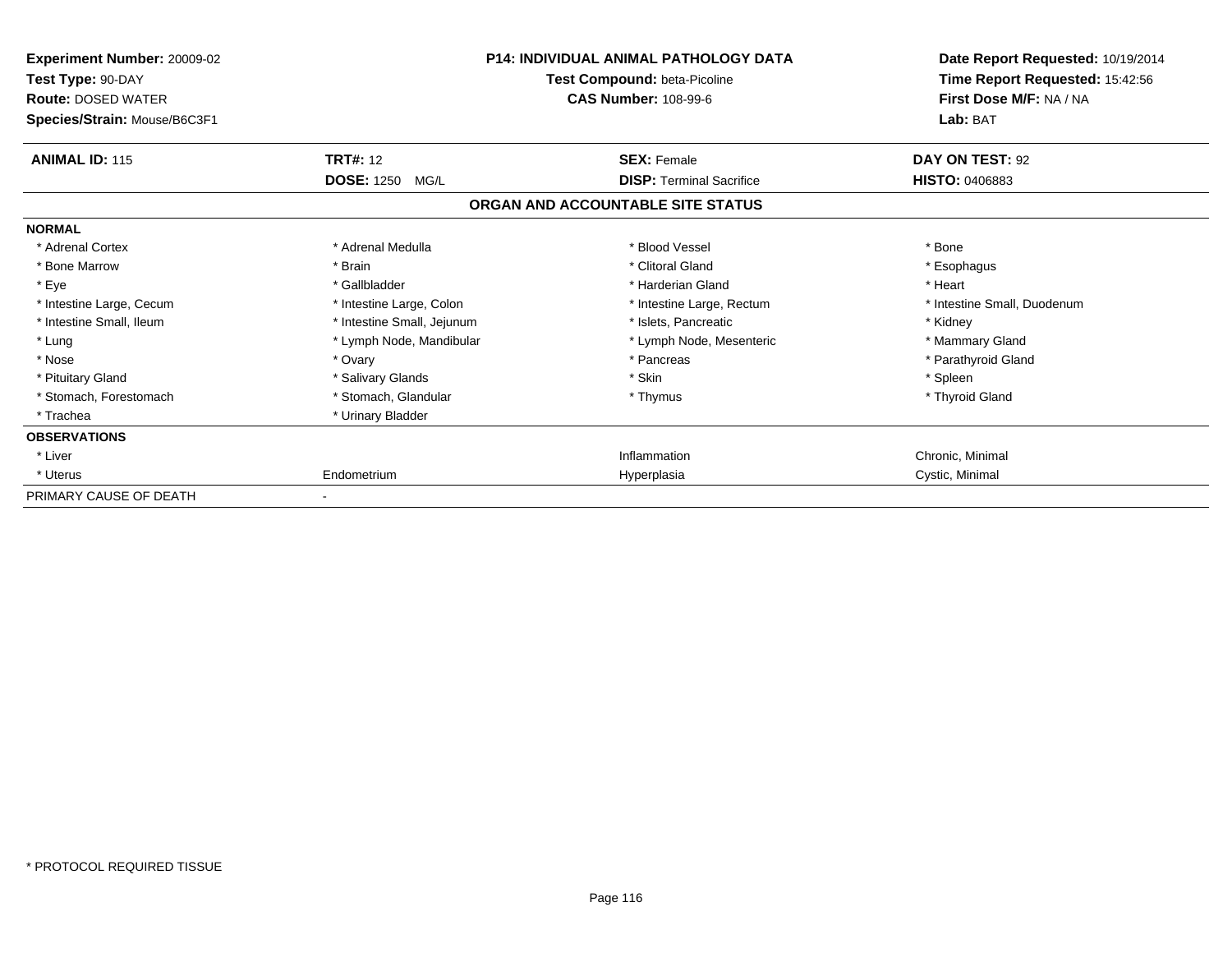**Experiment Number:** 20009-02
**Test Type:** 90-DAY
**Route:** DOSED WATER
**Species/Strain:** Mouse/B6C3F1

**P14: INDIVIDUAL ANIMAL PATHOLOGY DATA**
**Test Compound:** beta-Picoline
**CAS Number:** 108-99-6

**Date Report Requested:** 10/19/2014
**Time Report Requested:** 15:42:56
**First Dose M/F:** NA / NA
**Lab:** BAT

| **ANIMAL ID:** 115 | **TRT#:** 12 | **SEX:** Female | **DAY ON TEST:** 92 |
|---|---|---|---|
| | **DOSE:** 1250 MG/L | **DISP:** Terminal Sacrifice | **HISTO:** 0406883 |

**ORGAN AND ACCOUNTABLE SITE STATUS**

| | | | |
|---|---|---|---|
| **NORMAL** | | | |
| * Adrenal Cortex | * Adrenal Medulla | * Blood Vessel | * Bone |
| * Bone Marrow | * Brain | * Clitoral Gland | * Esophagus |
| * Eye | * Gallbladder | * Harderian Gland | * Heart |
| * Intestine Large, Cecum | * Intestine Large, Colon | * Intestine Large, Rectum | * Intestine Small, Duodenum |
| * Intestine Small, Ileum | * Intestine Small, Jejunum | * Islets, Pancreatic | * Kidney |
| * Lung | * Lymph Node, Mandibular | * Lymph Node, Mesenteric | * Mammary Gland |
| * Nose | * Ovary | * Pancreas | * Parathyroid Gland |
| * Pituitary Gland | * Salivary Glands | * Skin | * Spleen |
| * Stomach, Forestomach | * Stomach, Glandular | * Thymus | * Thyroid Gland |
| * Trachea | * Urinary Bladder | | |
| **OBSERVATIONS** | | | |
| * Liver | | Inflammation | Chronic, Minimal |
| * Uterus | Endometrium | Hyperplasia | Cystic, Minimal |
| PRIMARY CAUSE OF DEATH | - | | |

\* PROTOCOL REQUIRED TISSUE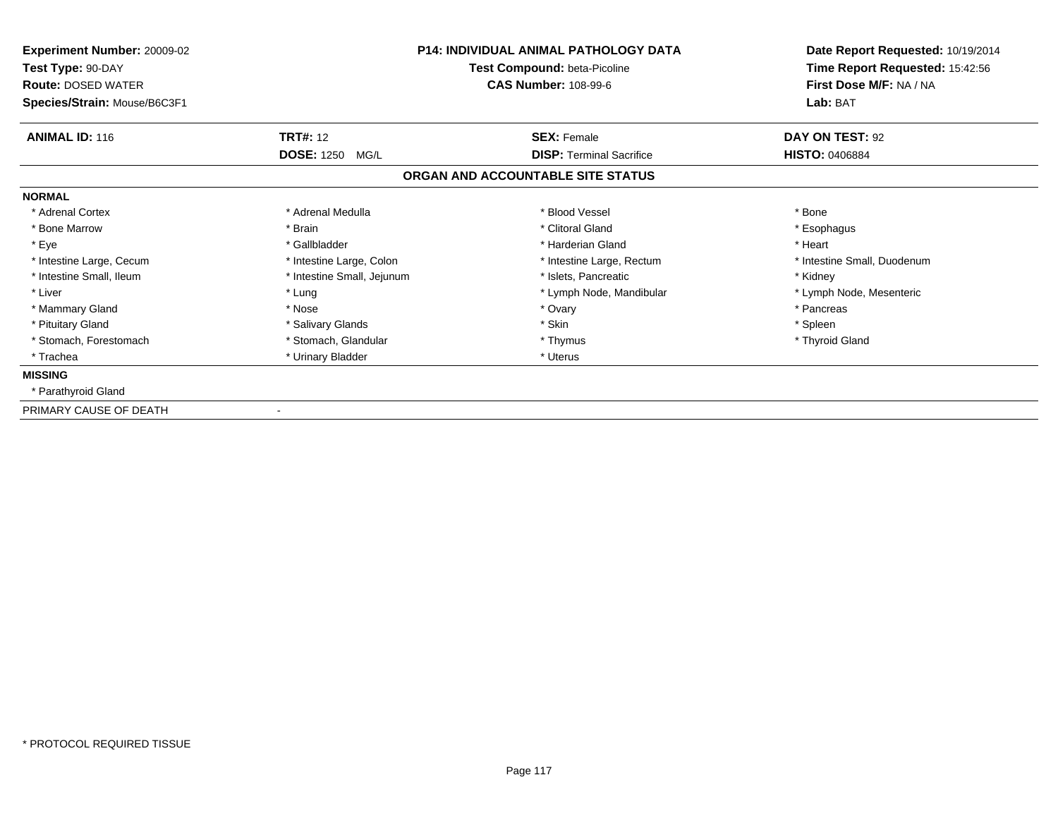| Experiment Number: 20009-02 | P14: INDIVIDUAL ANIMAL PATHOLOGY DATA | Date Report Requested: 10/19/2014 |
|---|---|---|
| Test Type: 90-DAY | Test Compound: beta-Picoline | Time Report Requested: 15:42:56 |
| Route: DOSED WATER | CAS Number: 108-99-6 | First Dose M/F: NA / NA |
| Species/Strain: Mouse/B6C3F1 | | Lab: BAT |

| ANIMAL ID: 116 | TRT#: 12 | SEX: Female | DAY ON TEST: 92 |
|---|---|---|---|
| | DOSE: 1250 MG/L | DISP: Terminal Sacrifice | HISTO: 0406884 |

## ORGAN AND ACCOUNTABLE SITE STATUS

**NORMAL**

| | | | |
|---|---|---|---|
| * Adrenal Cortex | * Adrenal Medulla | * Blood Vessel | * Bone |
| * Bone Marrow | * Brain | * Clitoral Gland | * Esophagus |
| * Eye | * Gallbladder | * Harderian Gland | * Heart |
| * Intestine Large, Cecum | * Intestine Large, Colon | * Intestine Large, Rectum | * Intestine Small, Duodenum |
| * Intestine Small, Ileum | * Intestine Small, Jejunum | * Islets, Pancreatic | * Kidney |
| * Liver | * Lung | * Lymph Node, Mandibular | * Lymph Node, Mesenteric |
| * Mammary Gland | * Nose | * Ovary | * Pancreas |
| * Pituitary Gland | * Salivary Glands | * Skin | * Spleen |
| * Stomach, Forestomach | * Stomach, Glandular | * Thymus | * Thyroid Gland |
| * Trachea | * Urinary Bladder | * Uterus | |

**MISSING**

* Parathyroid Gland

PRIMARY CAUSE OF DEATH -

* PROTOCOL REQUIRED TISSUE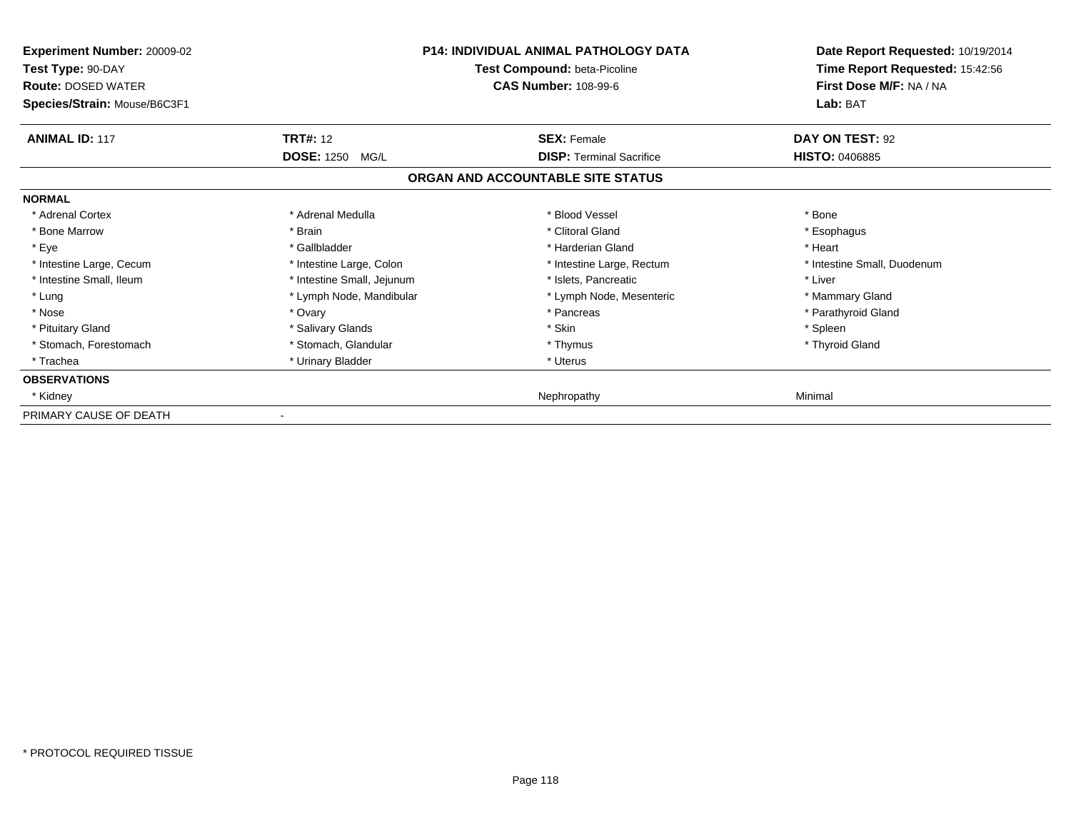**Experiment Number:** 20009-02
**Test Type:** 90-DAY
**Route:** DOSED WATER
**Species/Strain:** Mouse/B6C3F1

**P14: INDIVIDUAL ANIMAL PATHOLOGY DATA**
**Test Compound:** beta-Picoline
**CAS Number:** 108-99-6

**Date Report Requested:** 10/19/2014
**Time Report Requested:** 15:42:56
**First Dose M/F:** NA / NA
**Lab:** BAT

| **ANIMAL ID:** 117 | **TRT#:** 12 | **SEX:** Female | **DAY ON TEST:** 92 |
|---|---|---|---|
| | **DOSE:** 1250 MG/L | **DISP:** Terminal Sacrifice | **HISTO:** 0406885 |

## ORGAN AND ACCOUNTABLE SITE STATUS

| | | | |
|---|---|---|---|
| **NORMAL** | | | |
| * Adrenal Cortex | * Adrenal Medulla | * Blood Vessel | * Bone |
| * Bone Marrow | * Brain | * Clitoral Gland | * Esophagus |
| * Eye | * Gallbladder | * Harderian Gland | * Heart |
| * Intestine Large, Cecum | * Intestine Large, Colon | * Intestine Large, Rectum | * Intestine Small, Duodenum |
| * Intestine Small, Ileum | * Intestine Small, Jejunum | * Islets, Pancreatic | * Liver |
| * Lung | * Lymph Node, Mandibular | * Lymph Node, Mesenteric | * Mammary Gland |
| * Nose | * Ovary | * Pancreas | * Parathyroid Gland |
| * Pituitary Gland | * Salivary Glands | * Skin | * Spleen |
| * Stomach, Forestomach | * Stomach, Glandular | * Thymus | * Thyroid Gland |
| * Trachea | * Urinary Bladder | * Uterus | |
| **OBSERVATIONS** | | | |
| * Kidney | | Nephropathy | Minimal |
| PRIMARY CAUSE OF DEATH | - | | |

* PROTOCOL REQUIRED TISSUE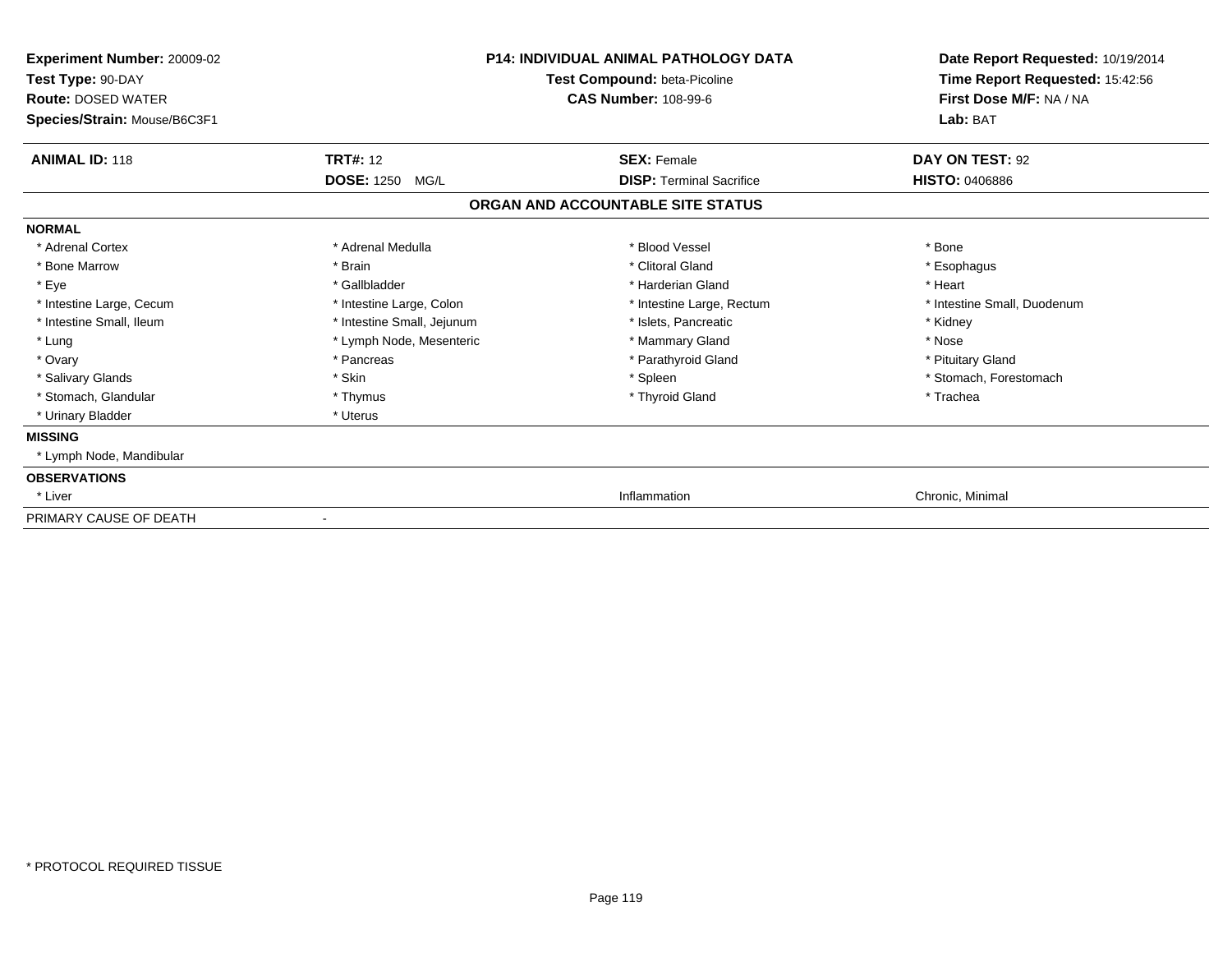**Experiment Number:** 20009-02
**Test Type:** 90-DAY
**Route:** DOSED WATER
**Species/Strain:** Mouse/B6C3F1

**P14: INDIVIDUAL ANIMAL PATHOLOGY DATA**
**Test Compound:** beta-Picoline
**CAS Number:** 108-99-6

**Date Report Requested:** 10/19/2014
**Time Report Requested:** 15:42:56
**First Dose M/F:** NA / NA
**Lab:** BAT

| **ANIMAL ID:** 118 | **TRT#:** 12 | **SEX:** Female | **DAY ON TEST:** 92 |
|---|---|---|---|
| | **DOSE:** 1250 MG/L | **DISP:** Terminal Sacrifice | **HISTO:** 0406886 |

## ORGAN AND ACCOUNTABLE SITE STATUS

| | | | |
|---|---|---|---|
| **NORMAL** | | | |
| * Adrenal Cortex | * Adrenal Medulla | * Blood Vessel | * Bone |
| * Bone Marrow | * Brain | * Clitoral Gland | * Esophagus |
| * Eye | * Gallbladder | * Harderian Gland | * Heart |
| * Intestine Large, Cecum | * Intestine Large, Colon | * Intestine Large, Rectum | * Intestine Small, Duodenum |
| * Intestine Small, Ileum | * Intestine Small, Jejunum | * Islets, Pancreatic | * Kidney |
| * Lung | * Lymph Node, Mesenteric | * Mammary Gland | * Nose |
| * Ovary | * Pancreas | * Parathyroid Gland | * Pituitary Gland |
| * Salivary Glands | * Skin | * Spleen | * Stomach, Forestomach |
| * Stomach, Glandular | * Thymus | * Thyroid Gland | * Trachea |
| * Urinary Bladder | * Uterus | | |
| **MISSING** | | | |
| * Lymph Node, Mandibular | | | |
| **OBSERVATIONS** | | | |
| * Liver | | Inflammation | Chronic, Minimal |
| PRIMARY CAUSE OF DEATH | - | | |

* PROTOCOL REQUIRED TISSUE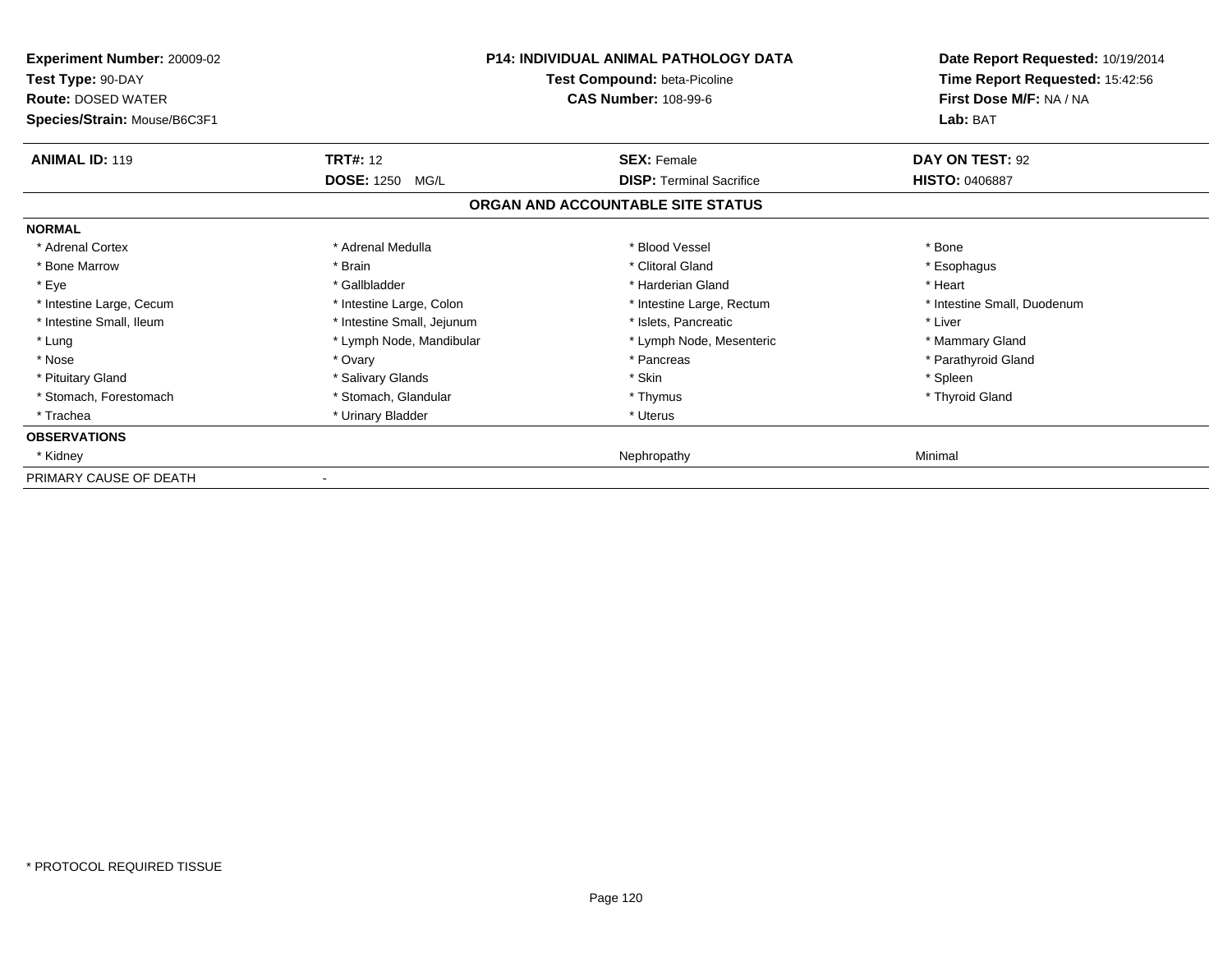**Experiment Number:** 20009-02
**Test Type:** 90-DAY
**Route:** DOSED WATER
**Species/Strain:** Mouse/B6C3F1

**P14: INDIVIDUAL ANIMAL PATHOLOGY DATA**
**Test Compound:** beta-Picoline
**CAS Number:** 108-99-6

**Date Report Requested:** 10/19/2014
**Time Report Requested:** 15:42:56
**First Dose M/F:** NA / NA
**Lab:** BAT

| **ANIMAL ID:** 119 | **TRT#:** 12 | **SEX:** Female | **DAY ON TEST:** 92 |
|---|---|---|---|
| | **DOSE:** 1250 MG/L | **DISP:** Terminal Sacrifice | **HISTO:** 0406887 |

## ORGAN AND ACCOUNTABLE SITE STATUS

| | | | |
|---|---|---|---|
| **NORMAL** | | | |
| * Adrenal Cortex | * Adrenal Medulla | * Blood Vessel | * Bone |
| * Bone Marrow | * Brain | * Clitoral Gland | * Esophagus |
| * Eye | * Gallbladder | * Harderian Gland | * Heart |
| * Intestine Large, Cecum | * Intestine Large, Colon | * Intestine Large, Rectum | * Intestine Small, Duodenum |
| * Intestine Small, Ileum | * Intestine Small, Jejunum | * Islets, Pancreatic | * Liver |
| * Lung | * Lymph Node, Mandibular | * Lymph Node, Mesenteric | * Mammary Gland |
| * Nose | * Ovary | * Pancreas | * Parathyroid Gland |
| * Pituitary Gland | * Salivary Glands | * Skin | * Spleen |
| * Stomach, Forestomach | * Stomach, Glandular | * Thymus | * Thyroid Gland |
| * Trachea | * Urinary Bladder | * Uterus | |
| **OBSERVATIONS** | | | |
| * Kidney | | Nephropathy | Minimal |
| PRIMARY CAUSE OF DEATH | - | | |

* PROTOCOL REQUIRED TISSUE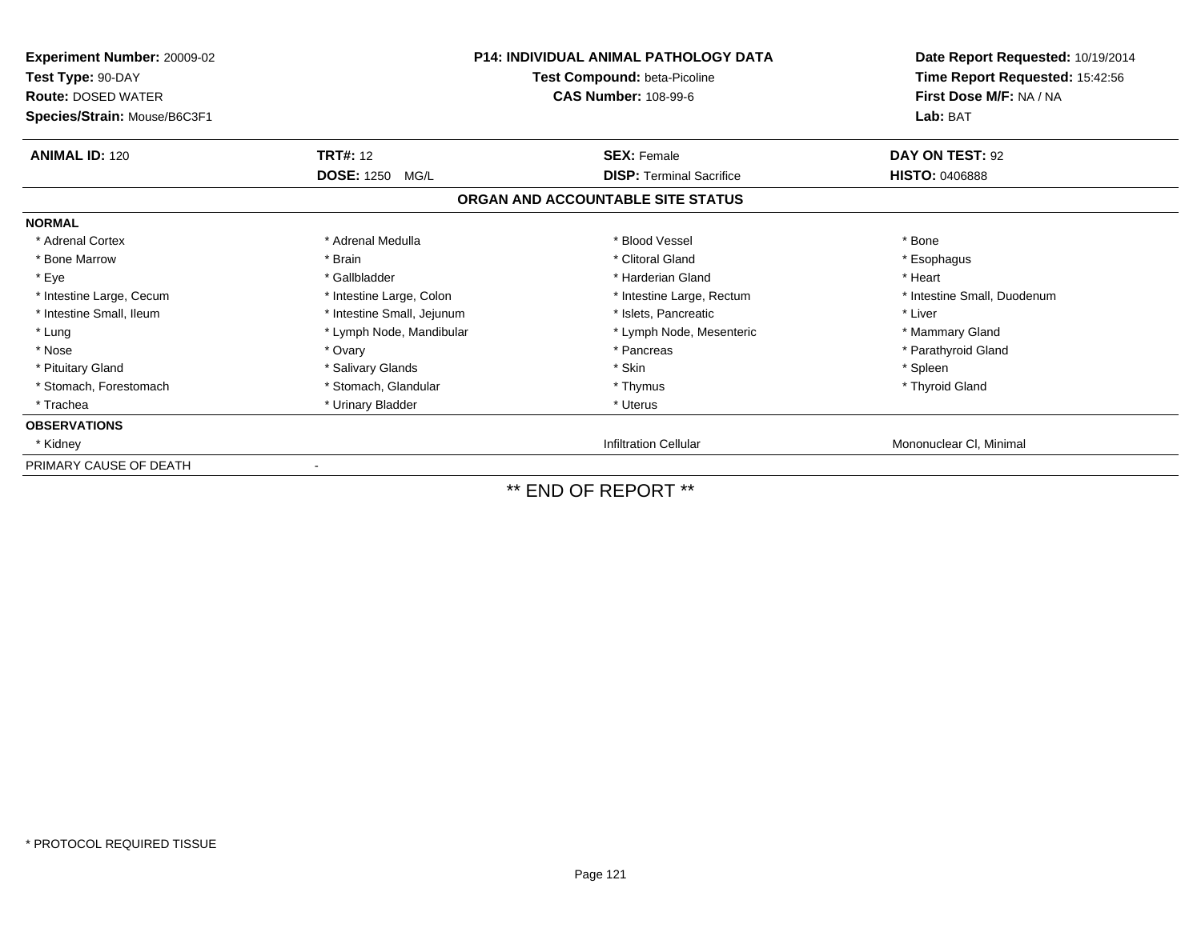**Experiment Number:** 20009-02
**Test Type:** 90-DAY
**Route:** DOSED WATER
**Species/Strain:** Mouse/B6C3F1

**P14: INDIVIDUAL ANIMAL PATHOLOGY DATA**
**Test Compound:** beta-Picoline
**CAS Number:** 108-99-6

**Date Report Requested:** 10/19/2014
**Time Report Requested:** 15:42:56
**First Dose M/F:** NA / NA
**Lab:** BAT

| | | | |
|---|---|---|---|
| **ANIMAL ID:** 120 | **TRT#:** 12 | **SEX:** Female | **DAY ON TEST:** 92 |
| | **DOSE:** 1250 MG/L | **DISP:** Terminal Sacrifice | **HISTO:** 0406888 |

## ORGAN AND ACCOUNTABLE SITE STATUS

**NORMAL**

| | | | |
|---|---|---|---|
| * Adrenal Cortex | * Adrenal Medulla | * Blood Vessel | * Bone |
| * Bone Marrow | * Brain | * Clitoral Gland | * Esophagus |
| * Eye | * Gallbladder | * Harderian Gland | * Heart |
| * Intestine Large, Cecum | * Intestine Large, Colon | * Intestine Large, Rectum | * Intestine Small, Duodenum |
| * Intestine Small, Ileum | * Intestine Small, Jejunum | * Islets, Pancreatic | * Liver |
| * Lung | * Lymph Node, Mandibular | * Lymph Node, Mesenteric | * Mammary Gland |
| * Nose | * Ovary | * Pancreas | * Parathyroid Gland |
| * Pituitary Gland | * Salivary Glands | * Skin | * Spleen |
| * Stomach, Forestomach | * Stomach, Glandular | * Thymus | * Thyroid Gland |
| * Trachea | * Urinary Bladder | * Uterus | |

**OBSERVATIONS**

| | | | |
|---|---|---|---|
| * Kidney | | Infiltration Cellular | Mononuclear Cl, Minimal |

PRIMARY CAUSE OF DEATH -

** END OF REPORT **

* PROTOCOL REQUIRED TISSUE